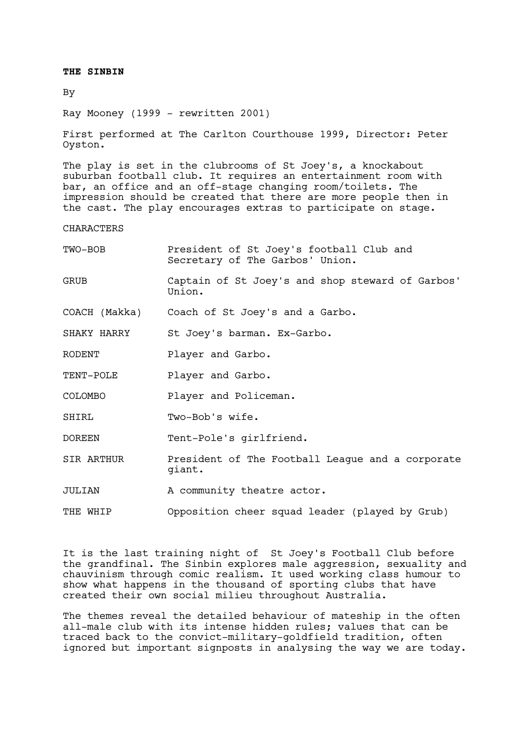**THE SINBIN**

By

Ray Mooney (1999 - rewritten 2001)

First performed at The Carlton Courthouse 1999, Director: Peter Oyston.

The play is set in the clubrooms of St Joey's, a knockabout suburban football club. It requires an entertainment room with bar, an office and an off-stage changing room/toilets. The impression should be created that there are more people then in the cast. The play encourages extras to participate on stage.

CHARACTERS

| | |
|---|---|
| TWO-BOB | President of St Joey's football Club and Secretary of The Garbos' Union. |
| GRUB | Captain of St Joey's and shop steward of Garbos' Union. |
| COACH (Makka) | Coach of St Joey's and a Garbo. |
| SHAKY HARRY | St Joey's barman. Ex-Garbo. |
| RODENT | Player and Garbo. |
| TENT-POLE | Player and Garbo. |
| COLOMBO | Player and Policeman. |
| SHIRL | Two-Bob's wife. |
| DOREEN | Tent-Pole's girlfriend. |
| SIR ARTHUR | President of The Football League and a corporate giant. |
| JULIAN | A community theatre actor. |
| THE WHIP | Opposition cheer squad leader (played by Grub) |

It is the last training night of St Joey's Football Club before the grandfinal. The Sinbin explores male aggression, sexuality and chauvinism through comic realism. It used working class humour to show what happens in the thousand of sporting clubs that have created their own social milieu throughout Australia.

The themes reveal the detailed behaviour of mateship in the often all-male club with its intense hidden rules; values that can be traced back to the convict-military-goldfield tradition, often ignored but important signposts in analysing the way we are today.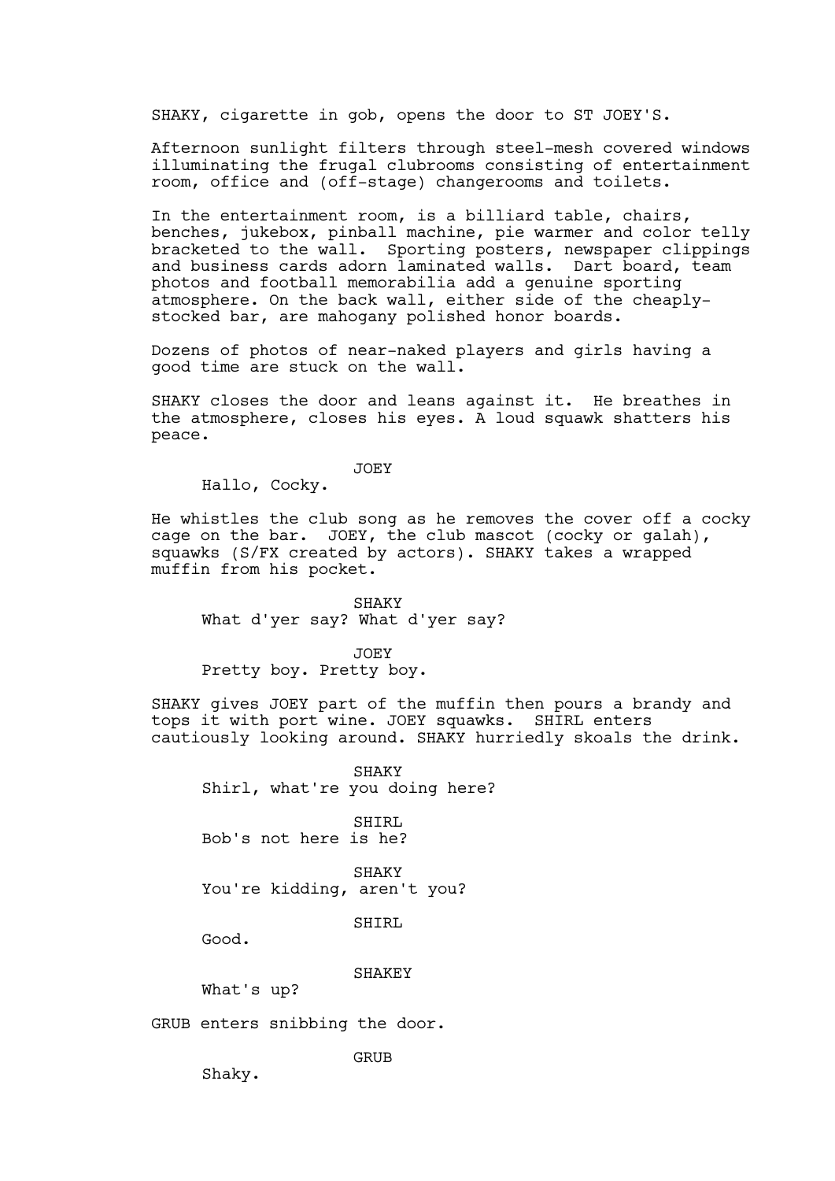SHAKY, cigarette in gob, opens the door to ST JOEY'S.

Afternoon sunlight filters through steel-mesh covered windows illuminating the frugal clubrooms consisting of entertainment room, office and (off-stage) changerooms and toilets.

In the entertainment room, is a billiard table, chairs, benches, jukebox, pinball machine, pie warmer and color telly bracketed to the wall. Sporting posters, newspaper clippings and business cards adorn laminated walls. Dart board, team photos and football memorabilia add a genuine sporting atmosphere. On the back wall, either side of the cheaply-stocked bar, are mahogany polished honor boards.

Dozens of photos of near-naked players and girls having a good time are stuck on the wall.

SHAKY closes the door and leans against it. He breathes in the atmosphere, closes his eyes. A loud squawk shatters his peace.

JOEY

Hallo, Cocky.

He whistles the club song as he removes the cover off a cocky cage on the bar. JOEY, the club mascot (cocky or galah), squawks (S/FX created by actors). SHAKY takes a wrapped muffin from his pocket.

SHAKY

What d'yer say? What d'yer say?

JOEY

Pretty boy. Pretty boy.

SHAKY gives JOEY part of the muffin then pours a brandy and tops it with port wine. JOEY squawks. SHIRL enters cautiously looking around. SHAKY hurriedly skoals the drink.

SHAKY

Shirl, what're you doing here?

SHIRL

Bob's not here is he?

SHAKY

You're kidding, aren't you?

SHIRL

Good.

SHAKEY

What's up?

GRUB enters snibbing the door.

GRUB

Shaky.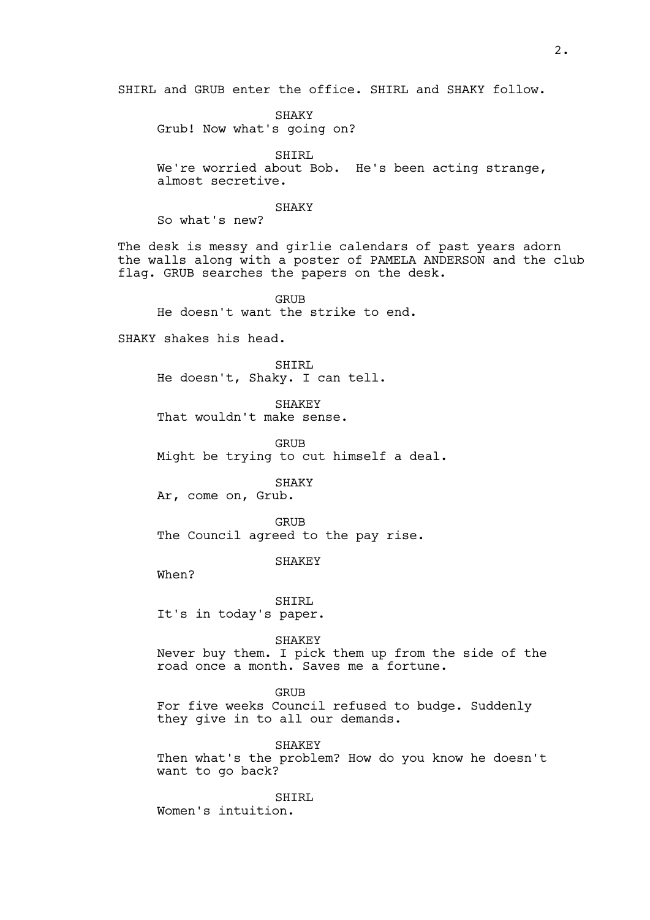SHIRL and GRUB enter the office. SHIRL and SHAKY follow.

SHAKY
Grub! Now what's going on?

SHIRL
We're worried about Bob. He's been acting strange, almost secretive.

SHAKY
So what's new?

The desk is messy and girlie calendars of past years adorn the walls along with a poster of PAMELA ANDERSON and the club flag. GRUB searches the papers on the desk.

GRUB
He doesn't want the strike to end.

SHAKY shakes his head.

SHIRL
He doesn't, Shaky. I can tell.

SHAKEY
That wouldn't make sense.

GRUB
Might be trying to cut himself a deal.

SHAKY
Ar, come on, Grub.

GRUB
The Council agreed to the pay rise.

SHAKEY
When?

SHIRL
It's in today's paper.

SHAKEY
Never buy them. I pick them up from the side of the road once a month. Saves me a fortune.

GRUB
For five weeks Council refused to budge. Suddenly they give in to all our demands.

SHAKEY
Then what's the problem? How do you know he doesn't want to go back?

SHIRL
Women's intuition.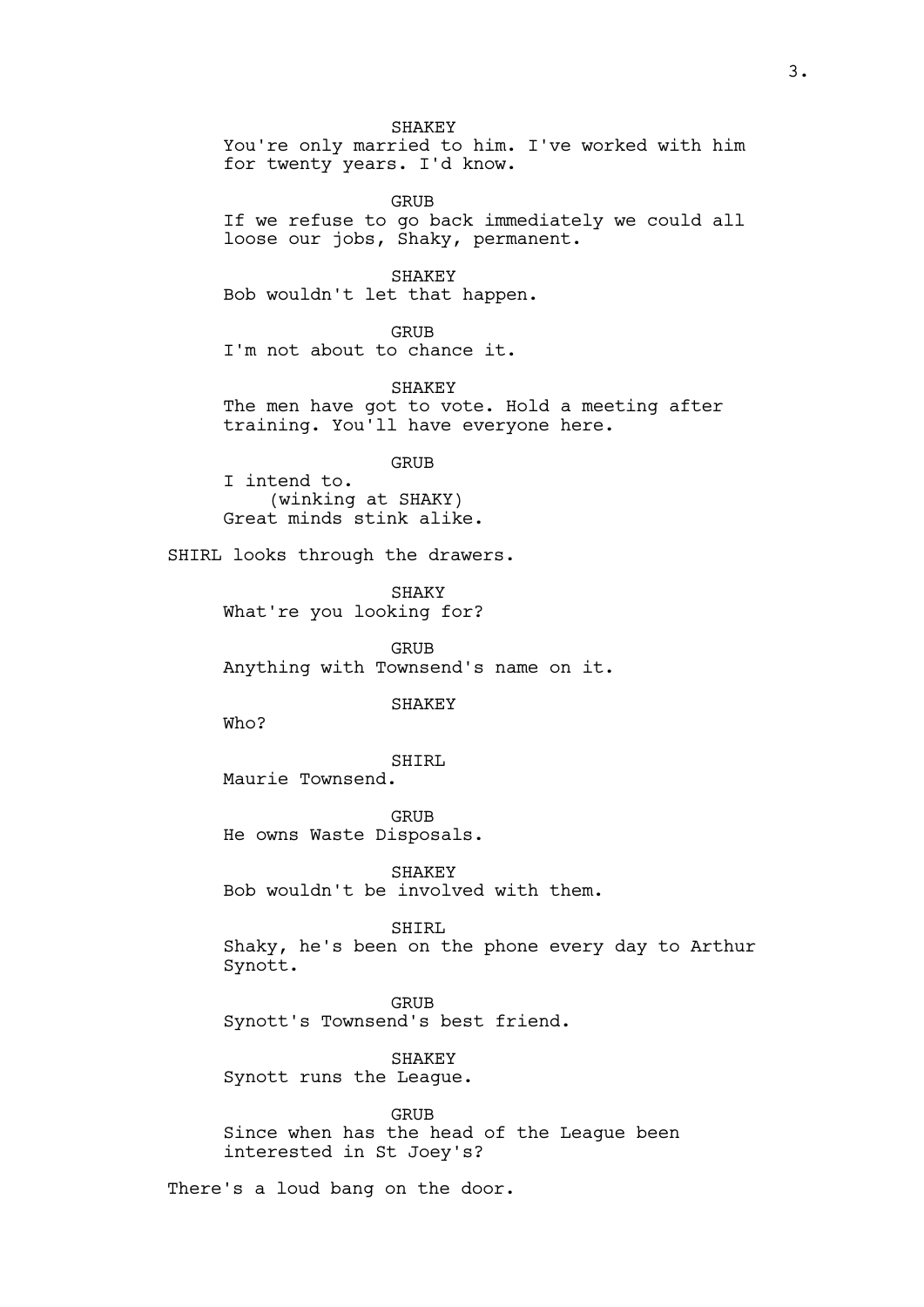SHAKEY
You're only married to him. I've worked with him for twenty years. I'd know.

GRUB
If we refuse to go back immediately we could all loose our jobs, Shaky, permanent.

SHAKEY
Bob wouldn't let that happen.

GRUB
I'm not about to chance it.

SHAKEY
The men have got to vote. Hold a meeting after training. You'll have everyone here.

GRUB
I intend to.
(winking at SHAKY)
Great minds stink alike.

SHIRL looks through the drawers.

SHAKY
What're you looking for?

GRUB
Anything with Townsend's name on it.

SHAKEY
Who?

SHIRL
Maurie Townsend.

GRUB
He owns Waste Disposals.

SHAKEY
Bob wouldn't be involved with them.

SHIRL
Shaky, he's been on the phone every day to Arthur Synott.

GRUB
Synott's Townsend's best friend.

SHAKEY
Synott runs the League.

GRUB
Since when has the head of the League been interested in St Joey's?

There's a loud bang on the door.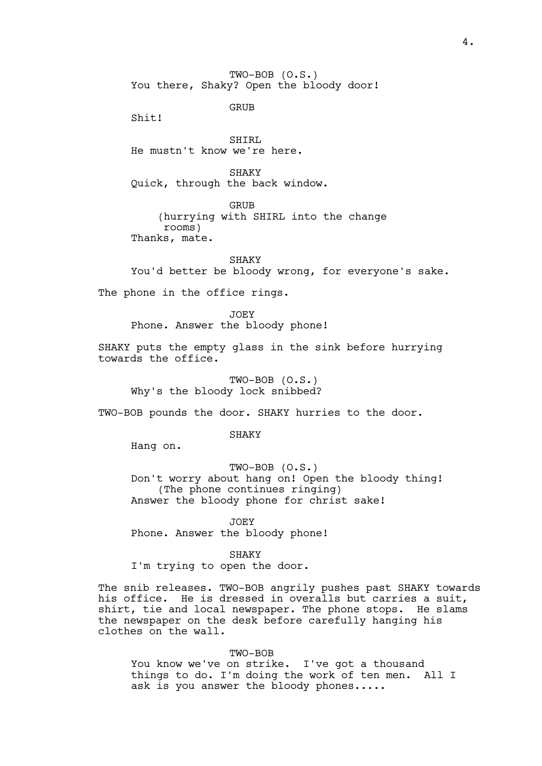TWO-BOB (O.S.)
You there, Shaky? Open the bloody door!

GRUB
Shit!

SHIRL
He mustn't know we're here.

SHAKY
Quick, through the back window.

GRUB
(hurrying with SHIRL into the change rooms)
Thanks, mate.

SHAKY
You'd better be bloody wrong, for everyone's sake.

The phone in the office rings.

JOEY
Phone. Answer the bloody phone!

SHAKY puts the empty glass in the sink before hurrying towards the office.

TWO-BOB (O.S.)
Why's the bloody lock snibbed?

TWO-BOB pounds the door. SHAKY hurries to the door.

SHAKY
Hang on.

TWO-BOB (O.S.)
Don't worry about hang on! Open the bloody thing!
(The phone continues ringing)
Answer the bloody phone for christ sake!

JOEY
Phone. Answer the bloody phone!

SHAKY
I'm trying to open the door.

The snib releases. TWO-BOB angrily pushes past SHAKY towards his office. He is dressed in overalls but carries a suit, shirt, tie and local newspaper. The phone stops. He slams the newspaper on the desk before carefully hanging his clothes on the wall.

TWO-BOB
You know we've on strike. I've got a thousand things to do. I'm doing the work of ten men. All I ask is you answer the bloody phones.....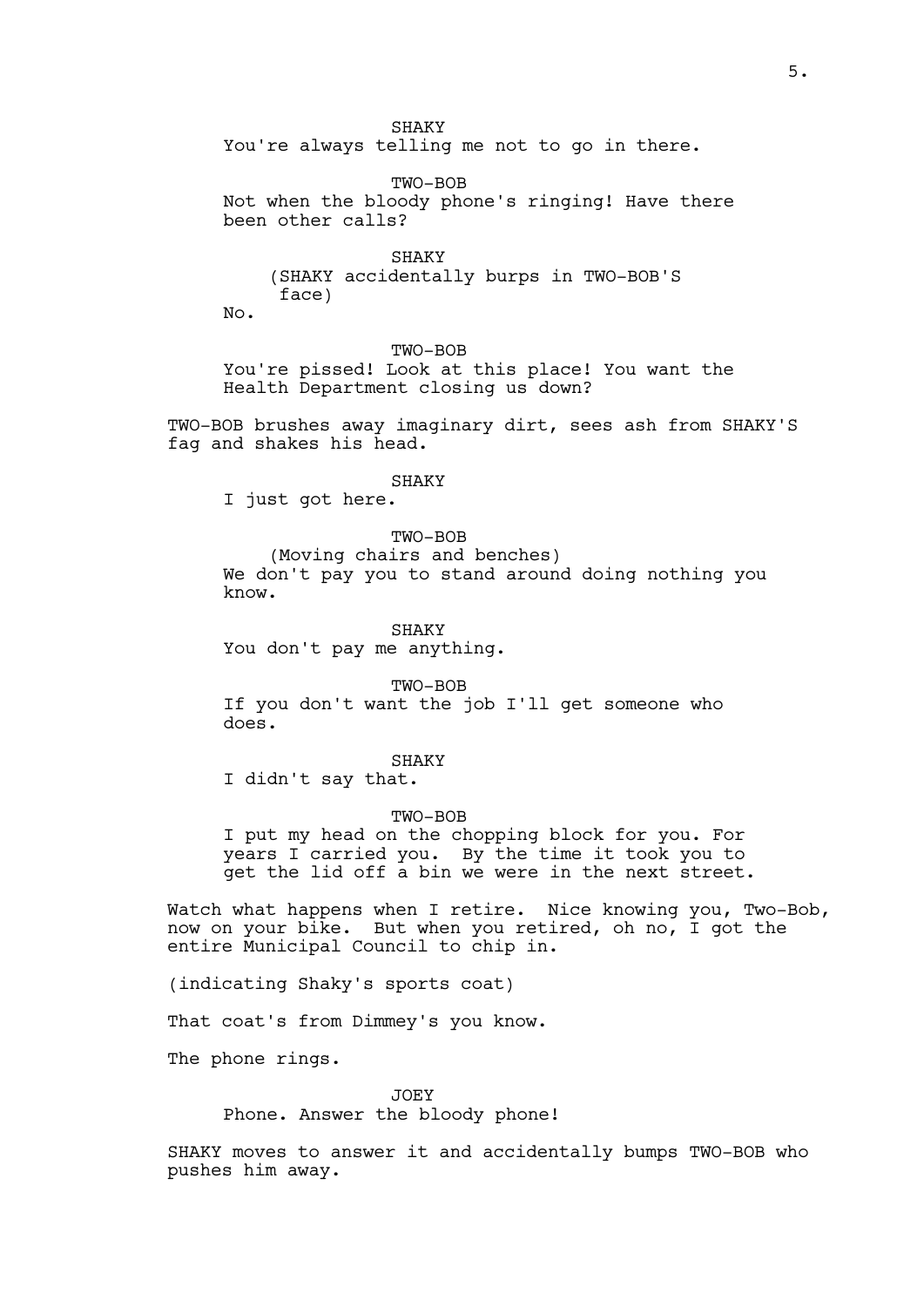SHAKY

You're always telling me not to go in there.

TWO-BOB

Not when the bloody phone's ringing! Have there been other calls?

SHAKY

(SHAKY accidentally burps in TWO-BOB'S face)

No.

TWO-BOB

You're pissed! Look at this place! You want the Health Department closing us down?

TWO-BOB brushes away imaginary dirt, sees ash from SHAKY'S fag and shakes his head.

SHAKY

I just got here.

TWO-BOB

(Moving chairs and benches)

We don't pay you to stand around doing nothing you know.

SHAKY

You don't pay me anything.

TWO-BOB

If you don't want the job I'll get someone who does.

SHAKY

I didn't say that.

TWO-BOB

I put my head on the chopping block for you. For years I carried you. By the time it took you to get the lid off a bin we were in the next street.

Watch what happens when I retire. Nice knowing you, Two-Bob, now on your bike. But when you retired, oh no, I got the entire Municipal Council to chip in.

(indicating Shaky's sports coat)

That coat's from Dimmey's you know.

The phone rings.

JOEY

Phone. Answer the bloody phone!

SHAKY moves to answer it and accidentally bumps TWO-BOB who pushes him away.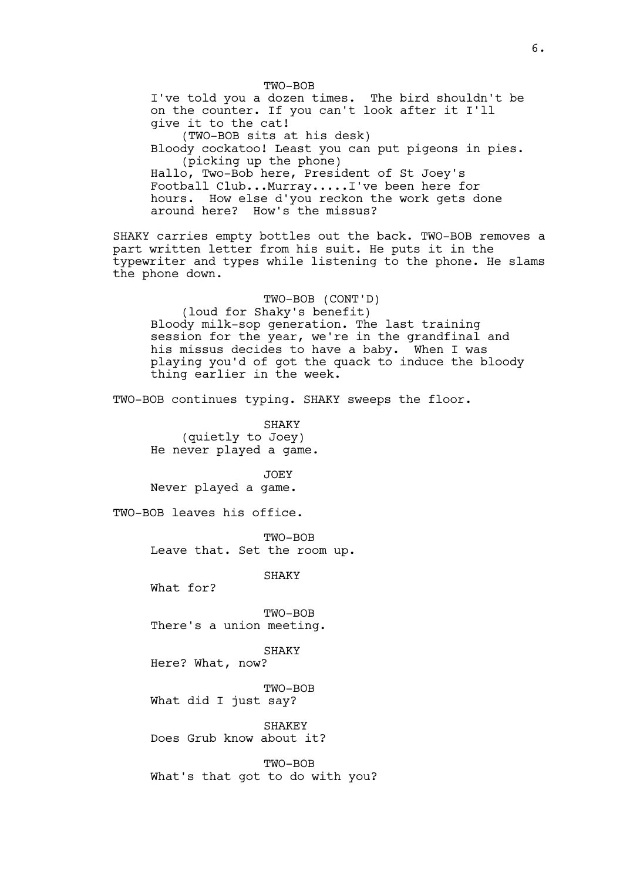TWO-BOB
I've told you a dozen times. The bird shouldn't be on the counter. If you can't look after it I'll give it to the cat!
(TWO-BOB sits at his desk)
Bloody cockatoo! Least you can put pigeons in pies.
(picking up the phone)
Hallo, Two-Bob here, President of St Joey's Football Club...Murray.....I've been here for hours. How else d'you reckon the work gets done around here? How's the missus?

SHAKY carries empty bottles out the back. TWO-BOB removes a part written letter from his suit. He puts it in the typewriter and types while listening to the phone. He slams the phone down.

TWO-BOB (CONT'D)
(loud for Shaky's benefit)
Bloody milk-sop generation. The last training session for the year, we're in the grandfinal and his missus decides to have a baby. When I was playing you'd of got the quack to induce the bloody thing earlier in the week.

TWO-BOB continues typing. SHAKY sweeps the floor.

SHAKY
(quietly to Joey)
He never played a game.

JOEY
Never played a game.

TWO-BOB leaves his office.

TWO-BOB
Leave that. Set the room up.

SHAKY
What for?

TWO-BOB
There's a union meeting.

SHAKY
Here? What, now?

TWO-BOB
What did I just say?

SHAKEY
Does Grub know about it?

TWO-BOB
What's that got to do with you?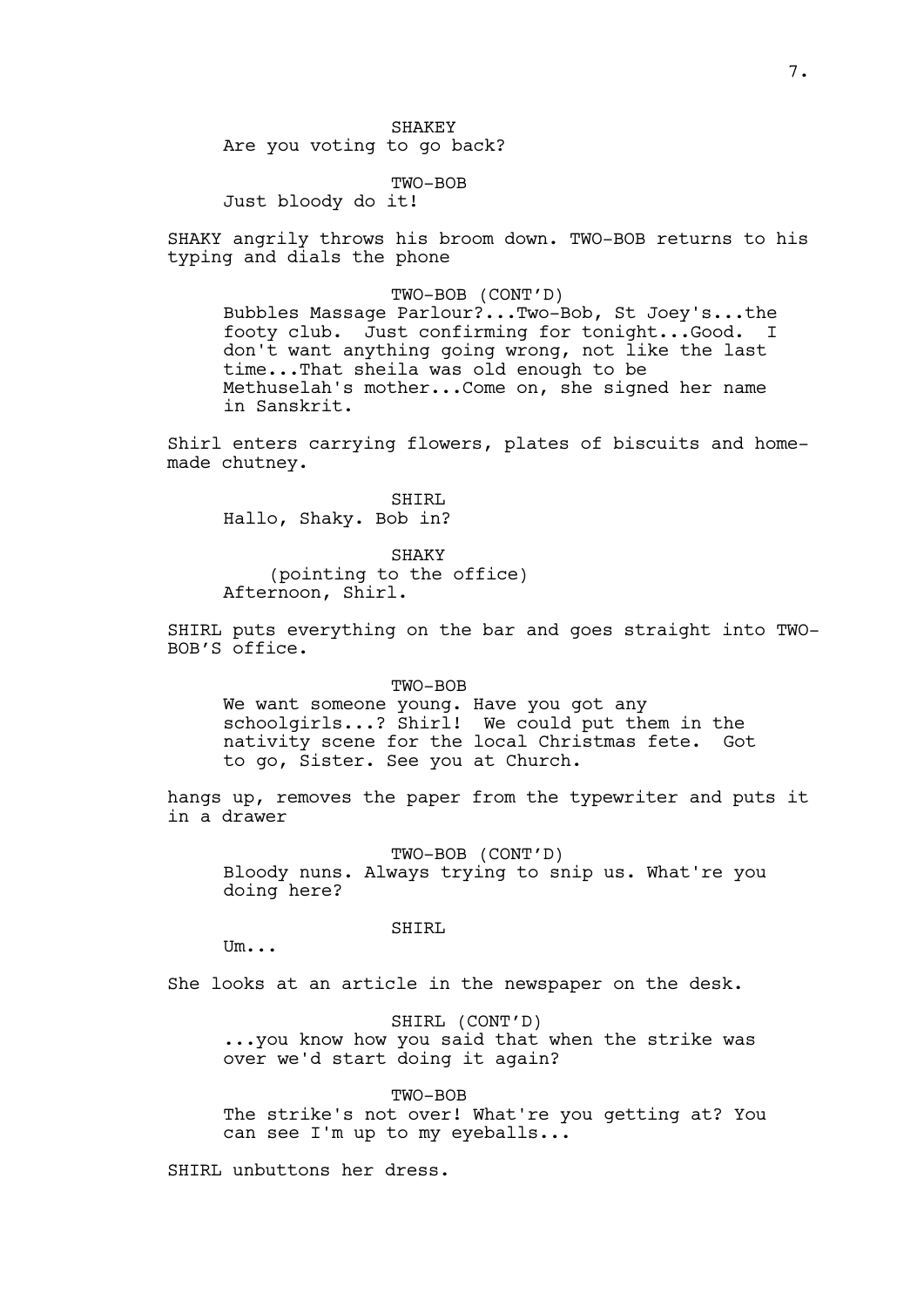SHAKEY
Are you voting to go back?

TWO-BOB
Just bloody do it!

SHAKY angrily throws his broom down. TWO-BOB returns to his typing and dials the phone

TWO-BOB (CONT'D)
Bubbles Massage Parlour?...Two-Bob, St Joey's...the footy club. Just confirming for tonight...Good. I don't want anything going wrong, not like the last time...That sheila was old enough to be Methuselah's mother...Come on, she signed her name in Sanskrit.

Shirl enters carrying flowers, plates of biscuits and home-made chutney.

SHIRL
Hallo, Shaky. Bob in?

SHAKY
(pointing to the office)
Afternoon, Shirl.

SHIRL puts everything on the bar and goes straight into TWO-BOB'S office.

TWO-BOB
We want someone young. Have you got any schoolgirls...? Shirl! We could put them in the nativity scene for the local Christmas fete. Got to go, Sister. See you at Church.

hangs up, removes the paper from the typewriter and puts it in a drawer

TWO-BOB (CONT'D)
Bloody nuns. Always trying to snip us. What're you doing here?

SHIRL
Um...

She looks at an article in the newspaper on the desk.

SHIRL (CONT'D)
...you know how you said that when the strike was over we'd start doing it again?

TWO-BOB
The strike's not over! What're you getting at? You can see I'm up to my eyeballs...

SHIRL unbuttons her dress.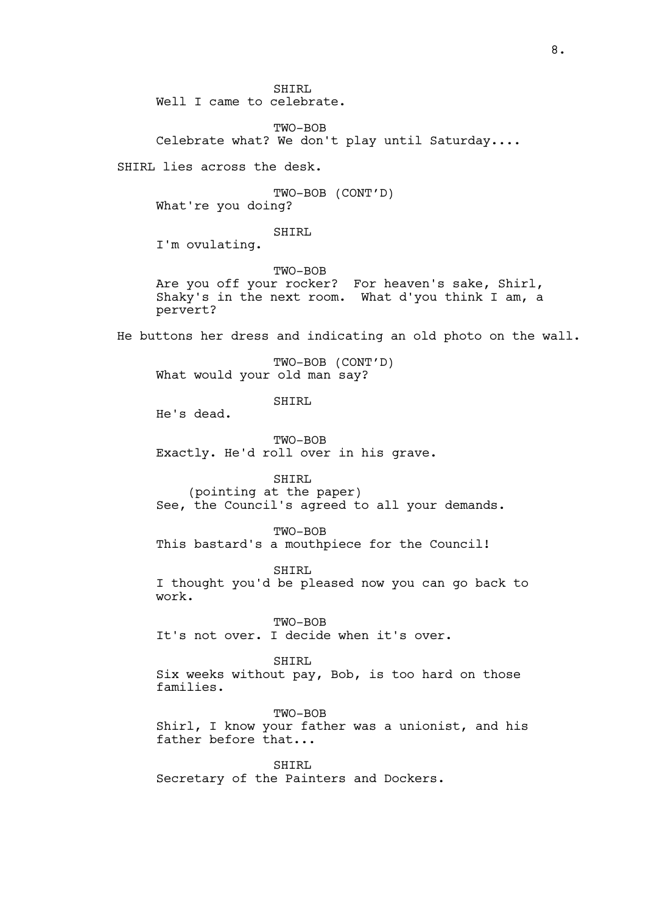SHIRL

Well I came to celebrate.

TWO-BOB

Celebrate what? We don't play until Saturday....

SHIRL lies across the desk.

TWO-BOB (CONT'D)

What're you doing?

SHIRL

I'm ovulating.

TWO-BOB

Are you off your rocker? For heaven's sake, Shirl, Shaky's in the next room. What d'you think I am, a pervert?

He buttons her dress and indicating an old photo on the wall.

TWO-BOB (CONT'D)

What would your old man say?

SHIRL

He's dead.

TWO-BOB

Exactly. He'd roll over in his grave.

SHIRL

(pointing at the paper)

See, the Council's agreed to all your demands.

TWO-BOB

This bastard's a mouthpiece for the Council!

SHIRL

I thought you'd be pleased now you can go back to work.

TWO-BOB

It's not over. I decide when it's over.

SHIRL

Six weeks without pay, Bob, is too hard on those families.

TWO-BOB

Shirl, I know your father was a unionist, and his father before that...

SHIRL

Secretary of the Painters and Dockers.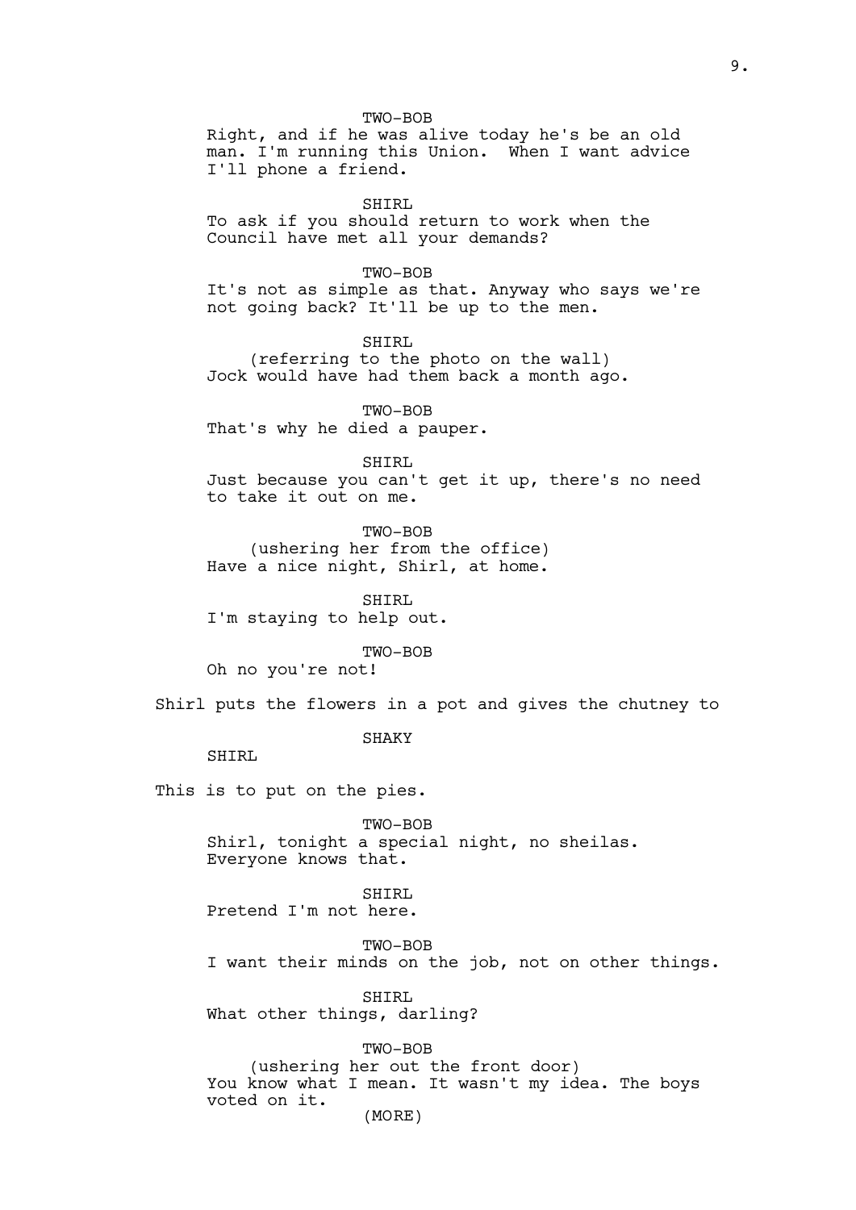TWO-BOB

Right, and if he was alive today he's be an old man. I'm running this Union.  When I want advice I'll phone a friend.

SHIRL

To ask if you should return to work when the Council have met all your demands?

TWO-BOB

It's not as simple as that. Anyway who says we're not going back? It'll be up to the men.

SHIRL

(referring to the photo on the wall)

Jock would have had them back a month ago.

TWO-BOB

That's why he died a pauper.

SHIRL

Just because you can't get it up, there's no need to take it out on me.

TWO-BOB

(ushering her from the office)

Have a nice night, Shirl, at home.

SHIRL

I'm staying to help out.

TWO-BOB

Oh no you're not!

Shirl puts the flowers in a pot and gives the chutney to

SHAKY

SHIRL

This is to put on the pies.

TWO-BOB

Shirl, tonight a special night, no sheilas. Everyone knows that.

SHIRL

Pretend I'm not here.

TWO-BOB

I want their minds on the job, not on other things.

SHIRL

What other things, darling?

TWO-BOB

(ushering her out the front door)

You know what I mean. It wasn't my idea. The boys voted on it.

(MORE)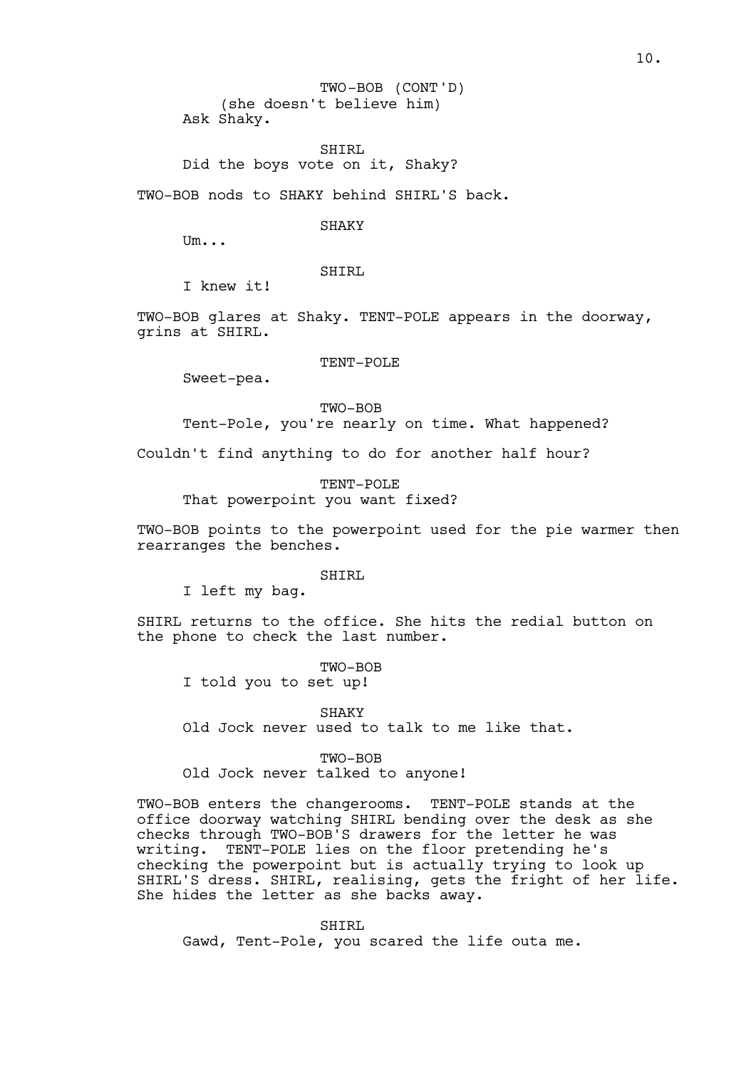TWO-BOB (CONT'D)
(she doesn't believe him)
Ask Shaky.

SHIRL
Did the boys vote on it, Shaky?

TWO-BOB nods to SHAKY behind SHIRL'S back.

SHAKY
Um...

SHIRL
I knew it!

TWO-BOB glares at Shaky. TENT-POLE appears in the doorway, grins at SHIRL.

TENT-POLE
Sweet-pea.

TWO-BOB
Tent-Pole, you're nearly on time. What happened?

Couldn't find anything to do for another half hour?

TENT-POLE
That powerpoint you want fixed?

TWO-BOB points to the powerpoint used for the pie warmer then rearranges the benches.

SHIRL
I left my bag.

SHIRL returns to the office. She hits the redial button on the phone to check the last number.

TWO-BOB
I told you to set up!

SHAKY
Old Jock never used to talk to me like that.

TWO-BOB
Old Jock never talked to anyone!

TWO-BOB enters the changerooms. TENT-POLE stands at the office doorway watching SHIRL bending over the desk as she checks through TWO-BOB'S drawers for the letter he was writing. TENT-POLE lies on the floor pretending he's checking the powerpoint but is actually trying to look up SHIRL'S dress. SHIRL, realising, gets the fright of her life. She hides the letter as she backs away.

SHIRL
Gawd, Tent-Pole, you scared the life outa me.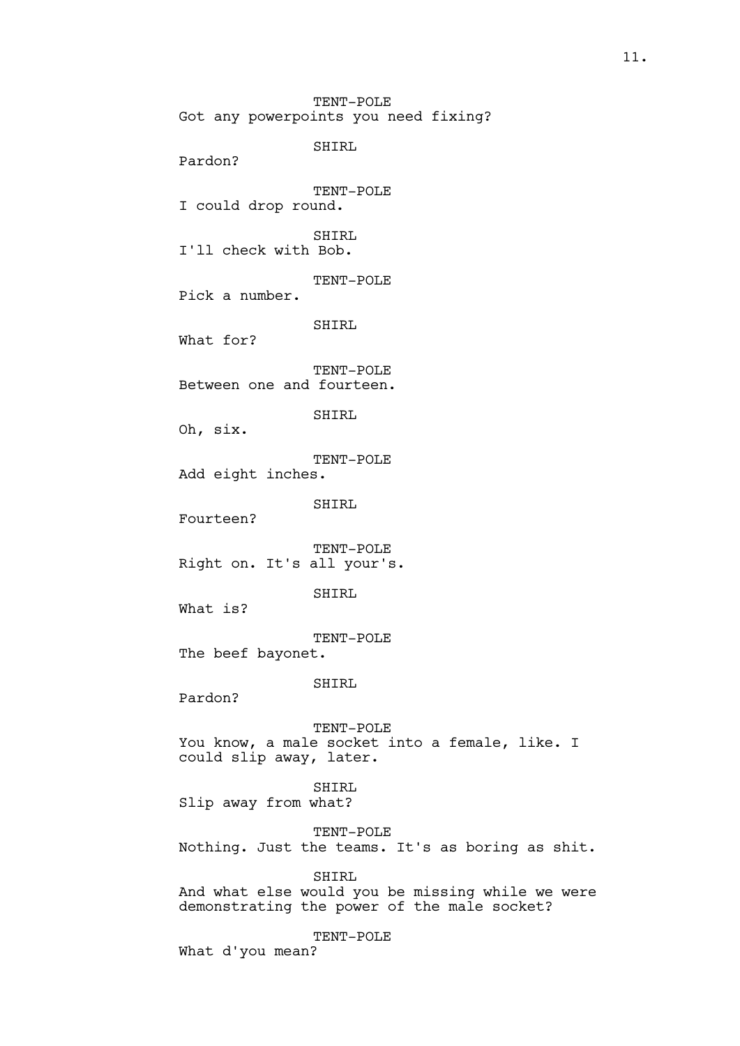TENT-POLE
Got any powerpoints you need fixing?

SHIRL
Pardon?

TENT-POLE
I could drop round.

SHIRL
I'll check with Bob.

TENT-POLE
Pick a number.

SHIRL
What for?

TENT-POLE
Between one and fourteen.

SHIRL
Oh, six.

TENT-POLE
Add eight inches.

SHIRL
Fourteen?

TENT-POLE
Right on. It's all your's.

SHIRL
What is?

TENT-POLE
The beef bayonet.

SHIRL
Pardon?

TENT-POLE
You know, a male socket into a female, like. I could slip away, later.

SHIRL
Slip away from what?

TENT-POLE
Nothing. Just the teams. It's as boring as shit.

SHIRL
And what else would you be missing while we were demonstrating the power of the male socket?

TENT-POLE
What d'you mean?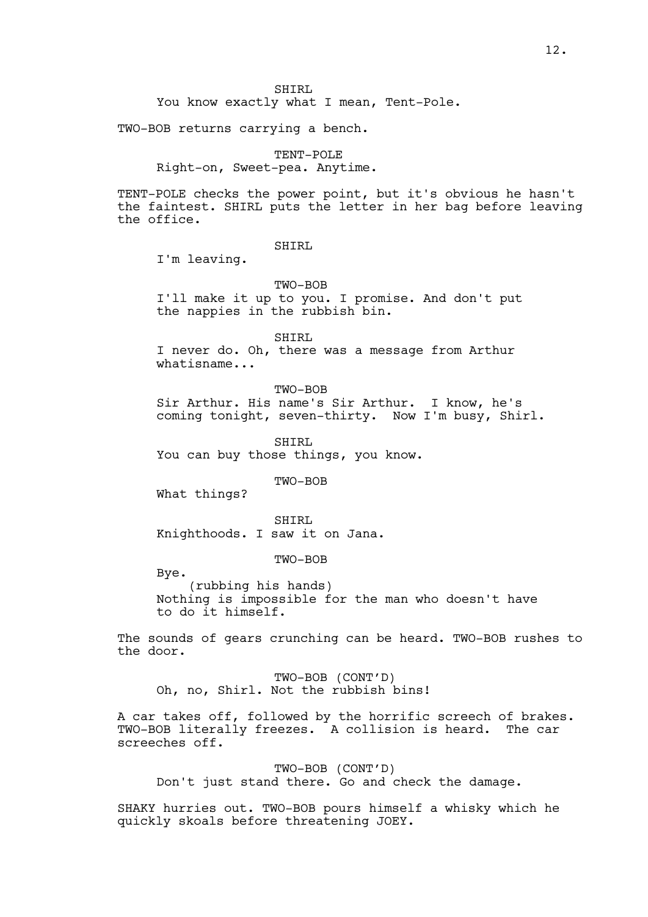SHIRL

You know exactly what I mean, Tent-Pole.

TWO-BOB returns carrying a bench.

TENT-POLE

Right-on, Sweet-pea. Anytime.

TENT-POLE checks the power point, but it's obvious he hasn't the faintest. SHIRL puts the letter in her bag before leaving the office.

SHIRL

I'm leaving.

TWO-BOB

I'll make it up to you. I promise. And don't put the nappies in the rubbish bin.

SHIRL

I never do. Oh, there was a message from Arthur whatisname...

TWO-BOB

Sir Arthur. His name's Sir Arthur. I know, he's coming tonight, seven-thirty. Now I'm busy, Shirl.

SHIRL

You can buy those things, you know.

TWO-BOB

What things?

SHIRL

Knighthoods. I saw it on Jana.

TWO-BOB

Bye.
(rubbing his hands)
Nothing is impossible for the man who doesn't have to do it himself.

The sounds of gears crunching can be heard. TWO-BOB rushes to the door.

TWO-BOB (CONT'D)

Oh, no, Shirl. Not the rubbish bins!

A car takes off, followed by the horrific screech of brakes. TWO-BOB literally freezes. A collision is heard. The car screeches off.

TWO-BOB (CONT'D)

Don't just stand there. Go and check the damage.

SHAKY hurries out. TWO-BOB pours himself a whisky which he quickly skoals before threatening JOEY.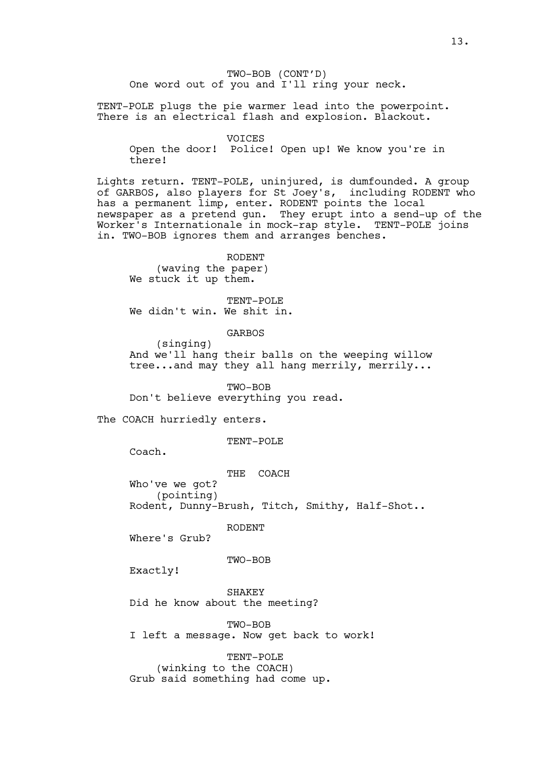TWO-BOB (CONT'D)
One word out of you and I'll ring your neck.

TENT-POLE plugs the pie warmer lead into the powerpoint. There is an electrical flash and explosion. Blackout.

VOICES
Open the door! Police! Open up! We know you're in there!

Lights return. TENT-POLE, uninjured, is dumfounded. A group of GARBOS, also players for St Joey's, including RODENT who has a permanent limp, enter. RODENT points the local newspaper as a pretend gun. They erupt into a send-up of the Worker's Internationale in mock-rap style. TENT-POLE joins in. TWO-BOB ignores them and arranges benches.

RODENT
(waving the paper)
We stuck it up them.

TENT-POLE
We didn't win. We shit in.

GARBOS
(singing)
And we'll hang their balls on the weeping willow tree...and may they all hang merrily, merrily...

TWO-BOB
Don't believe everything you read.

The COACH hurriedly enters.

TENT-POLE
Coach.

THE COACH
Who've we got?
(pointing)
Rodent, Dunny-Brush, Titch, Smithy, Half-Shot..

RODENT
Where's Grub?

TWO-BOB
Exactly!

SHAKEY
Did he know about the meeting?

TWO-BOB
I left a message. Now get back to work!

TENT-POLE
(winking to the COACH)
Grub said something had come up.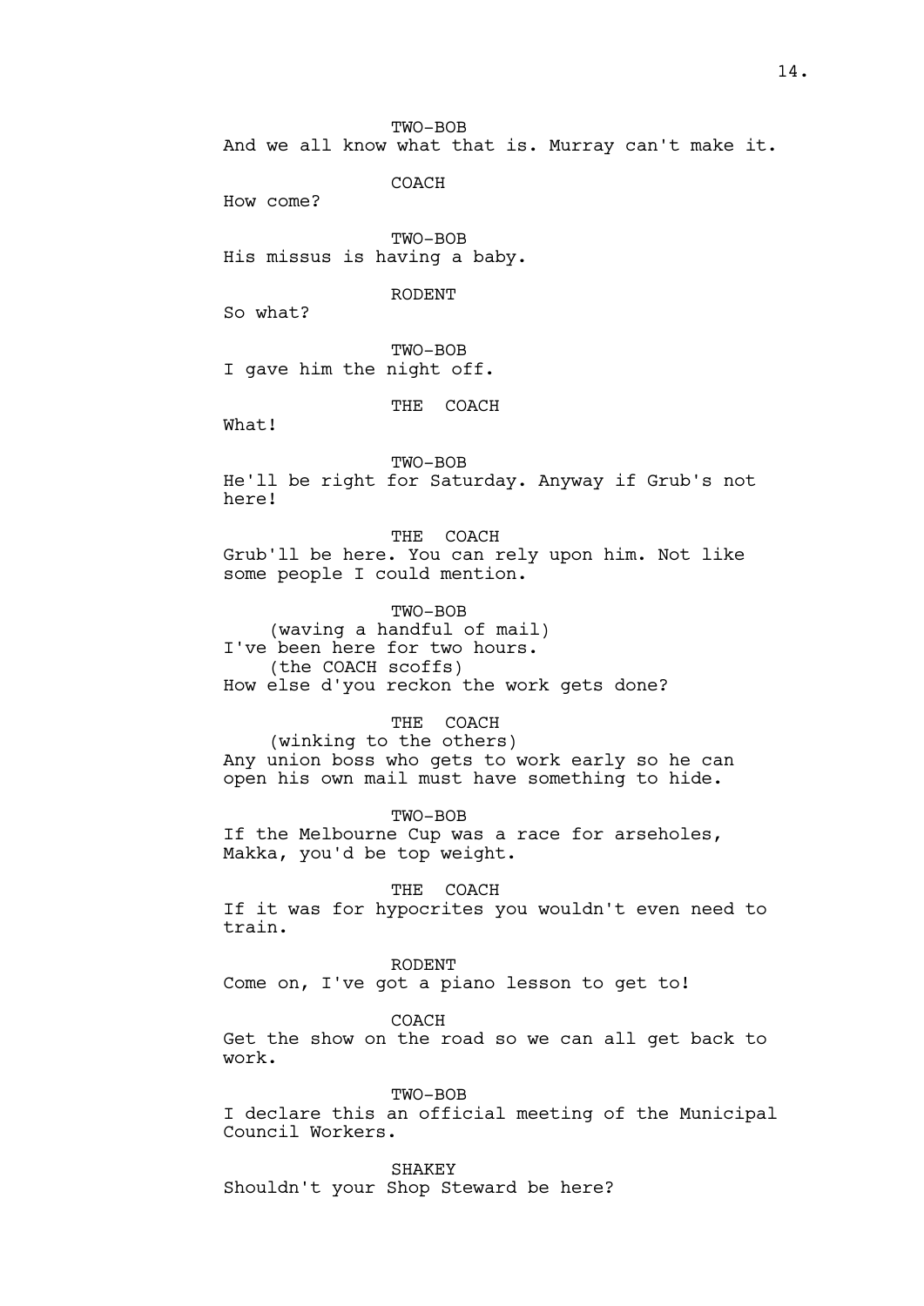TWO-BOB
And we all know what that is. Murray can't make it.

COACH
How come?

TWO-BOB
His missus is having a baby.

RODENT
So what?

TWO-BOB
I gave him the night off.

THE COACH
What!

TWO-BOB
He'll be right for Saturday. Anyway if Grub's not here!

THE COACH
Grub'll be here. You can rely upon him. Not like some people I could mention.

TWO-BOB
(waving a handful of mail)
I've been here for two hours.
(the COACH scoffs)
How else d'you reckon the work gets done?

THE COACH
(winking to the others)
Any union boss who gets to work early so he can open his own mail must have something to hide.

TWO-BOB
If the Melbourne Cup was a race for arseholes, Makka, you'd be top weight.

THE COACH
If it was for hypocrites you wouldn't even need to train.

RODENT
Come on, I've got a piano lesson to get to!

COACH
Get the show on the road so we can all get back to work.

TWO-BOB
I declare this an official meeting of the Municipal Council Workers.

SHAKEY
Shouldn't your Shop Steward be here?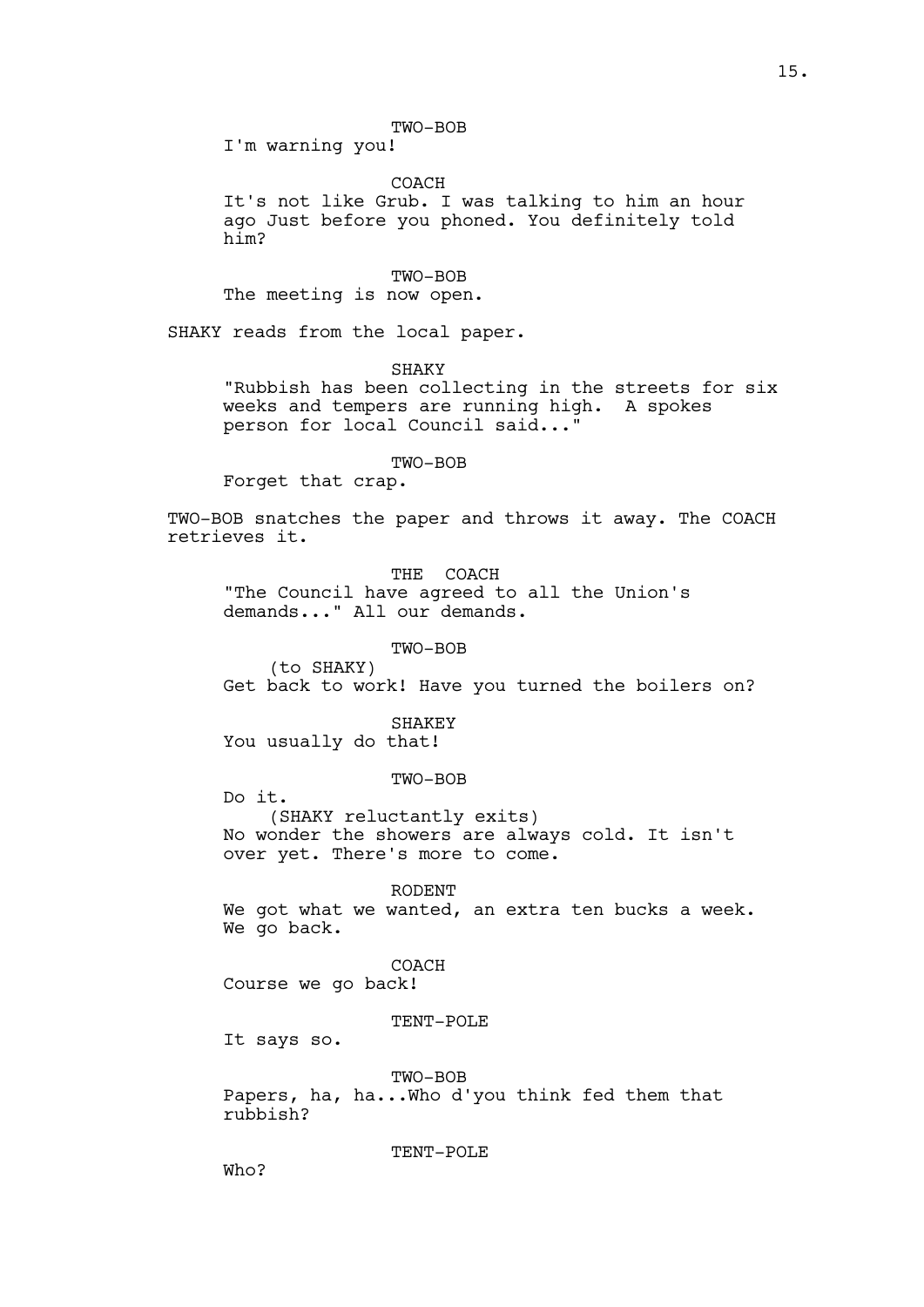TWO-BOB

I'm warning you!

COACH

It's not like Grub. I was talking to him an hour ago Just before you phoned. You definitely told him?

TWO-BOB

The meeting is now open.

SHAKY reads from the local paper.

SHAKY

"Rubbish has been collecting in the streets for six weeks and tempers are running high.  A spokes person for local Council said..."

TWO-BOB

Forget that crap.

TWO-BOB snatches the paper and throws it away. The COACH retrieves it.

THE  COACH

"The Council have agreed to all the Union's demands..." All our demands.

TWO-BOB

(to SHAKY)

Get back to work! Have you turned the boilers on?

SHAKEY

You usually do that!

TWO-BOB

Do it.

(SHAKY reluctantly exits)

No wonder the showers are always cold. It isn't over yet. There's more to come.

RODENT

We got what we wanted, an extra ten bucks a week. We go back.

COACH

Course we go back!

TENT-POLE

It says so.

TWO-BOB

Papers, ha, ha...Who d'you think fed them that rubbish?

TENT-POLE

Who?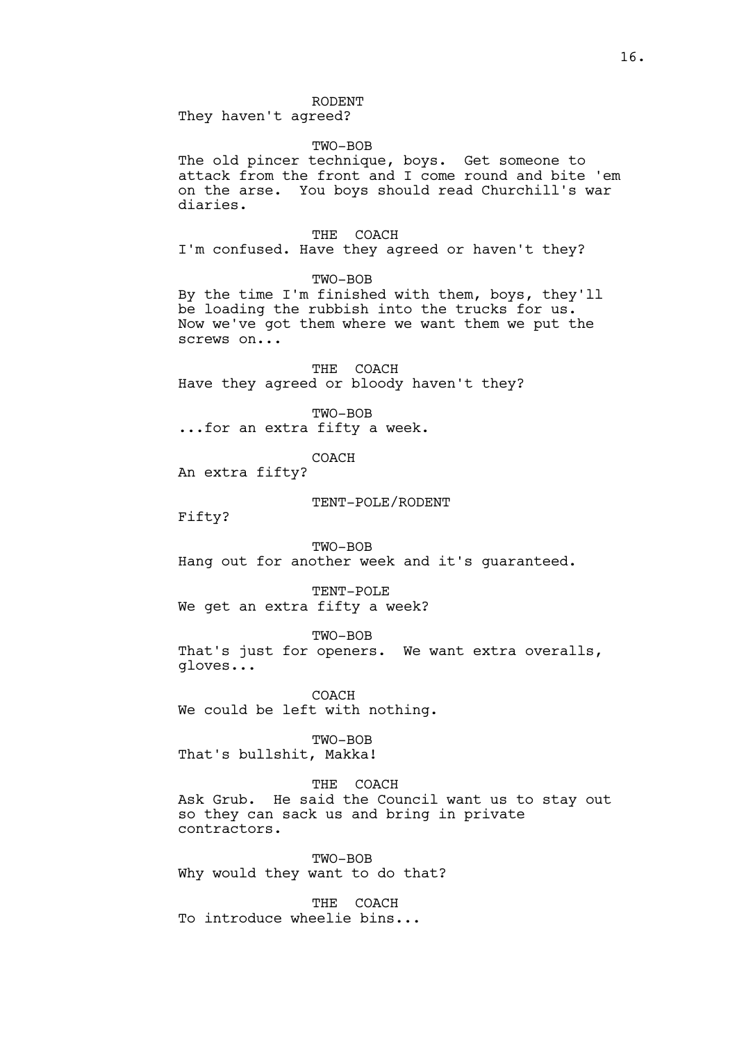RODENT
They haven't agreed?

TWO-BOB
The old pincer technique, boys. Get someone to attack from the front and I come round and bite 'em on the arse. You boys should read Churchill's war diaries.

THE COACH
I'm confused. Have they agreed or haven't they?

TWO-BOB
By the time I'm finished with them, boys, they'll be loading the rubbish into the trucks for us. Now we've got them where we want them we put the screws on...

THE COACH
Have they agreed or bloody haven't they?

TWO-BOB
...for an extra fifty a week.

COACH
An extra fifty?

TENT-POLE/RODENT
Fifty?

TWO-BOB
Hang out for another week and it's guaranteed.

TENT-POLE
We get an extra fifty a week?

TWO-BOB
That's just for openers. We want extra overalls, gloves...

COACH
We could be left with nothing.

TWO-BOB
That's bullshit, Makka!

THE COACH
Ask Grub. He said the Council want us to stay out so they can sack us and bring in private contractors.

TWO-BOB
Why would they want to do that?

THE COACH
To introduce wheelie bins...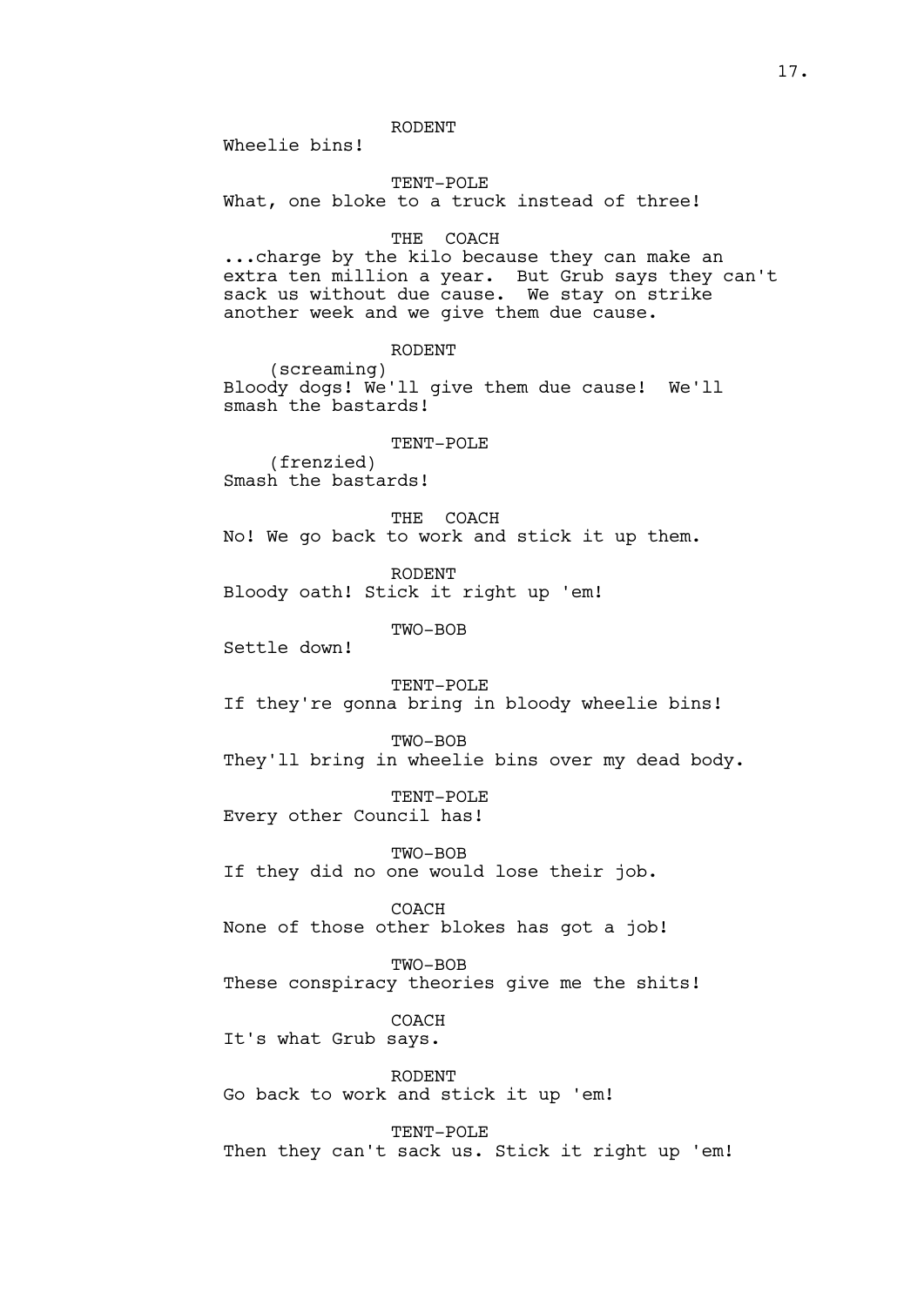RODENT

Wheelie bins!

TENT-POLE

What, one bloke to a truck instead of three!

THE COACH

...charge by the kilo because they can make an extra ten million a year. But Grub says they can't sack us without due cause. We stay on strike another week and we give them due cause.

RODENT

(screaming)

Bloody dogs! We'll give them due cause! We'll smash the bastards!

TENT-POLE

(frenzied)

Smash the bastards!

THE COACH

No! We go back to work and stick it up them.

RODENT

Bloody oath! Stick it right up 'em!

TWO-BOB

Settle down!

TENT-POLE

If they're gonna bring in bloody wheelie bins!

TWO-BOB

They'll bring in wheelie bins over my dead body.

TENT-POLE

Every other Council has!

TWO-BOB

If they did no one would lose their job.

COACH

None of those other blokes has got a job!

TWO-BOB

These conspiracy theories give me the shits!

COACH

It's what Grub says.

RODENT

Go back to work and stick it up 'em!

TENT-POLE

Then they can't sack us. Stick it right up 'em!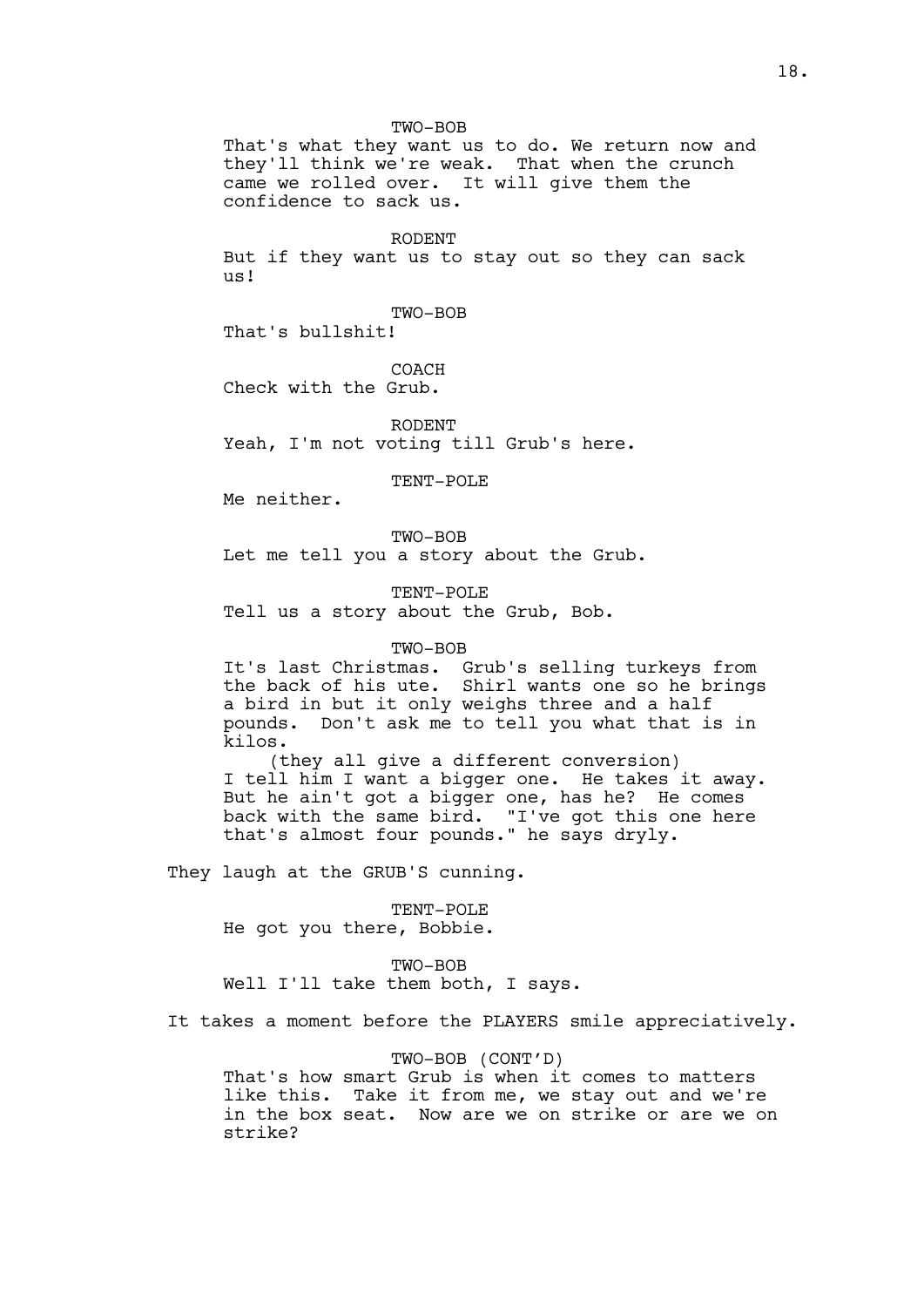TWO-BOB

That's what they want us to do. We return now and they'll think we're weak. That when the crunch came we rolled over. It will give them the confidence to sack us.

RODENT

But if they want us to stay out so they can sack us!

TWO-BOB

That's bullshit!

COACH

Check with the Grub.

RODENT

Yeah, I'm not voting till Grub's here.

TENT-POLE

Me neither.

TWO-BOB

Let me tell you a story about the Grub.

TENT-POLE

Tell us a story about the Grub, Bob.

TWO-BOB

It's last Christmas. Grub's selling turkeys from the back of his ute. Shirl wants one so he brings a bird in but it only weighs three and a half pounds. Don't ask me to tell you what that is in kilos.

(they all give a different conversion)

I tell him I want a bigger one. He takes it away. But he ain't got a bigger one, has he? He comes back with the same bird. "I've got this one here that's almost four pounds." he says dryly.

They laugh at the GRUB'S cunning.

TENT-POLE

He got you there, Bobbie.

TWO-BOB

Well I'll take them both, I says.

It takes a moment before the PLAYERS smile appreciatively.

TWO-BOB (CONT'D)

That's how smart Grub is when it comes to matters like this. Take it from me, we stay out and we're in the box seat. Now are we on strike or are we on strike?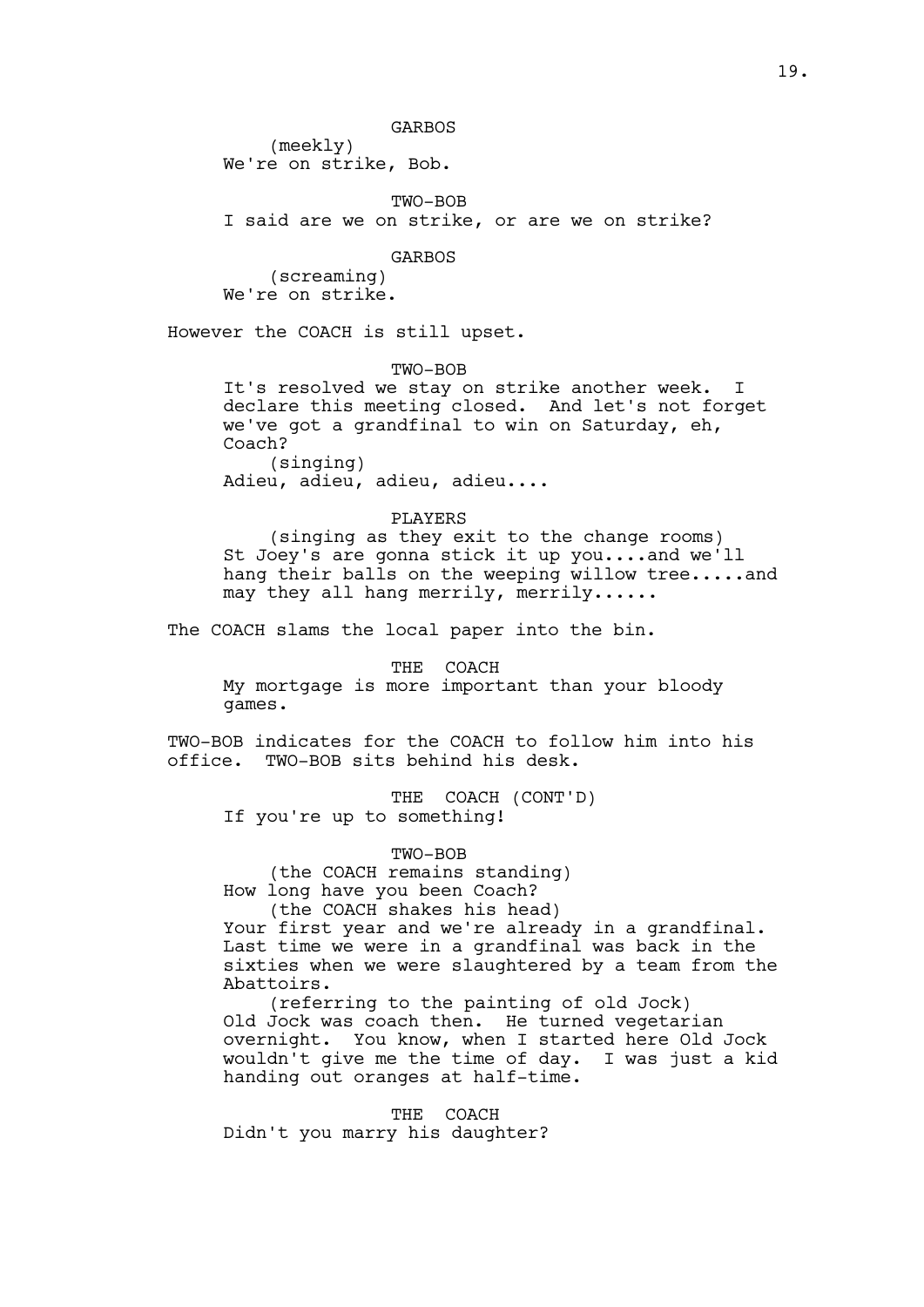GARBOS

(meekly)

We're on strike, Bob.

TWO-BOB

I said are we on strike, or are we on strike?

GARBOS

(screaming)

We're on strike.

However the COACH is still upset.

TWO-BOB

It's resolved we stay on strike another week. I declare this meeting closed. And let's not forget we've got a grandfinal to win on Saturday, eh, Coach?

(singing)

Adieu, adieu, adieu, adieu....

PLAYERS

(singing as they exit to the change rooms)

St Joey's are gonna stick it up you....and we'll hang their balls on the weeping willow tree.....and may they all hang merrily, merrily......

The COACH slams the local paper into the bin.

THE COACH

My mortgage is more important than your bloody games.

TWO-BOB indicates for the COACH to follow him into his office. TWO-BOB sits behind his desk.

THE COACH (CONT'D)

If you're up to something!

TWO-BOB

(the COACH remains standing)

How long have you been Coach?

(the COACH shakes his head)

Your first year and we're already in a grandfinal. Last time we were in a grandfinal was back in the sixties when we were slaughtered by a team from the Abattoirs.

(referring to the painting of old Jock)

Old Jock was coach then. He turned vegetarian overnight. You know, when I started here Old Jock wouldn't give me the time of day. I was just a kid handing out oranges at half-time.

THE COACH

Didn't you marry his daughter?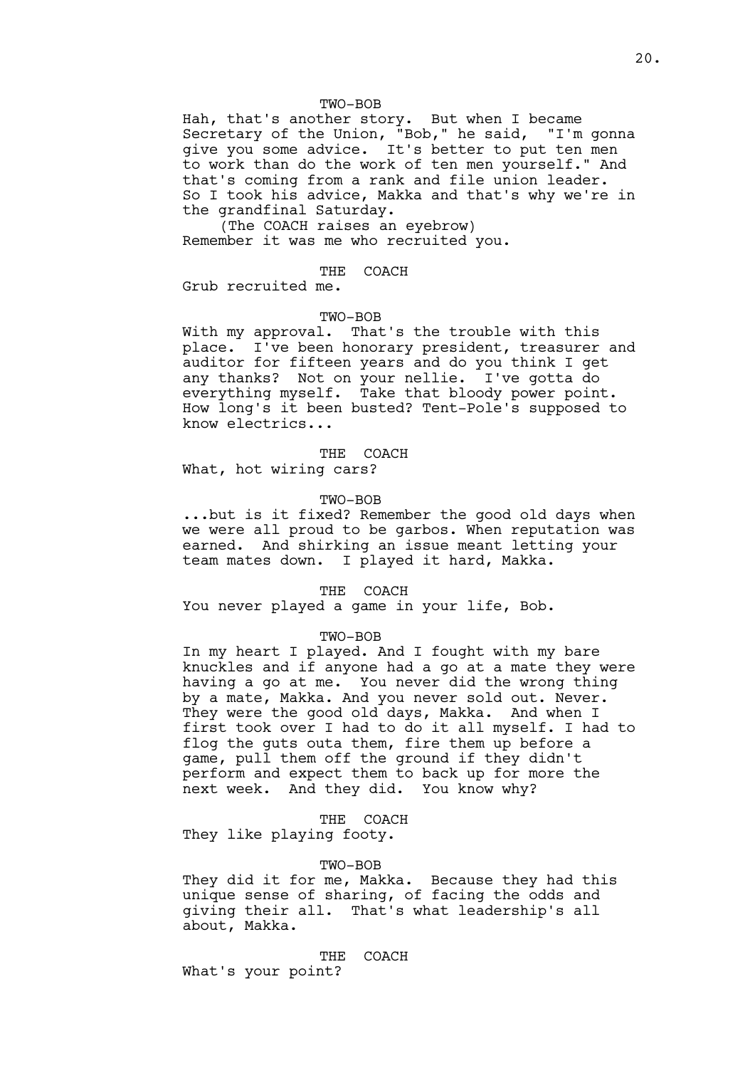TWO-BOB

Hah, that's another story. But when I became Secretary of the Union, "Bob," he said, "I'm gonna give you some advice. It's better to put ten men to work than do the work of ten men yourself." And that's coming from a rank and file union leader. So I took his advice, Makka and that's why we're in the grandfinal Saturday.

(The COACH raises an eyebrow)

Remember it was me who recruited you.

THE COACH

Grub recruited me.

TWO-BOB

With my approval. That's the trouble with this place. I've been honorary president, treasurer and auditor for fifteen years and do you think I get any thanks? Not on your nellie. I've gotta do everything myself. Take that bloody power point. How long's it been busted? Tent-Pole's supposed to know electrics...

THE COACH

What, hot wiring cars?

TWO-BOB

...but is it fixed? Remember the good old days when we were all proud to be garbos. When reputation was earned. And shirking an issue meant letting your team mates down. I played it hard, Makka.

THE COACH

You never played a game in your life, Bob.

TWO-BOB

In my heart I played. And I fought with my bare knuckles and if anyone had a go at a mate they were having a go at me. You never did the wrong thing by a mate, Makka. And you never sold out. Never. They were the good old days, Makka. And when I first took over I had to do it all myself. I had to flog the guts outa them, fire them up before a game, pull them off the ground if they didn't perform and expect them to back up for more the next week. And they did. You know why?

THE COACH

They like playing footy.

TWO-BOB

They did it for me, Makka. Because they had this unique sense of sharing, of facing the odds and giving their all. That's what leadership's all about, Makka.

THE COACH

What's your point?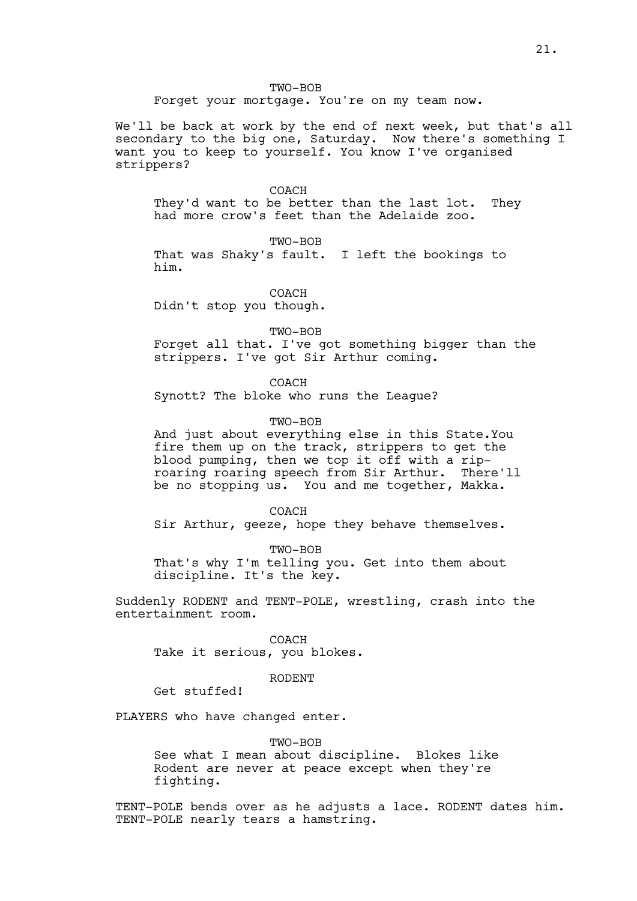TWO-BOB

Forget your mortgage. You're on my team now.

We'll be back at work by the end of next week, but that's all secondary to the big one, Saturday.  Now there's something I want you to keep to yourself. You know I've organised strippers?

COACH

They'd want to be better than the last lot.  They had more crow's feet than the Adelaide zoo.

TWO-BOB

That was Shaky's fault.  I left the bookings to him.

COACH

Didn't stop you though.

TWO-BOB

Forget all that. I've got something bigger than the strippers. I've got Sir Arthur coming.

COACH

Synott? The bloke who runs the League?

TWO-BOB

And just about everything else in this State.You fire them up on the track, strippers to get the blood pumping, then we top it off with a rip-roaring roaring speech from Sir Arthur.  There'll be no stopping us.  You and me together, Makka.

COACH

Sir Arthur, geeze, hope they behave themselves.

TWO-BOB

That's why I'm telling you. Get into them about discipline. It's the key.

Suddenly RODENT and TENT-POLE, wrestling, crash into the entertainment room.

COACH

Take it serious, you blokes.

RODENT

Get stuffed!

PLAYERS who have changed enter.

TWO-BOB

See what I mean about discipline.  Blokes like Rodent are never at peace except when they're fighting.

TENT-POLE bends over as he adjusts a lace. RODENT dates him. TENT-POLE nearly tears a hamstring.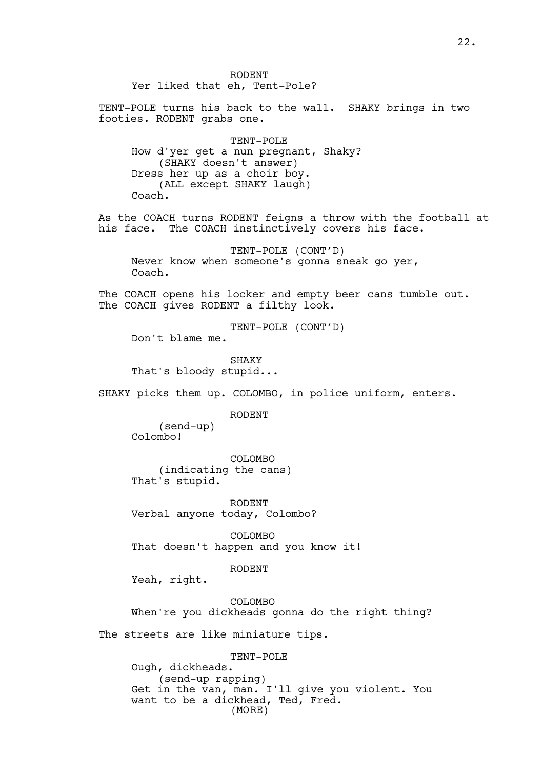RODENT
Yer liked that eh, Tent-Pole?

TENT-POLE turns his back to the wall. SHAKY brings in two footies. RODENT grabs one.

TENT-POLE
How d'yer get a nun pregnant, Shaky?
(SHAKY doesn't answer)
Dress her up as a choir boy.
(ALL except SHAKY laugh)
Coach.

As the COACH turns RODENT feigns a throw with the football at his face. The COACH instinctively covers his face.

TENT-POLE (CONT'D)
Never know when someone's gonna sneak go yer, Coach.

The COACH opens his locker and empty beer cans tumble out. The COACH gives RODENT a filthy look.

TENT-POLE (CONT'D)
Don't blame me.

SHAKY
That's bloody stupid...

SHAKY picks them up. COLOMBO, in police uniform, enters.

RODENT
(send-up)
Colombo!

COLOMBO
(indicating the cans)
That's stupid.

RODENT
Verbal anyone today, Colombo?

COLOMBO
That doesn't happen and you know it!

RODENT
Yeah, right.

COLOMBO
When're you dickheads gonna do the right thing?

The streets are like miniature tips.

TENT-POLE
Ough, dickheads.
(send-up rapping)
Get in the van, man. I'll give you violent. You want to be a dickhead, Ted, Fred.
(MORE)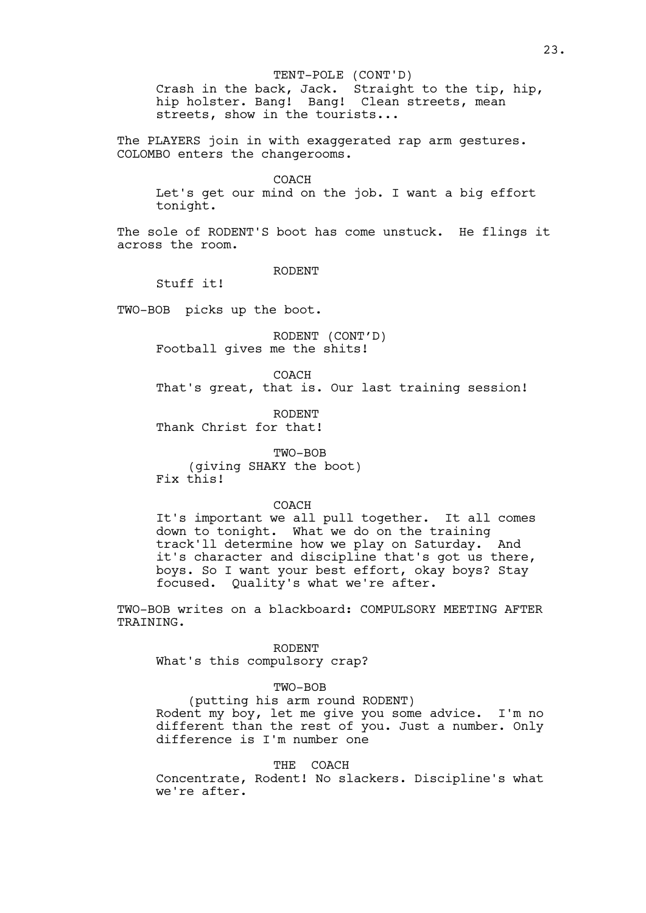TENT-POLE (CONT'D)
Crash in the back, Jack. Straight to the tip, hip, hip holster. Bang! Bang! Clean streets, mean streets, show in the tourists...

The PLAYERS join in with exaggerated rap arm gestures. COLOMBO enters the changerooms.

COACH
Let's get our mind on the job. I want a big effort tonight.

The sole of RODENT'S boot has come unstuck. He flings it across the room.

RODENT
Stuff it!

TWO-BOB picks up the boot.

RODENT (CONT'D)
Football gives me the shits!

COACH
That's great, that is. Our last training session!

RODENT
Thank Christ for that!

TWO-BOB
(giving SHAKY the boot)
Fix this!

COACH
It's important we all pull together. It all comes down to tonight. What we do on the training track'll determine how we play on Saturday. And it's character and discipline that's got us there, boys. So I want your best effort, okay boys? Stay focused. Quality's what we're after.

TWO-BOB writes on a blackboard: COMPULSORY MEETING AFTER TRAINING.

RODENT
What's this compulsory crap?

TWO-BOB
(putting his arm round RODENT)
Rodent my boy, let me give you some advice. I'm no different than the rest of you. Just a number. Only difference is I'm number one

THE COACH
Concentrate, Rodent! No slackers. Discipline's what we're after.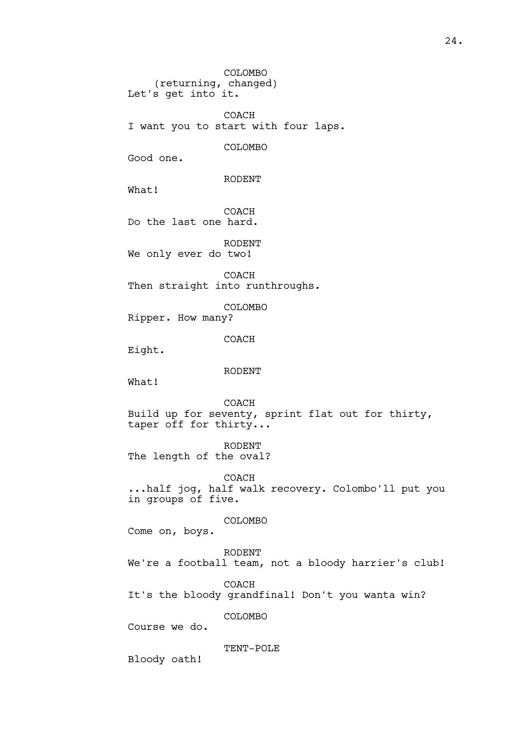COLOMBO
(returning, changed)
Let's get into it.

COACH
I want you to start with four laps.

COLOMBO
Good one.

RODENT
What!

COACH
Do the last one hard.

RODENT
We only ever do two!

COACH
Then straight into runthroughs.

COLOMBO
Ripper. How many?

COACH
Eight.

RODENT
What!

COACH
Build up for seventy, sprint flat out for thirty, taper off for thirty...

RODENT
The length of the oval?

COACH
...half jog, half walk recovery. Colombo'll put you in groups of five.

COLOMBO
Come on, boys.

RODENT
We're a football team, not a bloody harrier's club!

COACH
It's the bloody grandfinal! Don't you wanta win?

COLOMBO
Course we do.

TENT-POLE
Bloody oath!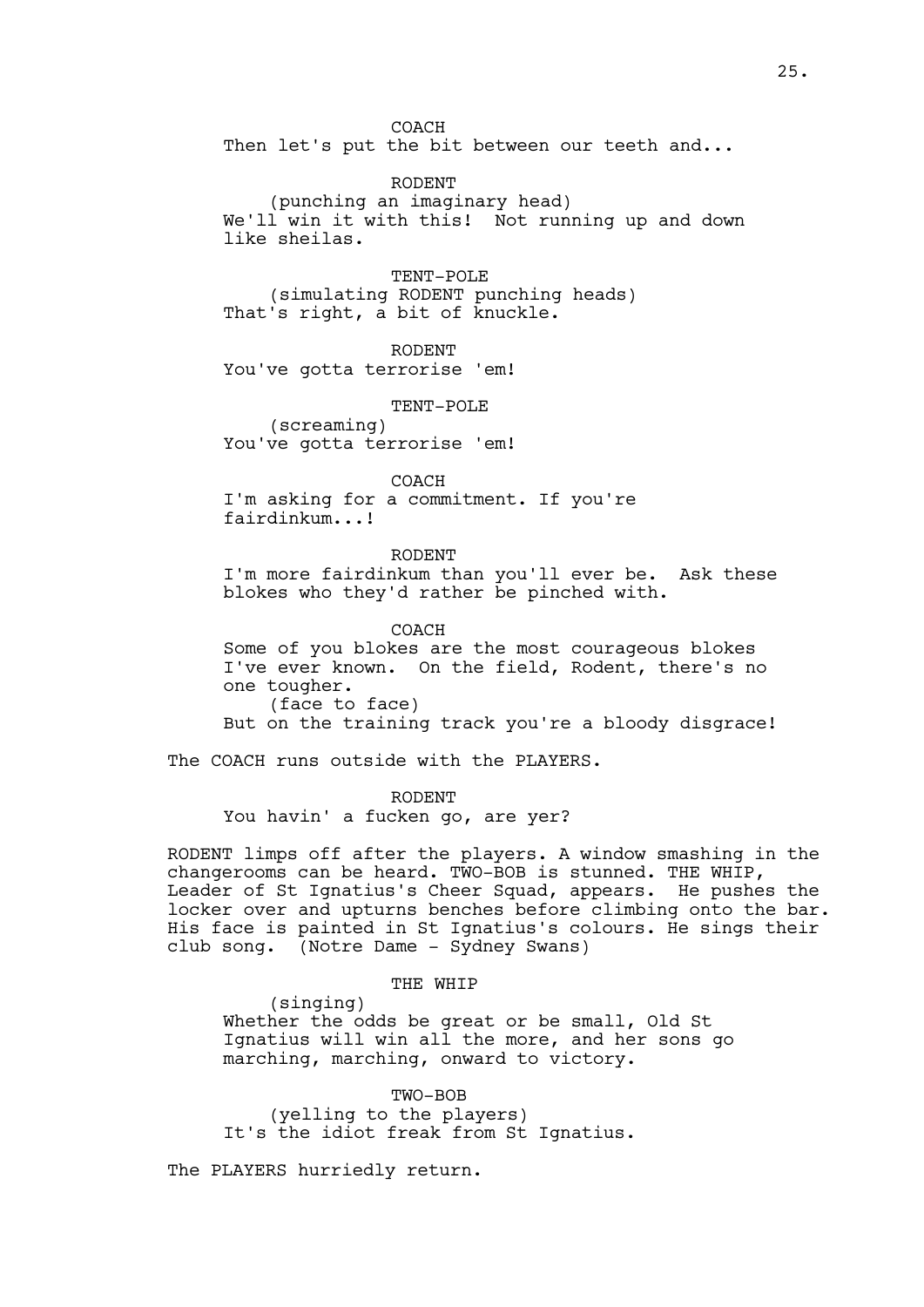COACH

Then let's put the bit between our teeth and...

RODENT

(punching an imaginary head)

We'll win it with this! Not running up and down like sheilas.

TENT-POLE

(simulating RODENT punching heads)

That's right, a bit of knuckle.

RODENT

You've gotta terrorise 'em!

TENT-POLE

(screaming)

You've gotta terrorise 'em!

COACH

I'm asking for a commitment. If you're fairdinkum...!

RODENT

I'm more fairdinkum than you'll ever be. Ask these blokes who they'd rather be pinched with.

COACH

Some of you blokes are the most courageous blokes I've ever known. On the field, Rodent, there's no one tougher.

(face to face)

But on the training track you're a bloody disgrace!

The COACH runs outside with the PLAYERS.

RODENT

You havin' a fucken go, are yer?

RODENT limps off after the players. A window smashing in the changerooms can be heard. TWO-BOB is stunned. THE WHIP, Leader of St Ignatius's Cheer Squad, appears. He pushes the locker over and upturns benches before climbing onto the bar. His face is painted in St Ignatius's colours. He sings their club song. (Notre Dame - Sydney Swans)

THE WHIP

(singing)

Whether the odds be great or be small, Old St Ignatius will win all the more, and her sons go marching, marching, onward to victory.

TWO-BOB

(yelling to the players)

It's the idiot freak from St Ignatius.

The PLAYERS hurriedly return.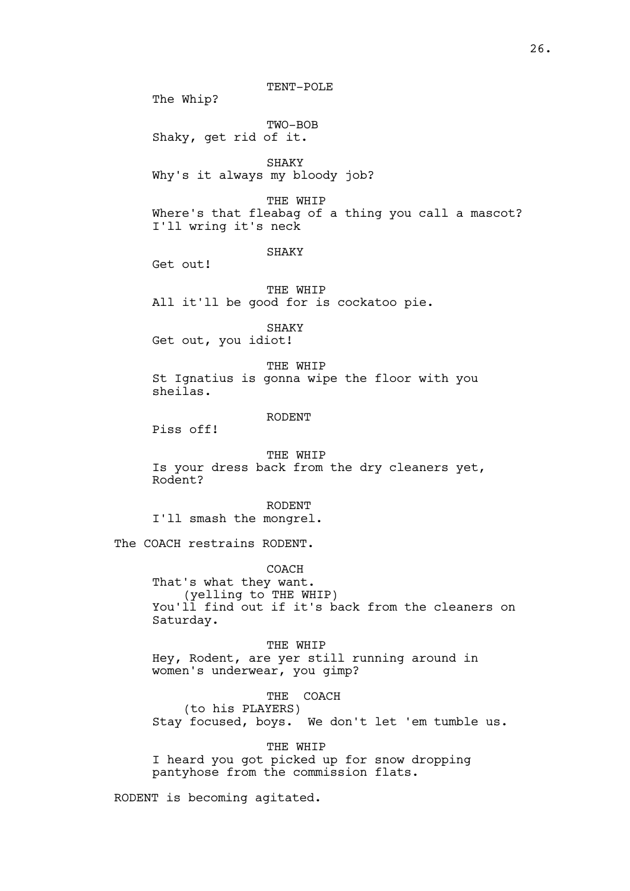TENT-POLE

The Whip?

TWO-BOB

Shaky, get rid of it.

SHAKY

Why's it always my bloody job?

THE WHIP

Where's that fleabag of a thing you call a mascot? I'll wring it's neck

SHAKY

Get out!

THE WHIP

All it'll be good for is cockatoo pie.

SHAKY

Get out, you idiot!

THE WHIP

St Ignatius is gonna wipe the floor with you sheilas.

RODENT

Piss off!

THE WHIP

Is your dress back from the dry cleaners yet, Rodent?

RODENT

I'll smash the mongrel.

The COACH restrains RODENT.

COACH

That's what they want.
(yelling to THE WHIP)
You'll find out if it's back from the cleaners on Saturday.

THE WHIP

Hey, Rodent, are yer still running around in women's underwear, you gimp?

THE COACH
(to his PLAYERS)
Stay focused, boys. We don't let 'em tumble us.

THE WHIP

I heard you got picked up for snow dropping pantyhose from the commission flats.

RODENT is becoming agitated.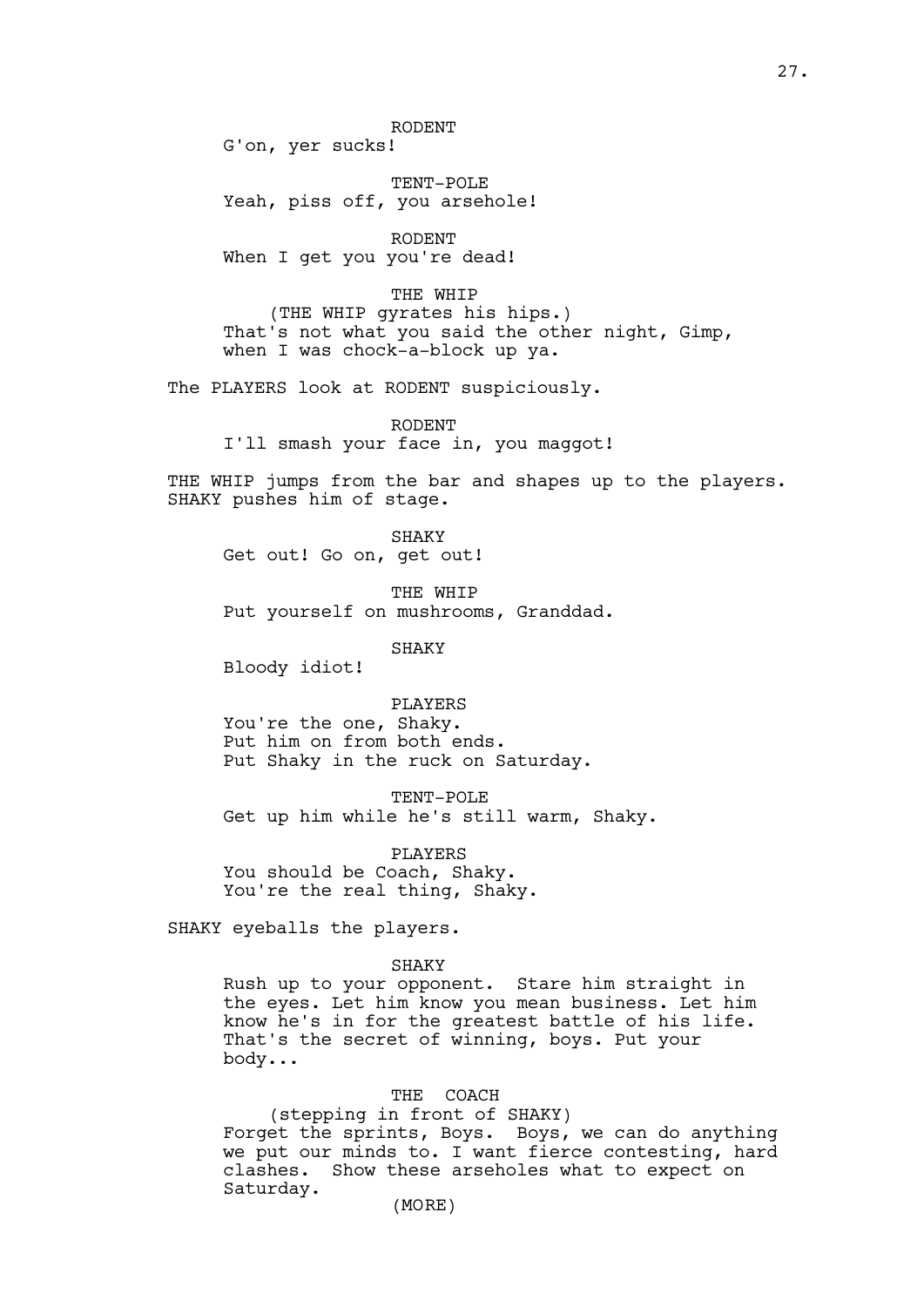RODENT

G'on, yer sucks!

TENT-POLE

Yeah, piss off, you arsehole!

RODENT

When I get you you're dead!

THE WHIP

(THE WHIP gyrates his hips.)

That's not what you said the other night, Gimp, when I was chock-a-block up ya.

The PLAYERS look at RODENT suspiciously.

RODENT

I'll smash your face in, you maggot!

THE WHIP jumps from the bar and shapes up to the players. SHAKY pushes him of stage.

SHAKY

Get out! Go on, get out!

THE WHIP

Put yourself on mushrooms, Granddad.

SHAKY

Bloody idiot!

PLAYERS

You're the one, Shaky.
Put him on from both ends.
Put Shaky in the ruck on Saturday.

TENT-POLE

Get up him while he's still warm, Shaky.

PLAYERS

You should be Coach, Shaky.
You're the real thing, Shaky.

SHAKY eyeballs the players.

SHAKY

Rush up to your opponent. Stare him straight in the eyes. Let him know you mean business. Let him know he's in for the greatest battle of his life. That's the secret of winning, boys. Put your body...

THE COACH

(stepping in front of SHAKY)

Forget the sprints, Boys. Boys, we can do anything we put our minds to. I want fierce contesting, hard clashes. Show these arseholes what to expect on Saturday.

(MORE)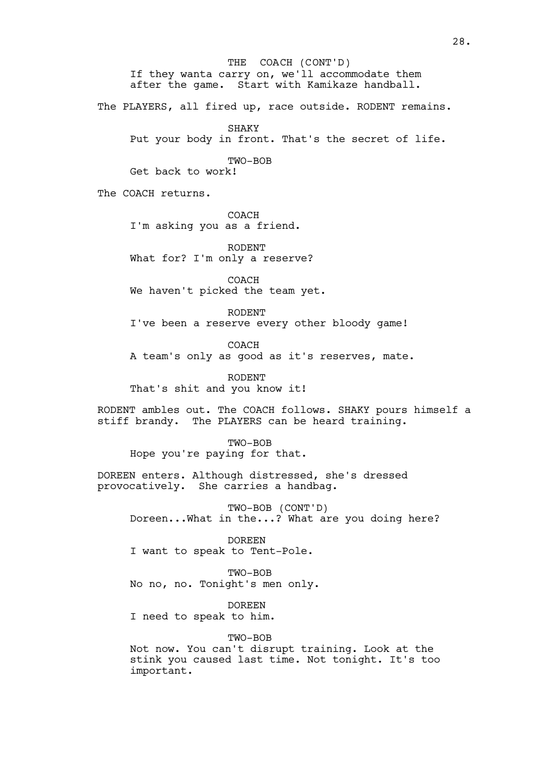THE COACH (CONT'D)
If they wanta carry on, we'll accommodate them after the game. Start with Kamikaze handball.

The PLAYERS, all fired up, race outside. RODENT remains.

SHAKY
Put your body in front. That's the secret of life.

TWO-BOB
Get back to work!

The COACH returns.

COACH
I'm asking you as a friend.

RODENT
What for? I'm only a reserve?

COACH
We haven't picked the team yet.

RODENT
I've been a reserve every other bloody game!

COACH
A team's only as good as it's reserves, mate.

RODENT
That's shit and you know it!

RODENT ambles out. The COACH follows. SHAKY pours himself a stiff brandy. The PLAYERS can be heard training.

TWO-BOB
Hope you're paying for that.

DOREEN enters. Although distressed, she's dressed provocatively. She carries a handbag.

TWO-BOB (CONT'D)
Doreen...What in the...? What are you doing here?

DOREEN
I want to speak to Tent-Pole.

TWO-BOB
No no, no. Tonight's men only.

DOREEN
I need to speak to him.

TWO-BOB
Not now. You can't disrupt training. Look at the stink you caused last time. Not tonight. It's too important.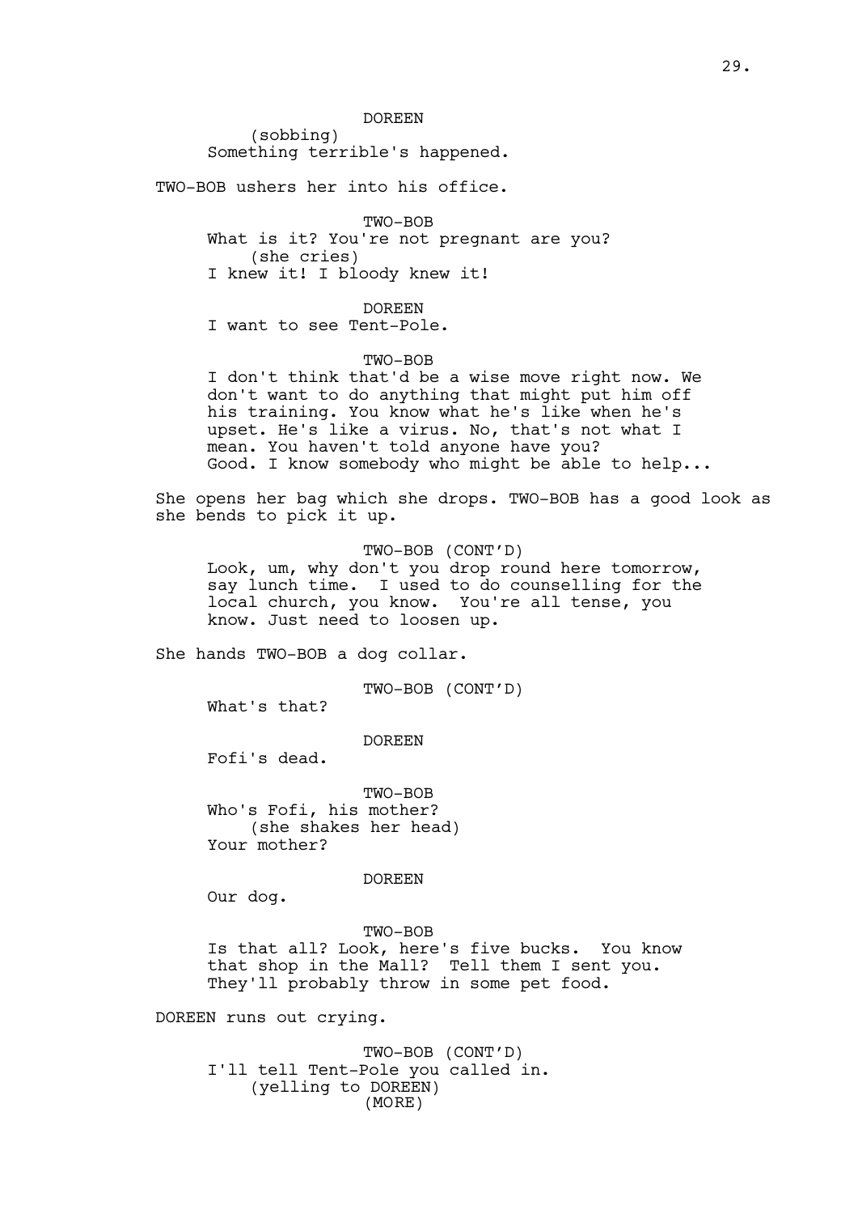DOREEN

(sobbing)

Something terrible's happened.

TWO-BOB ushers her into his office.

TWO-BOB

What is it? You're not pregnant are you?

(she cries)

I knew it! I bloody knew it!

DOREEN

I want to see Tent-Pole.

TWO-BOB

I don't think that'd be a wise move right now. We don't want to do anything that might put him off his training. You know what he's like when he's upset. He's like a virus. No, that's not what I mean. You haven't told anyone have you? Good. I know somebody who might be able to help...

She opens her bag which she drops. TWO-BOB has a good look as she bends to pick it up.

TWO-BOB (CONT'D)

Look, um, why don't you drop round here tomorrow, say lunch time. I used to do counselling for the local church, you know. You're all tense, you know. Just need to loosen up.

She hands TWO-BOB a dog collar.

TWO-BOB (CONT'D)

What's that?

DOREEN

Fofi's dead.

TWO-BOB

Who's Fofi, his mother?

(she shakes her head)

Your mother?

DOREEN

Our dog.

TWO-BOB

Is that all? Look, here's five bucks. You know that shop in the Mall? Tell them I sent you. They'll probably throw in some pet food.

DOREEN runs out crying.

TWO-BOB (CONT'D)

I'll tell Tent-Pole you called in.

(yelling to DOREEN)

(MORE)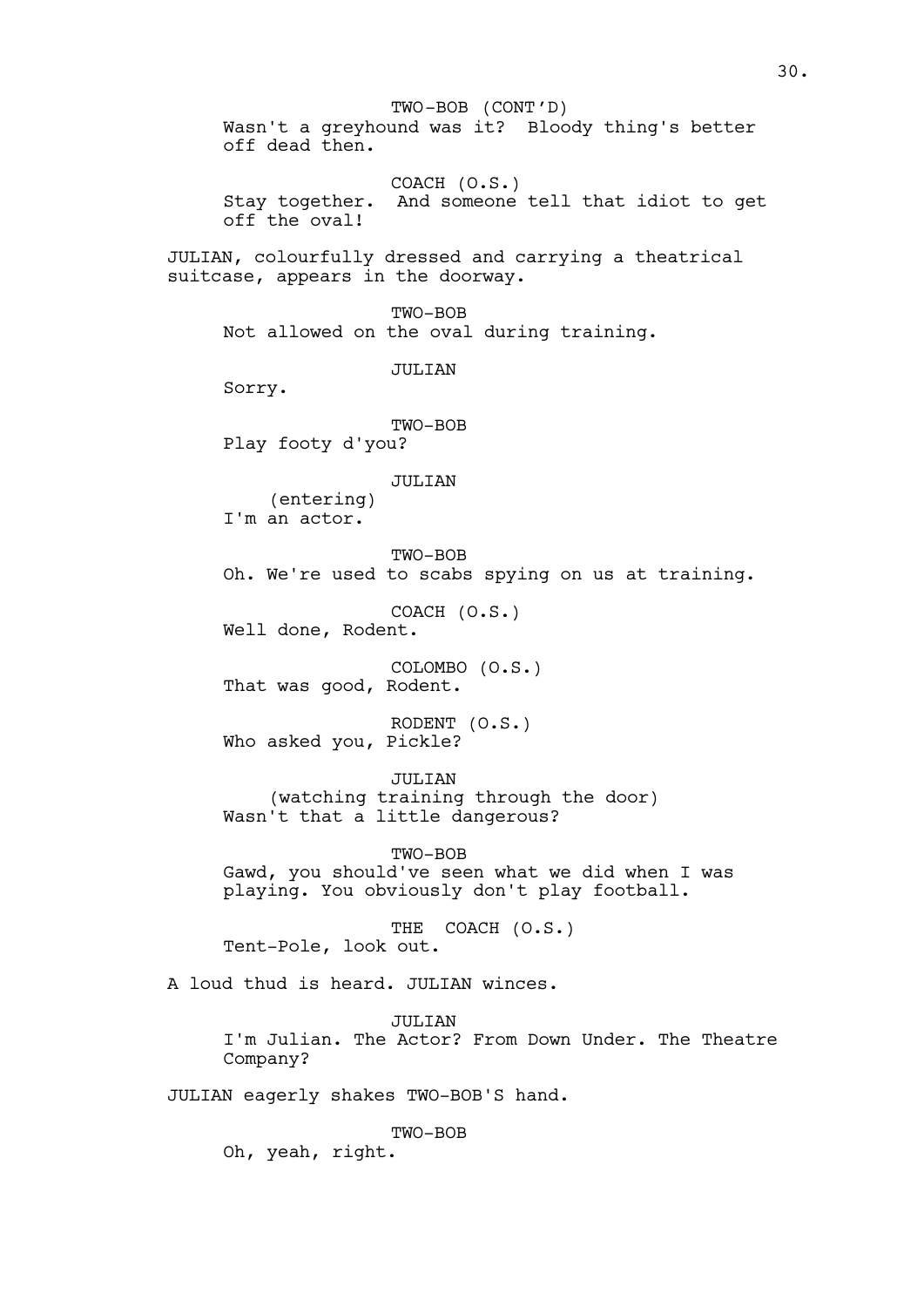TWO-BOB (CONT'D)
Wasn't a greyhound was it? Bloody thing's better off dead then.

COACH (O.S.)
Stay together. And someone tell that idiot to get off the oval!

JULIAN, colourfully dressed and carrying a theatrical suitcase, appears in the doorway.

TWO-BOB
Not allowed on the oval during training.

JULIAN
Sorry.

TWO-BOB
Play footy d'you?

JULIAN
(entering)
I'm an actor.

TWO-BOB
Oh. We're used to scabs spying on us at training.

COACH (O.S.)
Well done, Rodent.

COLOMBO (O.S.)
That was good, Rodent.

RODENT (O.S.)
Who asked you, Pickle?

JULIAN
(watching training through the door)
Wasn't that a little dangerous?

TWO-BOB
Gawd, you should've seen what we did when I was playing. You obviously don't play football.

THE COACH (O.S.)
Tent-Pole, look out.

A loud thud is heard. JULIAN winces.

JULIAN
I'm Julian. The Actor? From Down Under. The Theatre Company?

JULIAN eagerly shakes TWO-BOB'S hand.

TWO-BOB
Oh, yeah, right.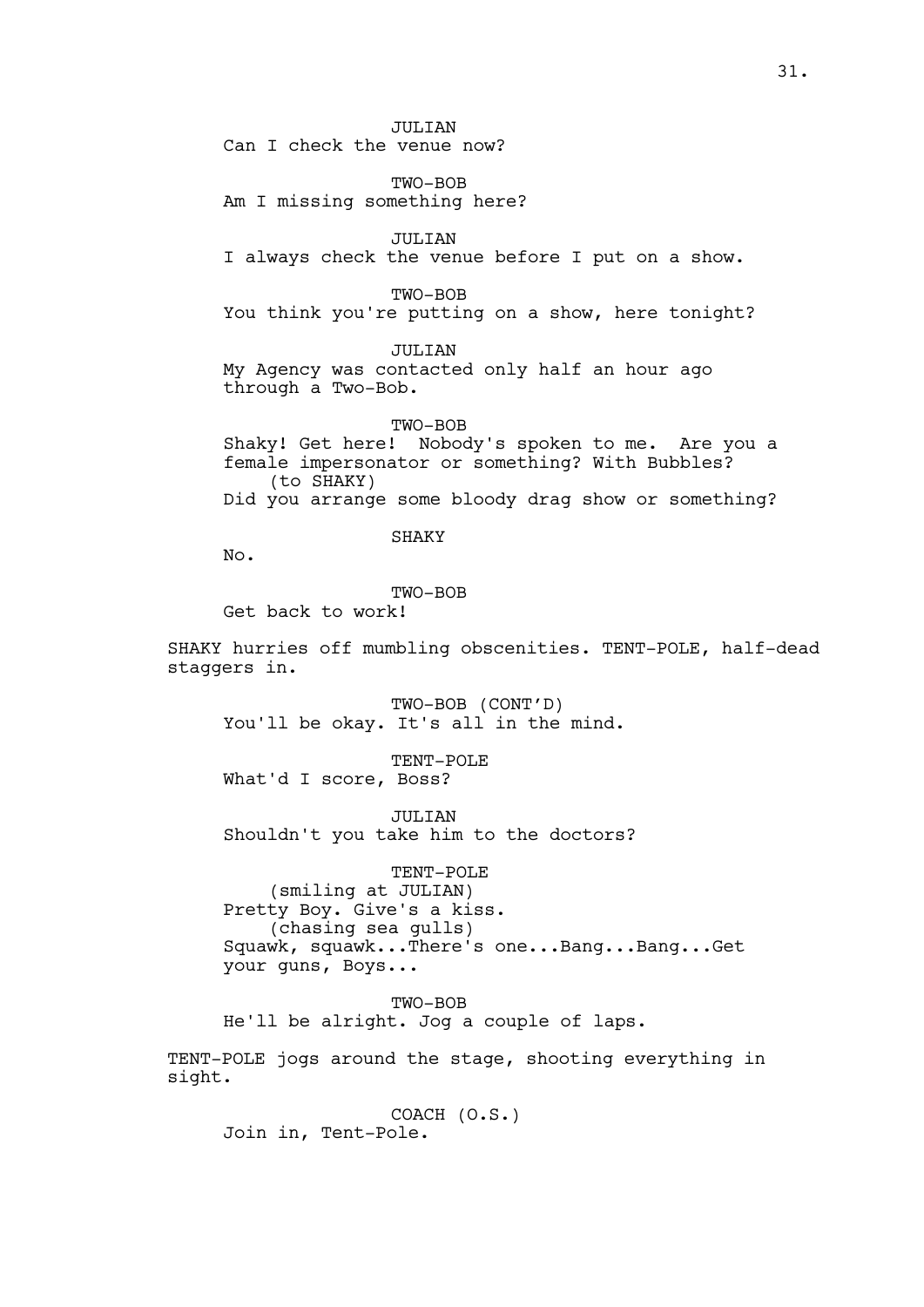JULIAN
Can I check the venue now?

TWO-BOB
Am I missing something here?

JULIAN
I always check the venue before I put on a show.

TWO-BOB
You think you're putting on a show, here tonight?

JULIAN
My Agency was contacted only half an hour ago through a Two-Bob.

TWO-BOB
Shaky! Get here! Nobody's spoken to me. Are you a female impersonator or something? With Bubbles?
(to SHAKY)
Did you arrange some bloody drag show or something?

SHAKY
No.

TWO-BOB
Get back to work!

SHAKY hurries off mumbling obscenities. TENT-POLE, half-dead staggers in.

TWO-BOB (CONT'D)
You'll be okay. It's all in the mind.

TENT-POLE
What'd I score, Boss?

JULIAN
Shouldn't you take him to the doctors?

TENT-POLE
(smiling at JULIAN)
Pretty Boy. Give's a kiss.
(chasing sea gulls)
Squawk, squawk...There's one...Bang...Bang...Get your guns, Boys...

TWO-BOB
He'll be alright. Jog a couple of laps.

TENT-POLE jogs around the stage, shooting everything in sight.

COACH (O.S.)
Join in, Tent-Pole.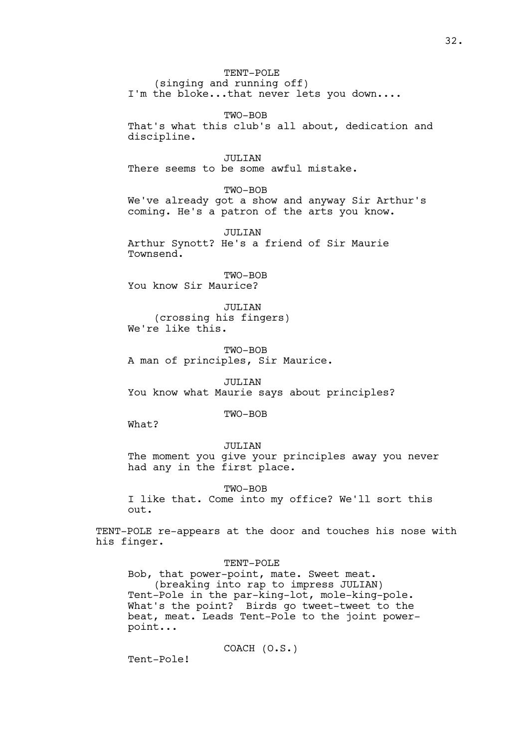TENT-POLE
(singing and running off)
I'm the bloke...that never lets you down....

TWO-BOB
That's what this club's all about, dedication and discipline.

JULIAN
There seems to be some awful mistake.

TWO-BOB
We've already got a show and anyway Sir Arthur's coming. He's a patron of the arts you know.

JULIAN
Arthur Synott? He's a friend of Sir Maurie Townsend.

TWO-BOB
You know Sir Maurice?

JULIAN
(crossing his fingers)
We're like this.

TWO-BOB
A man of principles, Sir Maurice.

JULIAN
You know what Maurie says about principles?

TWO-BOB
What?

JULIAN
The moment you give your principles away you never had any in the first place.

TWO-BOB
I like that. Come into my office? We'll sort this out.

TENT-POLE re-appears at the door and touches his nose with his finger.

TENT-POLE
Bob, that power-point, mate. Sweet meat.
(breaking into rap to impress JULIAN)
Tent-Pole in the par-king-lot, mole-king-pole. What's the point? Birds go tweet-tweet to the beat, meat. Leads Tent-Pole to the joint power-point...

COACH (O.S.)
Tent-Pole!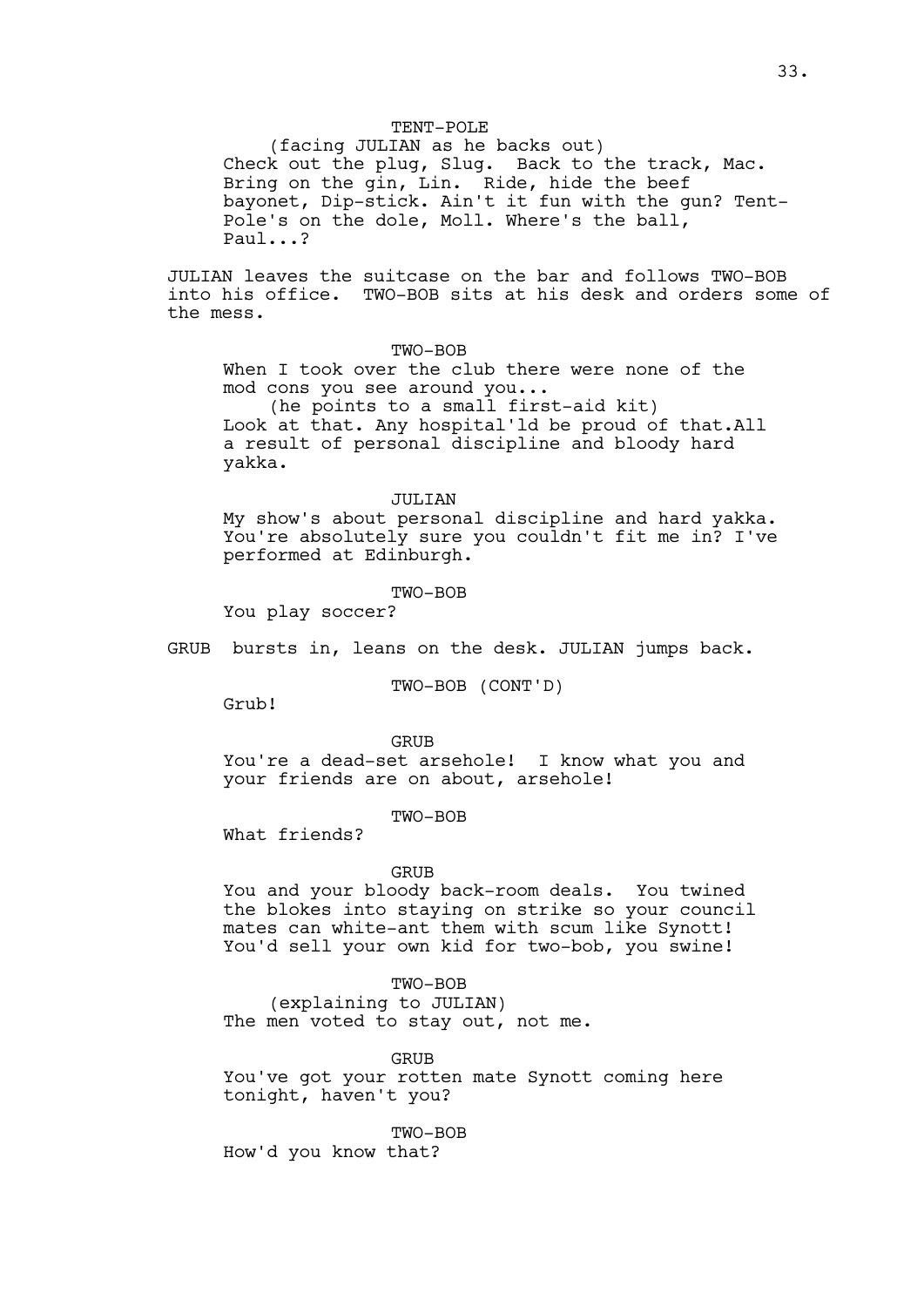TENT-POLE
(facing JULIAN as he backs out)
Check out the plug, Slug. Back to the track, Mac. Bring on the gin, Lin. Ride, hide the beef bayonet, Dip-stick. Ain't it fun with the gun? Tent-Pole's on the dole, Moll. Where's the ball, Paul...?

JULIAN leaves the suitcase on the bar and follows TWO-BOB into his office. TWO-BOB sits at his desk and orders some of the mess.

TWO-BOB
When I took over the club there were none of the mod cons you see around you...
(he points to a small first-aid kit)
Look at that. Any hospital'ld be proud of that.All a result of personal discipline and bloody hard yakka.

JULIAN
My show's about personal discipline and hard yakka. You're absolutely sure you couldn't fit me in? I've performed at Edinburgh.

TWO-BOB
You play soccer?

GRUB bursts in, leans on the desk. JULIAN jumps back.

TWO-BOB (CONT'D)
Grub!

GRUB
You're a dead-set arsehole! I know what you and your friends are on about, arsehole!

TWO-BOB
What friends?

GRUB
You and your bloody back-room deals. You twined the blokes into staying on strike so your council mates can white-ant them with scum like Synott! You'd sell your own kid for two-bob, you swine!

TWO-BOB
(explaining to JULIAN)
The men voted to stay out, not me.

GRUB
You've got your rotten mate Synott coming here tonight, haven't you?

TWO-BOB
How'd you know that?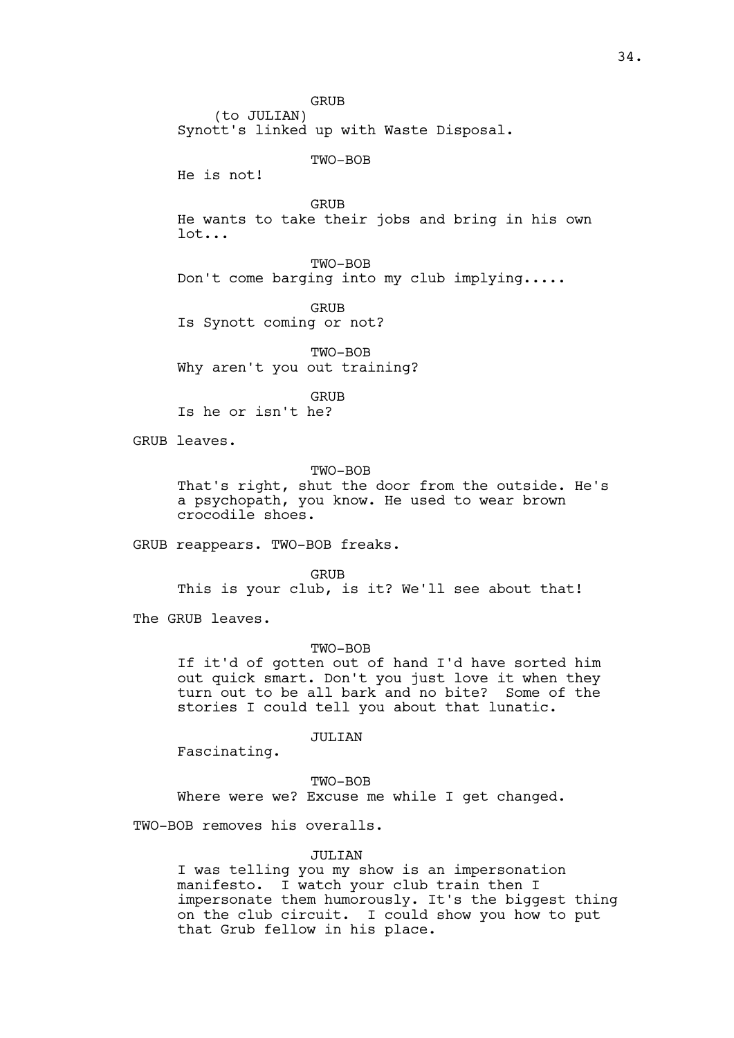GRUB
(to JULIAN)
Synott's linked up with Waste Disposal.

TWO-BOB
He is not!

GRUB
He wants to take their jobs and bring in his own lot...

TWO-BOB
Don't come barging into my club implying.....

GRUB
Is Synott coming or not?

TWO-BOB
Why aren't you out training?

GRUB
Is he or isn't he?

GRUB leaves.

TWO-BOB
That's right, shut the door from the outside. He's a psychopath, you know. He used to wear brown crocodile shoes.

GRUB reappears. TWO-BOB freaks.

GRUB
This is your club, is it? We'll see about that!

The GRUB leaves.

TWO-BOB
If it'd of gotten out of hand I'd have sorted him out quick smart. Don't you just love it when they turn out to be all bark and no bite? Some of the stories I could tell you about that lunatic.

JULIAN
Fascinating.

TWO-BOB
Where were we? Excuse me while I get changed.

TWO-BOB removes his overalls.

JULIAN
I was telling you my show is an impersonation manifesto. I watch your club train then I impersonate them humorously. It's the biggest thing on the club circuit. I could show you how to put that Grub fellow in his place.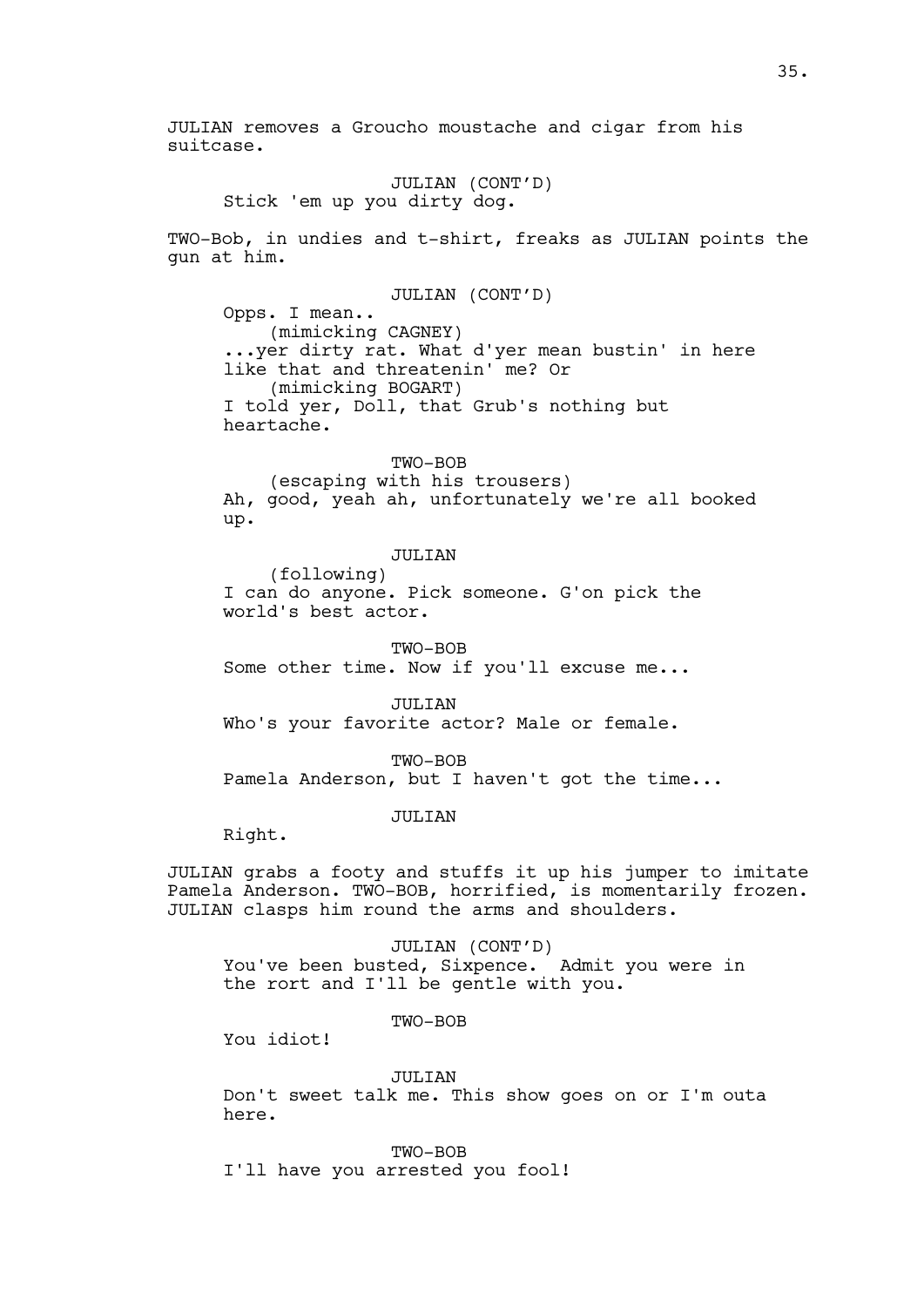JULIAN removes a Groucho moustache and cigar from his suitcase.

JULIAN (CONT'D)
Stick 'em up you dirty dog.

TWO-Bob, in undies and t-shirt, freaks as JULIAN points the gun at him.

JULIAN (CONT'D)
Opps. I mean..
(mimicking CAGNEY)
...yer dirty rat. What d'yer mean bustin' in here like that and threatenin' me? Or
(mimicking BOGART)
I told yer, Doll, that Grub's nothing but heartache.

TWO-BOB
(escaping with his trousers)
Ah, good, yeah ah, unfortunately we're all booked up.

JULIAN
(following)
I can do anyone. Pick someone. G'on pick the world's best actor.

TWO-BOB
Some other time. Now if you'll excuse me...

JULIAN
Who's your favorite actor? Male or female.

TWO-BOB
Pamela Anderson, but I haven't got the time...

JULIAN
Right.

JULIAN grabs a footy and stuffs it up his jumper to imitate Pamela Anderson. TWO-BOB, horrified, is momentarily frozen. JULIAN clasps him round the arms and shoulders.

JULIAN (CONT'D)
You've been busted, Sixpence. Admit you were in the rort and I'll be gentle with you.

TWO-BOB
You idiot!

JULIAN
Don't sweet talk me. This show goes on or I'm outa here.

TWO-BOB
I'll have you arrested you fool!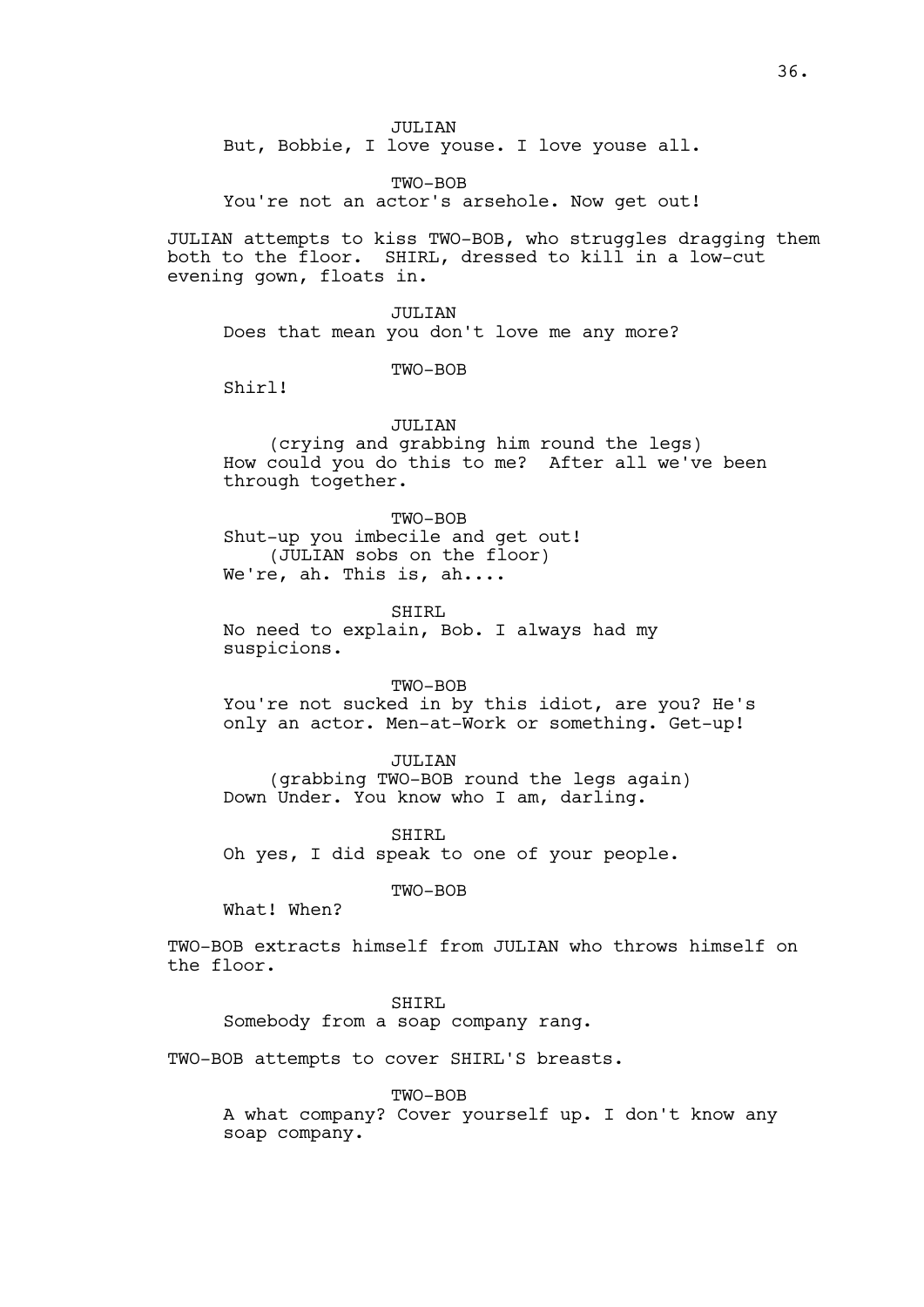JULIAN
But, Bobbie, I love youse. I love youse all.

TWO-BOB
You're not an actor's arsehole. Now get out!

JULIAN attempts to kiss TWO-BOB, who struggles dragging them both to the floor. SHIRL, dressed to kill in a low-cut evening gown, floats in.

JULIAN
Does that mean you don't love me any more?

TWO-BOB
Shirl!

JULIAN
(crying and grabbing him round the legs)
How could you do this to me? After all we've been through together.

TWO-BOB
Shut-up you imbecile and get out!
(JULIAN sobs on the floor)
We're, ah. This is, ah....

SHIRL
No need to explain, Bob. I always had my suspicions.

TWO-BOB
You're not sucked in by this idiot, are you? He's only an actor. Men-at-Work or something. Get-up!

JULIAN
(grabbing TWO-BOB round the legs again)
Down Under. You know who I am, darling.

SHIRL
Oh yes, I did speak to one of your people.

TWO-BOB
What! When?

TWO-BOB extracts himself from JULIAN who throws himself on the floor.

SHIRL
Somebody from a soap company rang.

TWO-BOB attempts to cover SHIRL'S breasts.

TWO-BOB
A what company? Cover yourself up. I don't know any soap company.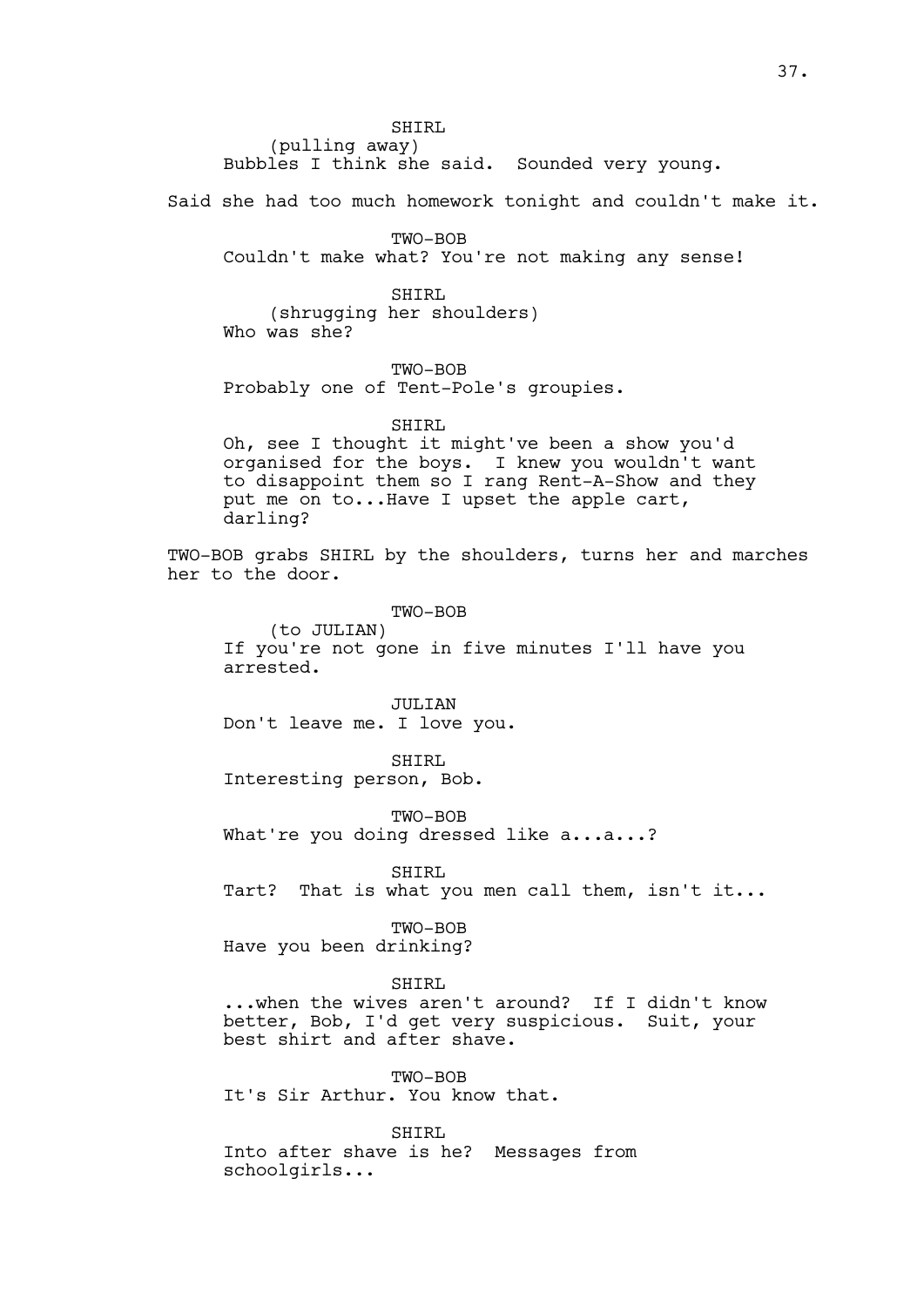SHIRL

(pulling away)

Bubbles I think she said. Sounded very young.

Said she had too much homework tonight and couldn't make it.

TWO-BOB

Couldn't make what? You're not making any sense!

SHIRL

(shrugging her shoulders)

Who was she?

TWO-BOB

Probably one of Tent-Pole's groupies.

SHIRL

Oh, see I thought it might've been a show you'd organised for the boys. I knew you wouldn't want to disappoint them so I rang Rent-A-Show and they put me on to...Have I upset the apple cart, darling?

TWO-BOB grabs SHIRL by the shoulders, turns her and marches her to the door.

TWO-BOB

(to JULIAN)

If you're not gone in five minutes I'll have you arrested.

JULIAN

Don't leave me. I love you.

SHIRL

Interesting person, Bob.

TWO-BOB

What're you doing dressed like a...a...?

SHIRL

Tart? That is what you men call them, isn't it...

TWO-BOB

Have you been drinking?

SHIRL

...when the wives aren't around? If I didn't know better, Bob, I'd get very suspicious. Suit, your best shirt and after shave.

TWO-BOB

It's Sir Arthur. You know that.

SHIRL

Into after shave is he? Messages from schoolgirls...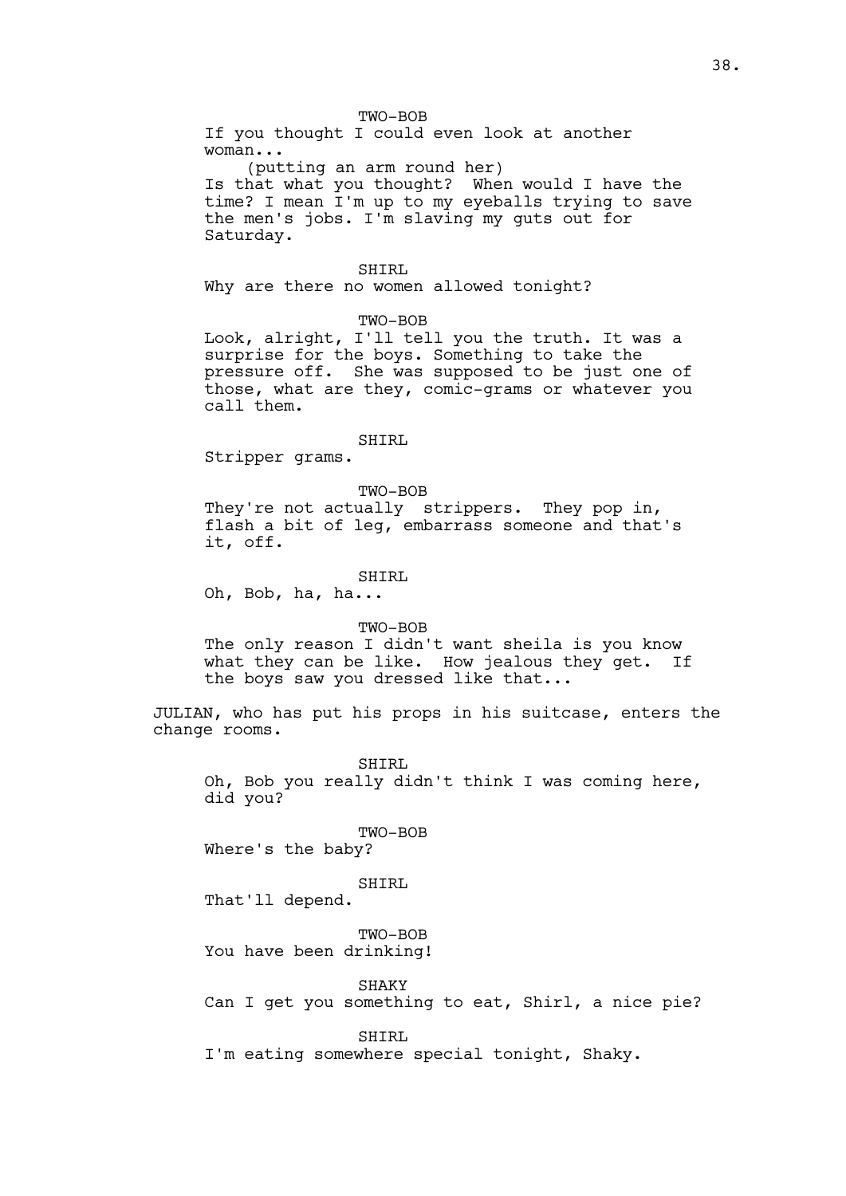TWO-BOB

If you thought I could even look at another woman...

(putting an arm round her)

Is that what you thought? When would I have the time? I mean I'm up to my eyeballs trying to save the men's jobs. I'm slaving my guts out for Saturday.

SHIRL

Why are there no women allowed tonight?

TWO-BOB

Look, alright, I'll tell you the truth. It was a surprise for the boys. Something to take the pressure off. She was supposed to be just one of those, what are they, comic-grams or whatever you call them.

SHIRL

Stripper grams.

TWO-BOB

They're not actually strippers. They pop in, flash a bit of leg, embarrass someone and that's it, off.

SHIRL

Oh, Bob, ha, ha...

TWO-BOB

The only reason I didn't want sheila is you know what they can be like. How jealous they get. If the boys saw you dressed like that...

JULIAN, who has put his props in his suitcase, enters the change rooms.

SHIRL

Oh, Bob you really didn't think I was coming here, did you?

TWO-BOB

Where's the baby?

SHIRL

That'll depend.

TWO-BOB

You have been drinking!

SHAKY

Can I get you something to eat, Shirl, a nice pie?

SHIRL

I'm eating somewhere special tonight, Shaky.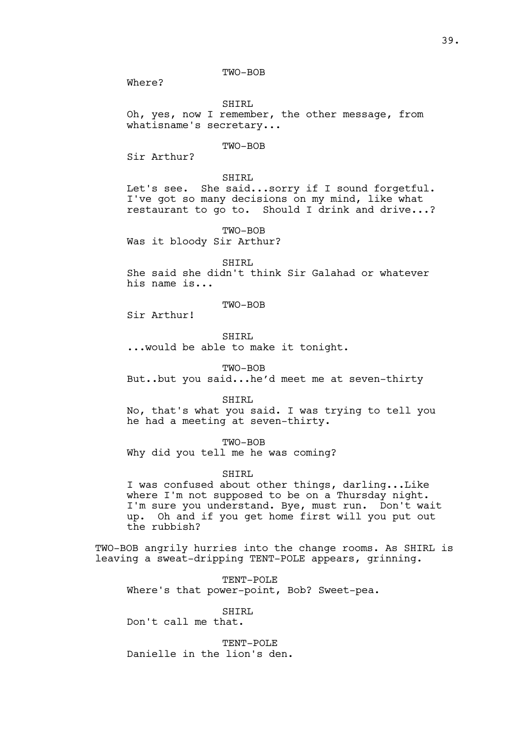TWO-BOB

Where?

SHIRL

Oh, yes, now I remember, the other message, from whatisname's secretary...

TWO-BOB

Sir Arthur?

SHIRL

Let's see. She said...sorry if I sound forgetful. I've got so many decisions on my mind, like what restaurant to go to. Should I drink and drive...?

TWO-BOB

Was it bloody Sir Arthur?

SHIRL

She said she didn't think Sir Galahad or whatever his name is...

TWO-BOB

Sir Arthur!

SHIRL

...would be able to make it tonight.

TWO-BOB

But..but you said...he'd meet me at seven-thirty

SHIRL

No, that's what you said. I was trying to tell you he had a meeting at seven-thirty.

TWO-BOB

Why did you tell me he was coming?

SHIRL

I was confused about other things, darling...Like where I'm not supposed to be on a Thursday night. I'm sure you understand. Bye, must run. Don't wait up. Oh and if you get home first will you put out the rubbish?

TWO-BOB angrily hurries into the change rooms. As SHIRL is leaving a sweat-dripping TENT-POLE appears, grinning.

TENT-POLE

Where's that power-point, Bob? Sweet-pea.

SHIRL

Don't call me that.

TENT-POLE

Danielle in the lion's den.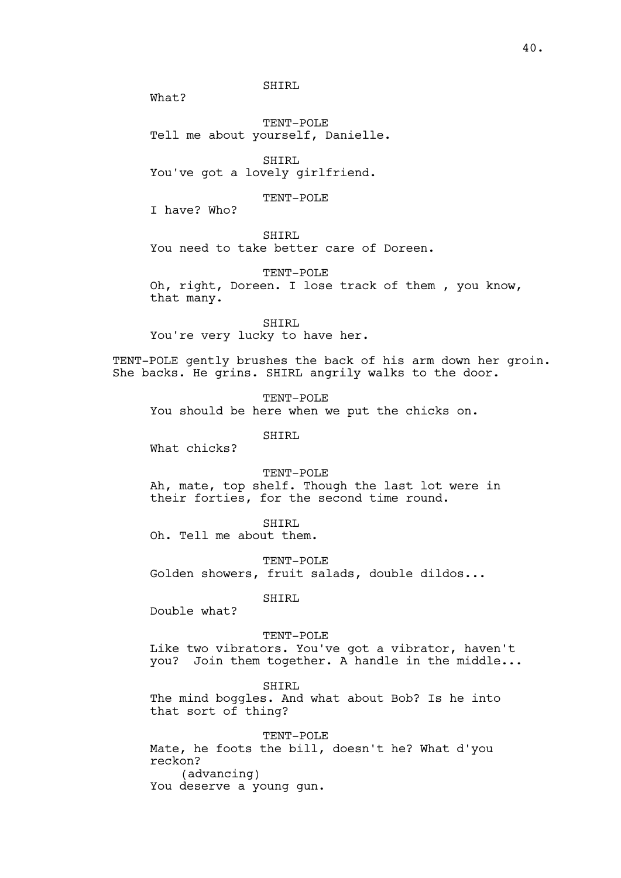SHIRL

What?

TENT-POLE

Tell me about yourself, Danielle.

SHIRL

You've got a lovely girlfriend.

TENT-POLE

I have? Who?

SHIRL

You need to take better care of Doreen.

TENT-POLE

Oh, right, Doreen. I lose track of them , you know, that many.

SHIRL

You're very lucky to have her.

TENT-POLE gently brushes the back of his arm down her groin. She backs. He grins. SHIRL angrily walks to the door.

TENT-POLE

You should be here when we put the chicks on.

SHIRL

What chicks?

TENT-POLE

Ah, mate, top shelf. Though the last lot were in their forties, for the second time round.

SHIRL

Oh. Tell me about them.

TENT-POLE

Golden showers, fruit salads, double dildos...

SHIRL

Double what?

TENT-POLE

Like two vibrators. You've got a vibrator, haven't you? Join them together. A handle in the middle...

SHIRL

The mind boggles. And what about Bob? Is he into that sort of thing?

TENT-POLE

Mate, he foots the bill, doesn't he? What d'you reckon?

(advancing)

You deserve a young gun.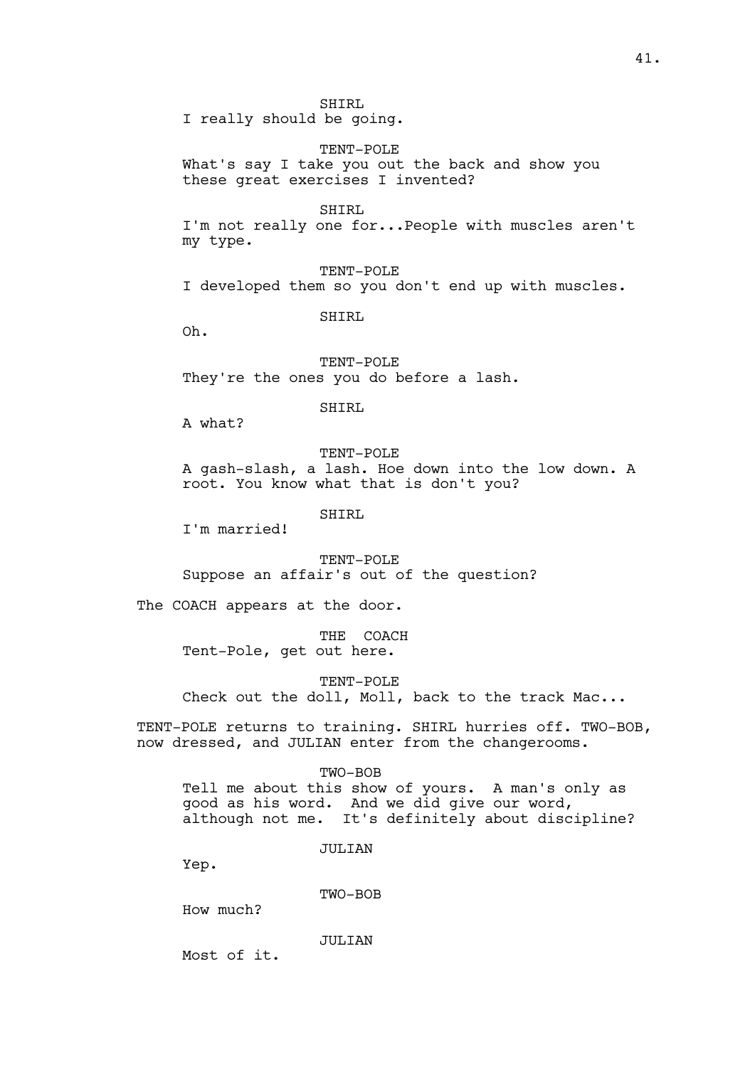SHIRL
I really should be going.

TENT-POLE
What's say I take you out the back and show you these great exercises I invented?

SHIRL
I'm not really one for...People with muscles aren't my type.

TENT-POLE
I developed them so you don't end up with muscles.

SHIRL
Oh.

TENT-POLE
They're the ones you do before a lash.

SHIRL
A what?

TENT-POLE
A gash-slash, a lash. Hoe down into the low down. A root. You know what that is don't you?

SHIRL
I'm married!

TENT-POLE
Suppose an affair's out of the question?

The COACH appears at the door.

THE COACH
Tent-Pole, get out here.

TENT-POLE
Check out the doll, Moll, back to the track Mac...

TENT-POLE returns to training. SHIRL hurries off. TWO-BOB, now dressed, and JULIAN enter from the changerooms.

TWO-BOB
Tell me about this show of yours. A man's only as good as his word. And we did give our word, although not me. It's definitely about discipline?

JULIAN
Yep.

TWO-BOB
How much?

JULIAN
Most of it.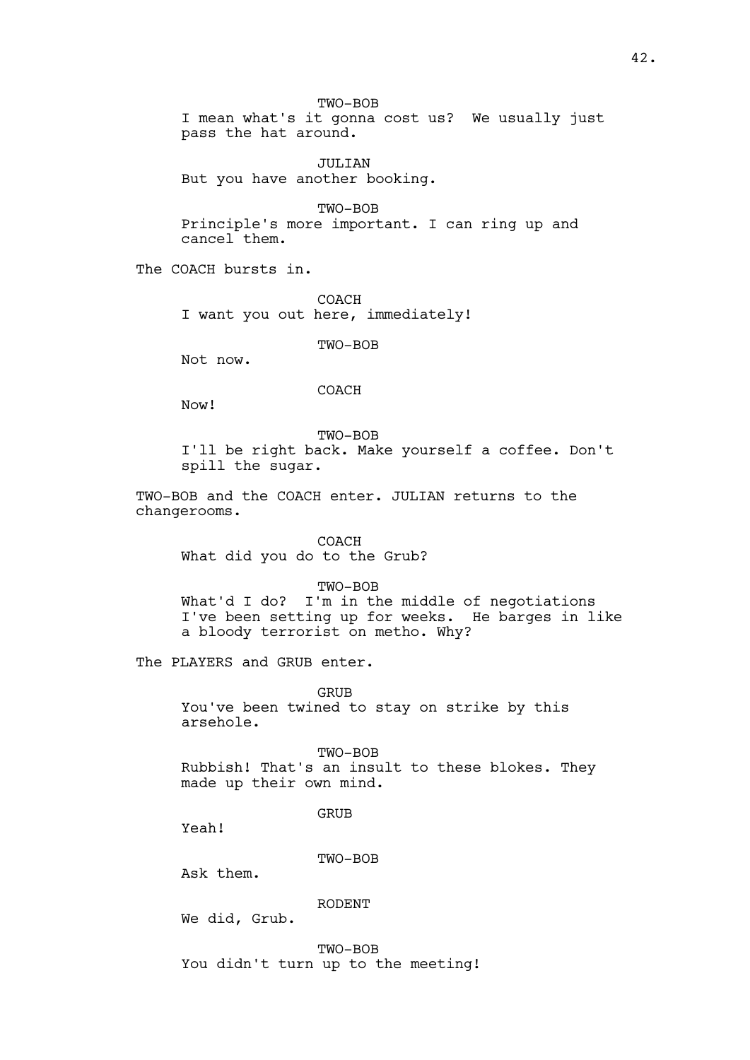TWO-BOB

I mean what's it gonna cost us? We usually just pass the hat around.

JULIAN

But you have another booking.

TWO-BOB

Principle's more important. I can ring up and cancel them.

The COACH bursts in.

COACH

I want you out here, immediately!

TWO-BOB

Not now.

COACH

Now!

TWO-BOB

I'll be right back. Make yourself a coffee. Don't spill the sugar.

TWO-BOB and the COACH enter. JULIAN returns to the changerooms.

COACH

What did you do to the Grub?

TWO-BOB

What'd I do? I'm in the middle of negotiations I've been setting up for weeks. He barges in like a bloody terrorist on metho. Why?

The PLAYERS and GRUB enter.

GRUB

You've been twined to stay on strike by this arsehole.

TWO-BOB

Rubbish! That's an insult to these blokes. They made up their own mind.

GRUB

Yeah!

TWO-BOB

Ask them.

RODENT

We did, Grub.

TWO-BOB

You didn't turn up to the meeting!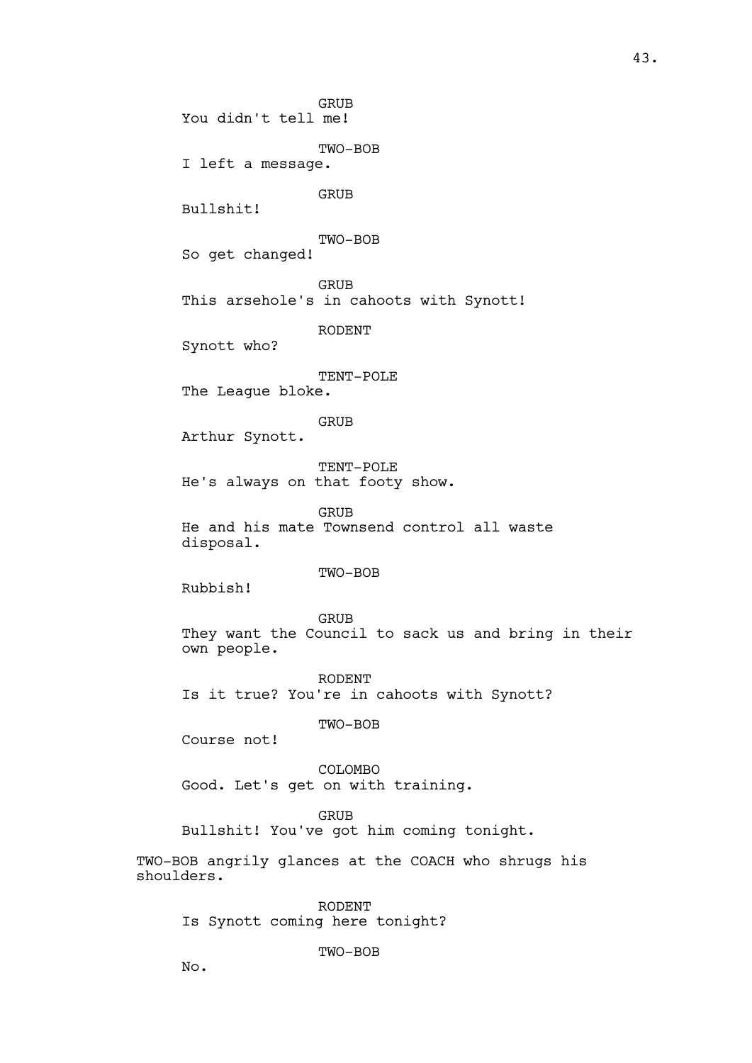GRUB
You didn't tell me!

TWO-BOB
I left a message.

GRUB
Bullshit!

TWO-BOB
So get changed!

GRUB
This arsehole's in cahoots with Synott!

RODENT
Synott who?

TENT-POLE
The League bloke.

GRUB
Arthur Synott.

TENT-POLE
He's always on that footy show.

GRUB
He and his mate Townsend control all waste disposal.

TWO-BOB
Rubbish!

GRUB
They want the Council to sack us and bring in their own people.

RODENT
Is it true? You're in cahoots with Synott?

TWO-BOB
Course not!

COLOMBO
Good. Let's get on with training.

GRUB
Bullshit! You've got him coming tonight.

TWO-BOB angrily glances at the COACH who shrugs his shoulders.

RODENT
Is Synott coming here tonight?

TWO-BOB
No.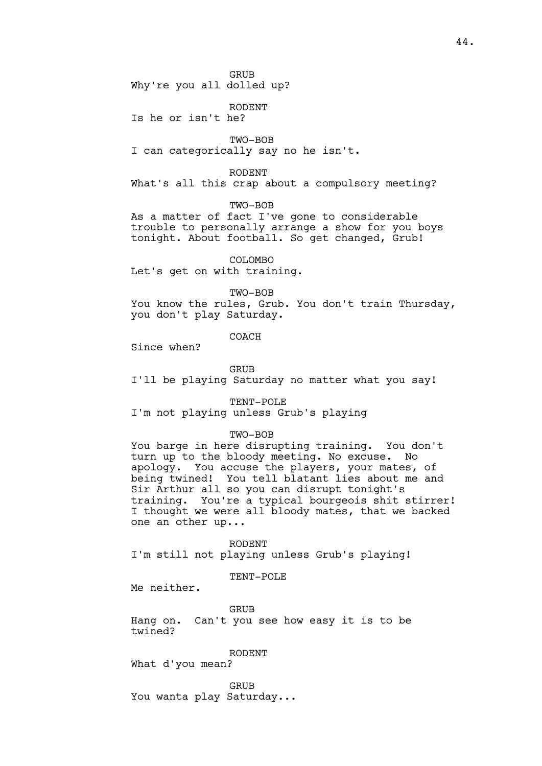GRUB
Why're you all dolled up?

RODENT
Is he or isn't he?

TWO-BOB
I can categorically say no he isn't.

RODENT
What's all this crap about a compulsory meeting?

TWO-BOB
As a matter of fact I've gone to considerable trouble to personally arrange a show for you boys tonight. About football. So get changed, Grub!

COLOMBO
Let's get on with training.

TWO-BOB
You know the rules, Grub. You don't train Thursday, you don't play Saturday.

COACH
Since when?

GRUB
I'll be playing Saturday no matter what you say!

TENT-POLE
I'm not playing unless Grub's playing

TWO-BOB
You barge in here disrupting training. You don't turn up to the bloody meeting. No excuse. No apology. You accuse the players, your mates, of being twined! You tell blatant lies about me and Sir Arthur all so you can disrupt tonight's training. You're a typical bourgeois shit stirrer! I thought we were all bloody mates, that we backed one an other up...

RODENT
I'm still not playing unless Grub's playing!

TENT-POLE
Me neither.

GRUB
Hang on. Can't you see how easy it is to be twined?

RODENT
What d'you mean?

GRUB
You wanta play Saturday...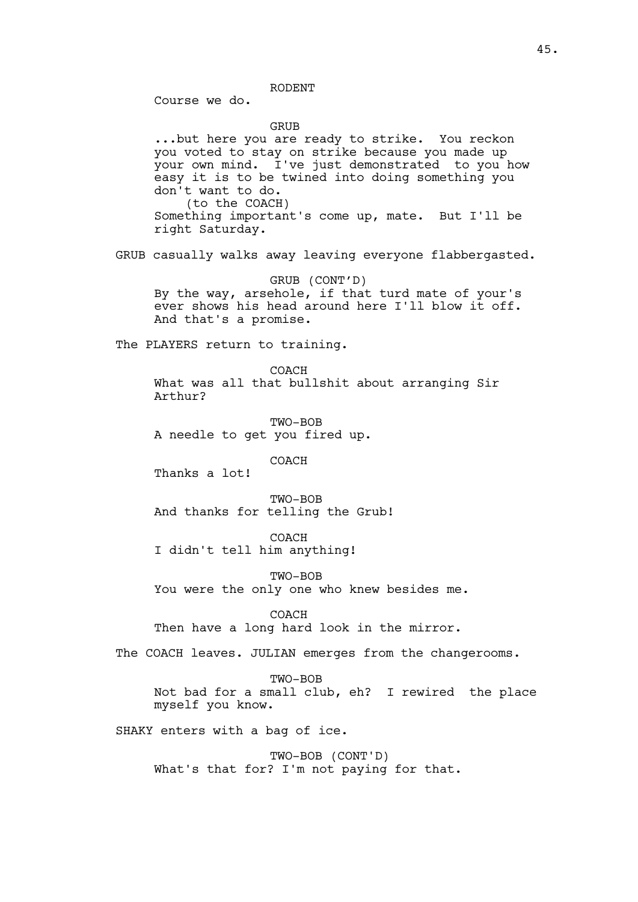RODENT

Course we do.

GRUB

...but here you are ready to strike. You reckon you voted to stay on strike because you made up your own mind. I've just demonstrated to you how easy it is to be twined into doing something you don't want to do.

(to the COACH)

Something important's come up, mate. But I'll be right Saturday.

GRUB casually walks away leaving everyone flabbergasted.

GRUB (CONT'D)

By the way, arsehole, if that turd mate of your's ever shows his head around here I'll blow it off. And that's a promise.

The PLAYERS return to training.

COACH

What was all that bullshit about arranging Sir Arthur?

TWO-BOB

A needle to get you fired up.

COACH

Thanks a lot!

TWO-BOB

And thanks for telling the Grub!

COACH

I didn't tell him anything!

TWO-BOB

You were the only one who knew besides me.

COACH

Then have a long hard look in the mirror.

The COACH leaves. JULIAN emerges from the changerooms.

TWO-BOB

Not bad for a small club, eh? I rewired the place myself you know.

SHAKY enters with a bag of ice.

TWO-BOB (CONT'D)

What's that for? I'm not paying for that.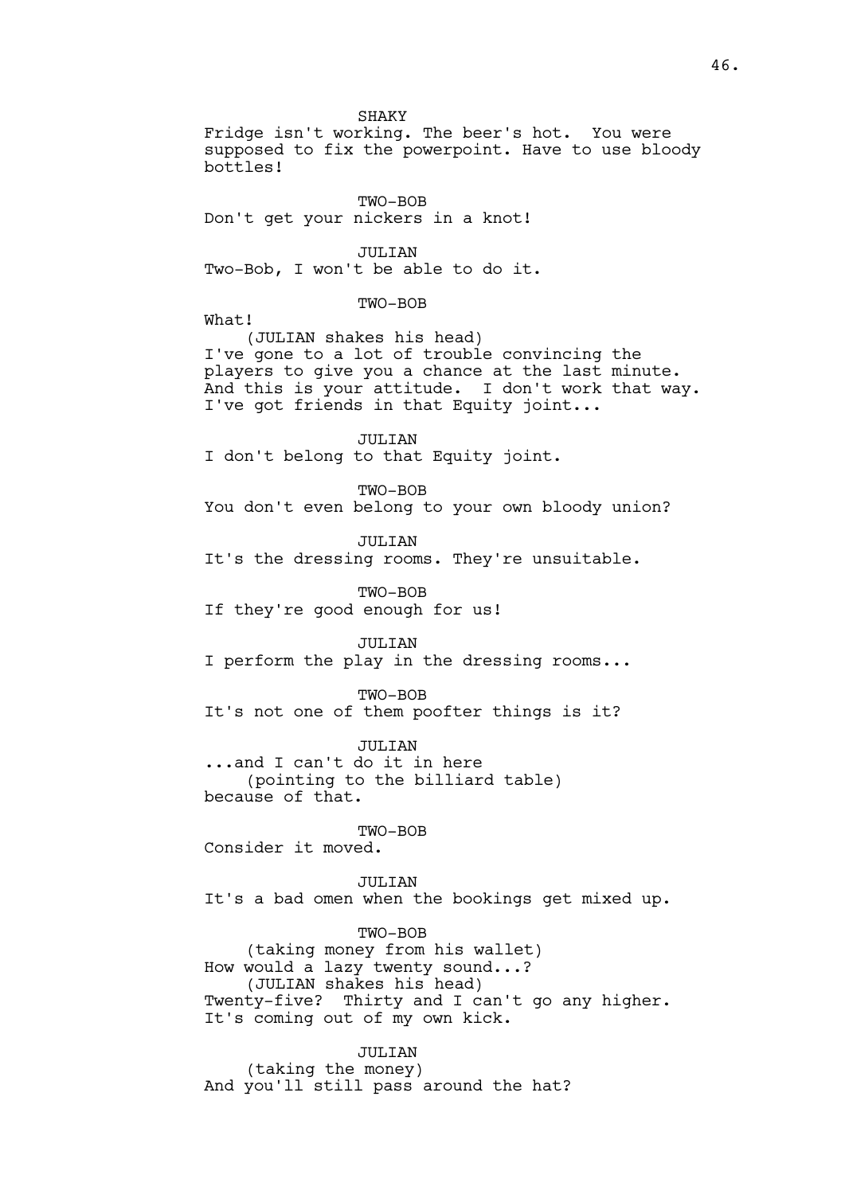SHAKY

Fridge isn't working. The beer's hot. You were supposed to fix the powerpoint. Have to use bloody bottles!

TWO-BOB

Don't get your nickers in a knot!

JULIAN

Two-Bob, I won't be able to do it.

TWO-BOB

What!

(JULIAN shakes his head)

I've gone to a lot of trouble convincing the players to give you a chance at the last minute. And this is your attitude. I don't work that way. I've got friends in that Equity joint...

JULIAN

I don't belong to that Equity joint.

TWO-BOB

You don't even belong to your own bloody union?

JULIAN

It's the dressing rooms. They're unsuitable.

TWO-BOB

If they're good enough for us!

JULIAN

I perform the play in the dressing rooms...

TWO-BOB

It's not one of them poofter things is it?

JULIAN

...and I can't do it in here

(pointing to the billiard table)

because of that.

TWO-BOB

Consider it moved.

JULIAN

It's a bad omen when the bookings get mixed up.

TWO-BOB

(taking money from his wallet)

How would a lazy twenty sound...?

(JULIAN shakes his head)

Twenty-five? Thirty and I can't go any higher. It's coming out of my own kick.

JULIAN

(taking the money)

And you'll still pass around the hat?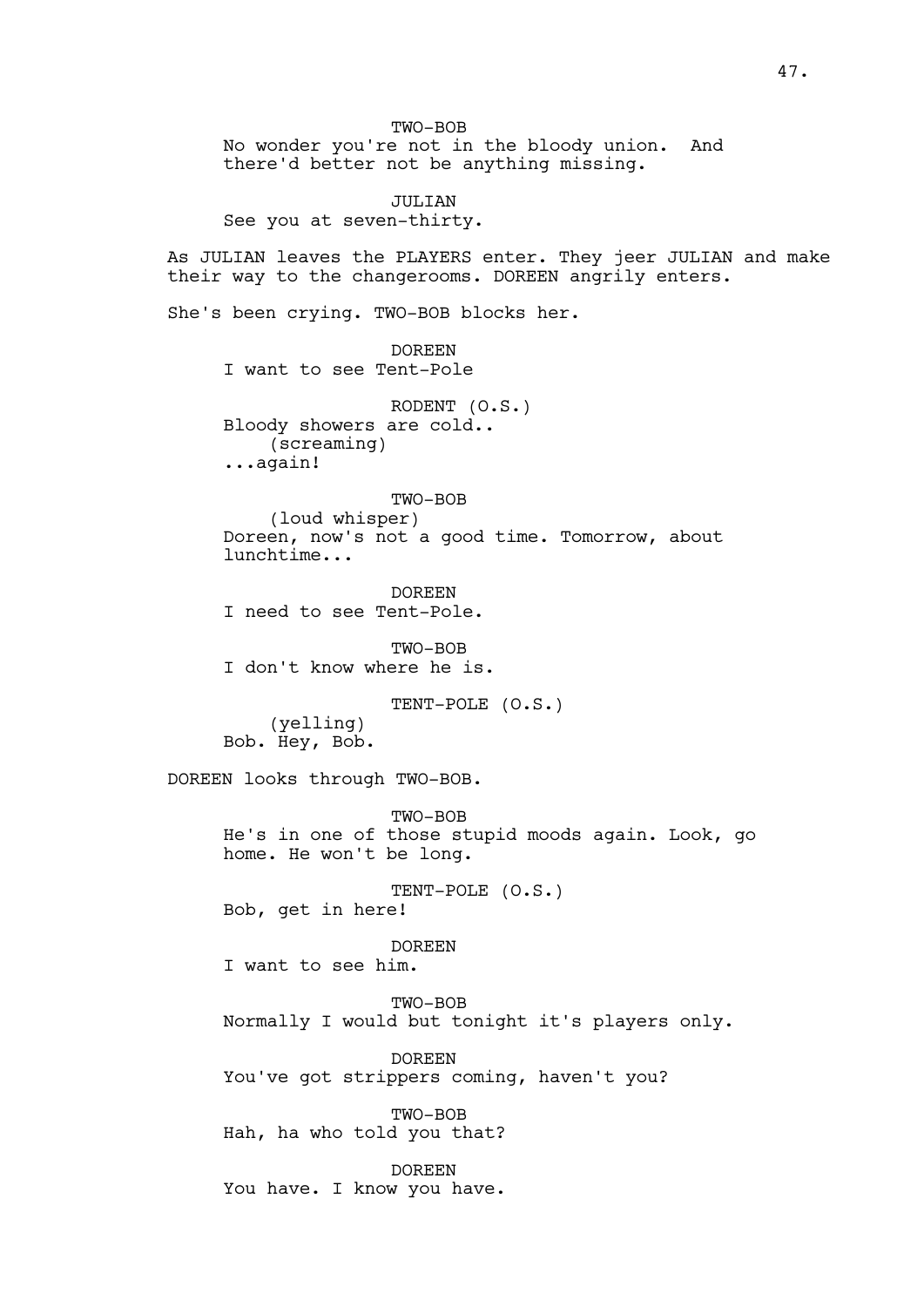TWO-BOB
No wonder you're not in the bloody union. And there'd better not be anything missing.

JULIAN
See you at seven-thirty.

As JULIAN leaves the PLAYERS enter. They jeer JULIAN and make their way to the changerooms. DOREEN angrily enters.

She's been crying. TWO-BOB blocks her.

DOREEN
I want to see Tent-Pole

RODENT (O.S.)
Bloody showers are cold..
(screaming)
...again!

TWO-BOB
(loud whisper)
Doreen, now's not a good time. Tomorrow, about lunchtime...

DOREEN
I need to see Tent-Pole.

TWO-BOB
I don't know where he is.

TENT-POLE (O.S.)
(yelling)
Bob. Hey, Bob.

DOREEN looks through TWO-BOB.

TWO-BOB
He's in one of those stupid moods again. Look, go home. He won't be long.

TENT-POLE (O.S.)
Bob, get in here!

DOREEN
I want to see him.

TWO-BOB
Normally I would but tonight it's players only.

DOREEN
You've got strippers coming, haven't you?

TWO-BOB
Hah, ha who told you that?

DOREEN
You have. I know you have.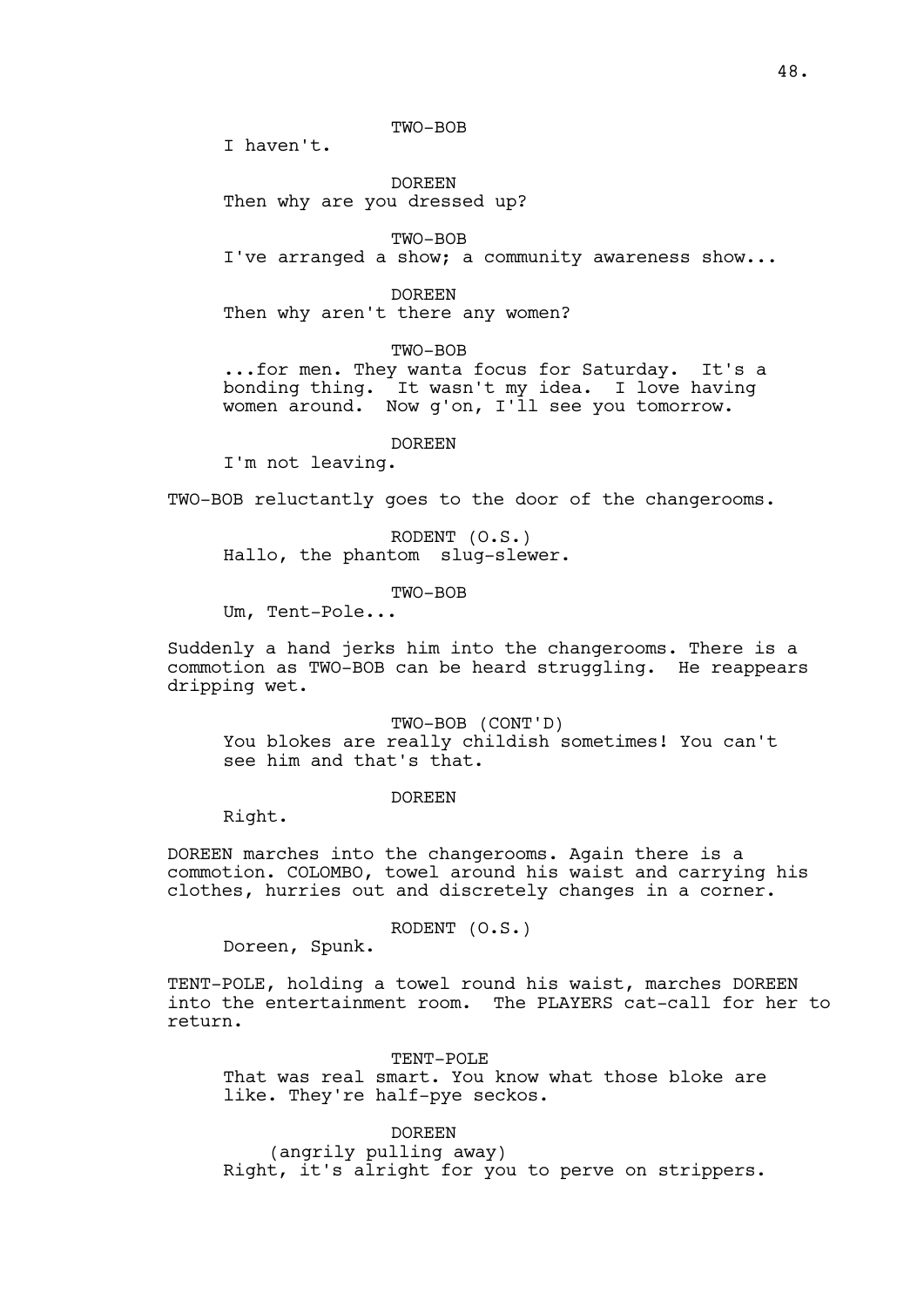TWO-BOB

I haven't.

DOREEN

Then why are you dressed up?

TWO-BOB

I've arranged a show; a community awareness show...

DOREEN

Then why aren't there any women?

TWO-BOB

...for men. They wanta focus for Saturday. It's a bonding thing. It wasn't my idea. I love having women around. Now g'on, I'll see you tomorrow.

DOREEN

I'm not leaving.

TWO-BOB reluctantly goes to the door of the changerooms.

RODENT (O.S.)

Hallo, the phantom slug-slewer.

TWO-BOB

Um, Tent-Pole...

Suddenly a hand jerks him into the changerooms. There is a commotion as TWO-BOB can be heard struggling. He reappears dripping wet.

TWO-BOB (CONT'D)

You blokes are really childish sometimes! You can't see him and that's that.

DOREEN

Right.

DOREEN marches into the changerooms. Again there is a commotion. COLOMBO, towel around his waist and carrying his clothes, hurries out and discretely changes in a corner.

RODENT (O.S.)

Doreen, Spunk.

TENT-POLE, holding a towel round his waist, marches DOREEN into the entertainment room. The PLAYERS cat-call for her to return.

TENT-POLE

That was real smart. You know what those bloke are like. They're half-pye seckos.

DOREEN

(angrily pulling away)

Right, it's alright for you to perve on strippers.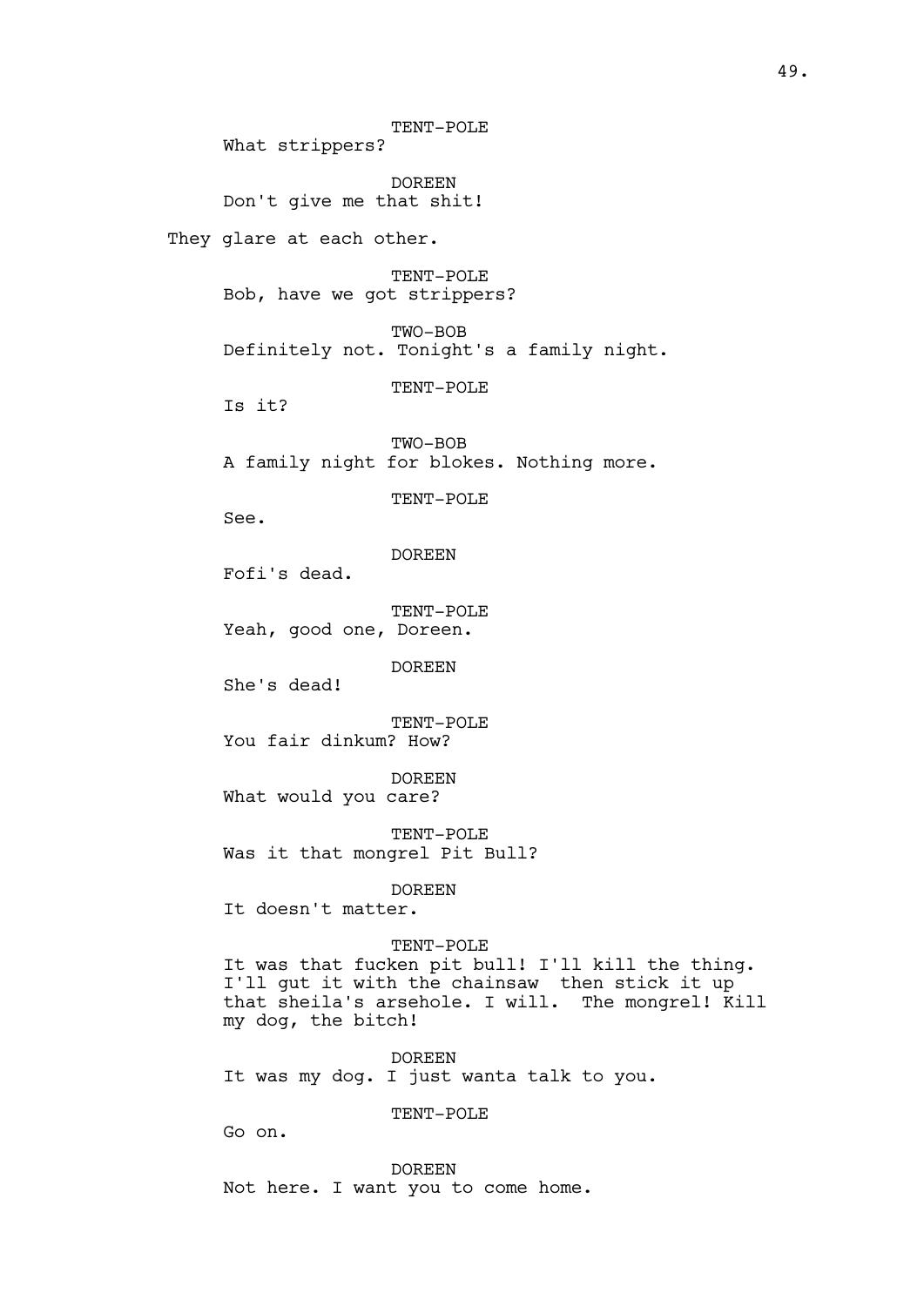TENT-POLE
What strippers?

DOREEN
Don't give me that shit!

They glare at each other.

TENT-POLE
Bob, have we got strippers?

TWO-BOB
Definitely not. Tonight's a family night.

TENT-POLE
Is it?

TWO-BOB
A family night for blokes. Nothing more.

TENT-POLE
See.

DOREEN
Fofi's dead.

TENT-POLE
Yeah, good one, Doreen.

DOREEN
She's dead!

TENT-POLE
You fair dinkum? How?

DOREEN
What would you care?

TENT-POLE
Was it that mongrel Pit Bull?

DOREEN
It doesn't matter.

TENT-POLE
It was that fucken pit bull! I'll kill the thing. I'll gut it with the chainsaw  then stick it up that sheila's arsehole. I will.  The mongrel! Kill my dog, the bitch!

DOREEN
It was my dog. I just wanta talk to you.

TENT-POLE
Go on.

DOREEN
Not here. I want you to come home.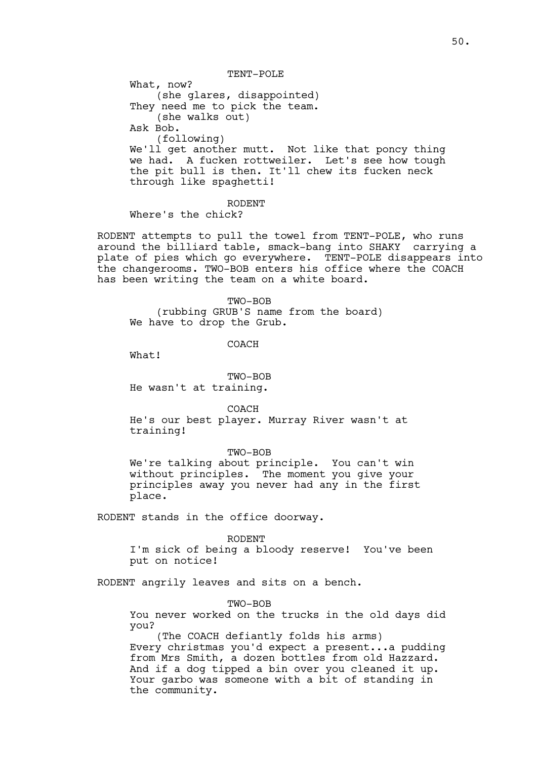TENT-POLE

What, now?

(she glares, disappointed)

They need me to pick the team.

(she walks out)

Ask Bob.

(following)

We'll get another mutt. Not like that poncy thing we had. A fucken rottweiler. Let's see how tough the pit bull is then. It'll chew its fucken neck through like spaghetti!

RODENT

Where's the chick?

RODENT attempts to pull the towel from TENT-POLE, who runs around the billiard table, smack-bang into SHAKY carrying a plate of pies which go everywhere. TENT-POLE disappears into the changerooms. TWO-BOB enters his office where the COACH has been writing the team on a white board.

TWO-BOB

(rubbing GRUB'S name from the board)

We have to drop the Grub.

COACH

What!

TWO-BOB

He wasn't at training.

COACH

He's our best player. Murray River wasn't at training!

TWO-BOB

We're talking about principle. You can't win without principles. The moment you give your principles away you never had any in the first place.

RODENT stands in the office doorway.

RODENT

I'm sick of being a bloody reserve! You've been put on notice!

RODENT angrily leaves and sits on a bench.

TWO-BOB

You never worked on the trucks in the old days did you?

(The COACH defiantly folds his arms)

Every christmas you'd expect a present...a pudding from Mrs Smith, a dozen bottles from old Hazzard. And if a dog tipped a bin over you cleaned it up. Your garbo was someone with a bit of standing in the community.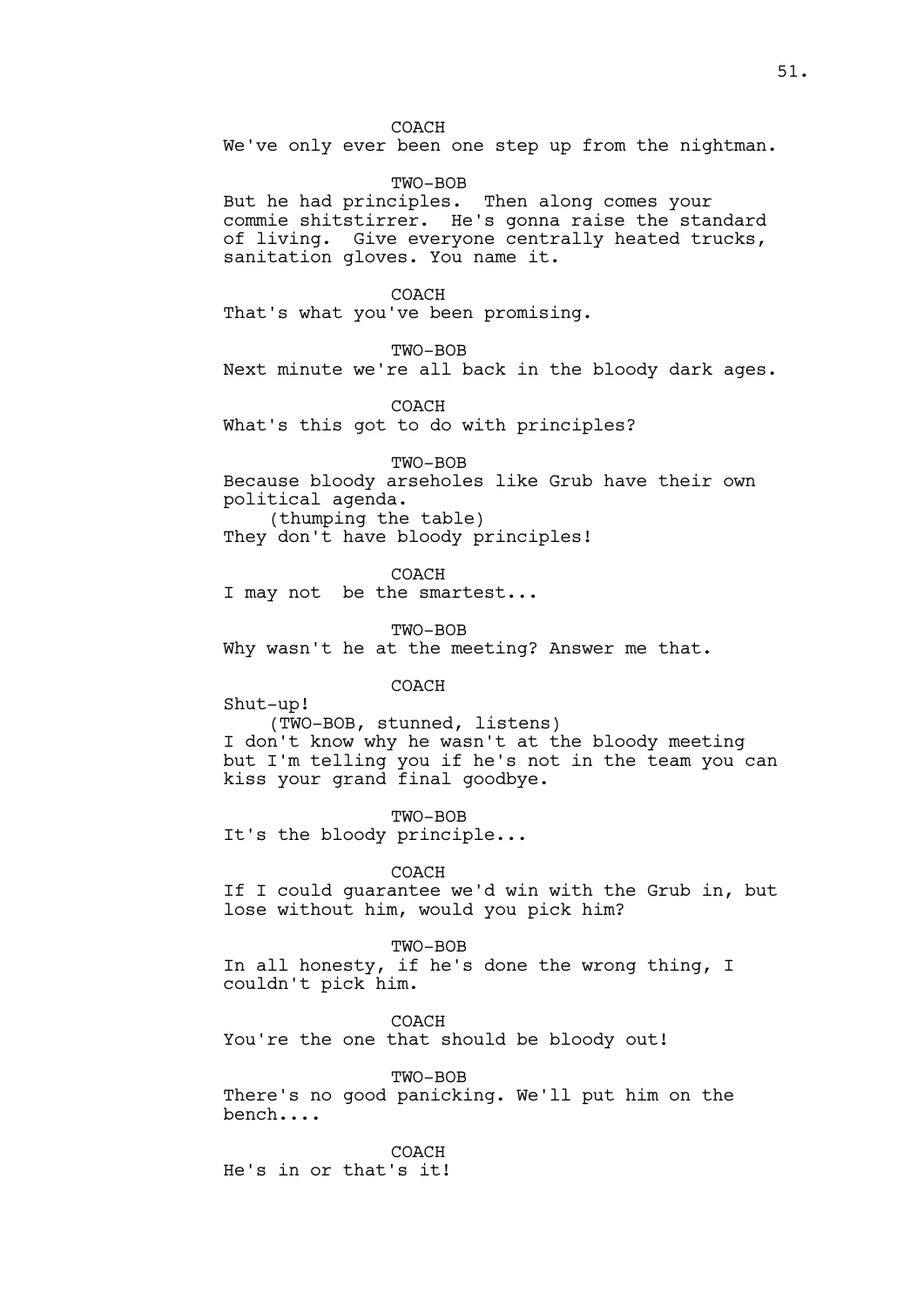COACH
We've only ever been one step up from the nightman.

TWO-BOB
But he had principles. Then along comes your commie shitstirrer. He's gonna raise the standard of living. Give everyone centrally heated trucks, sanitation gloves. You name it.

COACH
That's what you've been promising.

TWO-BOB
Next minute we're all back in the bloody dark ages.

COACH
What's this got to do with principles?

TWO-BOB
Because bloody arseholes like Grub have their own political agenda.
(thumping the table)
They don't have bloody principles!

COACH
I may not be the smartest...

TWO-BOB
Why wasn't he at the meeting? Answer me that.

COACH
Shut-up!
(TWO-BOB, stunned, listens)
I don't know why he wasn't at the bloody meeting but I'm telling you if he's not in the team you can kiss your grand final goodbye.

TWO-BOB
It's the bloody principle...

COACH
If I could guarantee we'd win with the Grub in, but lose without him, would you pick him?

TWO-BOB
In all honesty, if he's done the wrong thing, I couldn't pick him.

COACH
You're the one that should be bloody out!

TWO-BOB
There's no good panicking. We'll put him on the bench....

COACH
He's in or that's it!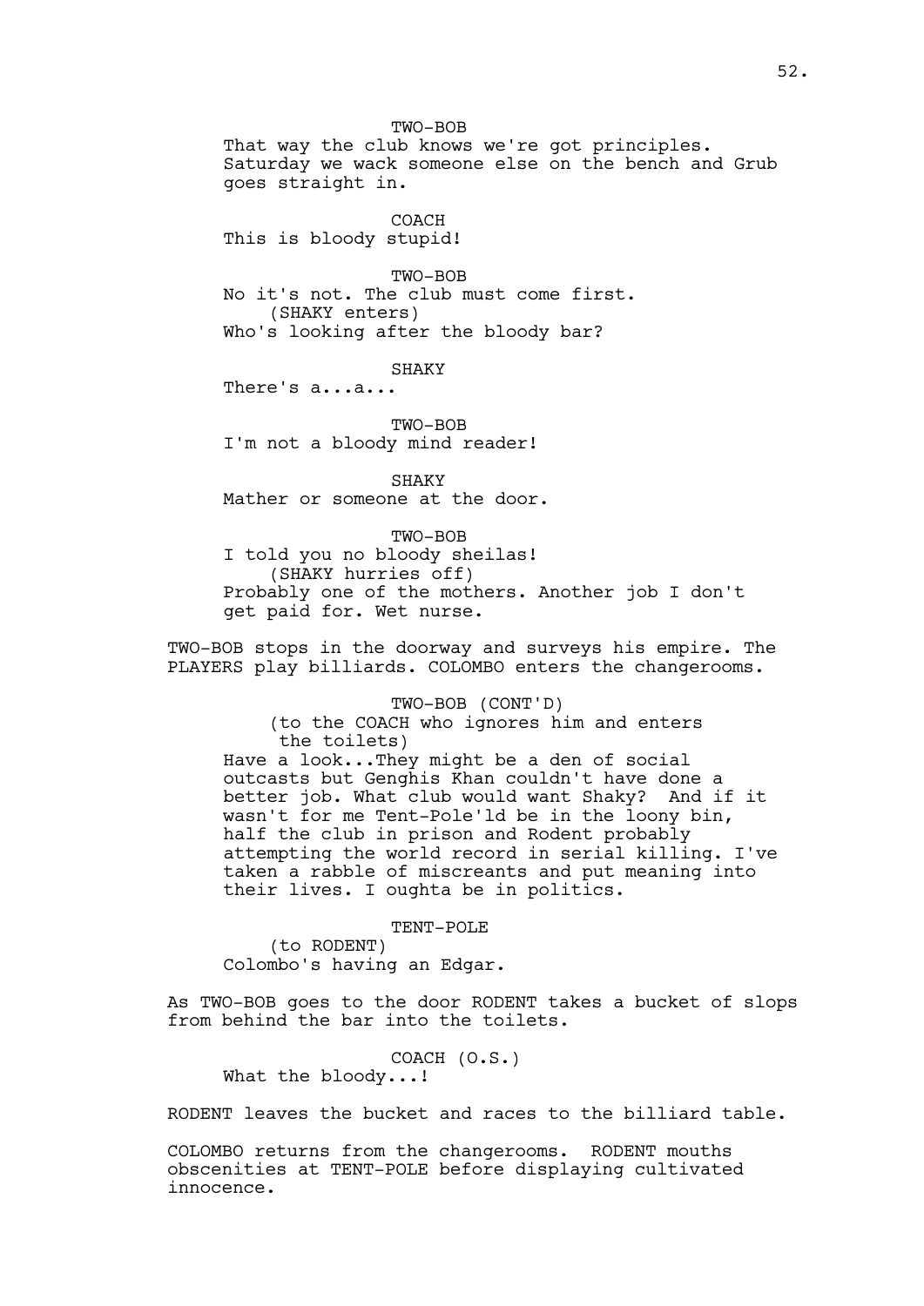TWO-BOB

That way the club knows we're got principles. Saturday we wack someone else on the bench and Grub goes straight in.

COACH

This is bloody stupid!

TWO-BOB

No it's not. The club must come first.
(SHAKY enters)
Who's looking after the bloody bar?

SHAKY

There's a...a...

TWO-BOB

I'm not a bloody mind reader!

SHAKY

Mather or someone at the door.

TWO-BOB

I told you no bloody sheilas!
(SHAKY hurries off)
Probably one of the mothers. Another job I don't get paid for. Wet nurse.

TWO-BOB stops in the doorway and surveys his empire. The PLAYERS play billiards. COLOMBO enters the changerooms.

TWO-BOB (CONT'D)

(to the COACH who ignores him and enters the toilets)
Have a look...They might be a den of social outcasts but Genghis Khan couldn't have done a better job. What club would want Shaky? And if it wasn't for me Tent-Pole'ld be in the loony bin, half the club in prison and Rodent probably attempting the world record in serial killing. I've taken a rabble of miscreants and put meaning into their lives. I oughta be in politics.

TENT-POLE

(to RODENT)
Colombo's having an Edgar.

As TWO-BOB goes to the door RODENT takes a bucket of slops from behind the bar into the toilets.

COACH (O.S.)

What the bloody...!

RODENT leaves the bucket and races to the billiard table.

COLOMBO returns from the changerooms. RODENT mouths obscenities at TENT-POLE before displaying cultivated innocence.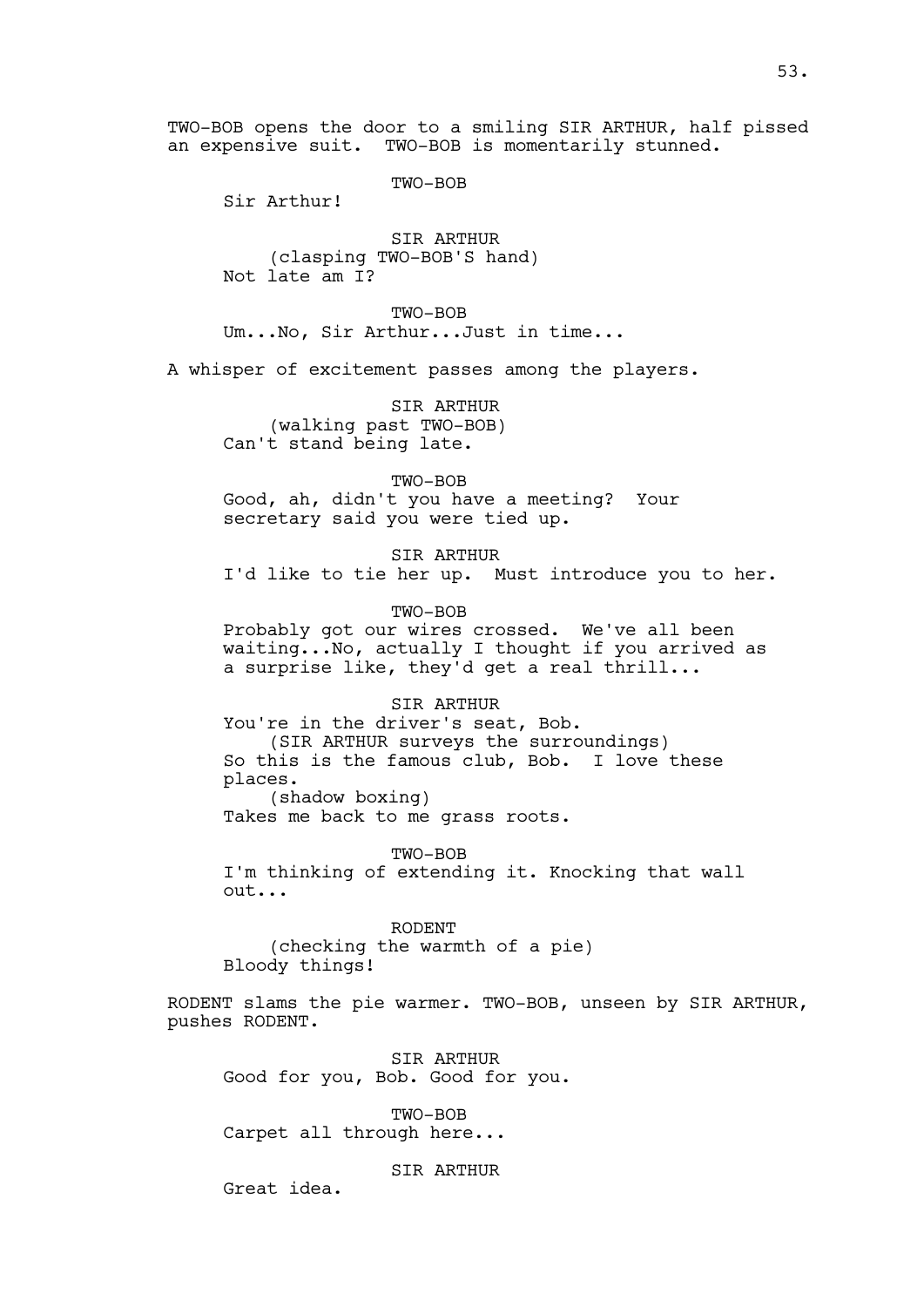TWO-BOB opens the door to a smiling SIR ARTHUR, half pissed an expensive suit. TWO-BOB is momentarily stunned.

TWO-BOB
Sir Arthur!

SIR ARTHUR
(clasping TWO-BOB'S hand)
Not late am I?

TWO-BOB
Um...No, Sir Arthur...Just in time...

A whisper of excitement passes among the players.

SIR ARTHUR
(walking past TWO-BOB)
Can't stand being late.

TWO-BOB
Good, ah, didn't you have a meeting? Your secretary said you were tied up.

SIR ARTHUR
I'd like to tie her up. Must introduce you to her.

TWO-BOB
Probably got our wires crossed. We've all been waiting...No, actually I thought if you arrived as a surprise like, they'd get a real thrill...

SIR ARTHUR
You're in the driver's seat, Bob.
(SIR ARTHUR surveys the surroundings)
So this is the famous club, Bob. I love these places.
(shadow boxing)
Takes me back to me grass roots.

TWO-BOB
I'm thinking of extending it. Knocking that wall out...

RODENT
(checking the warmth of a pie)
Bloody things!

RODENT slams the pie warmer. TWO-BOB, unseen by SIR ARTHUR, pushes RODENT.

SIR ARTHUR
Good for you, Bob. Good for you.

TWO-BOB
Carpet all through here...

SIR ARTHUR
Great idea.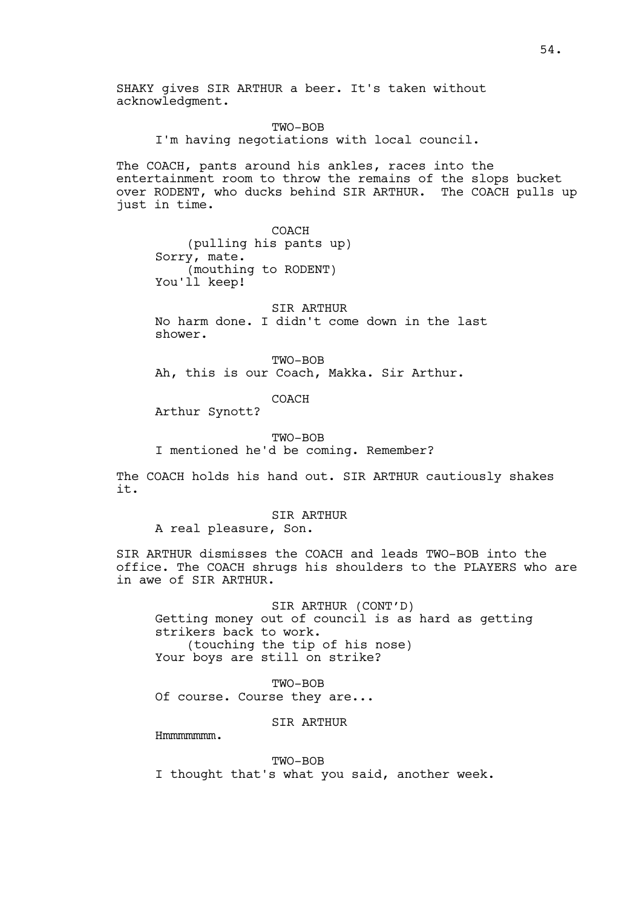SHAKY gives SIR ARTHUR a beer. It's taken without acknowledgment.

TWO-BOB
I'm having negotiations with local council.

The COACH, pants around his ankles, races into the entertainment room to throw the remains of the slops bucket over RODENT, who ducks behind SIR ARTHUR. The COACH pulls up just in time.

COACH
(pulling his pants up)
Sorry, mate.
(mouthing to RODENT)
You'll keep!

SIR ARTHUR
No harm done. I didn't come down in the last shower.

TWO-BOB
Ah, this is our Coach, Makka. Sir Arthur.

COACH
Arthur Synott?

TWO-BOB
I mentioned he'd be coming. Remember?

The COACH holds his hand out. SIR ARTHUR cautiously shakes it.

SIR ARTHUR
A real pleasure, Son.

SIR ARTHUR dismisses the COACH and leads TWO-BOB into the office. The COACH shrugs his shoulders to the PLAYERS who are in awe of SIR ARTHUR.

SIR ARTHUR (CONT'D)
Getting money out of council is as hard as getting strikers back to work.
(touching the tip of his nose)
Your boys are still on strike?

TWO-BOB
Of course. Course they are...

SIR ARTHUR
Hmmmmmmm.

TWO-BOB
I thought that's what you said, another week.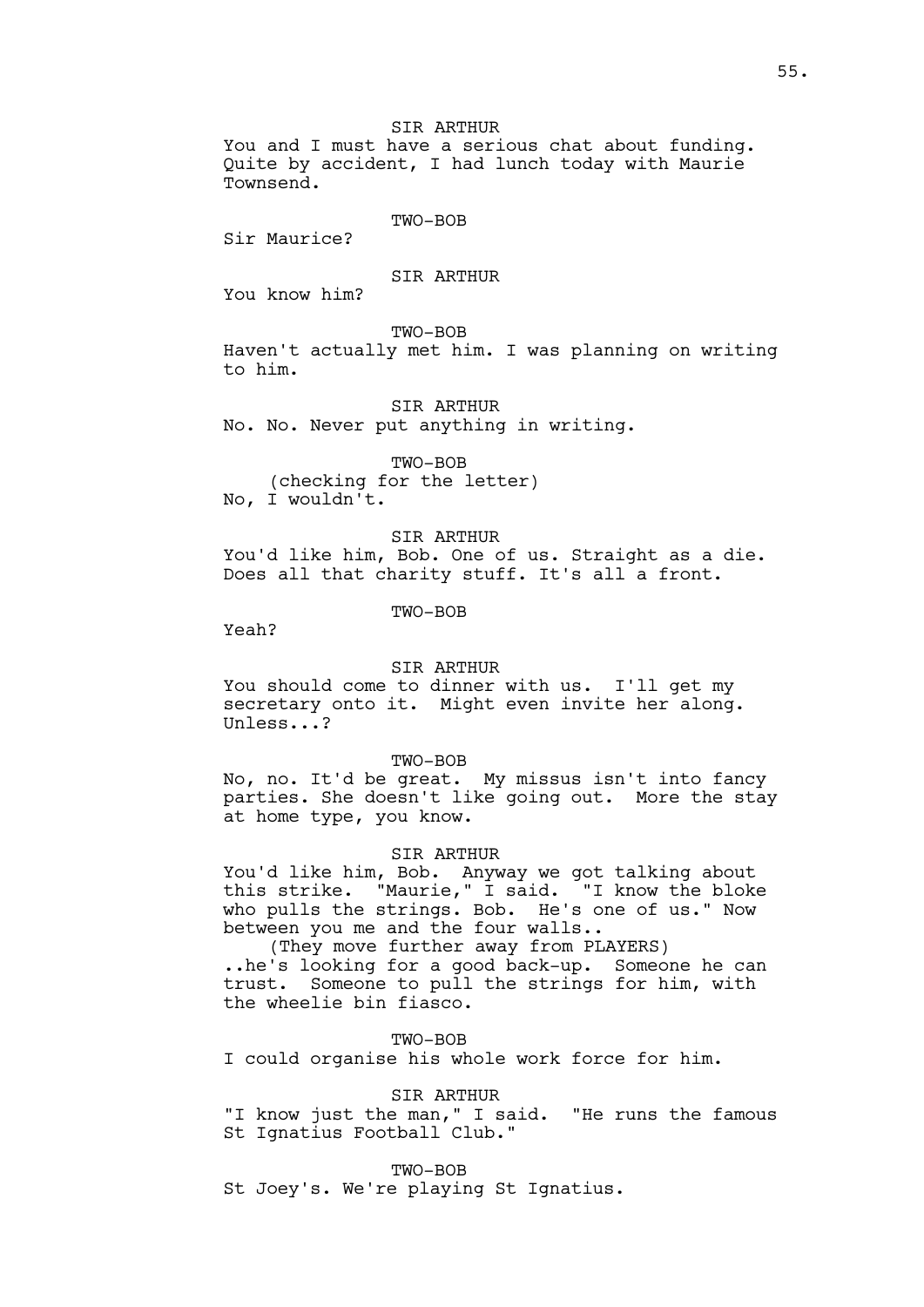SIR ARTHUR

You and I must have a serious chat about funding. Quite by accident, I had lunch today with Maurie Townsend.

TWO-BOB

Sir Maurice?

SIR ARTHUR

You know him?

TWO-BOB

Haven't actually met him. I was planning on writing to him.

SIR ARTHUR

No. No. Never put anything in writing.

TWO-BOB

(checking for the letter)

No, I wouldn't.

SIR ARTHUR

You'd like him, Bob. One of us. Straight as a die. Does all that charity stuff. It's all a front.

TWO-BOB

Yeah?

SIR ARTHUR

You should come to dinner with us. I'll get my secretary onto it. Might even invite her along. Unless...?

TWO-BOB

No, no. It'd be great. My missus isn't into fancy parties. She doesn't like going out. More the stay at home type, you know.

SIR ARTHUR

You'd like him, Bob. Anyway we got talking about this strike. "Maurie," I said. "I know the bloke who pulls the strings. Bob. He's one of us." Now between you me and the four walls..

(They move further away from PLAYERS)

..he's looking for a good back-up. Someone he can trust. Someone to pull the strings for him, with the wheelie bin fiasco.

TWO-BOB

I could organise his whole work force for him.

SIR ARTHUR

"I know just the man," I said. "He runs the famous St Ignatius Football Club."

TWO-BOB

St Joey's. We're playing St Ignatius.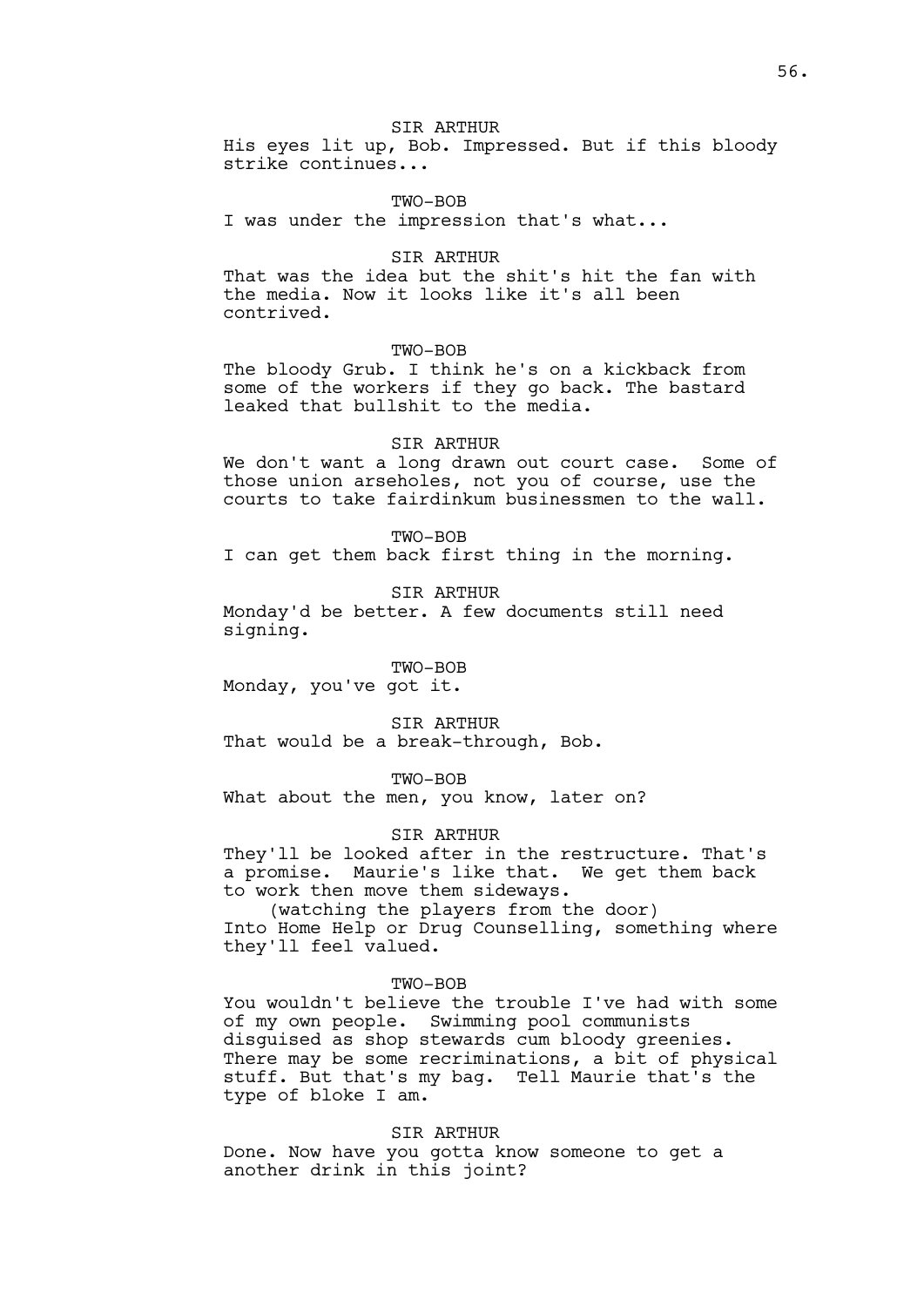SIR ARTHUR

His eyes lit up, Bob. Impressed. But if this bloody strike continues...

TWO-BOB

I was under the impression that's what...

SIR ARTHUR

That was the idea but the shit's hit the fan with the media. Now it looks like it's all been contrived.

TWO-BOB

The bloody Grub. I think he's on a kickback from some of the workers if they go back. The bastard leaked that bullshit to the media.

SIR ARTHUR

We don't want a long drawn out court case. Some of those union arseholes, not you of course, use the courts to take fairdinkum businessmen to the wall.

TWO-BOB

I can get them back first thing in the morning.

SIR ARTHUR

Monday'd be better. A few documents still need signing.

TWO-BOB

Monday, you've got it.

SIR ARTHUR

That would be a break-through, Bob.

TWO-BOB

What about the men, you know, later on?

SIR ARTHUR

They'll be looked after in the restructure. That's a promise. Maurie's like that. We get them back to work then move them sideways.

(watching the players from the door)

Into Home Help or Drug Counselling, something where they'll feel valued.

TWO-BOB

You wouldn't believe the trouble I've had with some of my own people. Swimming pool communists disguised as shop stewards cum bloody greenies. There may be some recriminations, a bit of physical stuff. But that's my bag. Tell Maurie that's the type of bloke I am.

SIR ARTHUR

Done. Now have you gotta know someone to get a another drink in this joint?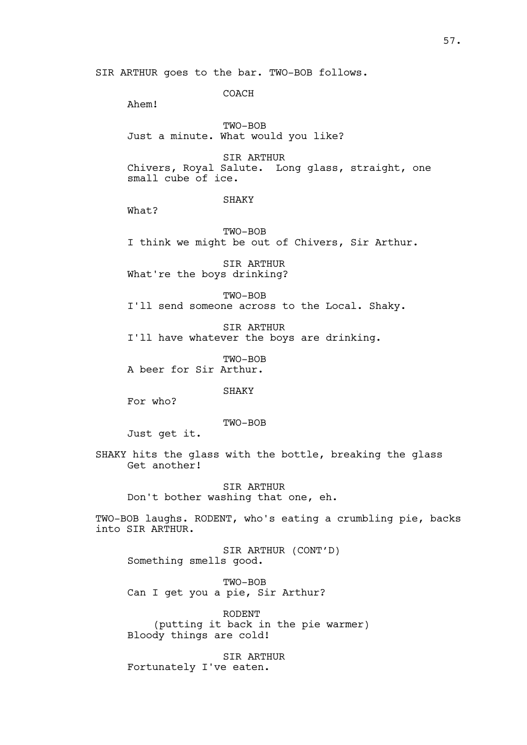SIR ARTHUR goes to the bar. TWO-BOB follows.

COACH

Ahem!

TWO-BOB

Just a minute. What would you like?

SIR ARTHUR

Chivers, Royal Salute.  Long glass, straight, one small cube of ice.

SHAKY

What?

TWO-BOB

I think we might be out of Chivers, Sir Arthur.

SIR ARTHUR

What're the boys drinking?

TWO-BOB

I'll send someone across to the Local. Shaky.

SIR ARTHUR

I'll have whatever the boys are drinking.

TWO-BOB

A beer for Sir Arthur.

SHAKY

For who?

TWO-BOB

Just get it.

SHAKY hits the glass with the bottle, breaking the glass
Get another!

SIR ARTHUR

Don't bother washing that one, eh.

TWO-BOB laughs. RODENT, who's eating a crumbling pie, backs into SIR ARTHUR.

SIR ARTHUR (CONT'D)

Something smells good.

TWO-BOB

Can I get you a pie, Sir Arthur?

RODENT

(putting it back in the pie warmer)

Bloody things are cold!

SIR ARTHUR

Fortunately I've eaten.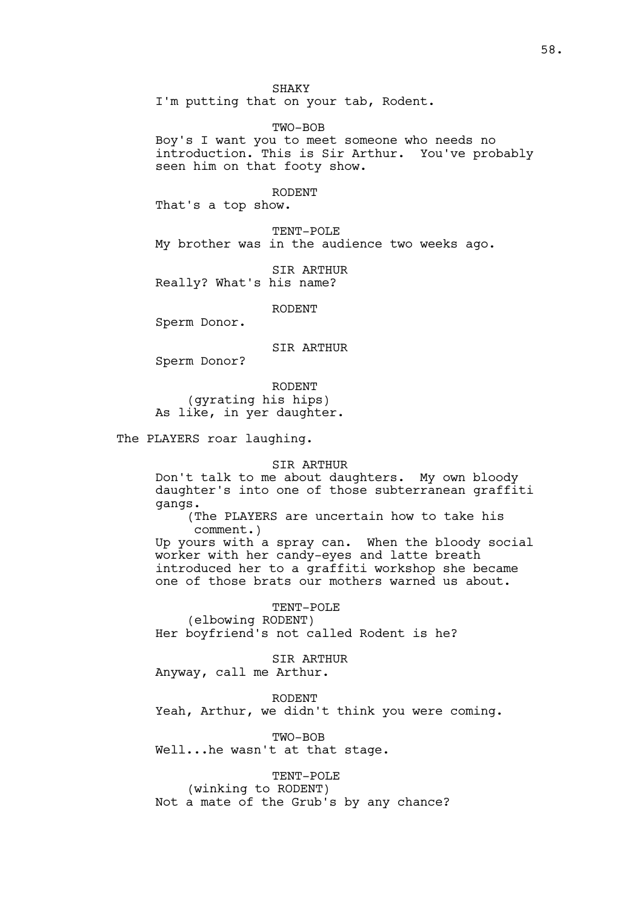SHAKY

I'm putting that on your tab, Rodent.

TWO-BOB

Boy's I want you to meet someone who needs no introduction. This is Sir Arthur.  You've probably seen him on that footy show.

RODENT

That's a top show.

TENT-POLE

My brother was in the audience two weeks ago.

SIR ARTHUR

Really? What's his name?

RODENT

Sperm Donor.

SIR ARTHUR

Sperm Donor?

RODENT

(gyrating his hips)

As like, in yer daughter.

The PLAYERS roar laughing.

SIR ARTHUR

Don't talk to me about daughters.  My own bloody daughter's into one of those subterranean graffiti gangs.

(The PLAYERS are uncertain how to take his comment.)

Up yours with a spray can.  When the bloody social worker with her candy-eyes and latte breath introduced her to a graffiti workshop she became one of those brats our mothers warned us about.

TENT-POLE

(elbowing RODENT)

Her boyfriend's not called Rodent is he?

SIR ARTHUR

Anyway, call me Arthur.

RODENT

Yeah, Arthur, we didn't think you were coming.

TWO-BOB

Well...he wasn't at that stage.

TENT-POLE

(winking to RODENT)

Not a mate of the Grub's by any chance?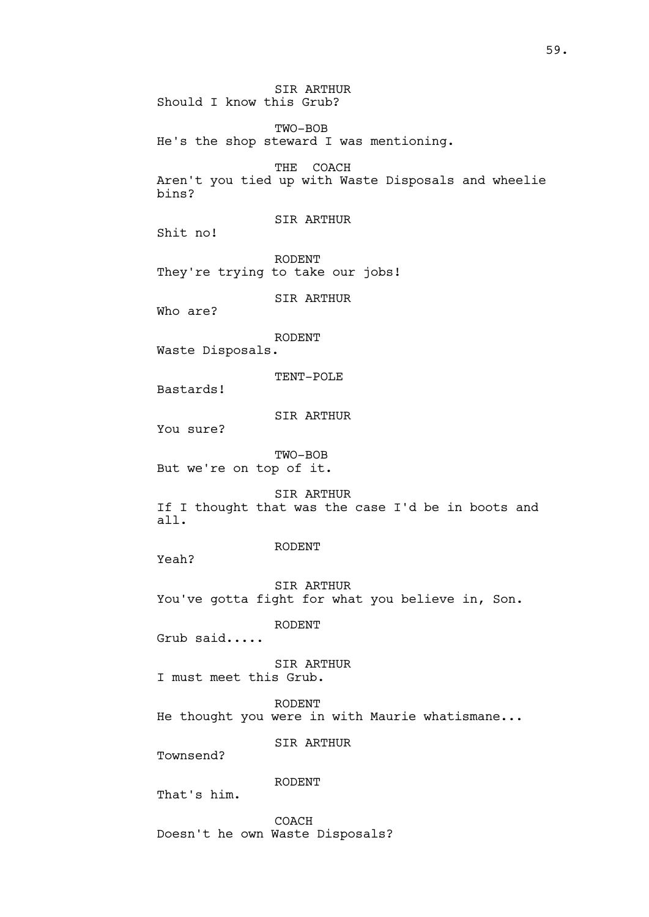SIR ARTHUR
Should I know this Grub?

TWO-BOB
He's the shop steward I was mentioning.

THE COACH
Aren't you tied up with Waste Disposals and wheelie bins?

SIR ARTHUR
Shit no!

RODENT
They're trying to take our jobs!

SIR ARTHUR
Who are?

RODENT
Waste Disposals.

TENT-POLE
Bastards!

SIR ARTHUR
You sure?

TWO-BOB
But we're on top of it.

SIR ARTHUR
If I thought that was the case I'd be in boots and all.

RODENT
Yeah?

SIR ARTHUR
You've gotta fight for what you believe in, Son.

RODENT
Grub said.....

SIR ARTHUR
I must meet this Grub.

RODENT
He thought you were in with Maurie whatismane...

SIR ARTHUR
Townsend?

RODENT
That's him.

COACH
Doesn't he own Waste Disposals?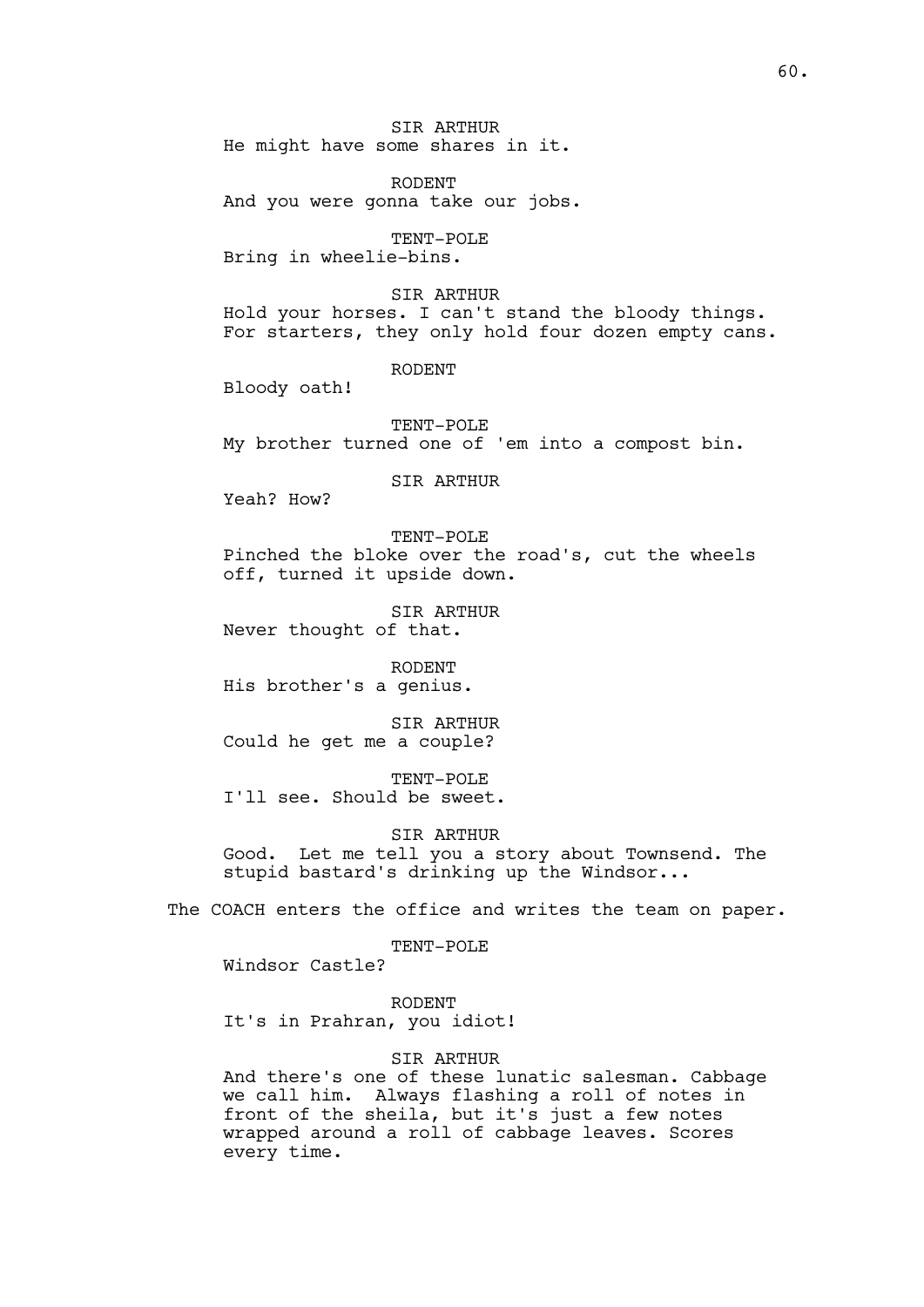SIR ARTHUR
He might have some shares in it.

RODENT
And you were gonna take our jobs.

TENT-POLE
Bring in wheelie-bins.

SIR ARTHUR
Hold your horses. I can't stand the bloody things. For starters, they only hold four dozen empty cans.

RODENT
Bloody oath!

TENT-POLE
My brother turned one of 'em into a compost bin.

SIR ARTHUR
Yeah? How?

TENT-POLE
Pinched the bloke over the road's, cut the wheels off, turned it upside down.

SIR ARTHUR
Never thought of that.

RODENT
His brother's a genius.

SIR ARTHUR
Could he get me a couple?

TENT-POLE
I'll see. Should be sweet.

SIR ARTHUR
Good. Let me tell you a story about Townsend. The stupid bastard's drinking up the Windsor...

The COACH enters the office and writes the team on paper.

TENT-POLE
Windsor Castle?

RODENT
It's in Prahran, you idiot!

SIR ARTHUR
And there's one of these lunatic salesman. Cabbage we call him. Always flashing a roll of notes in front of the sheila, but it's just a few notes wrapped around a roll of cabbage leaves. Scores every time.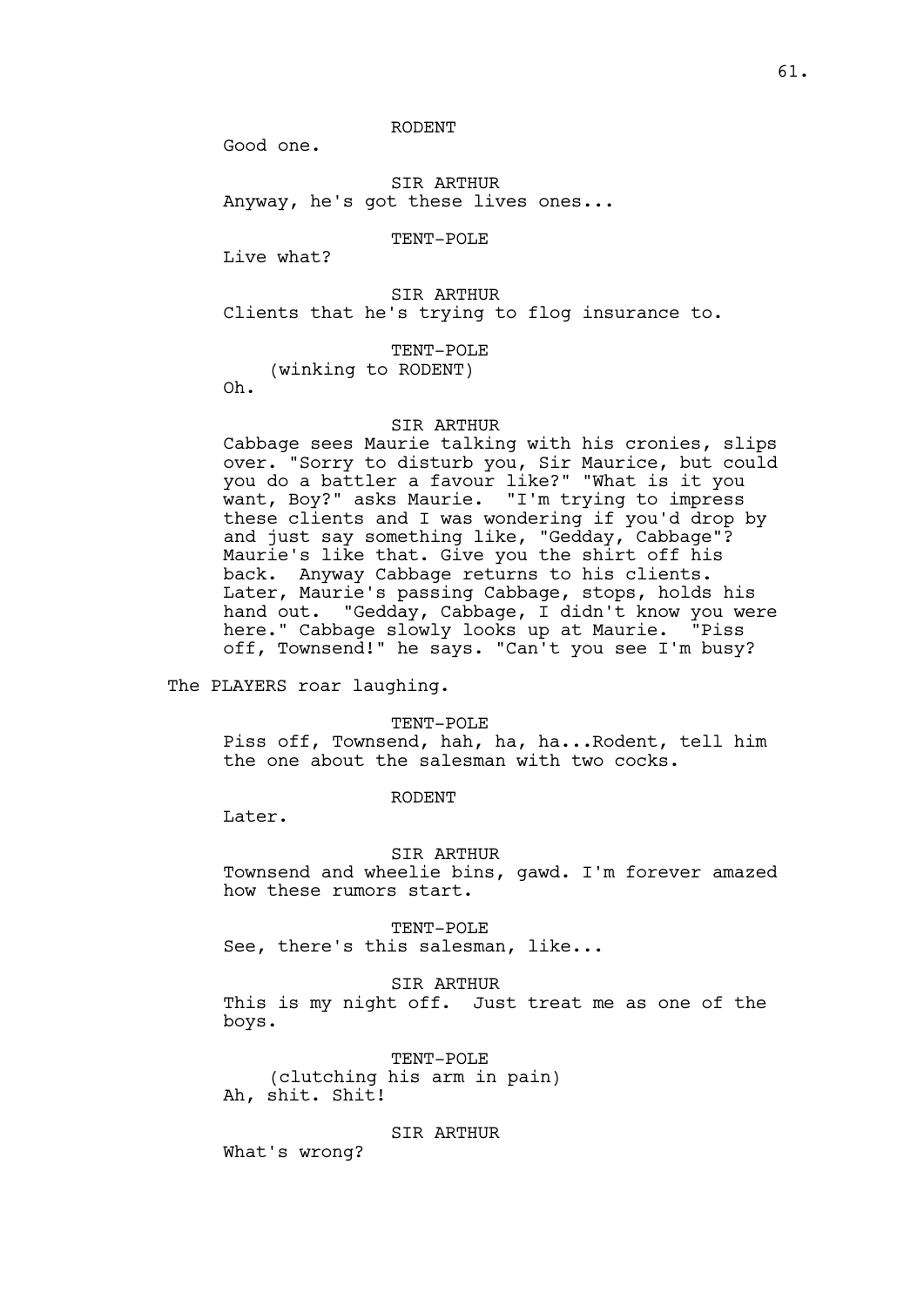RODENT

Good one.

SIR ARTHUR

Anyway, he's got these lives ones...

TENT-POLE

Live what?

SIR ARTHUR

Clients that he's trying to flog insurance to.

TENT-POLE

(winking to RODENT)

Oh.

SIR ARTHUR

Cabbage sees Maurie talking with his cronies, slips over. "Sorry to disturb you, Sir Maurice, but could you do a battler a favour like?" "What is it you want, Boy?" asks Maurie. "I'm trying to impress these clients and I was wondering if you'd drop by and just say something like, "Gedday, Cabbage"? Maurie's like that. Give you the shirt off his back. Anyway Cabbage returns to his clients. Later, Maurie's passing Cabbage, stops, holds his hand out. "Gedday, Cabbage, I didn't know you were here." Cabbage slowly looks up at Maurie. "Piss off, Townsend!" he says. "Can't you see I'm busy?

The PLAYERS roar laughing.

TENT-POLE

Piss off, Townsend, hah, ha, ha...Rodent, tell him the one about the salesman with two cocks.

RODENT

Later.

SIR ARTHUR

Townsend and wheelie bins, gawd. I'm forever amazed how these rumors start.

TENT-POLE

See, there's this salesman, like...

SIR ARTHUR

This is my night off. Just treat me as one of the boys.

TENT-POLE

(clutching his arm in pain)

Ah, shit. Shit!

SIR ARTHUR

What's wrong?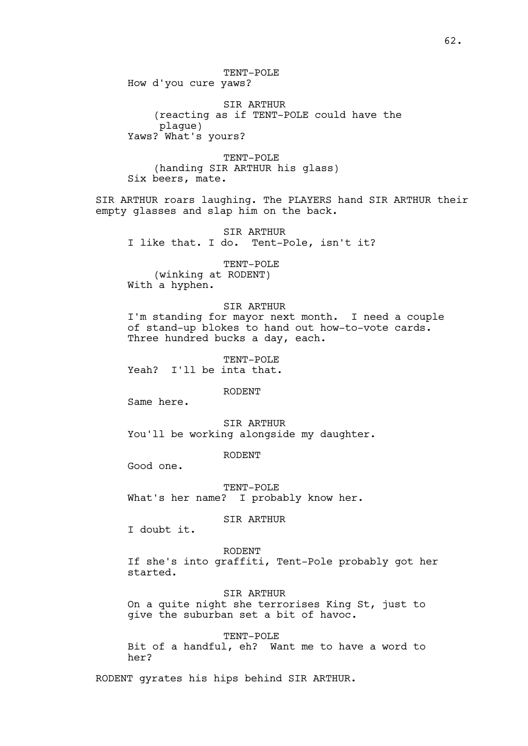TENT-POLE
How d'you cure yaws?

SIR ARTHUR
(reacting as if TENT-POLE could have the plague)
Yaws? What's yours?

TENT-POLE
(handing SIR ARTHUR his glass)
Six beers, mate.

SIR ARTHUR roars laughing. The PLAYERS hand SIR ARTHUR their empty glasses and slap him on the back.

SIR ARTHUR
I like that. I do. Tent-Pole, isn't it?

TENT-POLE
(winking at RODENT)
With a hyphen.

SIR ARTHUR
I'm standing for mayor next month. I need a couple of stand-up blokes to hand out how-to-vote cards. Three hundred bucks a day, each.

TENT-POLE
Yeah? I'll be inta that.

RODENT
Same here.

SIR ARTHUR
You'll be working alongside my daughter.

RODENT
Good one.

TENT-POLE
What's her name? I probably know her.

SIR ARTHUR
I doubt it.

RODENT
If she's into graffiti, Tent-Pole probably got her started.

SIR ARTHUR
On a quite night she terrorises King St, just to give the suburban set a bit of havoc.

TENT-POLE
Bit of a handful, eh? Want me to have a word to her?

RODENT gyrates his hips behind SIR ARTHUR.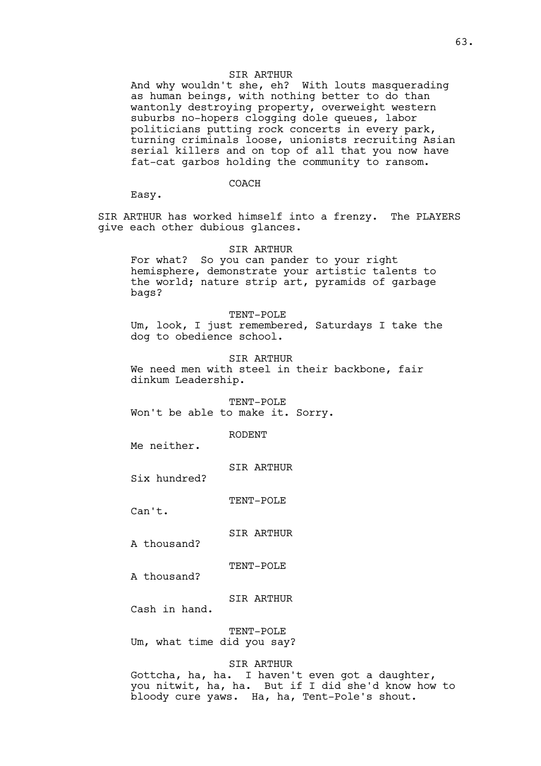SIR ARTHUR

And why wouldn't she, eh? With louts masquerading as human beings, with nothing better to do than wantonly destroying property, overweight western suburbs no-hopers clogging dole queues, labor politicians putting rock concerts in every park, turning criminals loose, unionists recruiting Asian serial killers and on top of all that you now have fat-cat garbos holding the community to ransom.

COACH

Easy.

SIR ARTHUR has worked himself into a frenzy. The PLAYERS give each other dubious glances.

SIR ARTHUR

For what? So you can pander to your right hemisphere, demonstrate your artistic talents to the world; nature strip art, pyramids of garbage bags?

TENT-POLE

Um, look, I just remembered, Saturdays I take the dog to obedience school.

SIR ARTHUR

We need men with steel in their backbone, fair dinkum Leadership.

TENT-POLE

Won't be able to make it. Sorry.

RODENT

Me neither.

SIR ARTHUR

Six hundred?

TENT-POLE

Can't.

SIR ARTHUR

A thousand?

TENT-POLE

A thousand?

SIR ARTHUR

Cash in hand.

TENT-POLE

Um, what time did you say?

SIR ARTHUR

Gottcha, ha, ha. I haven't even got a daughter, you nitwit, ha, ha. But if I did she'd know how to bloody cure yaws. Ha, ha, Tent-Pole's shout.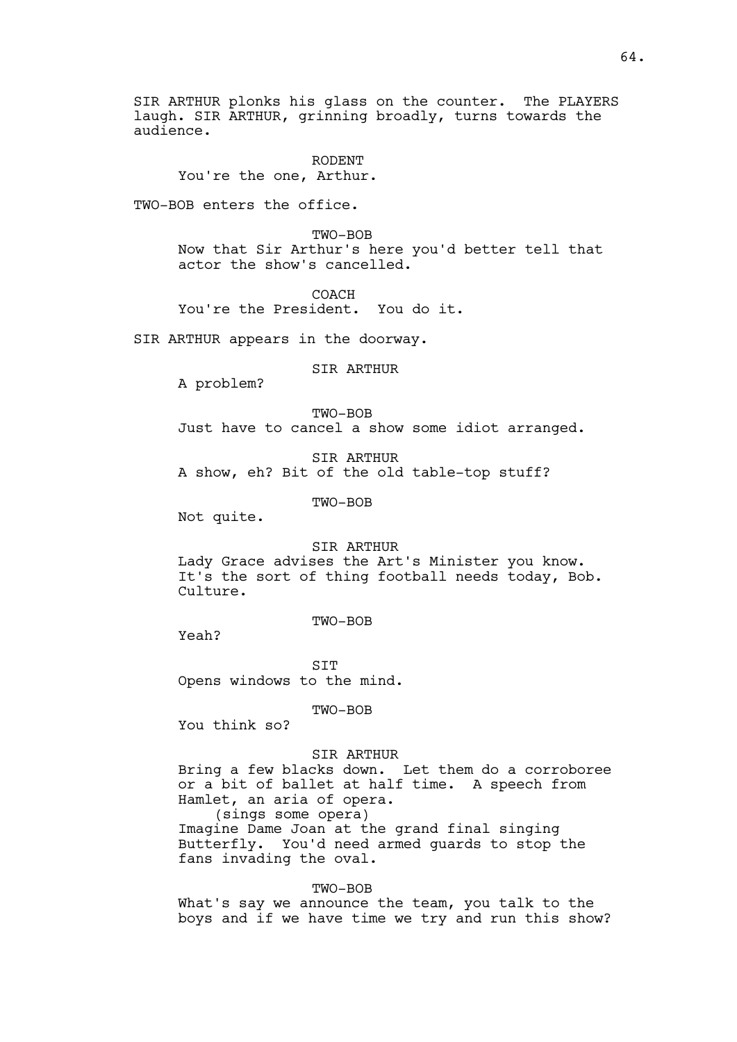SIR ARTHUR plonks his glass on the counter. The PLAYERS laugh. SIR ARTHUR, grinning broadly, turns towards the audience.

RODENT
You're the one, Arthur.

TWO-BOB enters the office.

TWO-BOB
Now that Sir Arthur's here you'd better tell that actor the show's cancelled.

COACH
You're the President. You do it.

SIR ARTHUR appears in the doorway.

SIR ARTHUR
A problem?

TWO-BOB
Just have to cancel a show some idiot arranged.

SIR ARTHUR
A show, eh? Bit of the old table-top stuff?

TWO-BOB
Not quite.

SIR ARTHUR
Lady Grace advises the Art's Minister you know. It's the sort of thing football needs today, Bob. Culture.

TWO-BOB
Yeah?

SIT
Opens windows to the mind.

TWO-BOB
You think so?

SIR ARTHUR
Bring a few blacks down. Let them do a corroboree or a bit of ballet at half time. A speech from Hamlet, an aria of opera.
(sings some opera)
Imagine Dame Joan at the grand final singing Butterfly. You'd need armed guards to stop the fans invading the oval.

TWO-BOB
What's say we announce the team, you talk to the boys and if we have time we try and run this show?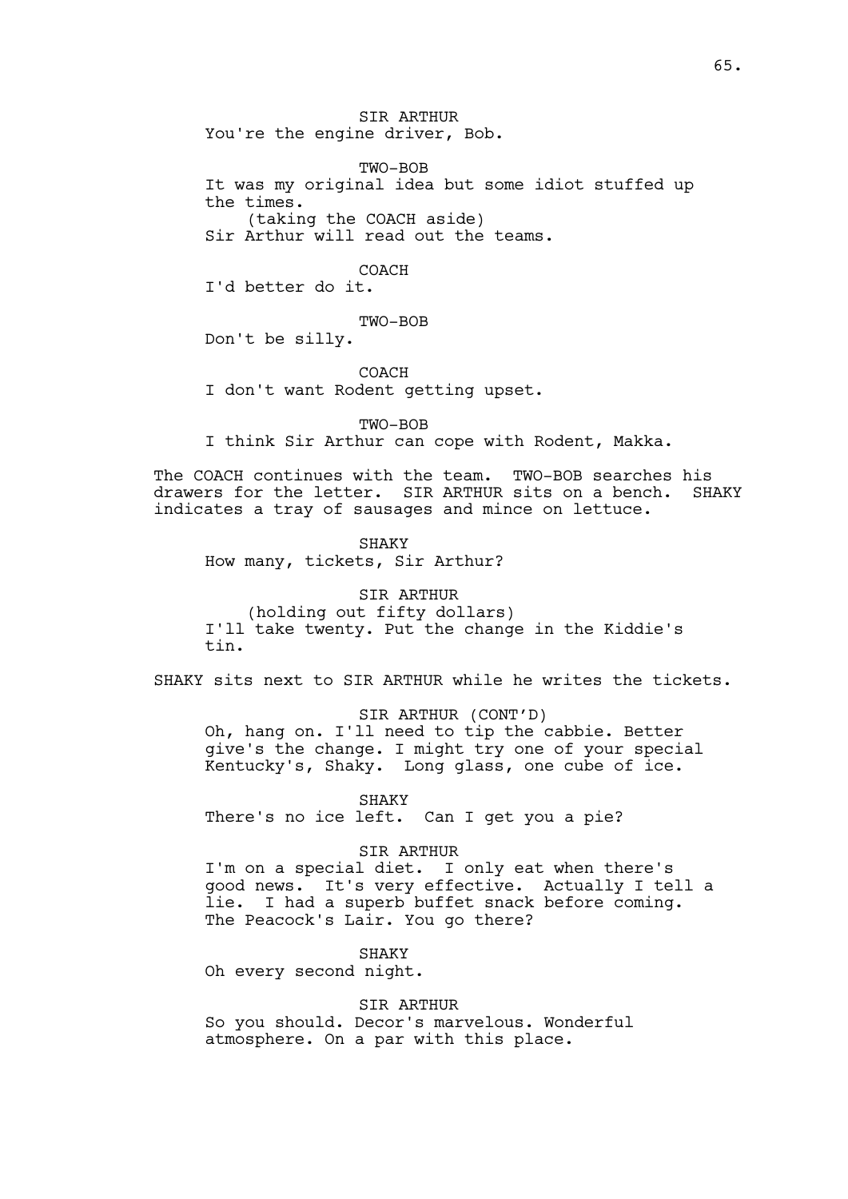SIR ARTHUR
You're the engine driver, Bob.

TWO-BOB
It was my original idea but some idiot stuffed up the times.
(taking the COACH aside)
Sir Arthur will read out the teams.

COACH
I'd better do it.

TWO-BOB
Don't be silly.

COACH
I don't want Rodent getting upset.

TWO-BOB
I think Sir Arthur can cope with Rodent, Makka.

The COACH continues with the team. TWO-BOB searches his drawers for the letter. SIR ARTHUR sits on a bench. SHAKY indicates a tray of sausages and mince on lettuce.

SHAKY
How many, tickets, Sir Arthur?

SIR ARTHUR
(holding out fifty dollars)
I'll take twenty. Put the change in the Kiddie's tin.

SHAKY sits next to SIR ARTHUR while he writes the tickets.

SIR ARTHUR (CONT'D)
Oh, hang on. I'll need to tip the cabbie. Better give's the change. I might try one of your special Kentucky's, Shaky. Long glass, one cube of ice.

SHAKY
There's no ice left. Can I get you a pie?

SIR ARTHUR
I'm on a special diet. I only eat when there's good news. It's very effective. Actually I tell a lie. I had a superb buffet snack before coming. The Peacock's Lair. You go there?

SHAKY
Oh every second night.

SIR ARTHUR
So you should. Decor's marvelous. Wonderful atmosphere. On a par with this place.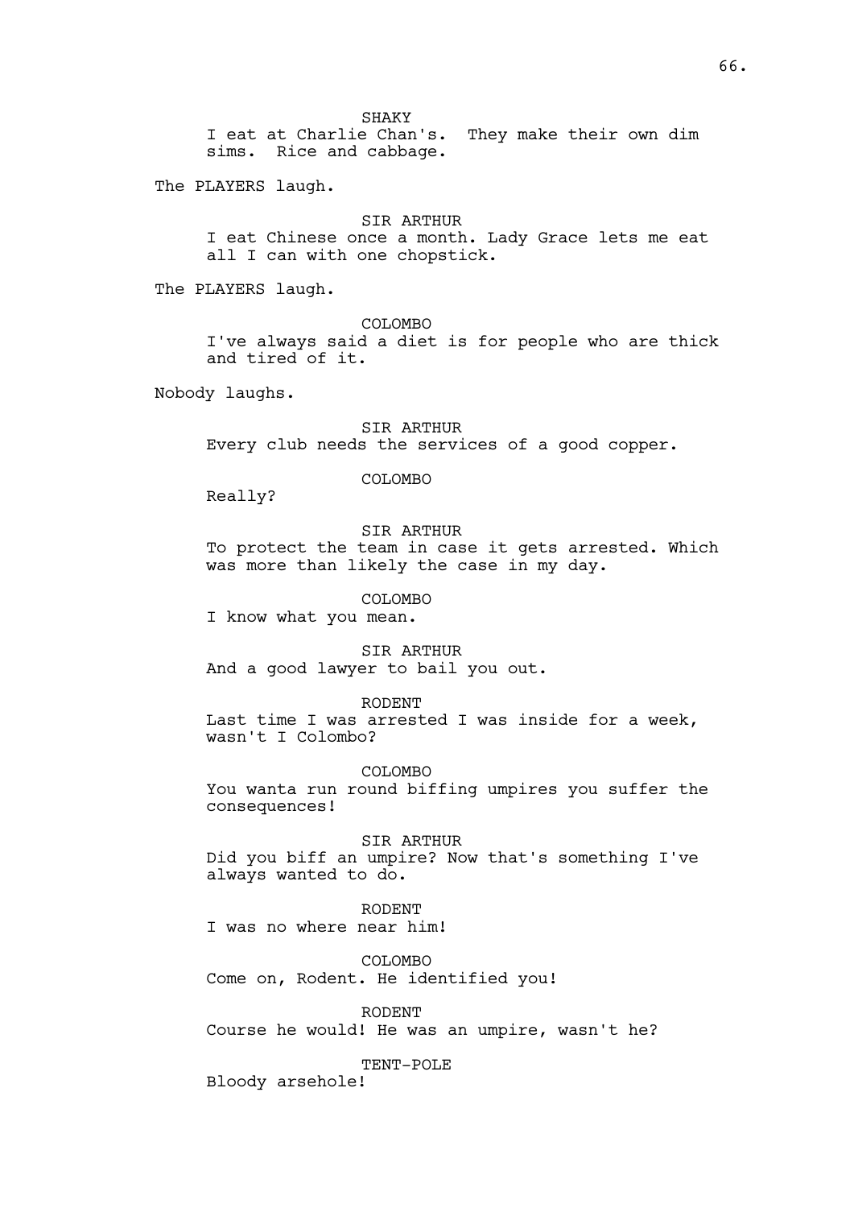SHAKY

I eat at Charlie Chan's. They make their own dim sims. Rice and cabbage.

The PLAYERS laugh.

SIR ARTHUR

I eat Chinese once a month. Lady Grace lets me eat all I can with one chopstick.

The PLAYERS laugh.

COLOMBO

I've always said a diet is for people who are thick and tired of it.

Nobody laughs.

SIR ARTHUR

Every club needs the services of a good copper.

COLOMBO

Really?

SIR ARTHUR

To protect the team in case it gets arrested. Which was more than likely the case in my day.

COLOMBO

I know what you mean.

SIR ARTHUR

And a good lawyer to bail you out.

RODENT

Last time I was arrested I was inside for a week, wasn't I Colombo?

COLOMBO

You wanta run round biffing umpires you suffer the consequences!

SIR ARTHUR

Did you biff an umpire? Now that's something I've always wanted to do.

RODENT

I was no where near him!

COLOMBO

Come on, Rodent. He identified you!

RODENT

Course he would! He was an umpire, wasn't he?

TENT-POLE

Bloody arsehole!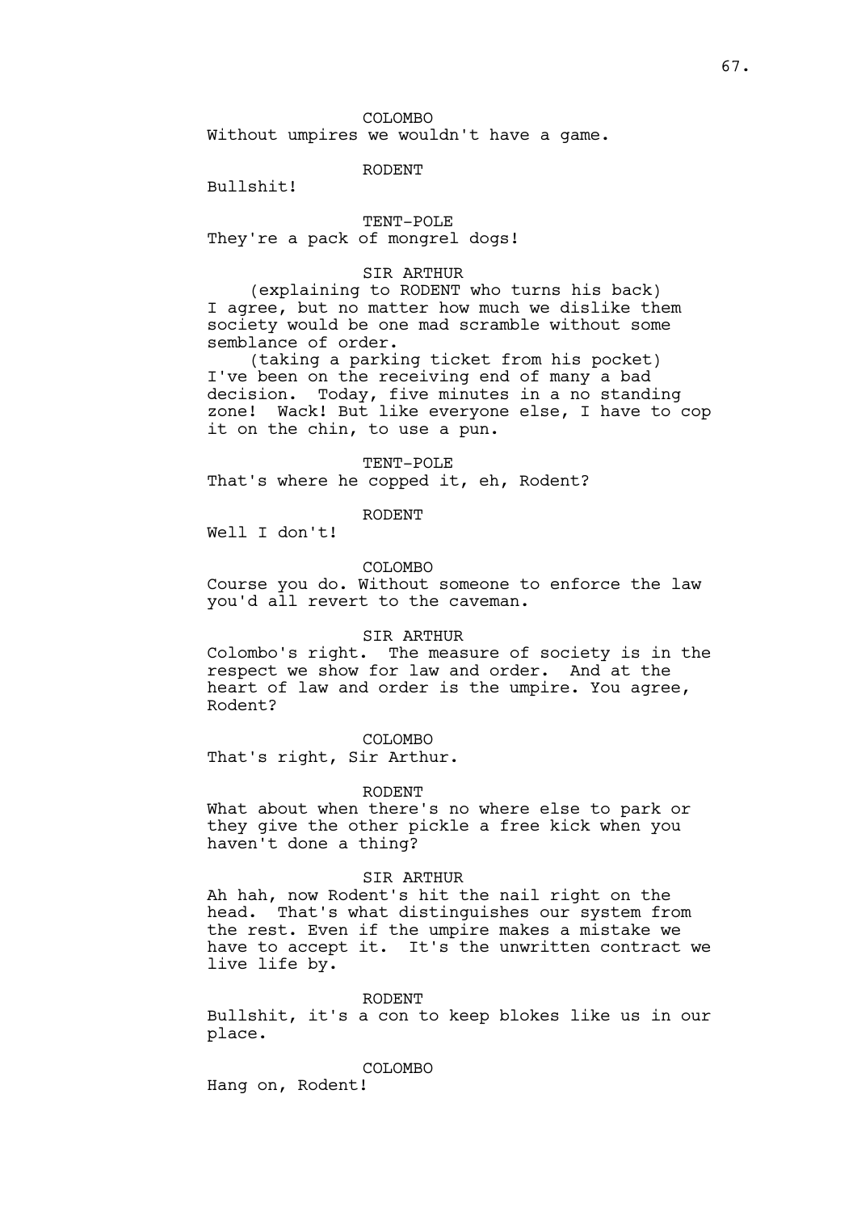COLOMBO

Without umpires we wouldn't have a game.

RODENT

Bullshit!

TENT-POLE

They're a pack of mongrel dogs!

SIR ARTHUR

(explaining to RODENT who turns his back)

I agree, but no matter how much we dislike them society would be one mad scramble without some semblance of order.

(taking a parking ticket from his pocket)

I've been on the receiving end of many a bad decision. Today, five minutes in a no standing zone! Wack! But like everyone else, I have to cop it on the chin, to use a pun.

TENT-POLE

That's where he copped it, eh, Rodent?

RODENT

Well I don't!

COLOMBO

Course you do. Without someone to enforce the law you'd all revert to the caveman.

SIR ARTHUR

Colombo's right. The measure of society is in the respect we show for law and order. And at the heart of law and order is the umpire. You agree, Rodent?

COLOMBO

That's right, Sir Arthur.

RODENT

What about when there's no where else to park or they give the other pickle a free kick when you haven't done a thing?

SIR ARTHUR

Ah hah, now Rodent's hit the nail right on the head. That's what distinguishes our system from the rest. Even if the umpire makes a mistake we have to accept it. It's the unwritten contract we live life by.

RODENT

Bullshit, it's a con to keep blokes like us in our place.

COLOMBO

Hang on, Rodent!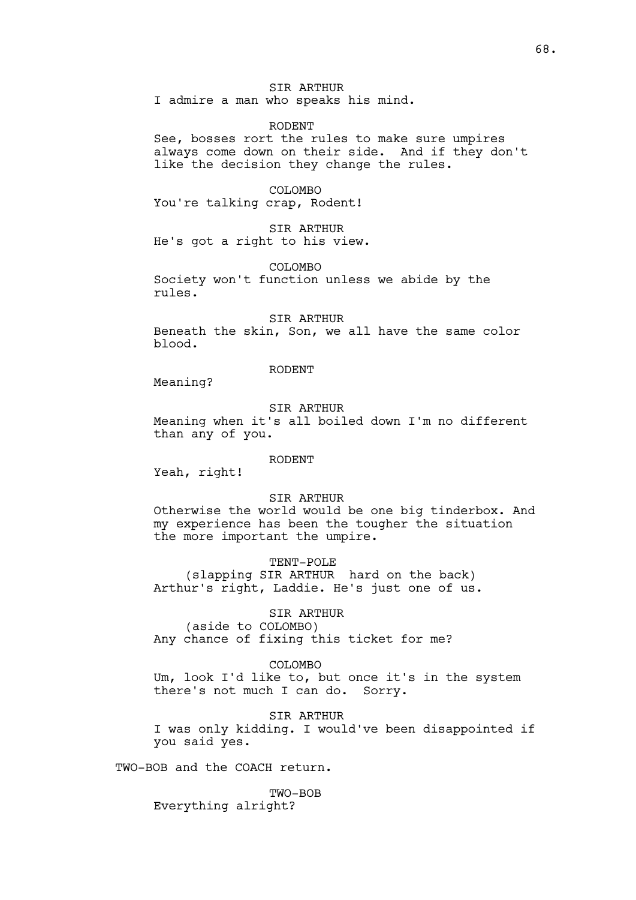SIR ARTHUR

I admire a man who speaks his mind.

RODENT

See, bosses rort the rules to make sure umpires always come down on their side. And if they don't like the decision they change the rules.

COLOMBO

You're talking crap, Rodent!

SIR ARTHUR

He's got a right to his view.

COLOMBO

Society won't function unless we abide by the rules.

SIR ARTHUR

Beneath the skin, Son, we all have the same color blood.

RODENT

Meaning?

SIR ARTHUR

Meaning when it's all boiled down I'm no different than any of you.

RODENT

Yeah, right!

SIR ARTHUR

Otherwise the world would be one big tinderbox. And my experience has been the tougher the situation the more important the umpire.

TENT-POLE

(slapping SIR ARTHUR hard on the back)

Arthur's right, Laddie. He's just one of us.

SIR ARTHUR

(aside to COLOMBO)

Any chance of fixing this ticket for me?

COLOMBO

Um, look I'd like to, but once it's in the system there's not much I can do. Sorry.

SIR ARTHUR

I was only kidding. I would've been disappointed if you said yes.

TWO-BOB and the COACH return.

TWO-BOB

Everything alright?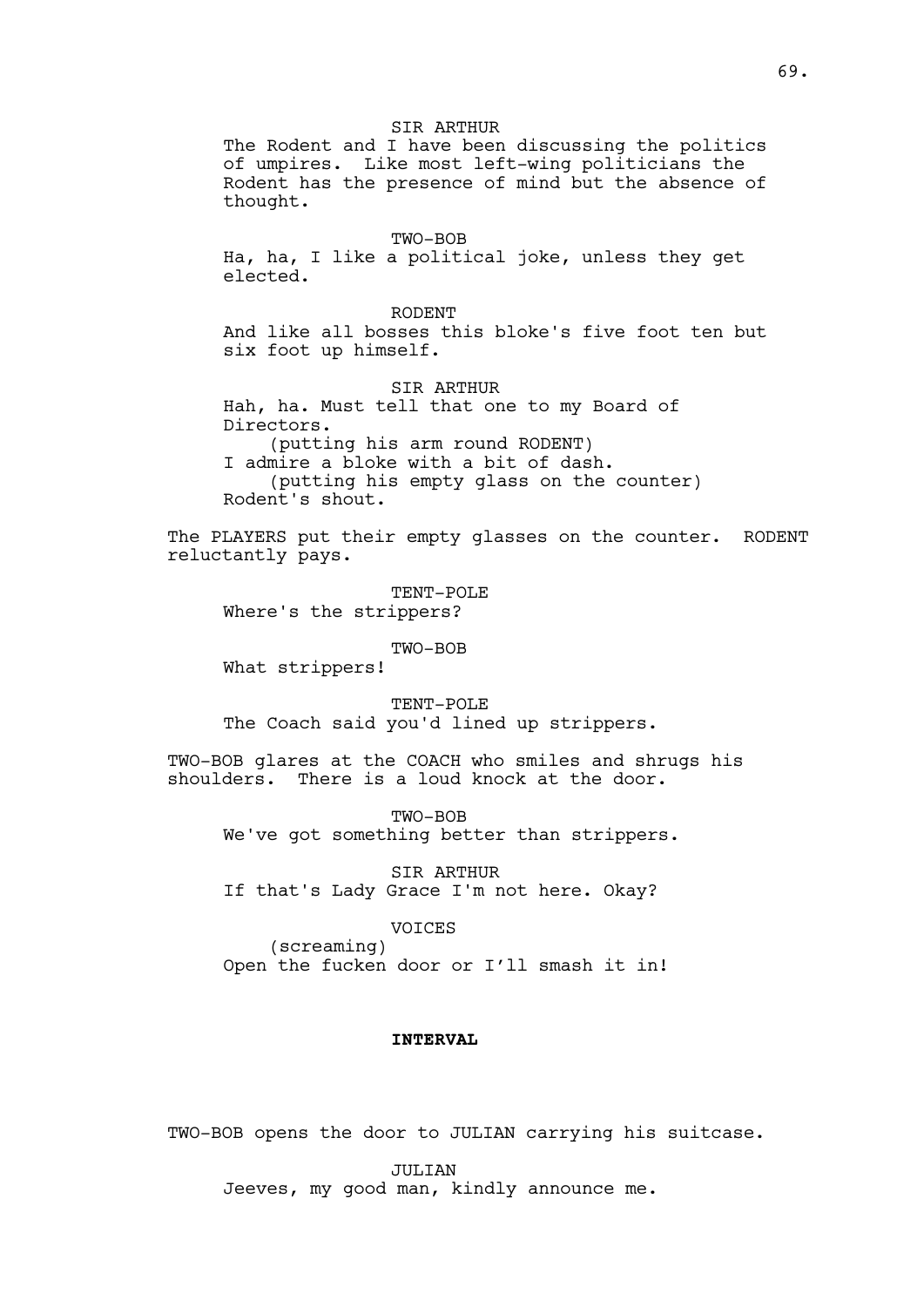SIR ARTHUR

The Rodent and I have been discussing the politics of umpires. Like most left-wing politicians the Rodent has the presence of mind but the absence of thought.

TWO-BOB

Ha, ha, I like a political joke, unless they get elected.

RODENT

And like all bosses this bloke's five foot ten but six foot up himself.

SIR ARTHUR

Hah, ha. Must tell that one to my Board of Directors.

(putting his arm round RODENT)

I admire a bloke with a bit of dash.

(putting his empty glass on the counter)

Rodent's shout.

The PLAYERS put their empty glasses on the counter. RODENT reluctantly pays.

TENT-POLE

Where's the strippers?

TWO-BOB

What strippers!

TENT-POLE

The Coach said you'd lined up strippers.

TWO-BOB glares at the COACH who smiles and shrugs his shoulders. There is a loud knock at the door.

TWO-BOB

We've got something better than strippers.

SIR ARTHUR

If that's Lady Grace I'm not here. Okay?

VOICES

(screaming)

Open the fucken door or I'll smash it in!

**INTERVAL**

TWO-BOB opens the door to JULIAN carrying his suitcase.

JULIAN

Jeeves, my good man, kindly announce me.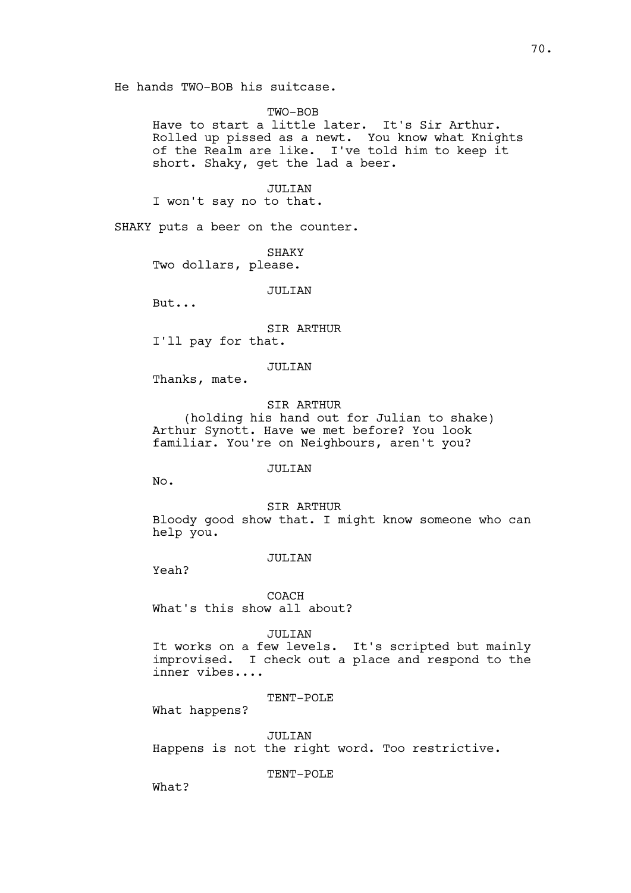He hands TWO-BOB his suitcase.

TWO-BOB
Have to start a little later. It's Sir Arthur. Rolled up pissed as a newt. You know what Knights of the Realm are like. I've told him to keep it short. Shaky, get the lad a beer.

JULIAN
I won't say no to that.

SHAKY puts a beer on the counter.

SHAKY
Two dollars, please.

JULIAN
But...

SIR ARTHUR
I'll pay for that.

JULIAN
Thanks, mate.

SIR ARTHUR
(holding his hand out for Julian to shake)
Arthur Synott. Have we met before? You look familiar. You're on Neighbours, aren't you?

JULIAN
No.

SIR ARTHUR
Bloody good show that. I might know someone who can help you.

JULIAN
Yeah?

COACH
What's this show all about?

JULIAN
It works on a few levels. It's scripted but mainly improvised. I check out a place and respond to the inner vibes....

TENT-POLE
What happens?

JULIAN
Happens is not the right word. Too restrictive.

TENT-POLE
What?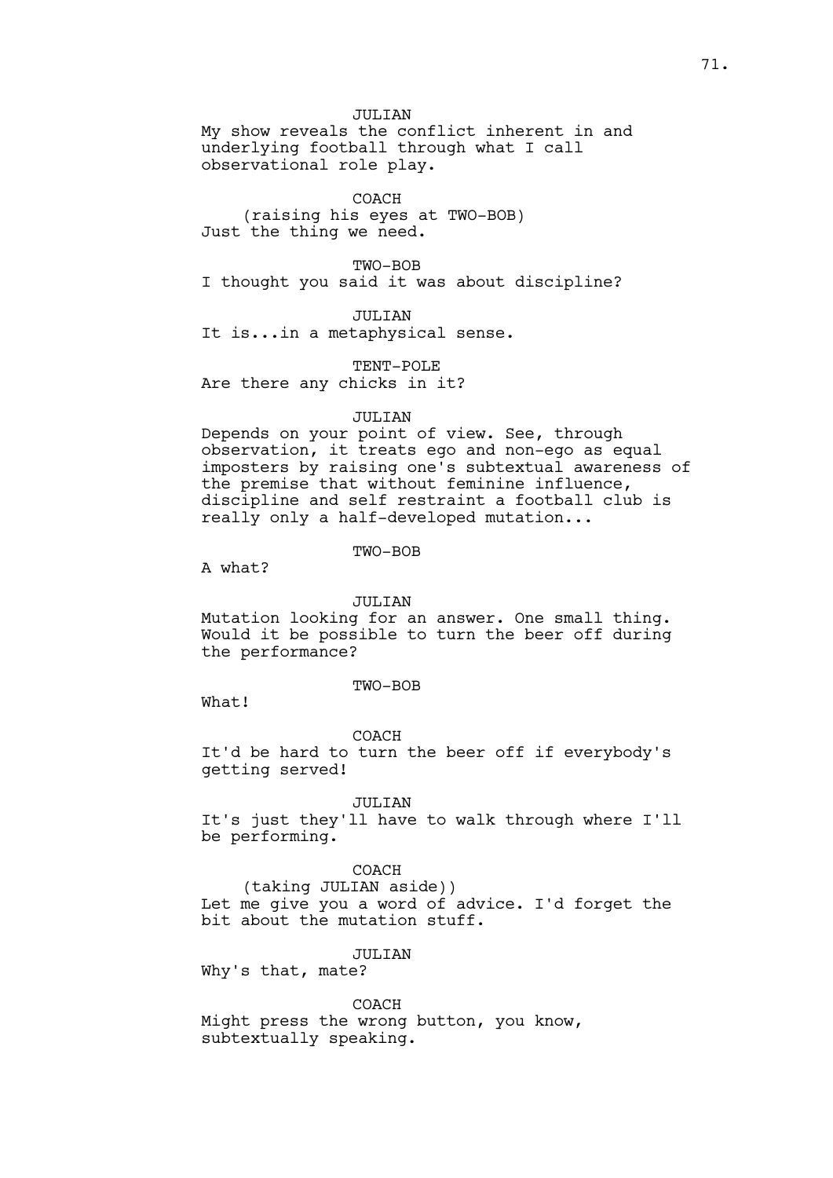JULIAN
My show reveals the conflict inherent in and underlying football through what I call observational role play.

COACH
(raising his eyes at TWO-BOB)
Just the thing we need.

TWO-BOB
I thought you said it was about discipline?

JULIAN
It is...in a metaphysical sense.

TENT-POLE
Are there any chicks in it?

JULIAN
Depends on your point of view. See, through observation, it treats ego and non-ego as equal imposters by raising one's subtextual awareness of the premise that without feminine influence, discipline and self restraint a football club is really only a half-developed mutation...

TWO-BOB
A what?

JULIAN
Mutation looking for an answer. One small thing. Would it be possible to turn the beer off during the performance?

TWO-BOB
What!

COACH
It'd be hard to turn the beer off if everybody's getting served!

JULIAN
It's just they'll have to walk through where I'll be performing.

COACH
(taking JULIAN aside))
Let me give you a word of advice. I'd forget the bit about the mutation stuff.

JULIAN
Why's that, mate?

COACH
Might press the wrong button, you know, subtextually speaking.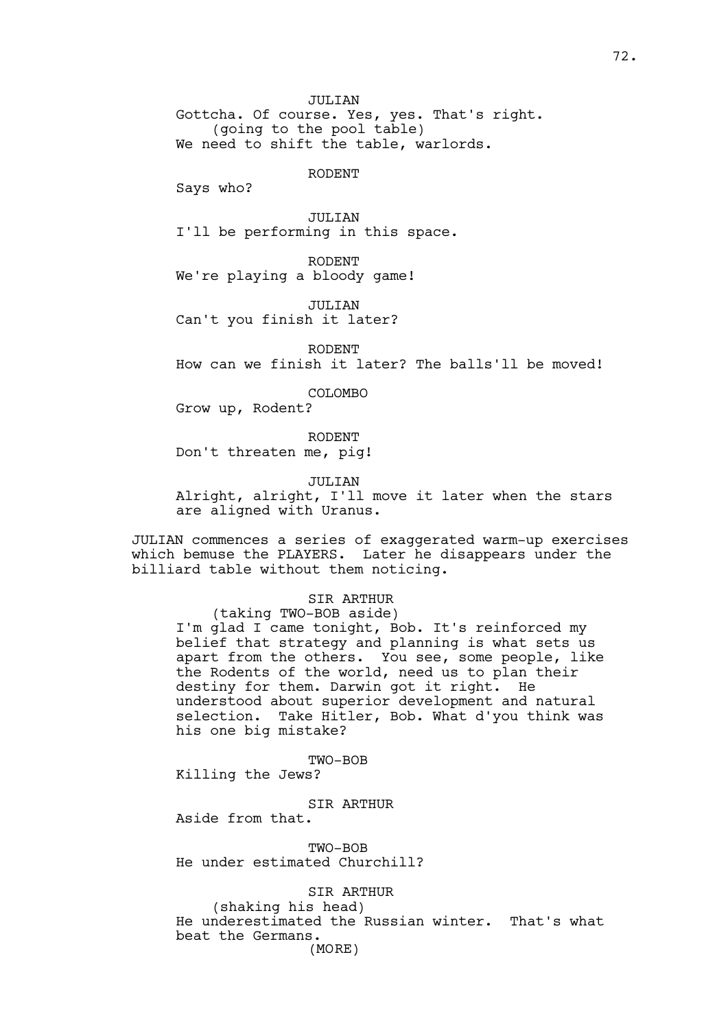JULIAN

Gottcha. Of course. Yes, yes. That's right.

(going to the pool table)

We need to shift the table, warlords.

RODENT

Says who?

JULIAN

I'll be performing in this space.

RODENT

We're playing a bloody game!

JULIAN

Can't you finish it later?

RODENT

How can we finish it later? The balls'll be moved!

COLOMBO

Grow up, Rodent?

RODENT

Don't threaten me, pig!

JULIAN

Alright, alright, I'll move it later when the stars are aligned with Uranus.

JULIAN commences a series of exaggerated warm-up exercises which bemuse the PLAYERS. Later he disappears under the billiard table without them noticing.

SIR ARTHUR

(taking TWO-BOB aside)

I'm glad I came tonight, Bob. It's reinforced my belief that strategy and planning is what sets us apart from the others. You see, some people, like the Rodents of the world, need us to plan their destiny for them. Darwin got it right. He understood about superior development and natural selection. Take Hitler, Bob. What d'you think was his one big mistake?

TWO-BOB

Killing the Jews?

SIR ARTHUR

Aside from that.

TWO-BOB

He under estimated Churchill?

SIR ARTHUR

(shaking his head)

He underestimated the Russian winter. That's what beat the Germans.

(MORE)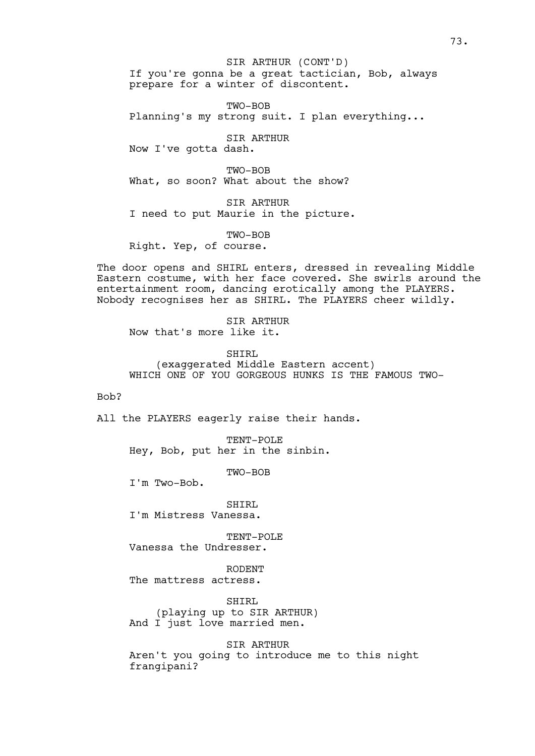SIR ARTHUR (CONT'D)
If you're gonna be a great tactician, Bob, always prepare for a winter of discontent.

TWO-BOB
Planning's my strong suit. I plan everything...

SIR ARTHUR
Now I've gotta dash.

TWO-BOB
What, so soon? What about the show?

SIR ARTHUR
I need to put Maurie in the picture.

TWO-BOB
Right. Yep, of course.

The door opens and SHIRL enters, dressed in revealing Middle Eastern costume, with her face covered. She swirls around the entertainment room, dancing erotically among the PLAYERS. Nobody recognises her as SHIRL. The PLAYERS cheer wildly.

SIR ARTHUR
Now that's more like it.

SHIRL
(exaggerated Middle Eastern accent)
WHICH ONE OF YOU GORGEOUS HUNKS IS THE FAMOUS TWO-

Bob?

All the PLAYERS eagerly raise their hands.

TENT-POLE
Hey, Bob, put her in the sinbin.

TWO-BOB
I'm Two-Bob.

SHIRL
I'm Mistress Vanessa.

TENT-POLE
Vanessa the Undresser.

RODENT
The mattress actress.

SHIRL
(playing up to SIR ARTHUR)
And I just love married men.

SIR ARTHUR
Aren't you going to introduce me to this night frangipani?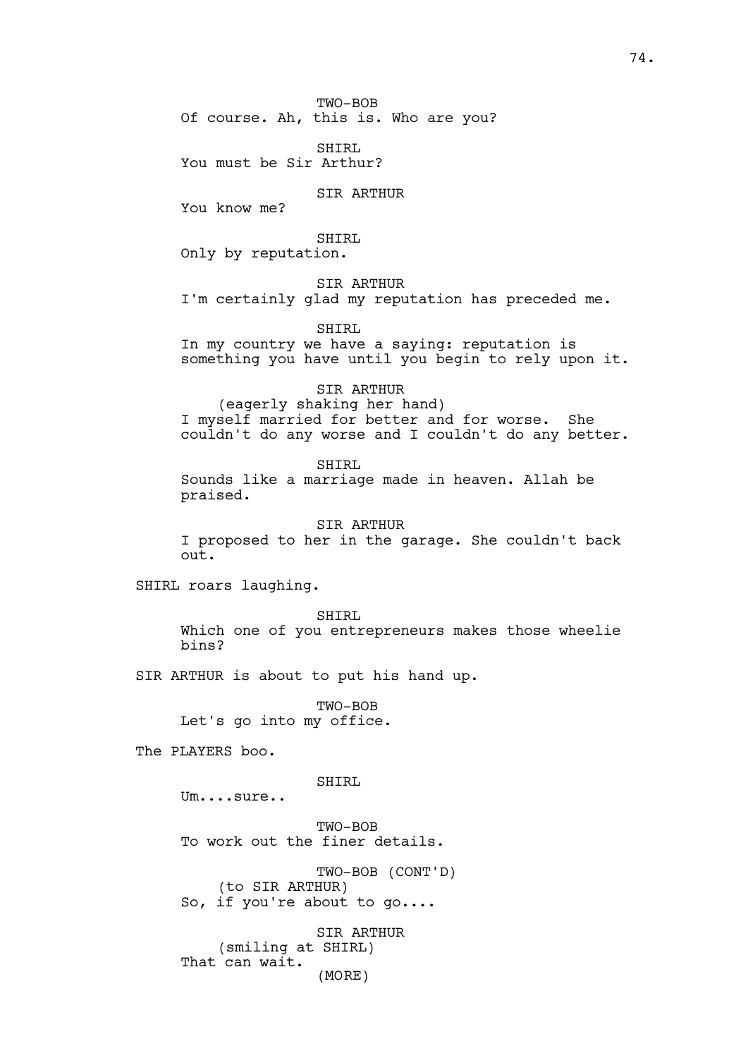TWO-BOB
Of course. Ah, this is. Who are you?

SHIRL
You must be Sir Arthur?

SIR ARTHUR
You know me?

SHIRL
Only by reputation.

SIR ARTHUR
I'm certainly glad my reputation has preceded me.

SHIRL
In my country we have a saying: reputation is something you have until you begin to rely upon it.

SIR ARTHUR
(eagerly shaking her hand)
I myself married for better and for worse. She couldn't do any worse and I couldn't do any better.

SHIRL
Sounds like a marriage made in heaven. Allah be praised.

SIR ARTHUR
I proposed to her in the garage. She couldn't back out.

SHIRL roars laughing.

SHIRL
Which one of you entrepreneurs makes those wheelie bins?

SIR ARTHUR is about to put his hand up.

TWO-BOB
Let's go into my office.

The PLAYERS boo.

SHIRL
Um....sure..

TWO-BOB
To work out the finer details.

TWO-BOB (CONT'D)
(to SIR ARTHUR)
So, if you're about to go....

SIR ARTHUR
(smiling at SHIRL)
That can wait.
(MORE)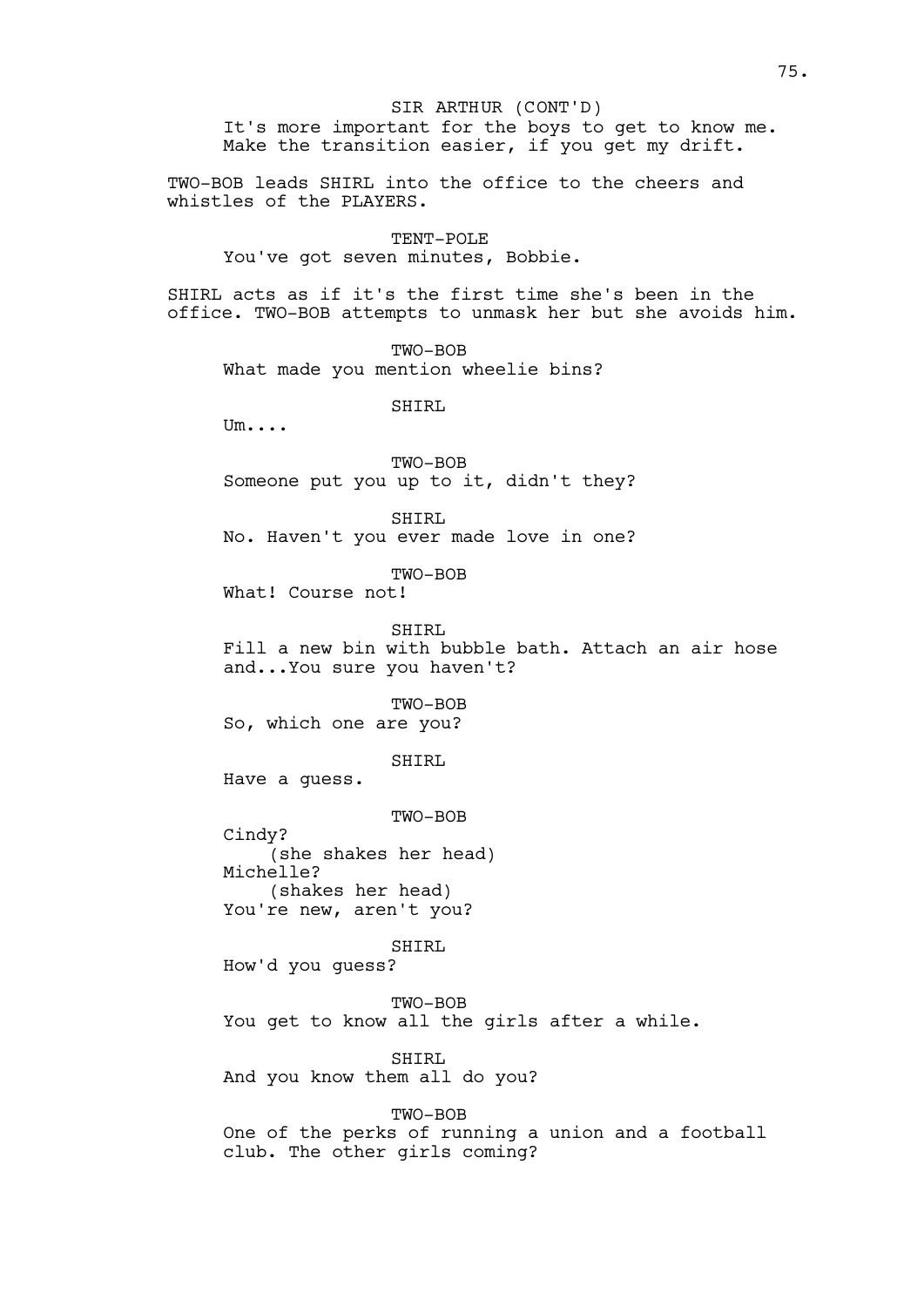SIR ARTHUR (CONT'D)

It's more important for the boys to get to know me. Make the transition easier, if you get my drift.

TWO-BOB leads SHIRL into the office to the cheers and whistles of the PLAYERS.

TENT-POLE

You've got seven minutes, Bobbie.

SHIRL acts as if it's the first time she's been in the office. TWO-BOB attempts to unmask her but she avoids him.

TWO-BOB

What made you mention wheelie bins?

SHIRL

Um....

TWO-BOB

Someone put you up to it, didn't they?

SHIRL

No. Haven't you ever made love in one?

TWO-BOB

What! Course not!

SHIRL

Fill a new bin with bubble bath. Attach an air hose and...You sure you haven't?

TWO-BOB

So, which one are you?

SHIRL

Have a guess.

TWO-BOB

Cindy?
(she shakes her head)
Michelle?
(shakes her head)
You're new, aren't you?

SHIRL

How'd you guess?

TWO-BOB

You get to know all the girls after a while.

SHIRL

And you know them all do you?

TWO-BOB

One of the perks of running a union and a football club. The other girls coming?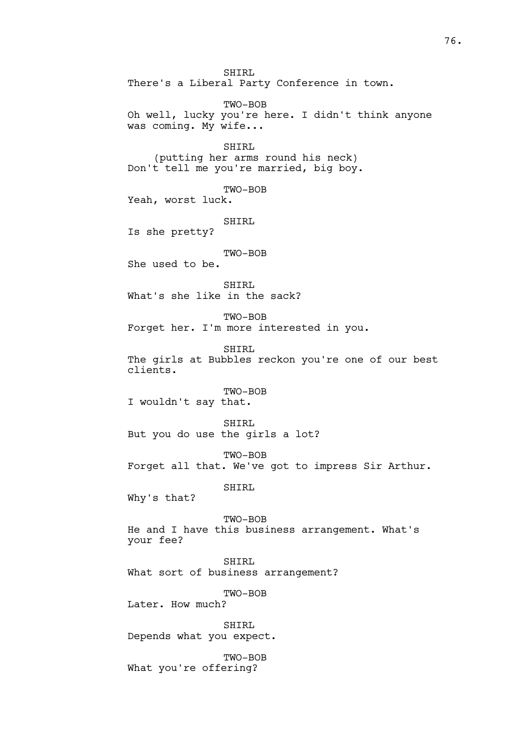SHIRL
There's a Liberal Party Conference in town.

TWO-BOB
Oh well, lucky you're here. I didn't think anyone was coming. My wife...

SHIRL
(putting her arms round his neck)
Don't tell me you're married, big boy.

TWO-BOB
Yeah, worst luck.

SHIRL
Is she pretty?

TWO-BOB
She used to be.

SHIRL
What's she like in the sack?

TWO-BOB
Forget her. I'm more interested in you.

SHIRL
The girls at Bubbles reckon you're one of our best clients.

TWO-BOB
I wouldn't say that.

SHIRL
But you do use the girls a lot?

TWO-BOB
Forget all that. We've got to impress Sir Arthur.

SHIRL
Why's that?

TWO-BOB
He and I have this business arrangement. What's your fee?

SHIRL
What sort of business arrangement?

TWO-BOB
Later. How much?

SHIRL
Depends what you expect.

TWO-BOB
What you're offering?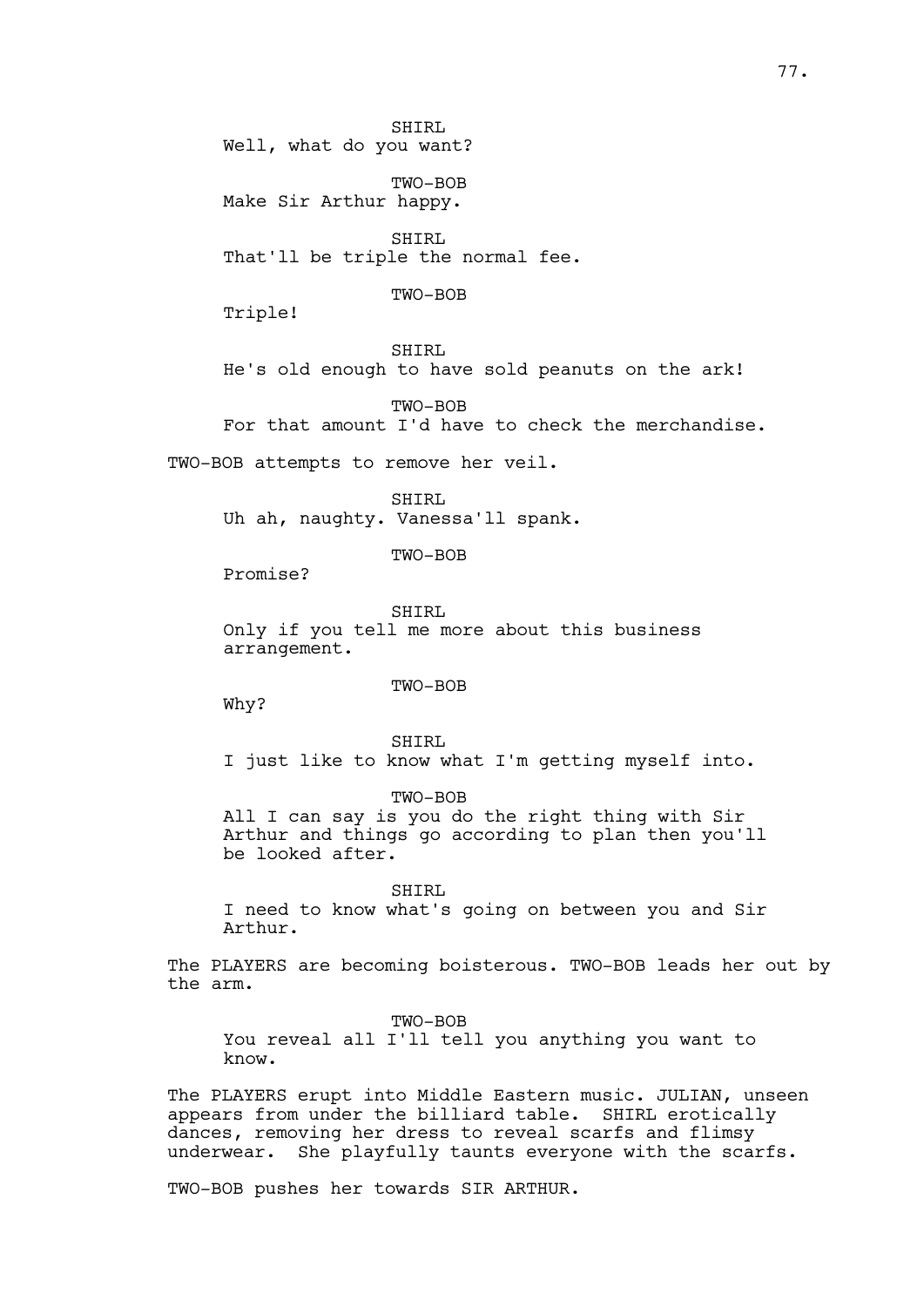SHIRL
Well, what do you want?

TWO-BOB
Make Sir Arthur happy.

SHIRL
That'll be triple the normal fee.

TWO-BOB
Triple!

SHIRL
He's old enough to have sold peanuts on the ark!

TWO-BOB
For that amount I'd have to check the merchandise.

TWO-BOB attempts to remove her veil.

SHIRL
Uh ah, naughty. Vanessa'll spank.

TWO-BOB
Promise?

SHIRL
Only if you tell me more about this business arrangement.

TWO-BOB
Why?

SHIRL
I just like to know what I'm getting myself into.

TWO-BOB
All I can say is you do the right thing with Sir Arthur and things go according to plan then you'll be looked after.

SHIRL
I need to know what's going on between you and Sir Arthur.

The PLAYERS are becoming boisterous. TWO-BOB leads her out by the arm.

TWO-BOB
You reveal all I'll tell you anything you want to know.

The PLAYERS erupt into Middle Eastern music. JULIAN, unseen appears from under the billiard table. SHIRL erotically dances, removing her dress to reveal scarfs and flimsy underwear. She playfully taunts everyone with the scarfs.

TWO-BOB pushes her towards SIR ARTHUR.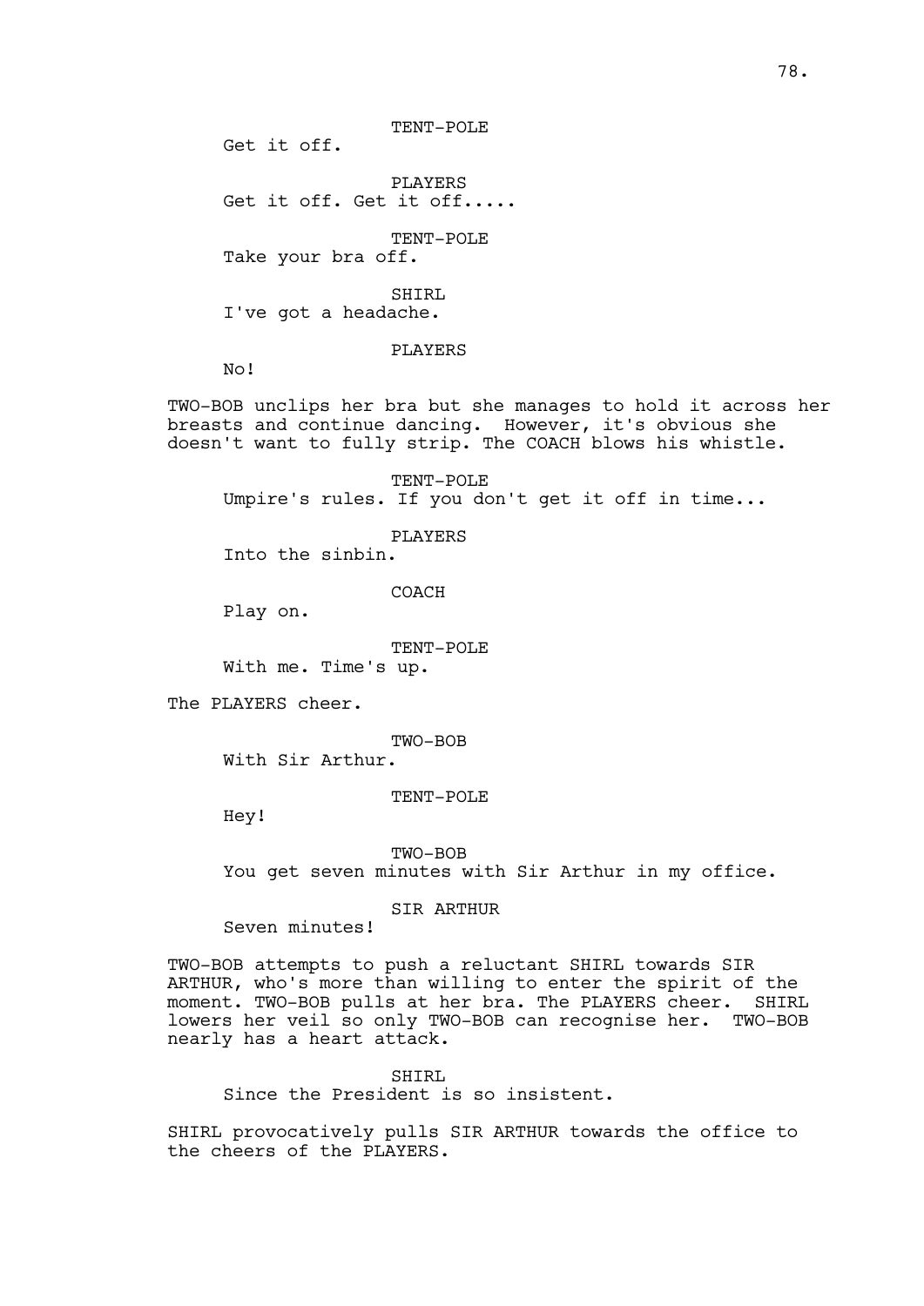TENT-POLE

Get it off.

PLAYERS

Get it off. Get it off.....

TENT-POLE

Take your bra off.

SHIRL

I've got a headache.

PLAYERS

No!

TWO-BOB unclips her bra but she manages to hold it across her breasts and continue dancing. However, it's obvious she doesn't want to fully strip. The COACH blows his whistle.

TENT-POLE

Umpire's rules. If you don't get it off in time...

PLAYERS

Into the sinbin.

COACH

Play on.

TENT-POLE

With me. Time's up.

The PLAYERS cheer.

TWO-BOB

With Sir Arthur.

TENT-POLE

Hey!

TWO-BOB

You get seven minutes with Sir Arthur in my office.

SIR ARTHUR

Seven minutes!

TWO-BOB attempts to push a reluctant SHIRL towards SIR ARTHUR, who's more than willing to enter the spirit of the moment. TWO-BOB pulls at her bra. The PLAYERS cheer. SHIRL lowers her veil so only TWO-BOB can recognise her. TWO-BOB nearly has a heart attack.

SHIRL

Since the President is so insistent.

SHIRL provocatively pulls SIR ARTHUR towards the office to the cheers of the PLAYERS.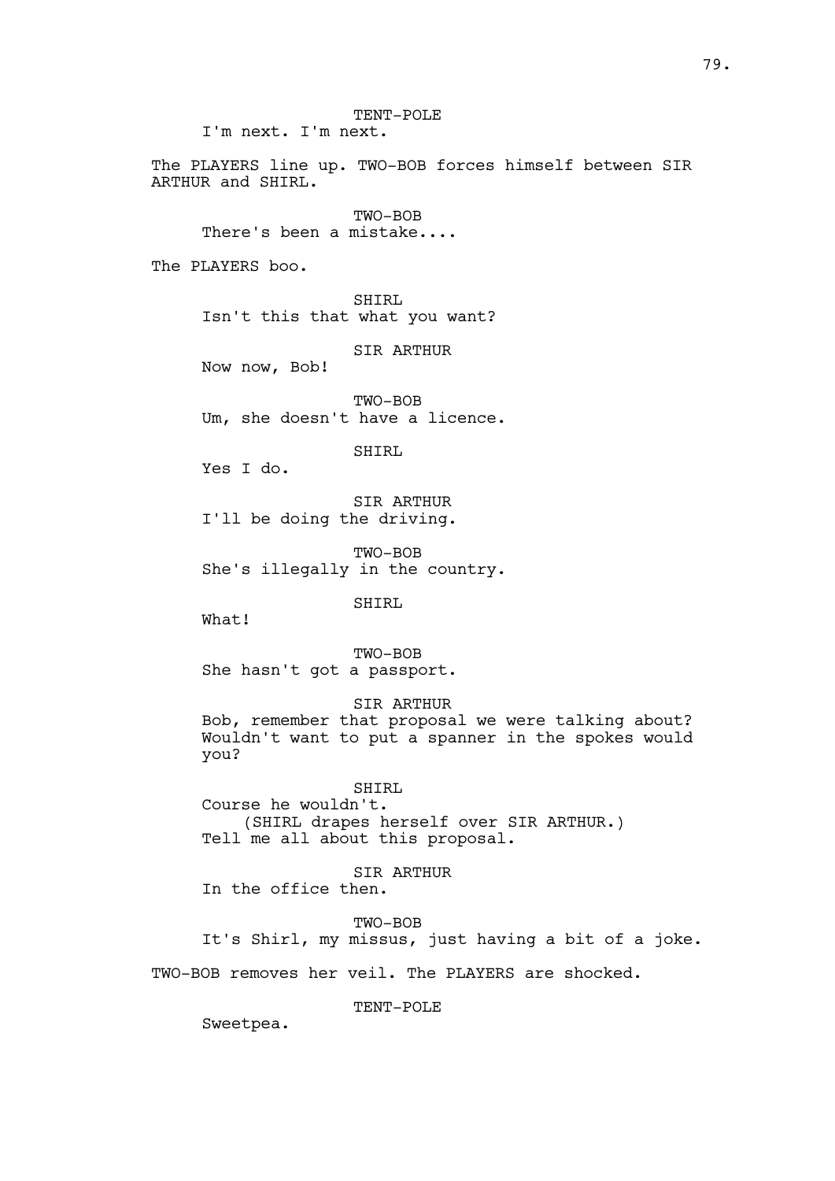TENT-POLE

I'm next. I'm next.

The PLAYERS line up. TWO-BOB forces himself between SIR ARTHUR and SHIRL.

TWO-BOB

There's been a mistake....

The PLAYERS boo.

SHIRL

Isn't this that what you want?

SIR ARTHUR

Now now, Bob!

TWO-BOB

Um, she doesn't have a licence.

SHIRL

Yes I do.

SIR ARTHUR

I'll be doing the driving.

TWO-BOB

She's illegally in the country.

SHIRL

What!

TWO-BOB

She hasn't got a passport.

SIR ARTHUR

Bob, remember that proposal we were talking about? Wouldn't want to put a spanner in the spokes would you?

SHIRL

Course he wouldn't.

(SHIRL drapes herself over SIR ARTHUR.)

Tell me all about this proposal.

SIR ARTHUR

In the office then.

TWO-BOB

It's Shirl, my missus, just having a bit of a joke.

TWO-BOB removes her veil. The PLAYERS are shocked.

TENT-POLE

Sweetpea.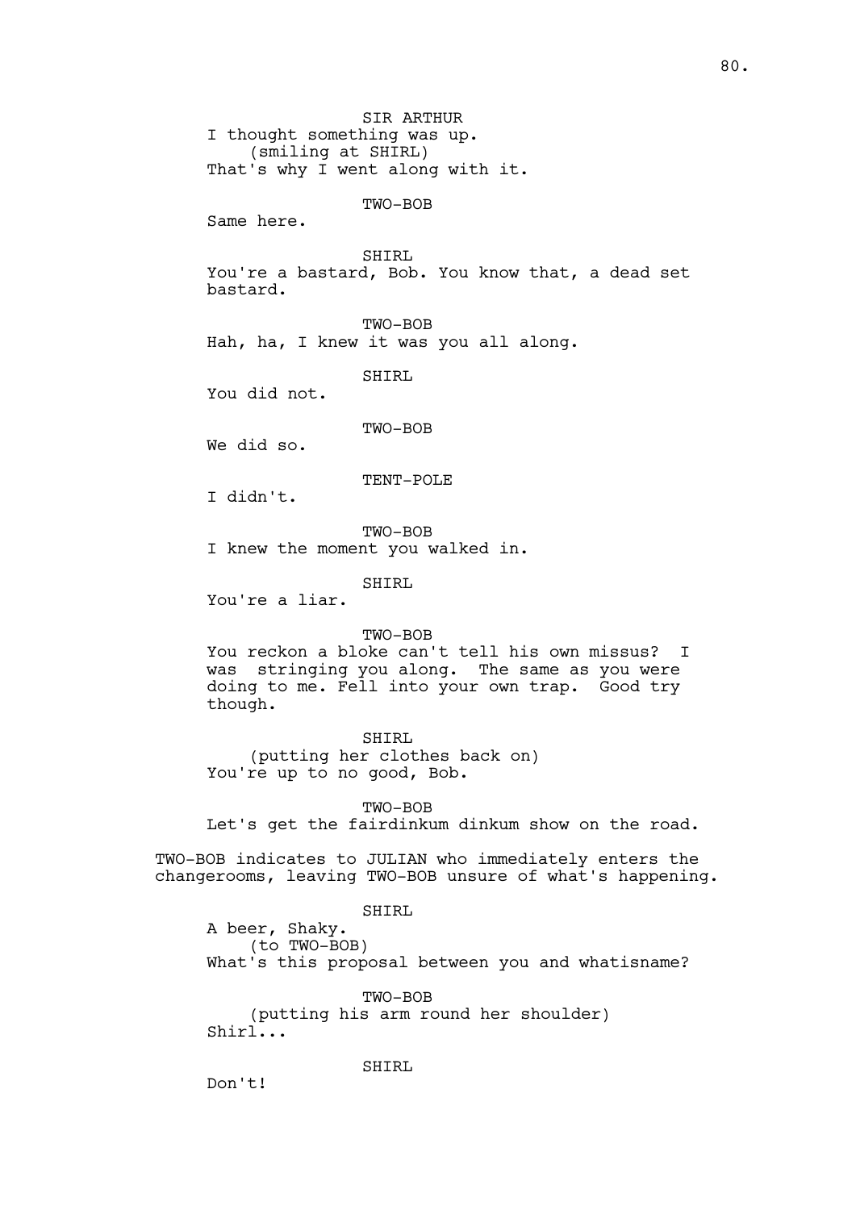SIR ARTHUR

I thought something was up.

(smiling at SHIRL)

That's why I went along with it.

TWO-BOB

Same here.

SHIRL

You're a bastard, Bob. You know that, a dead set bastard.

TWO-BOB

Hah, ha, I knew it was you all along.

SHIRL

You did not.

TWO-BOB

We did so.

TENT-POLE

I didn't.

TWO-BOB

I knew the moment you walked in.

SHIRL

You're a liar.

TWO-BOB

You reckon a bloke can't tell his own missus? I was stringing you along. The same as you were doing to me. Fell into your own trap. Good try though.

SHIRL

(putting her clothes back on)

You're up to no good, Bob.

TWO-BOB

Let's get the fairdinkum dinkum show on the road.

TWO-BOB indicates to JULIAN who immediately enters the changerooms, leaving TWO-BOB unsure of what's happening.

SHIRL

A beer, Shaky.

(to TWO-BOB)

What's this proposal between you and whatisname?

TWO-BOB

(putting his arm round her shoulder)

Shirl...

SHIRL

Don't!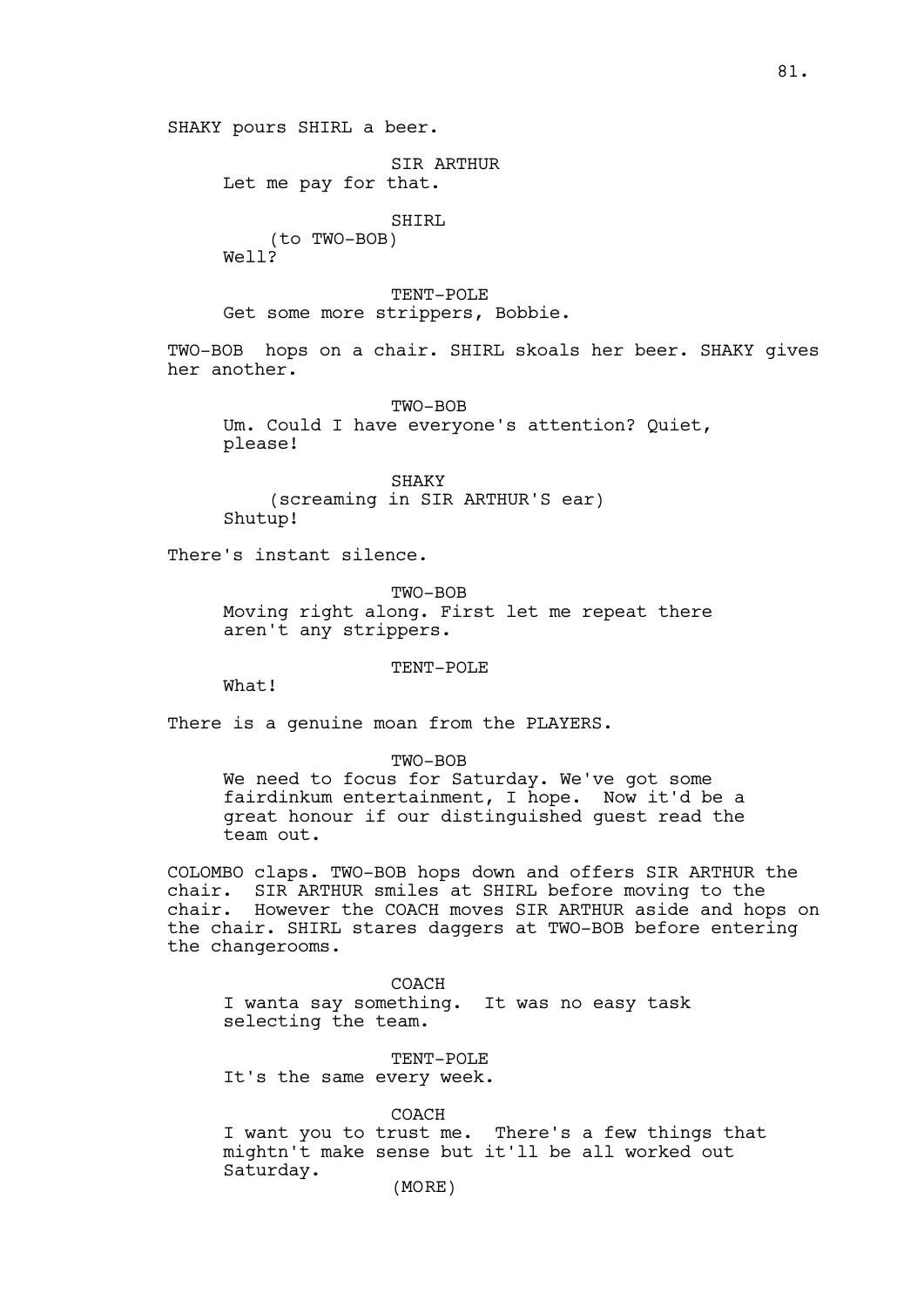SHAKY pours SHIRL a beer.

SIR ARTHUR
Let me pay for that.

SHIRL
(to TWO-BOB)
Well?

TENT-POLE
Get some more strippers, Bobbie.

TWO-BOB hops on a chair. SHIRL skoals her beer. SHAKY gives her another.

TWO-BOB
Um. Could I have everyone's attention? Quiet, please!

SHAKY
(screaming in SIR ARTHUR'S ear)
Shutup!

There's instant silence.

TWO-BOB
Moving right along. First let me repeat there aren't any strippers.

TENT-POLE
What!

There is a genuine moan from the PLAYERS.

TWO-BOB
We need to focus for Saturday. We've got some fairdinkum entertainment, I hope. Now it'd be a great honour if our distinguished guest read the team out.

COLOMBO claps. TWO-BOB hops down and offers SIR ARTHUR the chair. SIR ARTHUR smiles at SHIRL before moving to the chair. However the COACH moves SIR ARTHUR aside and hops on the chair. SHIRL stares daggers at TWO-BOB before entering the changerooms.

COACH
I wanta say something. It was no easy task selecting the team.

TENT-POLE
It's the same every week.

COACH
I want you to trust me. There's a few things that mightn't make sense but it'll be all worked out Saturday.
(MORE)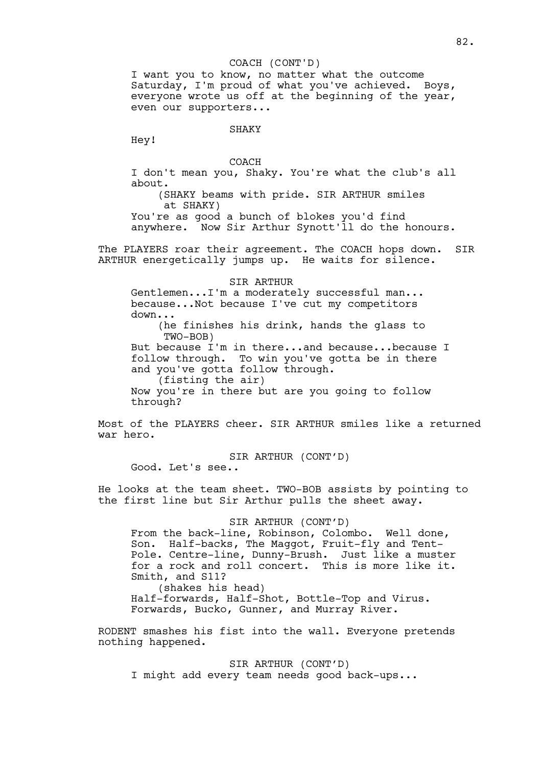COACH (CONT'D)

I want you to know, no matter what the outcome Saturday, I'm proud of what you've achieved. Boys, everyone wrote us off at the beginning of the year, even our supporters...

SHAKY

Hey!

COACH

I don't mean you, Shaky. You're what the club's all about.

(SHAKY beams with pride. SIR ARTHUR smiles at SHAKY)

You're as good a bunch of blokes you'd find anywhere. Now Sir Arthur Synott'll do the honours.

The PLAYERS roar their agreement. The COACH hops down. SIR ARTHUR energetically jumps up. He waits for silence.

SIR ARTHUR

Gentlemen...I'm a moderately successful man... because...Not because I've cut my competitors down...

(he finishes his drink, hands the glass to TWO-BOB)

But because I'm in there...and because...because I follow through. To win you've gotta be in there and you've gotta follow through.

(fisting the air)

Now you're in there but are you going to follow through?

Most of the PLAYERS cheer. SIR ARTHUR smiles like a returned war hero.

SIR ARTHUR (CONT'D)

Good. Let's see..

He looks at the team sheet. TWO-BOB assists by pointing to the first line but Sir Arthur pulls the sheet away.

SIR ARTHUR (CONT'D)

From the back-line, Robinson, Colombo. Well done, Son. Half-backs, The Maggot, Fruit-fly and Tent-Pole. Centre-line, Dunny-Brush. Just like a muster for a rock and roll concert. This is more like it. Smith, and S11?

(shakes his head)

Half-forwards, Half-Shot, Bottle-Top and Virus. Forwards, Bucko, Gunner, and Murray River.

RODENT smashes his fist into the wall. Everyone pretends nothing happened.

SIR ARTHUR (CONT'D)

I might add every team needs good back-ups...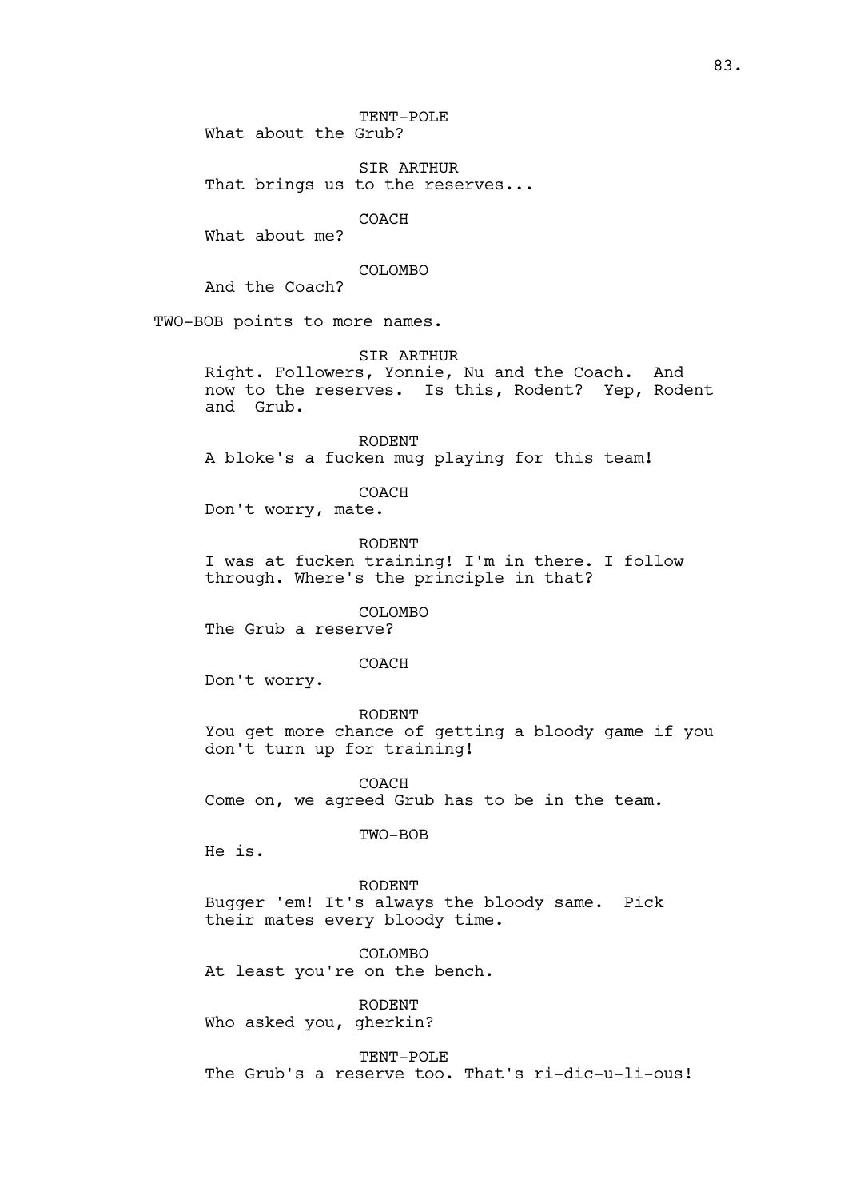TENT-POLE
What about the Grub?

SIR ARTHUR
That brings us to the reserves...

COACH
What about me?

COLOMBO
And the Coach?

TWO-BOB points to more names.

SIR ARTHUR
Right. Followers, Yonnie, Nu and the Coach. And now to the reserves. Is this, Rodent? Yep, Rodent and Grub.

RODENT
A bloke's a fucken mug playing for this team!

COACH
Don't worry, mate.

RODENT
I was at fucken training! I'm in there. I follow through. Where's the principle in that?

COLOMBO
The Grub a reserve?

COACH
Don't worry.

RODENT
You get more chance of getting a bloody game if you don't turn up for training!

COACH
Come on, we agreed Grub has to be in the team.

TWO-BOB
He is.

RODENT
Bugger 'em! It's always the bloody same. Pick their mates every bloody time.

COLOMBO
At least you're on the bench.

RODENT
Who asked you, gherkin?

TENT-POLE
The Grub's a reserve too. That's ri-dic-u-li-ous!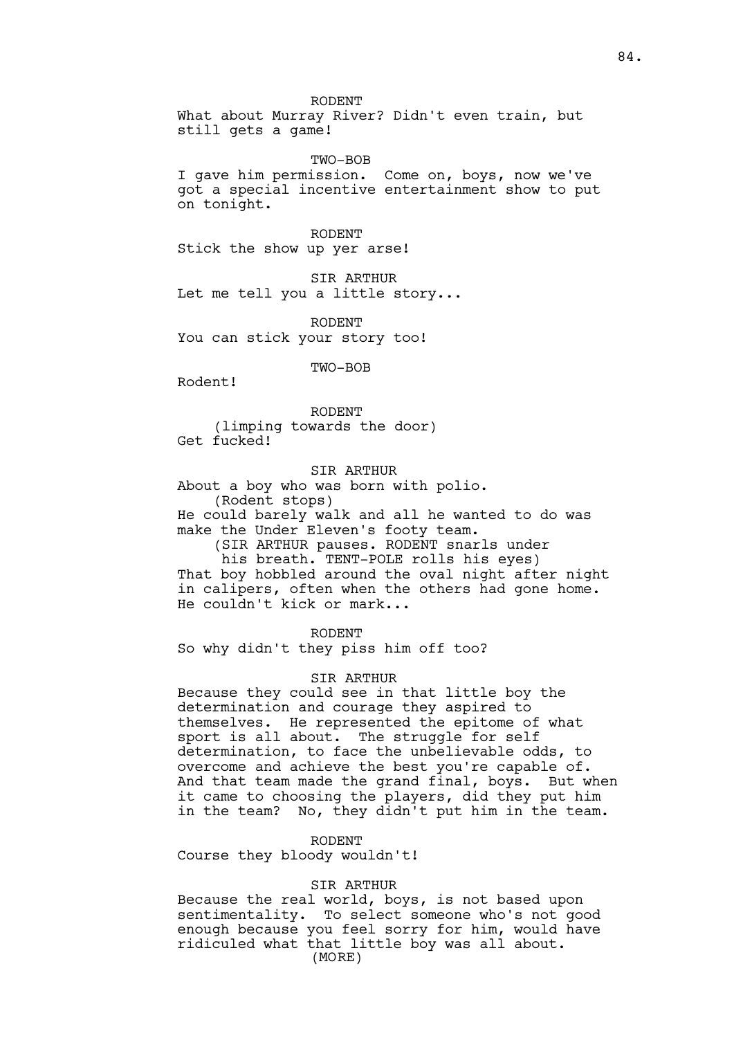RODENT
What about Murray River? Didn't even train, but still gets a game!

TWO-BOB
I gave him permission. Come on, boys, now we've got a special incentive entertainment show to put on tonight.

RODENT
Stick the show up yer arse!

SIR ARTHUR
Let me tell you a little story...

RODENT
You can stick your story too!

TWO-BOB
Rodent!

RODENT
(limping towards the door)
Get fucked!

SIR ARTHUR
About a boy who was born with polio.
(Rodent stops)
He could barely walk and all he wanted to do was make the Under Eleven's footy team.
(SIR ARTHUR pauses. RODENT snarls under his breath. TENT-POLE rolls his eyes)
That boy hobbled around the oval night after night in calipers, often when the others had gone home. He couldn't kick or mark...

RODENT
So why didn't they piss him off too?

SIR ARTHUR
Because they could see in that little boy the determination and courage they aspired to themselves. He represented the epitome of what sport is all about. The struggle for self determination, to face the unbelievable odds, to overcome and achieve the best you're capable of. And that team made the grand final, boys. But when it came to choosing the players, did they put him in the team? No, they didn't put him in the team.

RODENT
Course they bloody wouldn't!

SIR ARTHUR
Because the real world, boys, is not based upon sentimentality. To select someone who's not good enough because you feel sorry for him, would have ridiculed what that little boy was all about.
(MORE)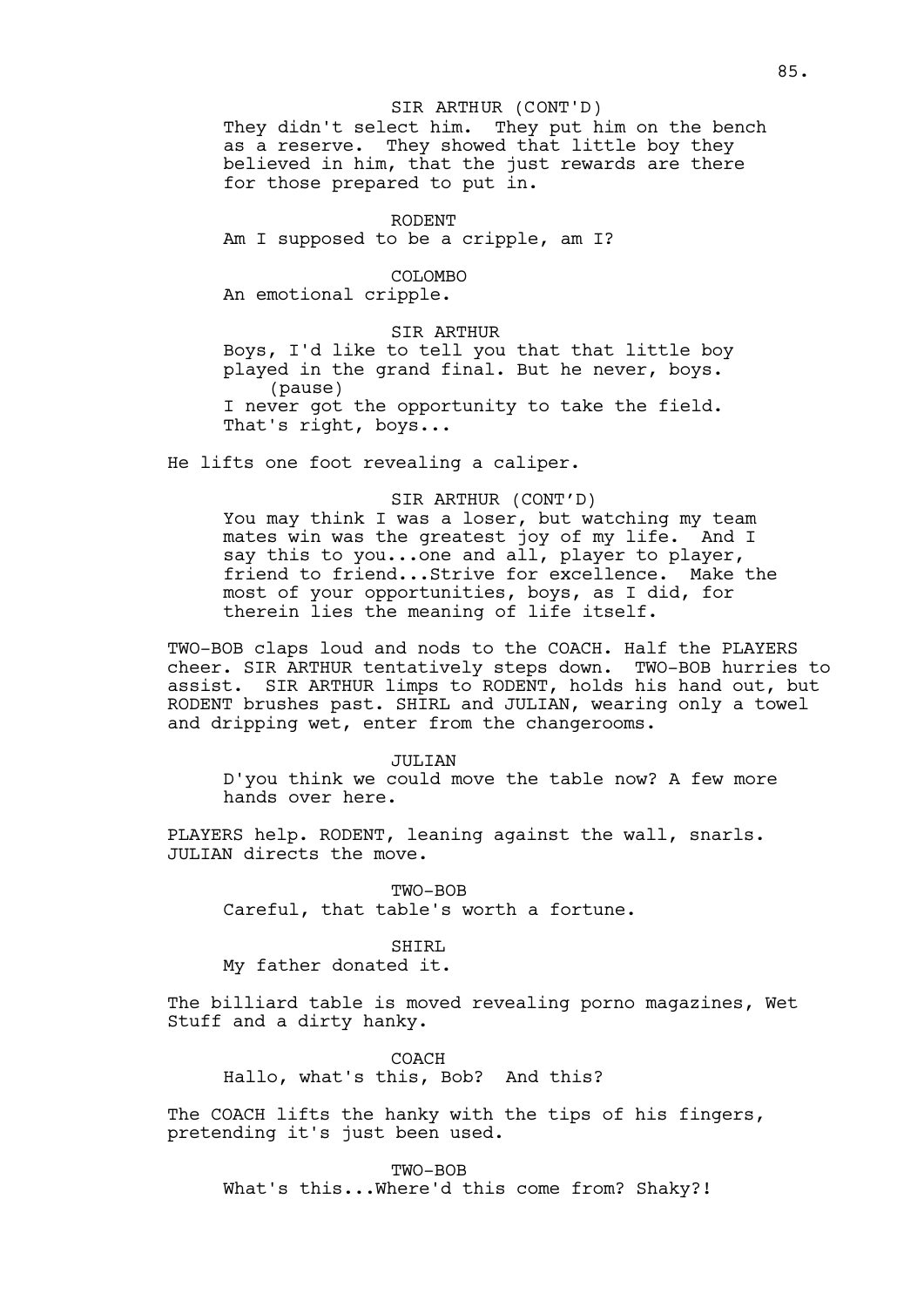SIR ARTHUR (CONT'D)

They didn't select him. They put him on the bench as a reserve. They showed that little boy they believed in him, that the just rewards are there for those prepared to put in.

RODENT

Am I supposed to be a cripple, am I?

COLOMBO

An emotional cripple.

SIR ARTHUR

Boys, I'd like to tell you that that little boy played in the grand final. But he never, boys.

(pause)

I never got the opportunity to take the field. That's right, boys...

He lifts one foot revealing a caliper.

SIR ARTHUR (CONT'D)

You may think I was a loser, but watching my team mates win was the greatest joy of my life. And I say this to you...one and all, player to player, friend to friend...Strive for excellence. Make the most of your opportunities, boys, as I did, for therein lies the meaning of life itself.

TWO-BOB claps loud and nods to the COACH. Half the PLAYERS cheer. SIR ARTHUR tentatively steps down. TWO-BOB hurries to assist. SIR ARTHUR limps to RODENT, holds his hand out, but RODENT brushes past. SHIRL and JULIAN, wearing only a towel and dripping wet, enter from the changerooms.

JULIAN

D'you think we could move the table now? A few more hands over here.

PLAYERS help. RODENT, leaning against the wall, snarls. JULIAN directs the move.

TWO-BOB

Careful, that table's worth a fortune.

SHIRL

My father donated it.

The billiard table is moved revealing porno magazines, Wet Stuff and a dirty hanky.

COACH

Hallo, what's this, Bob? And this?

The COACH lifts the hanky with the tips of his fingers, pretending it's just been used.

TWO-BOB

What's this...Where'd this come from? Shaky?!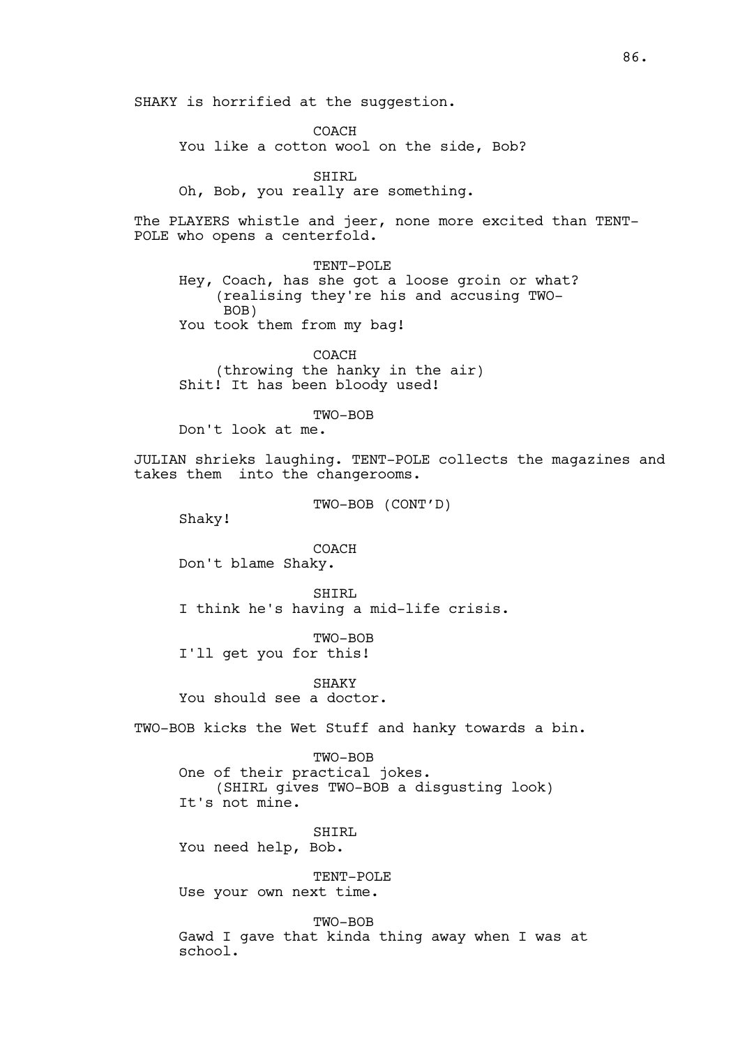SHAKY is horrified at the suggestion.

COACH
You like a cotton wool on the side, Bob?

SHIRL
Oh, Bob, you really are something.

The PLAYERS whistle and jeer, none more excited than TENT-POLE who opens a centerfold.

TENT-POLE
Hey, Coach, has she got a loose groin or what?
(realising they're his and accusing TWO-BOB)
You took them from my bag!

COACH
(throwing the hanky in the air)
Shit! It has been bloody used!

TWO-BOB
Don't look at me.

JULIAN shrieks laughing. TENT-POLE collects the magazines and takes them into the changerooms.

TWO-BOB (CONT'D)
Shaky!

COACH
Don't blame Shaky.

SHIRL
I think he's having a mid-life crisis.

TWO-BOB
I'll get you for this!

SHAKY
You should see a doctor.

TWO-BOB kicks the Wet Stuff and hanky towards a bin.

TWO-BOB
One of their practical jokes.
(SHIRL gives TWO-BOB a disgusting look)
It's not mine.

SHIRL
You need help, Bob.

TENT-POLE
Use your own next time.

TWO-BOB
Gawd I gave that kinda thing away when I was at school.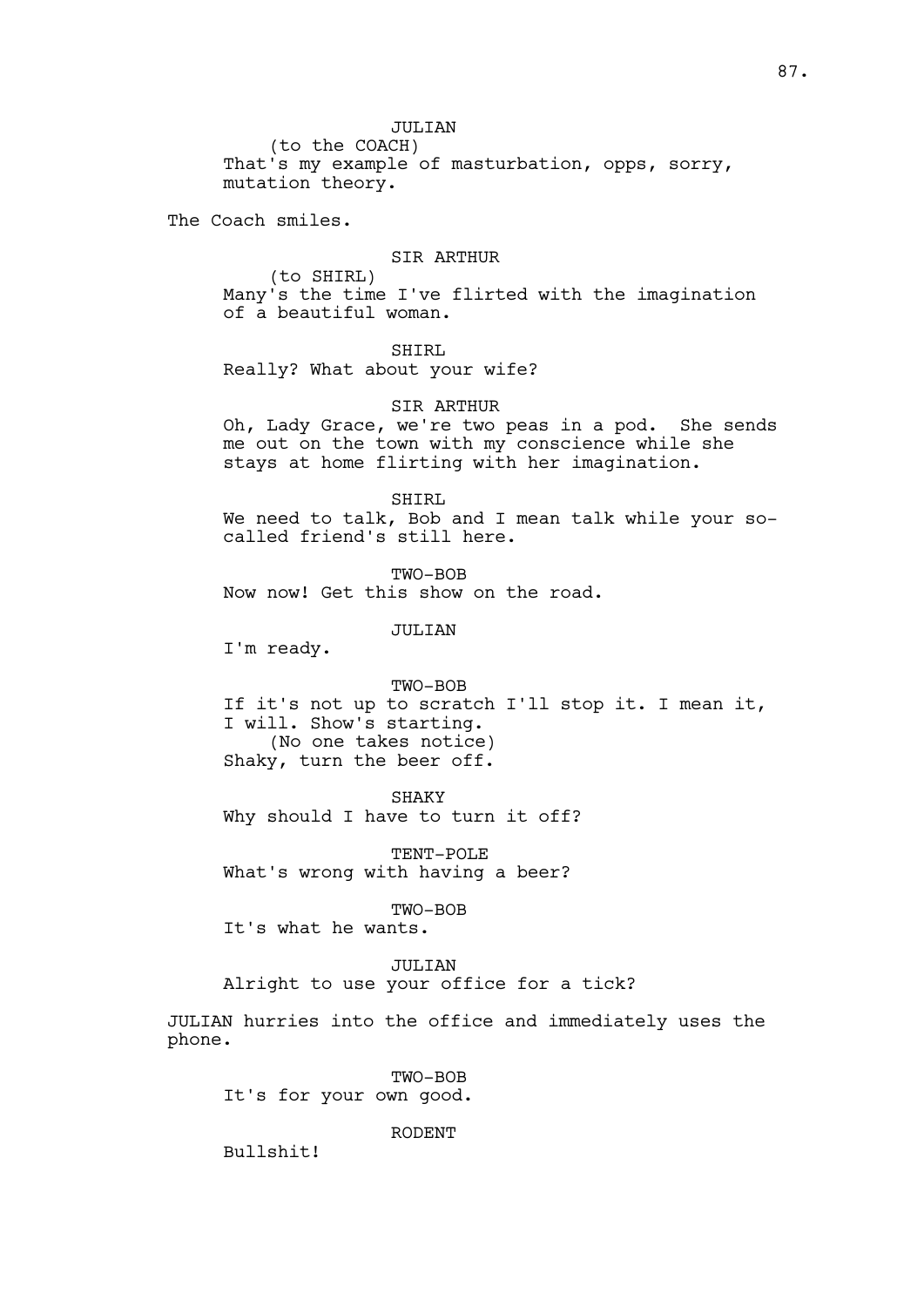JULIAN
(to the COACH)
That's my example of masturbation, opps, sorry, mutation theory.

The Coach smiles.

SIR ARTHUR
(to SHIRL)
Many's the time I've flirted with the imagination of a beautiful woman.

SHIRL
Really? What about your wife?

SIR ARTHUR
Oh, Lady Grace, we're two peas in a pod. She sends me out on the town with my conscience while she stays at home flirting with her imagination.

SHIRL
We need to talk, Bob and I mean talk while your so-called friend's still here.

TWO-BOB
Now now! Get this show on the road.

JULIAN
I'm ready.

TWO-BOB
If it's not up to scratch I'll stop it. I mean it, I will. Show's starting.
(No one takes notice)
Shaky, turn the beer off.

SHAKY
Why should I have to turn it off?

TENT-POLE
What's wrong with having a beer?

TWO-BOB
It's what he wants.

JULIAN
Alright to use your office for a tick?

JULIAN hurries into the office and immediately uses the phone.

TWO-BOB
It's for your own good.

RODENT
Bullshit!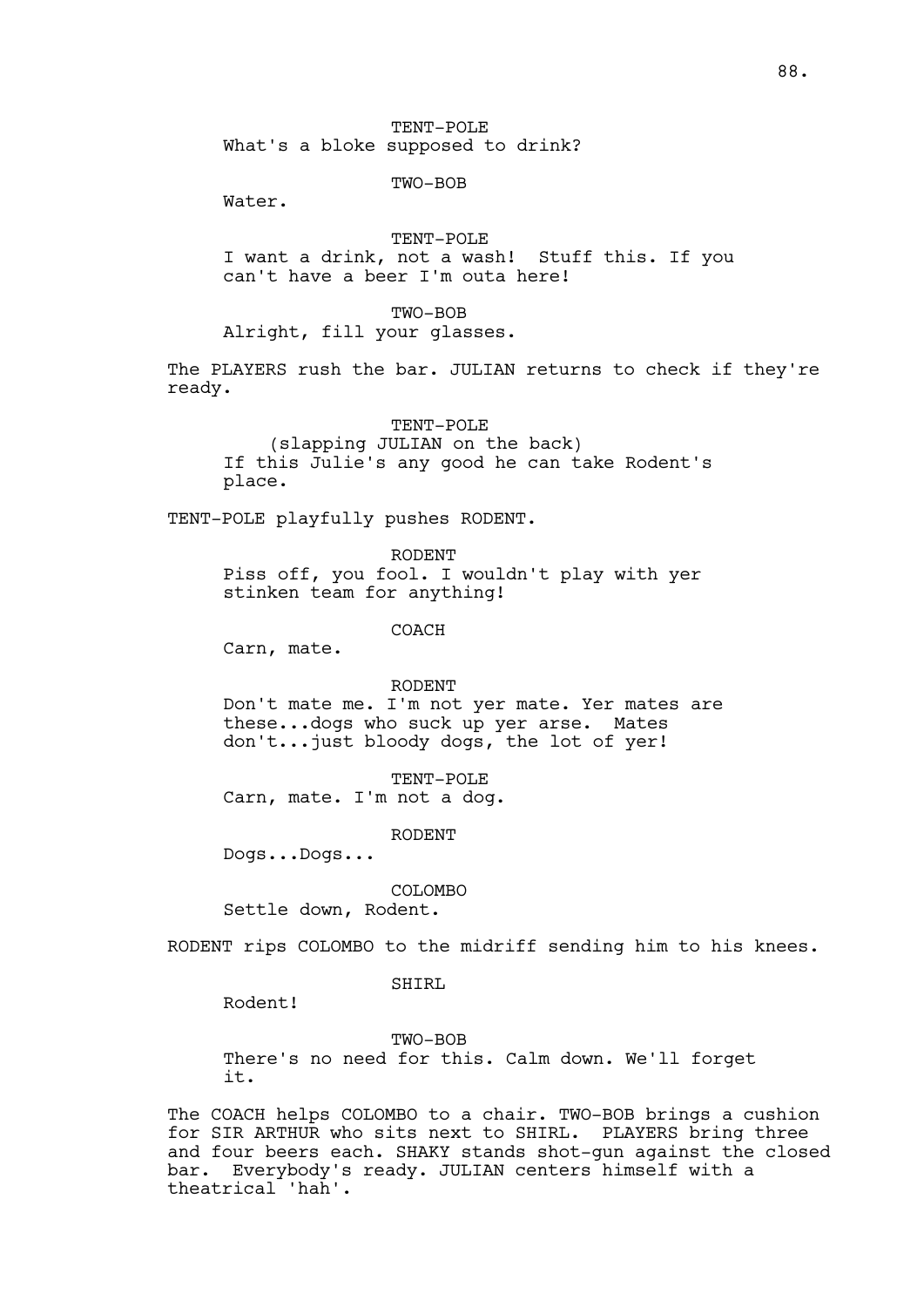TENT-POLE

What's a bloke supposed to drink?

TWO-BOB

Water.

TENT-POLE

I want a drink, not a wash!  Stuff this. If you can't have a beer I'm outa here!

TWO-BOB

Alright, fill your glasses.

The PLAYERS rush the bar. JULIAN returns to check if they're ready.

TENT-POLE

(slapping JULIAN on the back)

If this Julie's any good he can take Rodent's place.

TENT-POLE playfully pushes RODENT.

RODENT

Piss off, you fool. I wouldn't play with yer stinken team for anything!

COACH

Carn, mate.

RODENT

Don't mate me. I'm not yer mate. Yer mates are these...dogs who suck up yer arse.  Mates don't...just bloody dogs, the lot of yer!

TENT-POLE

Carn, mate. I'm not a dog.

RODENT

Dogs...Dogs...

COLOMBO

Settle down, Rodent.

RODENT rips COLOMBO to the midriff sending him to his knees.

SHIRL

Rodent!

TWO-BOB

There's no need for this. Calm down. We'll forget it.

The COACH helps COLOMBO to a chair. TWO-BOB brings a cushion for SIR ARTHUR who sits next to SHIRL.  PLAYERS bring three and four beers each. SHAKY stands shot-gun against the closed bar.  Everybody's ready. JULIAN centers himself with a theatrical 'hah'.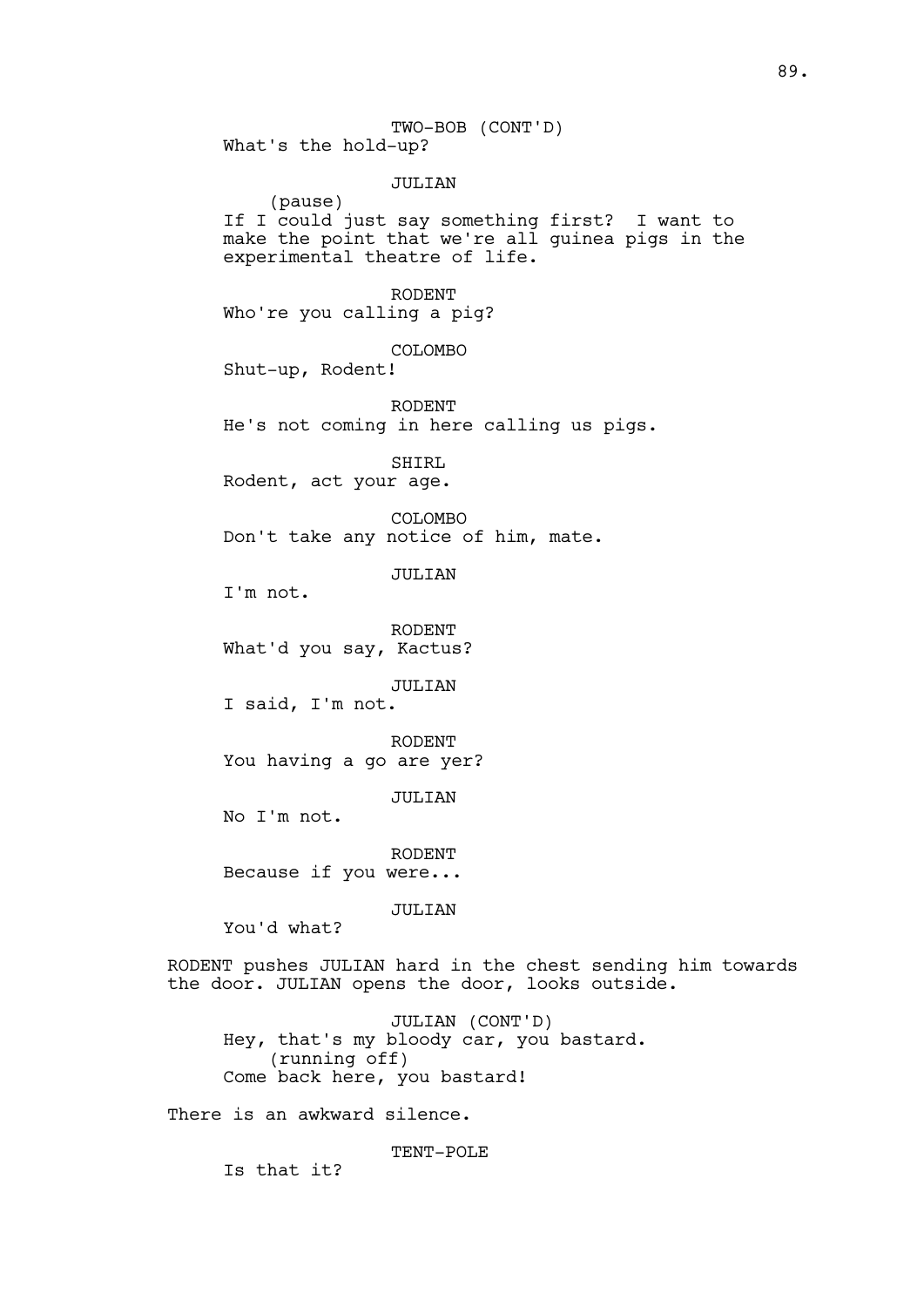TWO-BOB (CONT'D)
What's the hold-up?

JULIAN
(pause)
If I could just say something first? I want to make the point that we're all guinea pigs in the experimental theatre of life.

RODENT
Who're you calling a pig?

COLOMBO
Shut-up, Rodent!

RODENT
He's not coming in here calling us pigs.

SHIRL
Rodent, act your age.

COLOMBO
Don't take any notice of him, mate.

JULIAN
I'm not.

RODENT
What'd you say, Kactus?

JULIAN
I said, I'm not.

RODENT
You having a go are yer?

JULIAN
No I'm not.

RODENT
Because if you were...

JULIAN
You'd what?

RODENT pushes JULIAN hard in the chest sending him towards the door. JULIAN opens the door, looks outside.

JULIAN (CONT'D)
Hey, that's my bloody car, you bastard.
(running off)
Come back here, you bastard!

There is an awkward silence.

TENT-POLE
Is that it?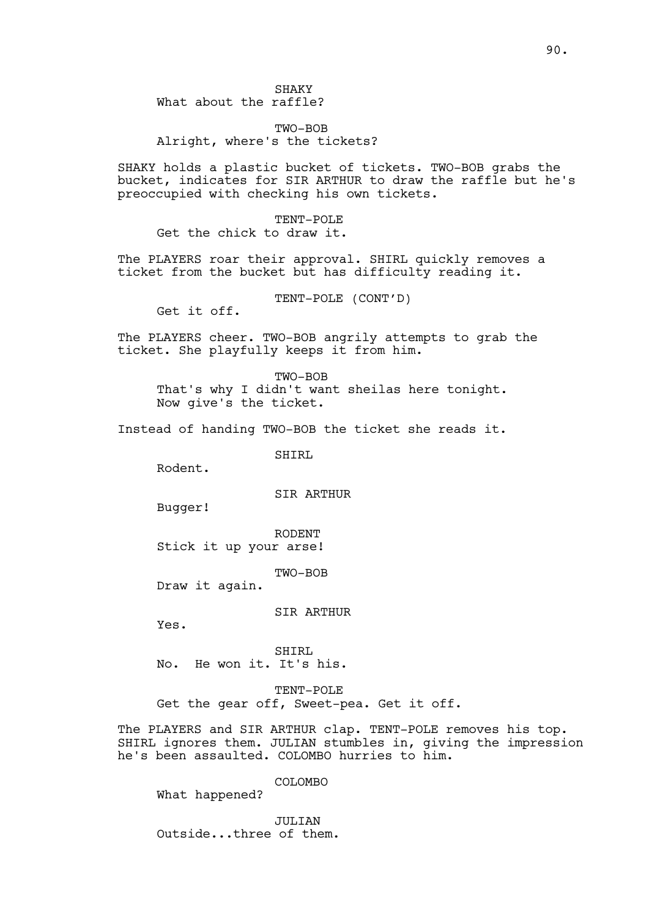SHAKY
What about the raffle?

TWO-BOB
Alright, where's the tickets?

SHAKY holds a plastic bucket of tickets. TWO-BOB grabs the bucket, indicates for SIR ARTHUR to draw the raffle but he's preoccupied with checking his own tickets.

TENT-POLE
Get the chick to draw it.

The PLAYERS roar their approval. SHIRL quickly removes a ticket from the bucket but has difficulty reading it.

TENT-POLE (CONT'D)
Get it off.

The PLAYERS cheer. TWO-BOB angrily attempts to grab the ticket. She playfully keeps it from him.

TWO-BOB
That's why I didn't want sheilas here tonight. Now give's the ticket.

Instead of handing TWO-BOB the ticket she reads it.

SHIRL
Rodent.

SIR ARTHUR
Bugger!

RODENT
Stick it up your arse!

TWO-BOB
Draw it again.

SIR ARTHUR
Yes.

SHIRL
No. He won it. It's his.

TENT-POLE
Get the gear off, Sweet-pea. Get it off.

The PLAYERS and SIR ARTHUR clap. TENT-POLE removes his top. SHIRL ignores them. JULIAN stumbles in, giving the impression he's been assaulted. COLOMBO hurries to him.

COLOMBO
What happened?

JULIAN
Outside...three of them.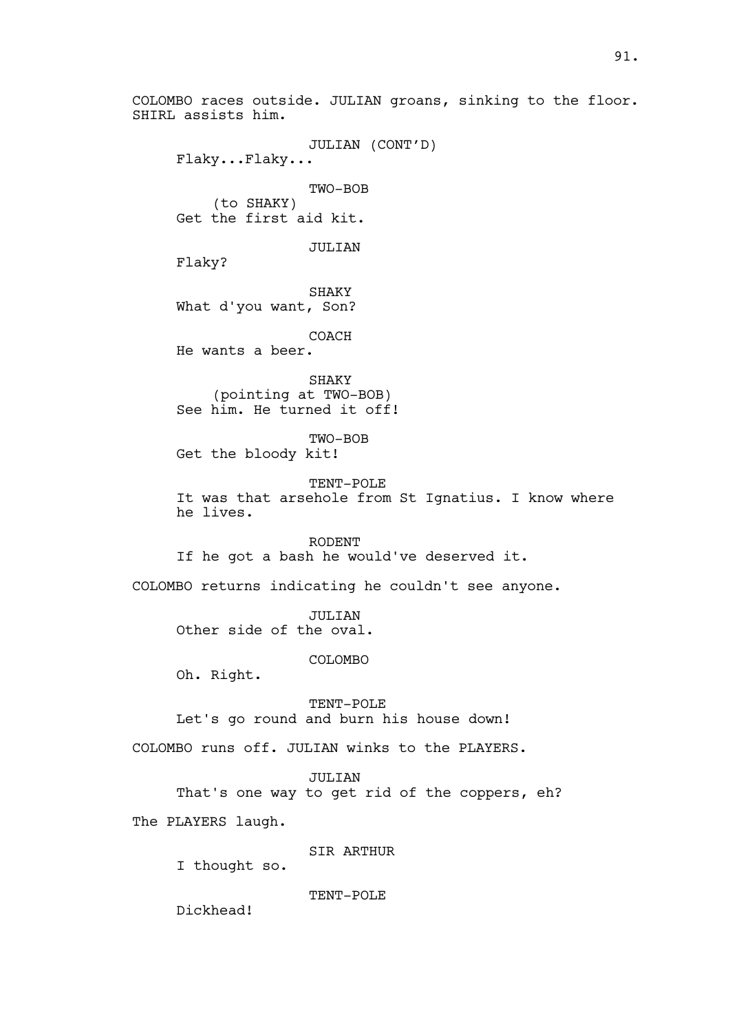COLOMBO races outside. JULIAN groans, sinking to the floor. SHIRL assists him.

JULIAN (CONT'D)
Flaky...Flaky...

TWO-BOB
(to SHAKY)
Get the first aid kit.

JULIAN
Flaky?

SHAKY
What d'you want, Son?

COACH
He wants a beer.

SHAKY
(pointing at TWO-BOB)
See him. He turned it off!

TWO-BOB
Get the bloody kit!

TENT-POLE
It was that arsehole from St Ignatius. I know where he lives.

RODENT
If he got a bash he would've deserved it.

COLOMBO returns indicating he couldn't see anyone.

JULIAN
Other side of the oval.

COLOMBO
Oh. Right.

TENT-POLE
Let's go round and burn his house down!

COLOMBO runs off. JULIAN winks to the PLAYERS.

JULIAN
That's one way to get rid of the coppers, eh?

The PLAYERS laugh.

SIR ARTHUR
I thought so.

TENT-POLE
Dickhead!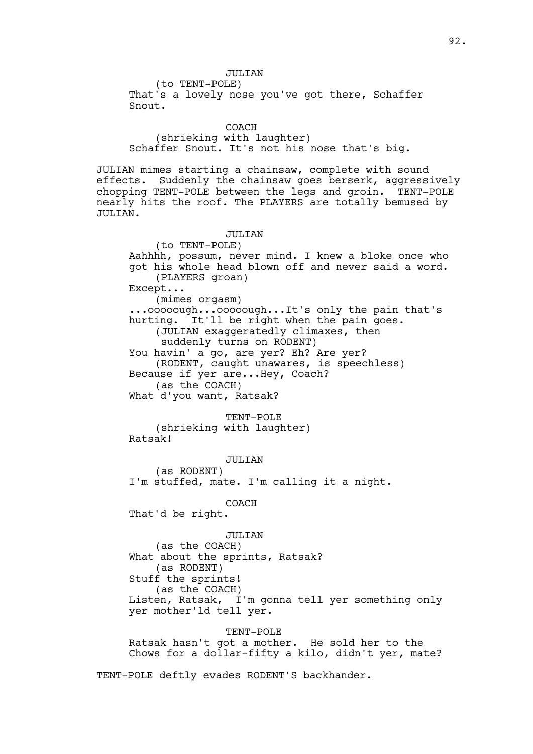JULIAN
(to TENT-POLE)
That's a lovely nose you've got there, Schaffer Snout.

COACH
(shrieking with laughter)
Schaffer Snout. It's not his nose that's big.

JULIAN mimes starting a chainsaw, complete with sound effects. Suddenly the chainsaw goes berserk, aggressively chopping TENT-POLE between the legs and groin. TENT-POLE nearly hits the roof. The PLAYERS are totally bemused by JULIAN.

JULIAN
(to TENT-POLE)
Aahhhh, possum, never mind. I knew a bloke once who got his whole head blown off and never said a word.
(PLAYERS groan)
Except...
(mimes orgasm)
...ooooough...ooooough...It's only the pain that's hurting. It'll be right when the pain goes.
(JULIAN exaggeratedly climaxes, then suddenly turns on RODENT)
You havin' a go, are yer? Eh? Are yer?
(RODENT, caught unawares, is speechless)
Because if yer are...Hey, Coach?
(as the COACH)
What d'you want, Ratsak?

TENT-POLE
(shrieking with laughter)
Ratsak!

JULIAN
(as RODENT)
I'm stuffed, mate. I'm calling it a night.

COACH
That'd be right.

JULIAN
(as the COACH)
What about the sprints, Ratsak?
(as RODENT)
Stuff the sprints!
(as the COACH)
Listen, Ratsak, I'm gonna tell yer something only yer mother'ld tell yer.

TENT-POLE
Ratsak hasn't got a mother. He sold her to the Chows for a dollar-fifty a kilo, didn't yer, mate?

TENT-POLE deftly evades RODENT'S backhander.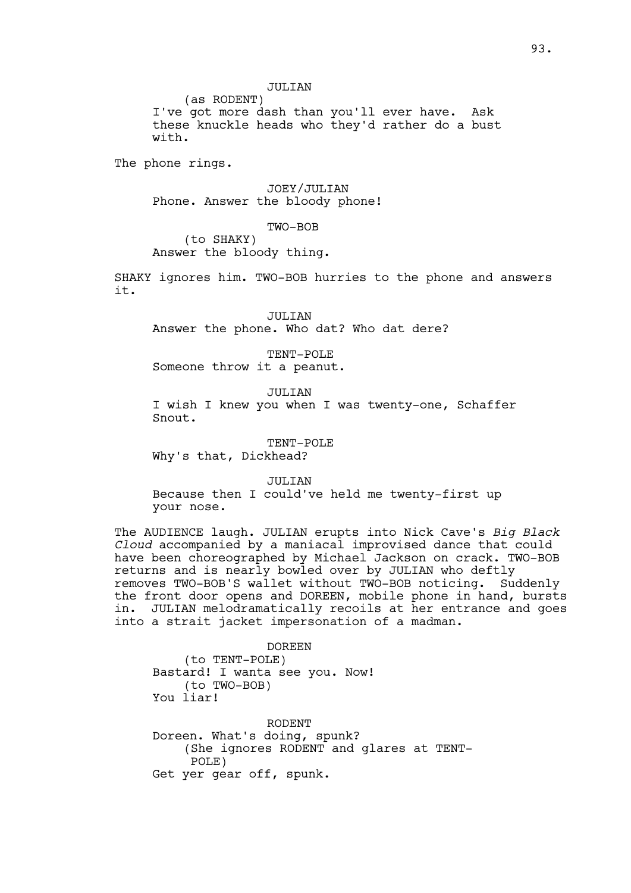JULIAN
(as RODENT)
I've got more dash than you'll ever have. Ask these knuckle heads who they'd rather do a bust with.

The phone rings.

JOEY/JULIAN
Phone. Answer the bloody phone!

TWO-BOB
(to SHAKY)
Answer the bloody thing.

SHAKY ignores him. TWO-BOB hurries to the phone and answers it.

JULIAN
Answer the phone. Who dat? Who dat dere?

TENT-POLE
Someone throw it a peanut.

JULIAN
I wish I knew you when I was twenty-one, Schaffer Snout.

TENT-POLE
Why's that, Dickhead?

JULIAN
Because then I could've held me twenty-first up your nose.

The AUDIENCE laugh. JULIAN erupts into Nick Cave's *Big Black Cloud* accompanied by a maniacal improvised dance that could have been choreographed by Michael Jackson on crack. TWO-BOB returns and is nearly bowled over by JULIAN who deftly removes TWO-BOB'S wallet without TWO-BOB noticing. Suddenly the front door opens and DOREEN, mobile phone in hand, bursts in. JULIAN melodramatically recoils at her entrance and goes into a strait jacket impersonation of a madman.

DOREEN
(to TENT-POLE)
Bastard! I wanta see you. Now!
(to TWO-BOB)
You liar!

RODENT
Doreen. What's doing, spunk?
(She ignores RODENT and glares at TENT-POLE)
Get yer gear off, spunk.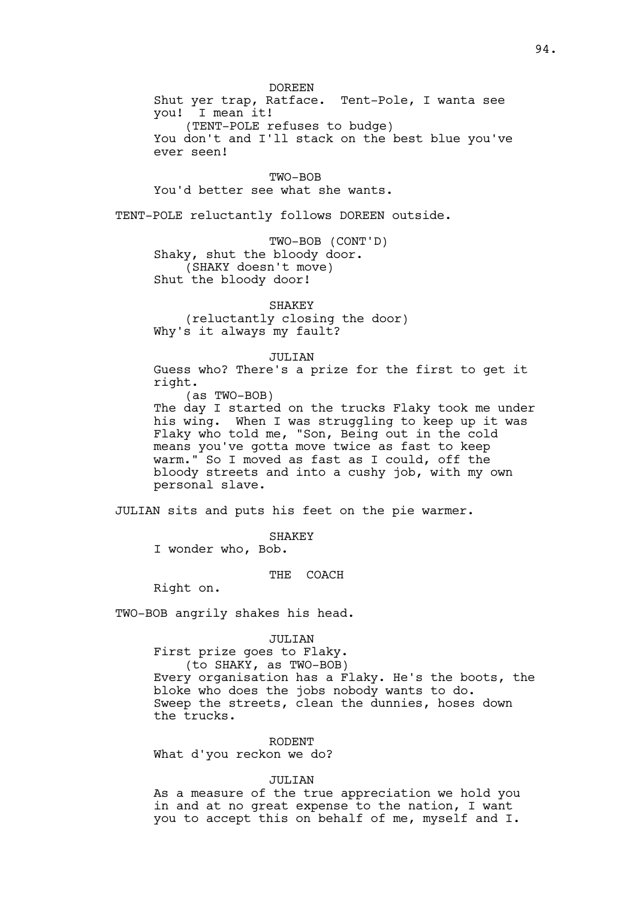DOREEN

Shut yer trap, Ratface. Tent-Pole, I wanta see you! I mean it!

(TENT-POLE refuses to budge)

You don't and I'll stack on the best blue you've ever seen!

TWO-BOB

You'd better see what she wants.

TENT-POLE reluctantly follows DOREEN outside.

TWO-BOB (CONT'D)

Shaky, shut the bloody door.

(SHAKY doesn't move)

Shut the bloody door!

SHAKEY

(reluctantly closing the door)

Why's it always my fault?

JULIAN

Guess who? There's a prize for the first to get it right.

(as TWO-BOB)

The day I started on the trucks Flaky took me under his wing. When I was struggling to keep up it was Flaky who told me, "Son, Being out in the cold means you've gotta move twice as fast to keep warm." So I moved as fast as I could, off the bloody streets and into a cushy job, with my own personal slave.

JULIAN sits and puts his feet on the pie warmer.

SHAKEY

I wonder who, Bob.

THE COACH

Right on.

TWO-BOB angrily shakes his head.

JULIAN

First prize goes to Flaky.

(to SHAKY, as TWO-BOB)

Every organisation has a Flaky. He's the boots, the bloke who does the jobs nobody wants to do. Sweep the streets, clean the dunnies, hoses down the trucks.

RODENT

What d'you reckon we do?

JULIAN

As a measure of the true appreciation we hold you in and at no great expense to the nation, I want you to accept this on behalf of me, myself and I.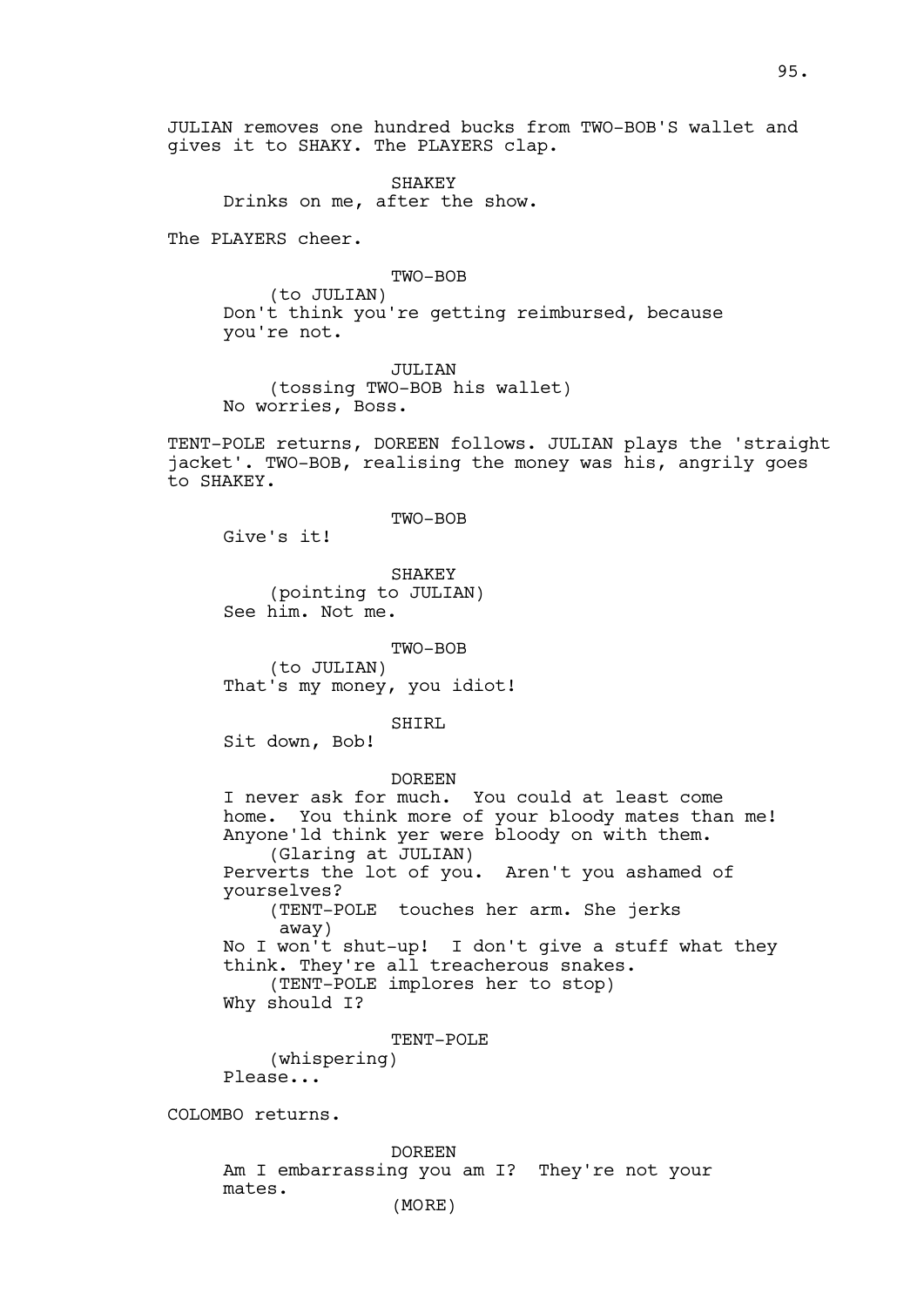JULIAN removes one hundred bucks from TWO-BOB'S wallet and gives it to SHAKY. The PLAYERS clap.

SHAKEY

Drinks on me, after the show.

The PLAYERS cheer.

TWO-BOB

(to JULIAN)

Don't think you're getting reimbursed, because you're not.

JULIAN

(tossing TWO-BOB his wallet)

No worries, Boss.

TENT-POLE returns, DOREEN follows. JULIAN plays the 'straight jacket'. TWO-BOB, realising the money was his, angrily goes to SHAKEY.

TWO-BOB

Give's it!

SHAKEY

(pointing to JULIAN)

See him. Not me.

TWO-BOB

(to JULIAN)

That's my money, you idiot!

SHIRL

Sit down, Bob!

DOREEN

I never ask for much. You could at least come home. You think more of your bloody mates than me! Anyone'ld think yer were bloody on with them.

(Glaring at JULIAN)

Perverts the lot of you. Aren't you ashamed of yourselves?

(TENT-POLE touches her arm. She jerks away)

No I won't shut-up! I don't give a stuff what they think. They're all treacherous snakes.

(TENT-POLE implores her to stop)

Why should I?

TENT-POLE

(whispering)

Please...

COLOMBO returns.

DOREEN

Am I embarrassing you am I? They're not your mates.

(MORE)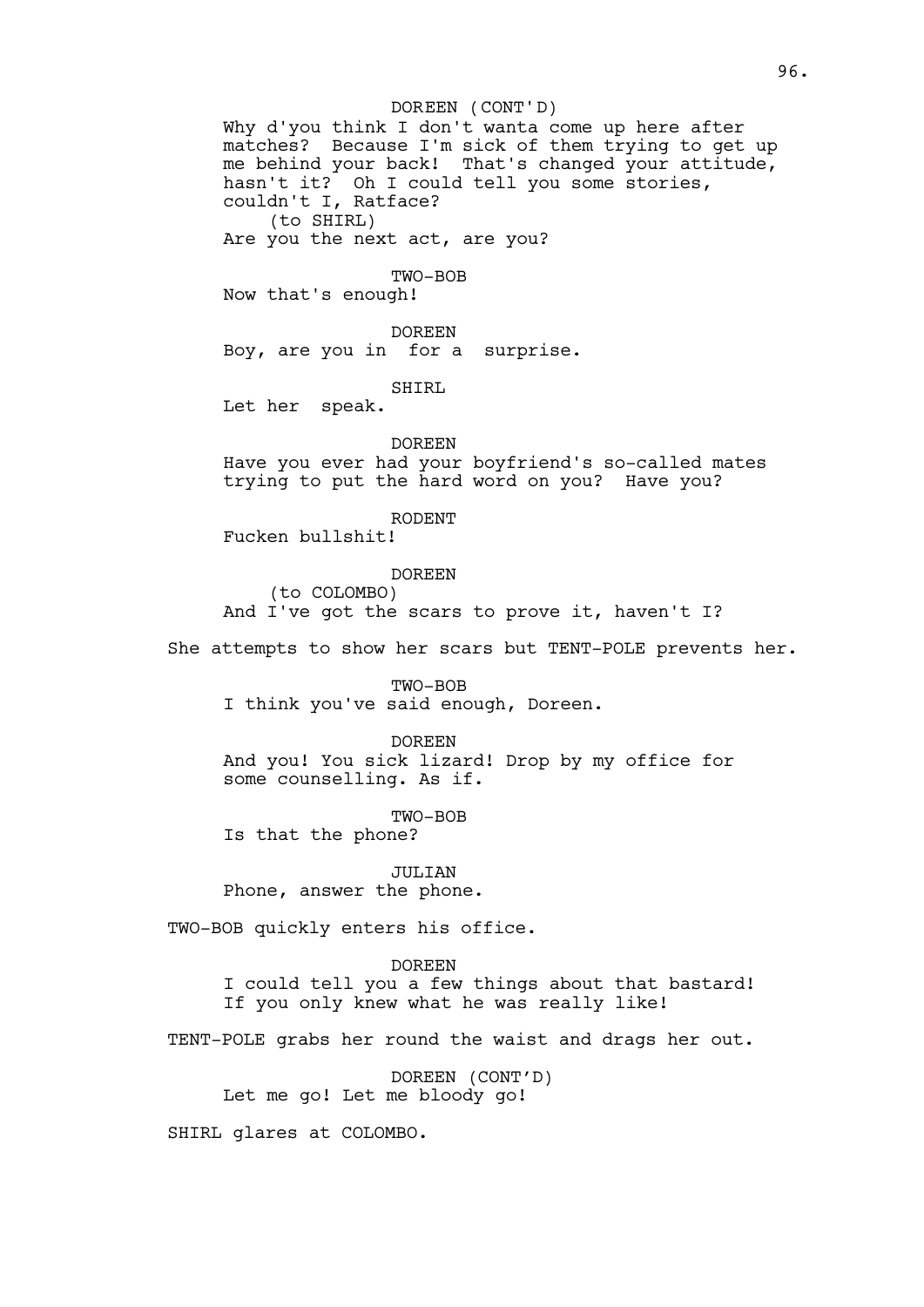DOREEN (CONT'D)
Why d'you think I don't wanta come up here after matches? Because I'm sick of them trying to get up me behind your back! That's changed your attitude, hasn't it? Oh I could tell you some stories, couldn't I, Ratface?
(to SHIRL)
Are you the next act, are you?

TWO-BOB
Now that's enough!

DOREEN
Boy, are you in for a surprise.

SHIRL
Let her speak.

DOREEN
Have you ever had your boyfriend's so-called mates trying to put the hard word on you? Have you?

RODENT
Fucken bullshit!

DOREEN
(to COLOMBO)
And I've got the scars to prove it, haven't I?

She attempts to show her scars but TENT-POLE prevents her.

TWO-BOB
I think you've said enough, Doreen.

DOREEN
And you! You sick lizard! Drop by my office for some counselling. As if.

TWO-BOB
Is that the phone?

JULIAN
Phone, answer the phone.

TWO-BOB quickly enters his office.

DOREEN
I could tell you a few things about that bastard! If you only knew what he was really like!

TENT-POLE grabs her round the waist and drags her out.

DOREEN (CONT'D)
Let me go! Let me bloody go!

SHIRL glares at COLOMBO.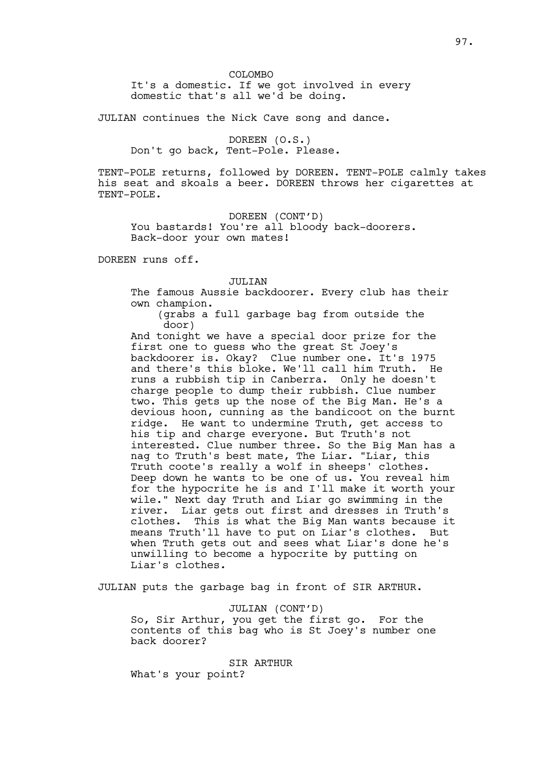COLOMBO
It's a domestic. If we got involved in every domestic that's all we'd be doing.

JULIAN continues the Nick Cave song and dance.

DOREEN (O.S.)
Don't go back, Tent-Pole. Please.

TENT-POLE returns, followed by DOREEN. TENT-POLE calmly takes his seat and skoals a beer. DOREEN throws her cigarettes at TENT-POLE.

DOREEN (CONT'D)
You bastards! You're all bloody back-doorers. Back-door your own mates!

DOREEN runs off.

JULIAN
The famous Aussie backdoorer. Every club has their own champion.
(grabs a full garbage bag from outside the door)
And tonight we have a special door prize for the first one to guess who the great St Joey's backdoorer is. Okay? Clue number one. It's 1975 and there's this bloke. We'll call him Truth. He runs a rubbish tip in Canberra. Only he doesn't charge people to dump their rubbish. Clue number two. This gets up the nose of the Big Man. He's a devious hoon, cunning as the bandicoot on the burnt ridge. He want to undermine Truth, get access to his tip and charge everyone. But Truth's not interested. Clue number three. So the Big Man has a nag to Truth's best mate, The Liar. "Liar, this Truth coote's really a wolf in sheeps' clothes. Deep down he wants to be one of us. You reveal him for the hypocrite he is and I'll make it worth your wile." Next day Truth and Liar go swimming in the river. Liar gets out first and dresses in Truth's clothes. This is what the Big Man wants because it means Truth'll have to put on Liar's clothes. But when Truth gets out and sees what Liar's done he's unwilling to become a hypocrite by putting on Liar's clothes.

JULIAN puts the garbage bag in front of SIR ARTHUR.

JULIAN (CONT'D)
So, Sir Arthur, you get the first go. For the contents of this bag who is St Joey's number one back doorer?

SIR ARTHUR
What's your point?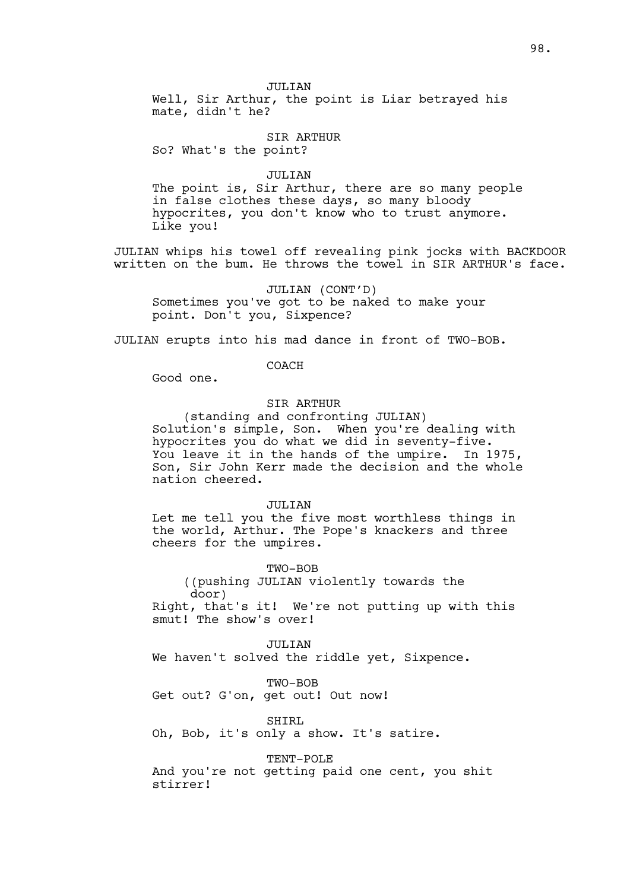JULIAN

Well, Sir Arthur, the point is Liar betrayed his mate, didn't he?

SIR ARTHUR

So? What's the point?

JULIAN

The point is, Sir Arthur, there are so many people in false clothes these days, so many bloody hypocrites, you don't know who to trust anymore. Like you!

JULIAN whips his towel off revealing pink jocks with BACKDOOR written on the bum. He throws the towel in SIR ARTHUR's face.

JULIAN (CONT'D)

Sometimes you've got to be naked to make your point. Don't you, Sixpence?

JULIAN erupts into his mad dance in front of TWO-BOB.

COACH

Good one.

SIR ARTHUR

(standing and confronting JULIAN)

Solution's simple, Son. When you're dealing with hypocrites you do what we did in seventy-five. You leave it in the hands of the umpire. In 1975, Son, Sir John Kerr made the decision and the whole nation cheered.

JULIAN

Let me tell you the five most worthless things in the world, Arthur. The Pope's knackers and three cheers for the umpires.

TWO-BOB

((pushing JULIAN violently towards the door)

Right, that's it! We're not putting up with this smut! The show's over!

JULIAN

We haven't solved the riddle yet, Sixpence.

TWO-BOB

Get out? G'on, get out! Out now!

SHIRL

Oh, Bob, it's only a show. It's satire.

TENT-POLE

And you're not getting paid one cent, you shit stirrer!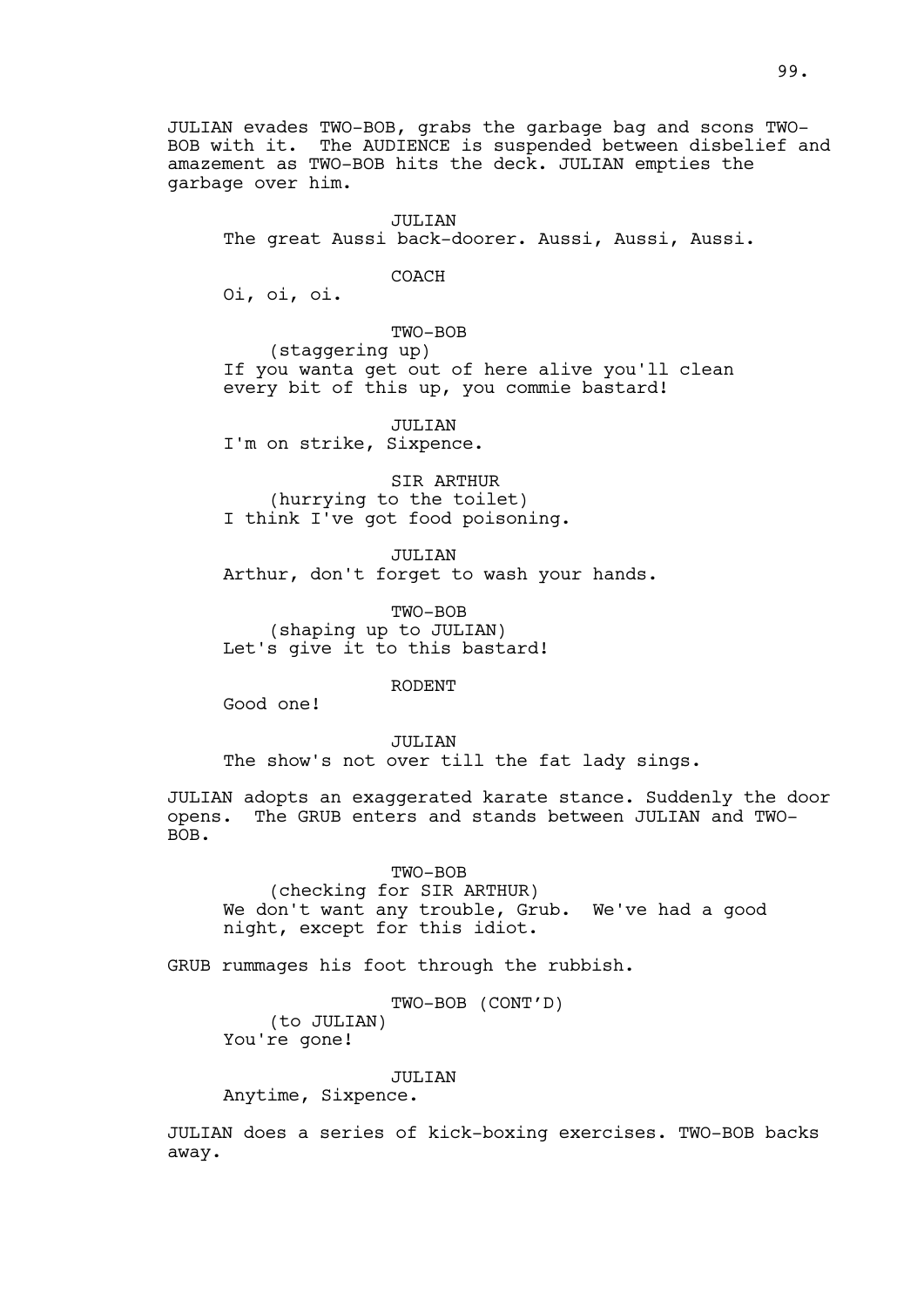JULIAN evades TWO-BOB, grabs the garbage bag and scons TWO-BOB with it. The AUDIENCE is suspended between disbelief and amazement as TWO-BOB hits the deck. JULIAN empties the garbage over him.

JULIAN
The great Aussi back-doorer. Aussi, Aussi, Aussi.

COACH
Oi, oi, oi.

TWO-BOB
(staggering up)
If you wanta get out of here alive you'll clean every bit of this up, you commie bastard!

JULIAN
I'm on strike, Sixpence.

SIR ARTHUR
(hurrying to the toilet)
I think I've got food poisoning.

JULIAN
Arthur, don't forget to wash your hands.

TWO-BOB
(shaping up to JULIAN)
Let's give it to this bastard!

RODENT
Good one!

JULIAN
The show's not over till the fat lady sings.

JULIAN adopts an exaggerated karate stance. Suddenly the door opens. The GRUB enters and stands between JULIAN and TWO-BOB.

TWO-BOB
(checking for SIR ARTHUR)
We don't want any trouble, Grub. We've had a good night, except for this idiot.

GRUB rummages his foot through the rubbish.

TWO-BOB (CONT'D)
(to JULIAN)
You're gone!

JULIAN
Anytime, Sixpence.

JULIAN does a series of kick-boxing exercises. TWO-BOB backs away.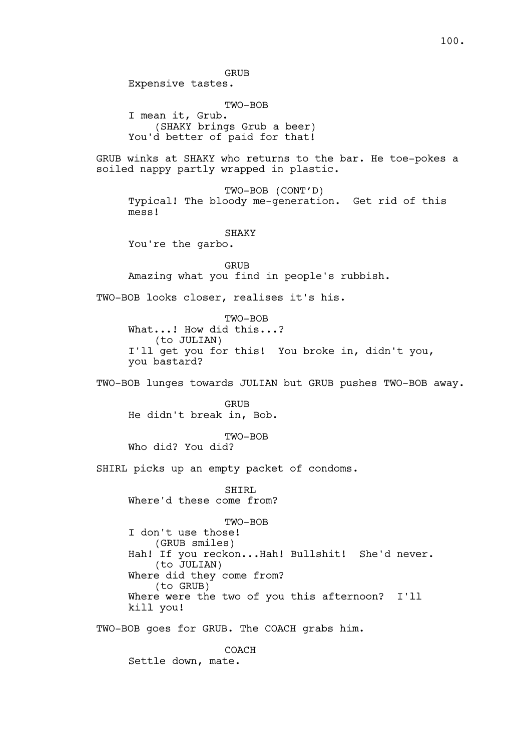GRUB
Expensive tastes.

TWO-BOB
I mean it, Grub.
(SHAKY brings Grub a beer)
You'd better of paid for that!

GRUB winks at SHAKY who returns to the bar. He toe-pokes a soiled nappy partly wrapped in plastic.

TWO-BOB (CONT'D)
Typical! The bloody me-generation. Get rid of this mess!

SHAKY
You're the garbo.

GRUB
Amazing what you find in people's rubbish.

TWO-BOB looks closer, realises it's his.

TWO-BOB
What...! How did this...?
(to JULIAN)
I'll get you for this! You broke in, didn't you, you bastard?

TWO-BOB lunges towards JULIAN but GRUB pushes TWO-BOB away.

GRUB
He didn't break in, Bob.

TWO-BOB
Who did? You did?

SHIRL picks up an empty packet of condoms.

SHIRL
Where'd these come from?

TWO-BOB
I don't use those!
(GRUB smiles)
Hah! If you reckon...Hah! Bullshit! She'd never.
(to JULIAN)
Where did they come from?
(to GRUB)
Where were the two of you this afternoon? I'll kill you!

TWO-BOB goes for GRUB. The COACH grabs him.

COACH
Settle down, mate.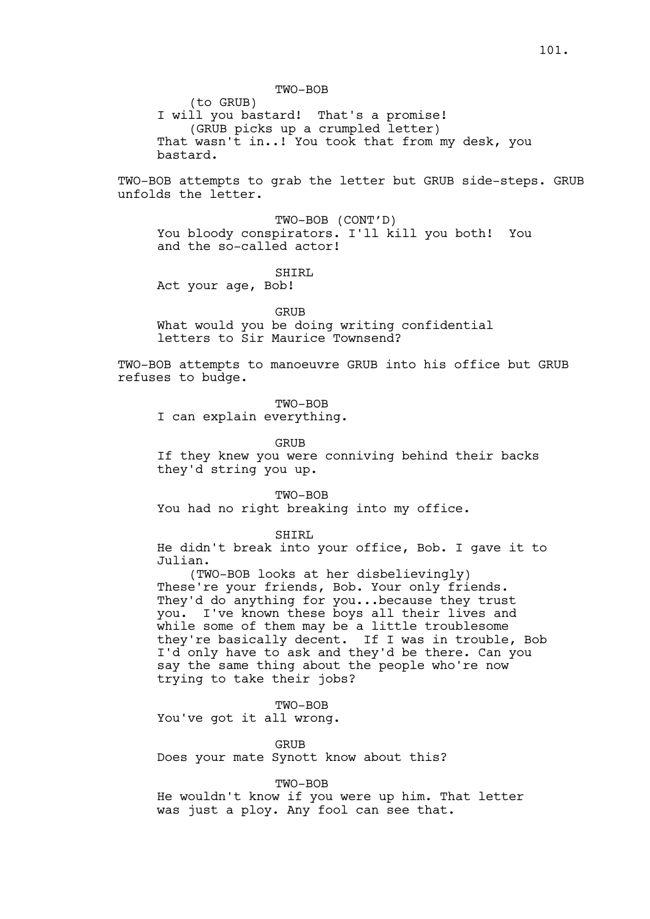TWO-BOB

(to GRUB)

I will you bastard! That's a promise!

(GRUB picks up a crumpled letter)

That wasn't in..! You took that from my desk, you bastard.

TWO-BOB attempts to grab the letter but GRUB side-steps. GRUB unfolds the letter.

TWO-BOB (CONT'D)

You bloody conspirators. I'll kill you both! You and the so-called actor!

SHIRL

Act your age, Bob!

GRUB

What would you be doing writing confidential letters to Sir Maurice Townsend?

TWO-BOB attempts to manoeuvre GRUB into his office but GRUB refuses to budge.

TWO-BOB

I can explain everything.

GRUB

If they knew you were conniving behind their backs they'd string you up.

TWO-BOB

You had no right breaking into my office.

SHIRL

He didn't break into your office, Bob. I gave it to Julian.

(TWO-BOB looks at her disbelievingly)

These're your friends, Bob. Your only friends. They'd do anything for you...because they trust you. I've known these boys all their lives and while some of them may be a little troublesome they're basically decent. If I was in trouble, Bob I'd only have to ask and they'd be there. Can you say the same thing about the people who're now trying to take their jobs?

TWO-BOB

You've got it all wrong.

GRUB

Does your mate Synott know about this?

TWO-BOB

He wouldn't know if you were up him. That letter was just a ploy. Any fool can see that.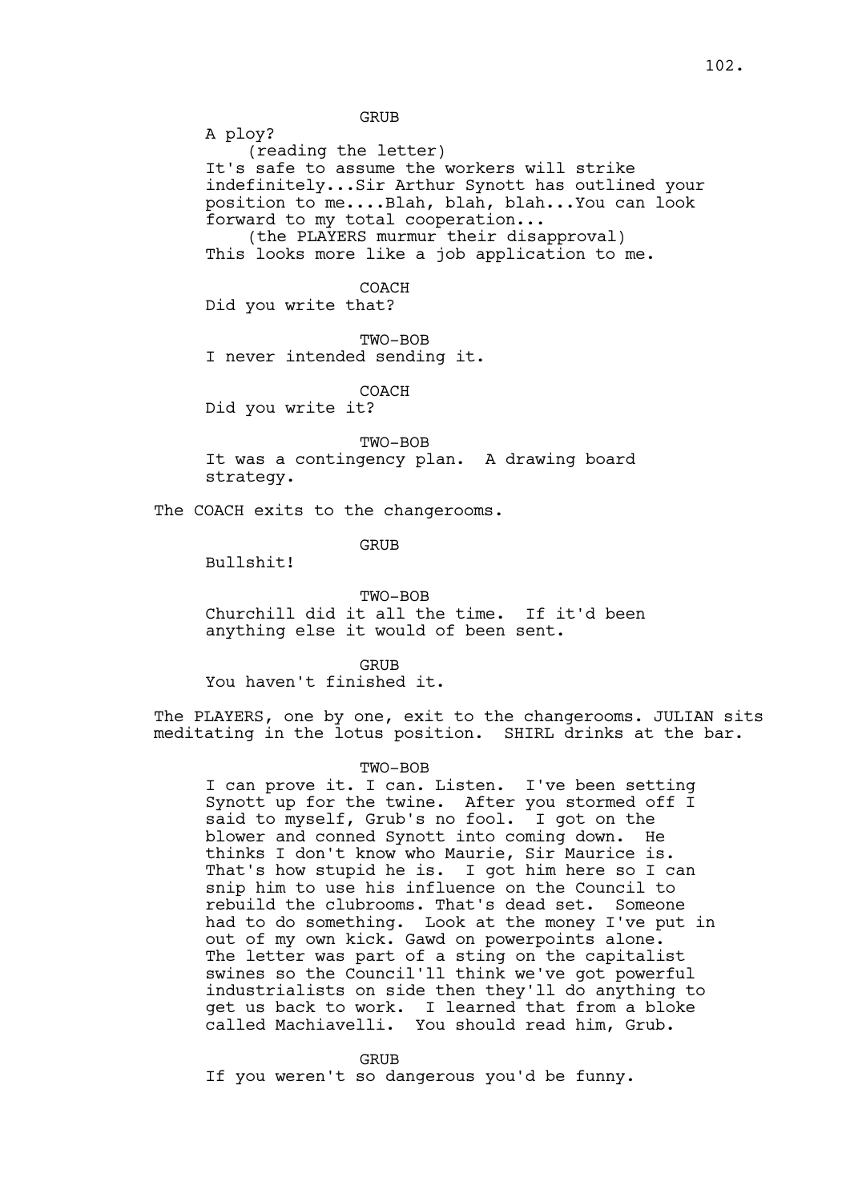GRUB

A ploy?

(reading the letter)

It's safe to assume the workers will strike indefinitely...Sir Arthur Synott has outlined your position to me....Blah, blah, blah...You can look forward to my total cooperation...

(the PLAYERS murmur their disapproval)

This looks more like a job application to me.

COACH

Did you write that?

TWO-BOB

I never intended sending it.

COACH

Did you write it?

TWO-BOB

It was a contingency plan. A drawing board strategy.

The COACH exits to the changerooms.

GRUB

Bullshit!

TWO-BOB

Churchill did it all the time. If it'd been anything else it would of been sent.

GRUB

You haven't finished it.

The PLAYERS, one by one, exit to the changerooms. JULIAN sits meditating in the lotus position. SHIRL drinks at the bar.

TWO-BOB

I can prove it. I can. Listen. I've been setting Synott up for the twine. After you stormed off I said to myself, Grub's no fool. I got on the blower and conned Synott into coming down. He thinks I don't know who Maurie, Sir Maurice is. That's how stupid he is. I got him here so I can snip him to use his influence on the Council to rebuild the clubrooms. That's dead set. Someone had to do something. Look at the money I've put in out of my own kick. Gawd on powerpoints alone. The letter was part of a sting on the capitalist swines so the Council'll think we've got powerful industrialists on side then they'll do anything to get us back to work. I learned that from a bloke called Machiavelli. You should read him, Grub.

GRUB

If you weren't so dangerous you'd be funny.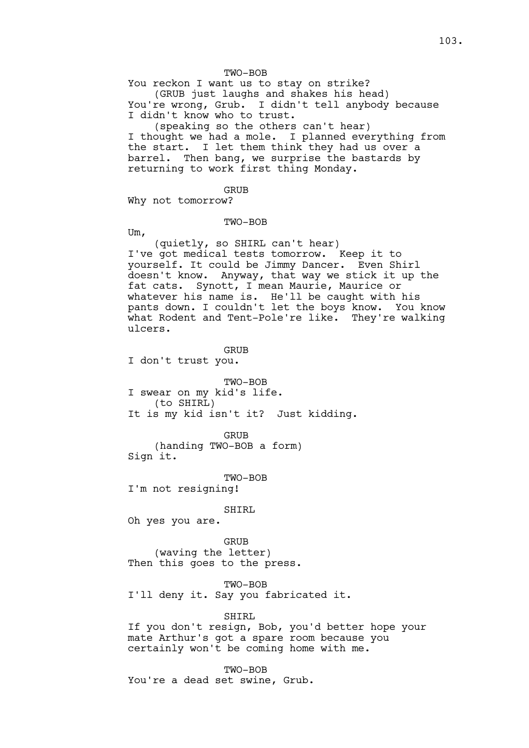TWO-BOB

You reckon I want us to stay on strike?

(GRUB just laughs and shakes his head)

You're wrong, Grub. I didn't tell anybody because I didn't know who to trust.

(speaking so the others can't hear)

I thought we had a mole. I planned everything from the start. I let them think they had us over a barrel. Then bang, we surprise the bastards by returning to work first thing Monday.

GRUB

Why not tomorrow?

TWO-BOB

Um,

(quietly, so SHIRL can't hear)

I've got medical tests tomorrow. Keep it to yourself. It could be Jimmy Dancer. Even Shirl doesn't know. Anyway, that way we stick it up the fat cats. Synott, I mean Maurie, Maurice or whatever his name is. He'll be caught with his pants down. I couldn't let the boys know. You know what Rodent and Tent-Pole're like. They're walking ulcers.

GRUB

I don't trust you.

TWO-BOB

I swear on my kid's life.

(to SHIRL)

It is my kid isn't it? Just kidding.

GRUB

(handing TWO-BOB a form)

Sign it.

TWO-BOB

I'm not resigning!

SHIRL

Oh yes you are.

GRUB

(waving the letter)

Then this goes to the press.

TWO-BOB

I'll deny it. Say you fabricated it.

SHIRL

If you don't resign, Bob, you'd better hope your mate Arthur's got a spare room because you certainly won't be coming home with me.

TWO-BOB

You're a dead set swine, Grub.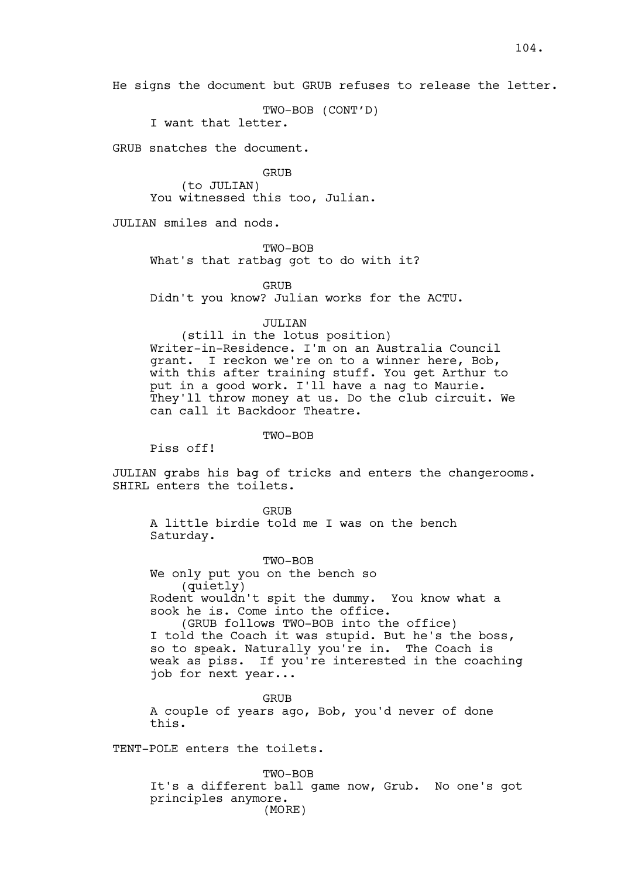He signs the document but GRUB refuses to release the letter.

TWO-BOB (CONT'D)
I want that letter.

GRUB snatches the document.

GRUB
(to JULIAN)
You witnessed this too, Julian.

JULIAN smiles and nods.

TWO-BOB
What's that ratbag got to do with it?

GRUB
Didn't you know? Julian works for the ACTU.

JULIAN
(still in the lotus position)
Writer-in-Residence. I'm on an Australia Council grant. I reckon we're on to a winner here, Bob, with this after training stuff. You get Arthur to put in a good work. I'll have a nag to Maurie. They'll throw money at us. Do the club circuit. We can call it Backdoor Theatre.

TWO-BOB
Piss off!

JULIAN grabs his bag of tricks and enters the changerooms. SHIRL enters the toilets.

GRUB
A little birdie told me I was on the bench Saturday.

TWO-BOB
We only put you on the bench so
(quietly)
Rodent wouldn't spit the dummy. You know what a sook he is. Come into the office.
(GRUB follows TWO-BOB into the office)
I told the Coach it was stupid. But he's the boss, so to speak. Naturally you're in. The Coach is weak as piss. If you're interested in the coaching job for next year...

GRUB
A couple of years ago, Bob, you'd never of done this.

TENT-POLE enters the toilets.

TWO-BOB
It's a different ball game now, Grub. No one's got principles anymore.
(MORE)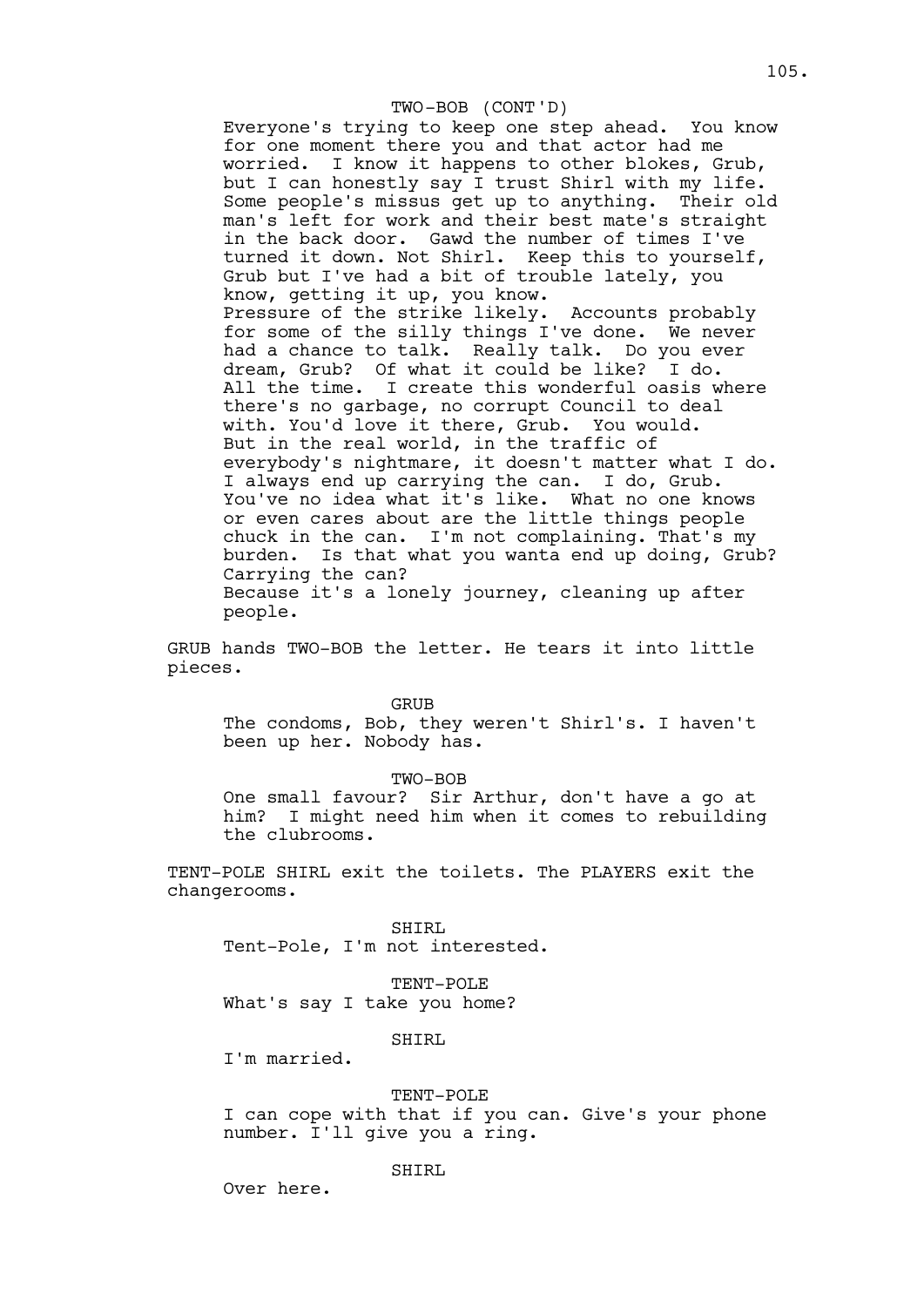TWO-BOB (CONT'D)

Everyone's trying to keep one step ahead. You know for one moment there you and that actor had me worried. I know it happens to other blokes, Grub, but I can honestly say I trust Shirl with my life. Some people's missus get up to anything. Their old man's left for work and their best mate's straight in the back door. Gawd the number of times I've turned it down. Not Shirl. Keep this to yourself, Grub but I've had a bit of trouble lately, you know, getting it up, you know.
Pressure of the strike likely. Accounts probably for some of the silly things I've done. We never had a chance to talk. Really talk. Do you ever dream, Grub? Of what it could be like? I do. All the time. I create this wonderful oasis where there's no garbage, no corrupt Council to deal with. You'd love it there, Grub. You would.
But in the real world, in the traffic of everybody's nightmare, it doesn't matter what I do. I always end up carrying the can. I do, Grub. You've no idea what it's like. What no one knows or even cares about are the little things people chuck in the can. I'm not complaining. That's my burden. Is that what you wanta end up doing, Grub? Carrying the can?
Because it's a lonely journey, cleaning up after people.

GRUB hands TWO-BOB the letter. He tears it into little pieces.

GRUB

The condoms, Bob, they weren't Shirl's. I haven't been up her. Nobody has.

TWO-BOB

One small favour? Sir Arthur, don't have a go at him? I might need him when it comes to rebuilding the clubrooms.

TENT-POLE SHIRL exit the toilets. The PLAYERS exit the changerooms.

SHIRL

Tent-Pole, I'm not interested.

TENT-POLE

What's say I take you home?

SHIRL

I'm married.

TENT-POLE

I can cope with that if you can. Give's your phone number. I'll give you a ring.

SHIRL

Over here.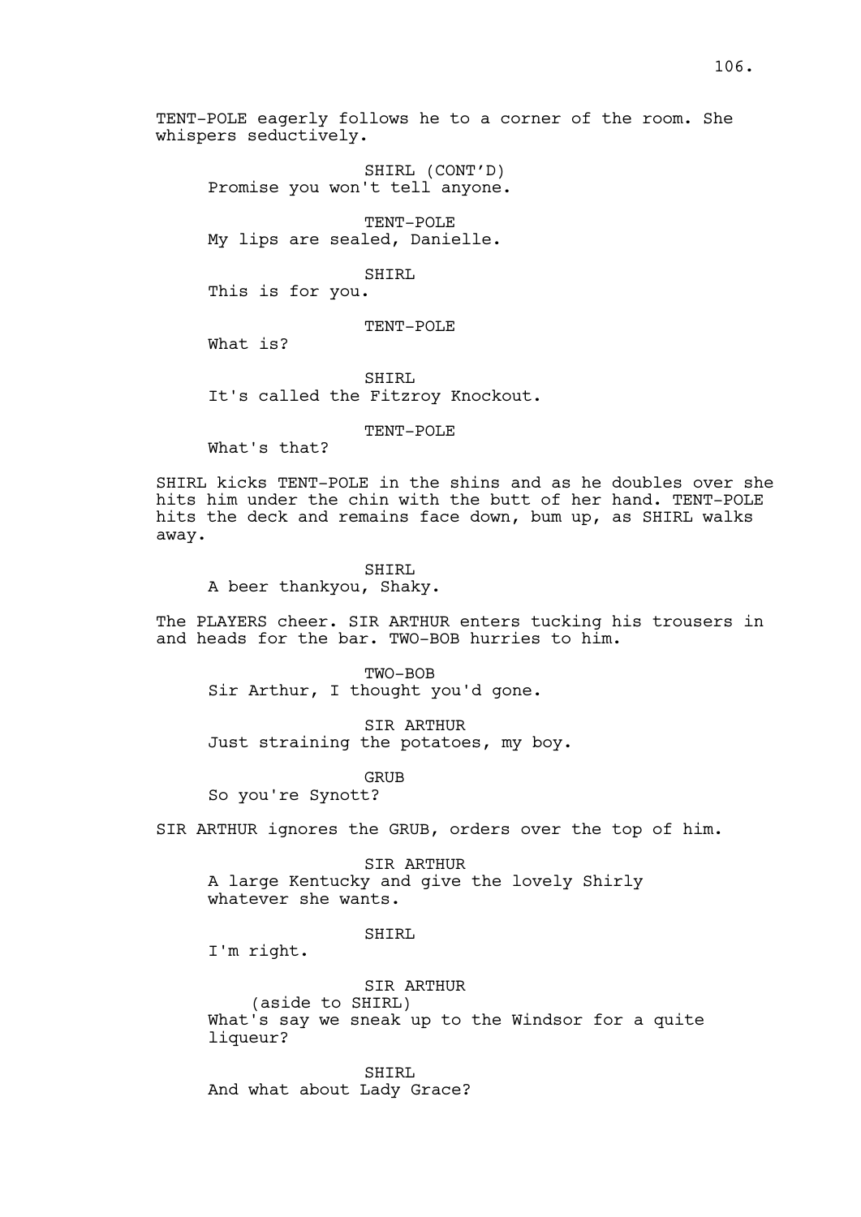TENT-POLE eagerly follows he to a corner of the room. She whispers seductively.

SHIRL (CONT'D)
Promise you won't tell anyone.

TENT-POLE
My lips are sealed, Danielle.

SHIRL
This is for you.

TENT-POLE
What is?

SHIRL
It's called the Fitzroy Knockout.

TENT-POLE
What's that?

SHIRL kicks TENT-POLE in the shins and as he doubles over she hits him under the chin with the butt of her hand. TENT-POLE hits the deck and remains face down, bum up, as SHIRL walks away.

SHIRL
A beer thankyou, Shaky.

The PLAYERS cheer. SIR ARTHUR enters tucking his trousers in and heads for the bar. TWO-BOB hurries to him.

TWO-BOB
Sir Arthur, I thought you'd gone.

SIR ARTHUR
Just straining the potatoes, my boy.

GRUB
So you're Synott?

SIR ARTHUR ignores the GRUB, orders over the top of him.

SIR ARTHUR
A large Kentucky and give the lovely Shirly whatever she wants.

SHIRL
I'm right.

SIR ARTHUR
(aside to SHIRL)
What's say we sneak up to the Windsor for a quite liqueur?

SHIRL
And what about Lady Grace?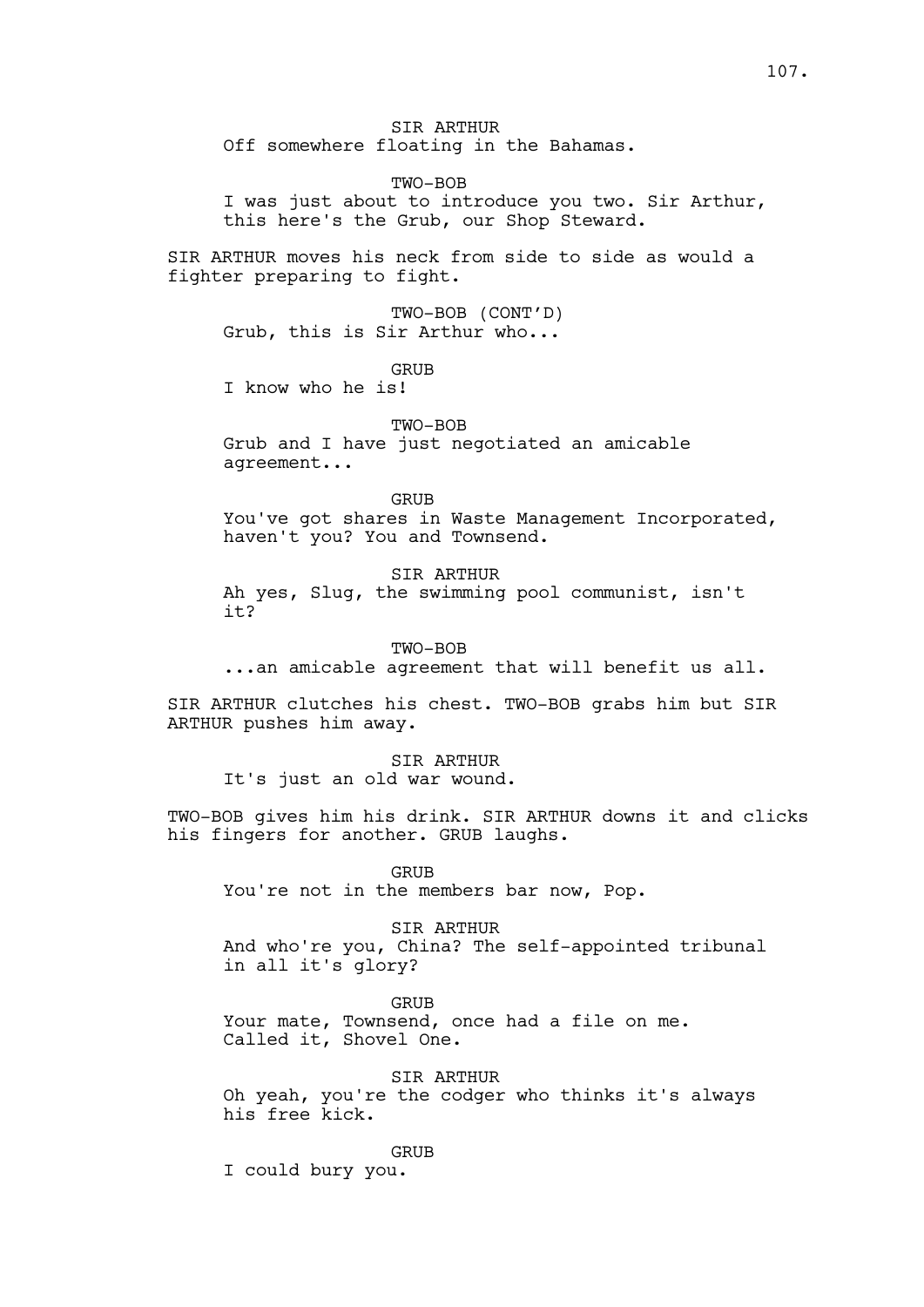SIR ARTHUR
Off somewhere floating in the Bahamas.

TWO-BOB
I was just about to introduce you two. Sir Arthur, this here's the Grub, our Shop Steward.

SIR ARTHUR moves his neck from side to side as would a fighter preparing to fight.

TWO-BOB (CONT'D)
Grub, this is Sir Arthur who...

GRUB
I know who he is!

TWO-BOB
Grub and I have just negotiated an amicable agreement...

GRUB
You've got shares in Waste Management Incorporated, haven't you? You and Townsend.

SIR ARTHUR
Ah yes, Slug, the swimming pool communist, isn't it?

TWO-BOB
...an amicable agreement that will benefit us all.

SIR ARTHUR clutches his chest. TWO-BOB grabs him but SIR ARTHUR pushes him away.

SIR ARTHUR
It's just an old war wound.

TWO-BOB gives him his drink. SIR ARTHUR downs it and clicks his fingers for another. GRUB laughs.

GRUB
You're not in the members bar now, Pop.

SIR ARTHUR
And who're you, China? The self-appointed tribunal in all it's glory?

GRUB
Your mate, Townsend, once had a file on me. Called it, Shovel One.

SIR ARTHUR
Oh yeah, you're the codger who thinks it's always his free kick.

GRUB
I could bury you.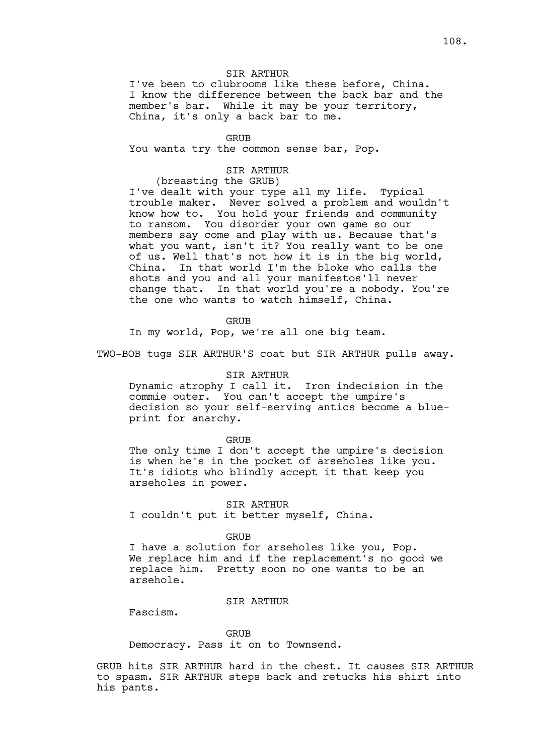SIR ARTHUR

I've been to clubrooms like these before, China. I know the difference between the back bar and the member's bar. While it may be your territory, China, it's only a back bar to me.

GRUB

You wanta try the common sense bar, Pop.

SIR ARTHUR

(breasting the GRUB)

I've dealt with your type all my life. Typical trouble maker. Never solved a problem and wouldn't know how to. You hold your friends and community to ransom. You disorder your own game so our members say come and play with us. Because that's what you want, isn't it? You really want to be one of us. Well that's not how it is in the big world, China. In that world I'm the bloke who calls the shots and you and all your manifestos'll never change that. In that world you're a nobody. You're the one who wants to watch himself, China.

GRUB

In my world, Pop, we're all one big team.

TWO-BOB tugs SIR ARTHUR'S coat but SIR ARTHUR pulls away.

SIR ARTHUR

Dynamic atrophy I call it. Iron indecision in the commie outer. You can't accept the umpire's decision so your self-serving antics become a blue-print for anarchy.

GRUB

The only time I don't accept the umpire's decision is when he's in the pocket of arseholes like you. It's idiots who blindly accept it that keep you arseholes in power.

SIR ARTHUR

I couldn't put it better myself, China.

GRUB

I have a solution for arseholes like you, Pop. We replace him and if the replacement's no good we replace him. Pretty soon no one wants to be an arsehole.

SIR ARTHUR

Fascism.

GRUB

Democracy. Pass it on to Townsend.

GRUB hits SIR ARTHUR hard in the chest. It causes SIR ARTHUR to spasm. SIR ARTHUR steps back and retucks his shirt into his pants.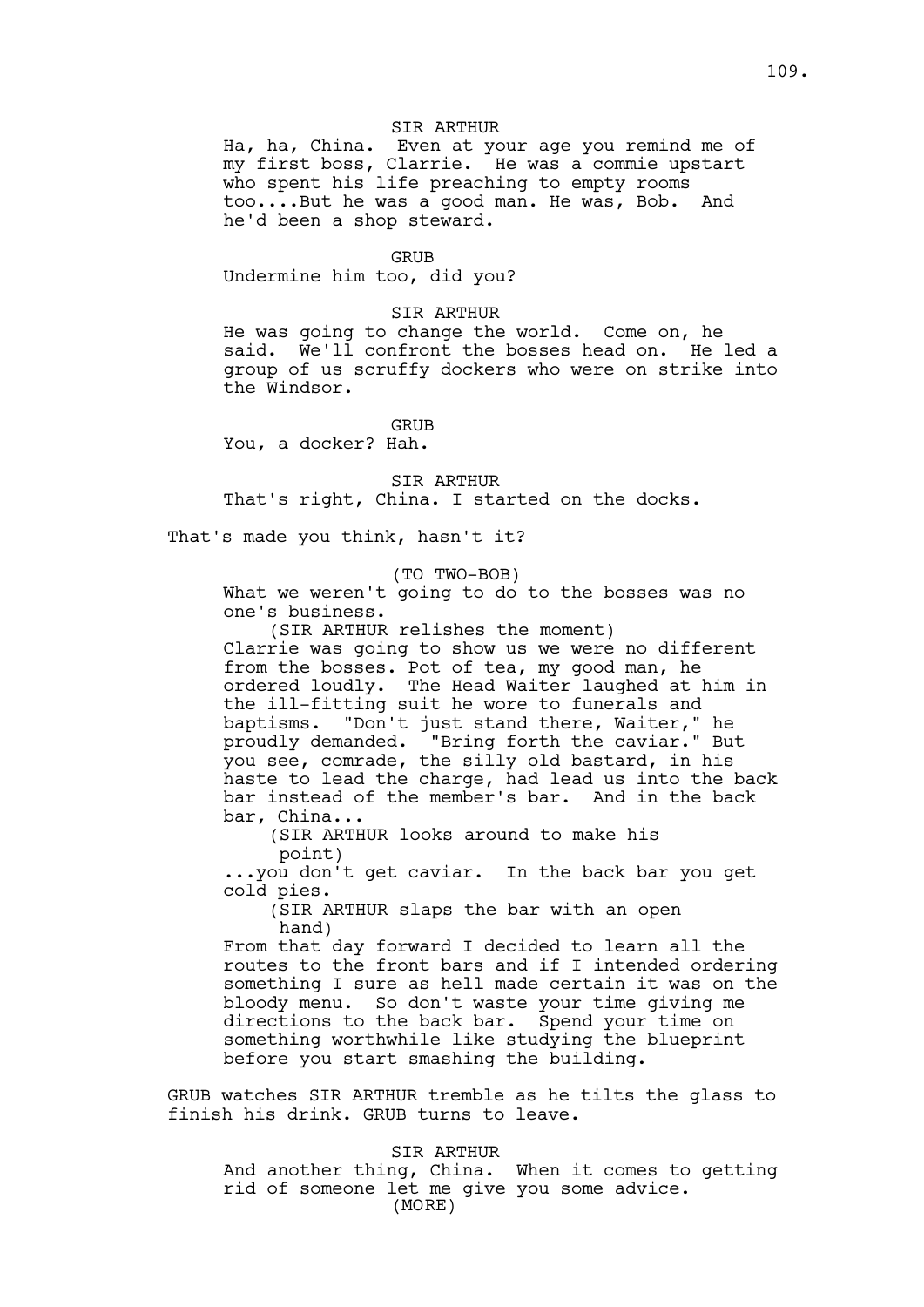SIR ARTHUR

Ha, ha, China. Even at your age you remind me of my first boss, Clarrie. He was a commie upstart who spent his life preaching to empty rooms too....But he was a good man. He was, Bob. And he'd been a shop steward.

GRUB

Undermine him too, did you?

SIR ARTHUR

He was going to change the world. Come on, he said. We'll confront the bosses head on. He led a group of us scruffy dockers who were on strike into the Windsor.

GRUB

You, a docker? Hah.

SIR ARTHUR

That's right, China. I started on the docks.

That's made you think, hasn't it?

(TO TWO-BOB)

What we weren't going to do to the bosses was no one's business.

(SIR ARTHUR relishes the moment)

Clarrie was going to show us we were no different from the bosses. Pot of tea, my good man, he ordered loudly. The Head Waiter laughed at him in the ill-fitting suit he wore to funerals and baptisms. "Don't just stand there, Waiter," he proudly demanded. "Bring forth the caviar." But you see, comrade, the silly old bastard, in his haste to lead the charge, had lead us into the back bar instead of the member's bar. And in the back bar, China...

(SIR ARTHUR looks around to make his point)

...you don't get caviar. In the back bar you get cold pies.

(SIR ARTHUR slaps the bar with an open hand)

From that day forward I decided to learn all the routes to the front bars and if I intended ordering something I sure as hell made certain it was on the bloody menu. So don't waste your time giving me directions to the back bar. Spend your time on something worthwhile like studying the blueprint before you start smashing the building.

GRUB watches SIR ARTHUR tremble as he tilts the glass to finish his drink. GRUB turns to leave.

SIR ARTHUR

And another thing, China. When it comes to getting rid of someone let me give you some advice.

(MORE)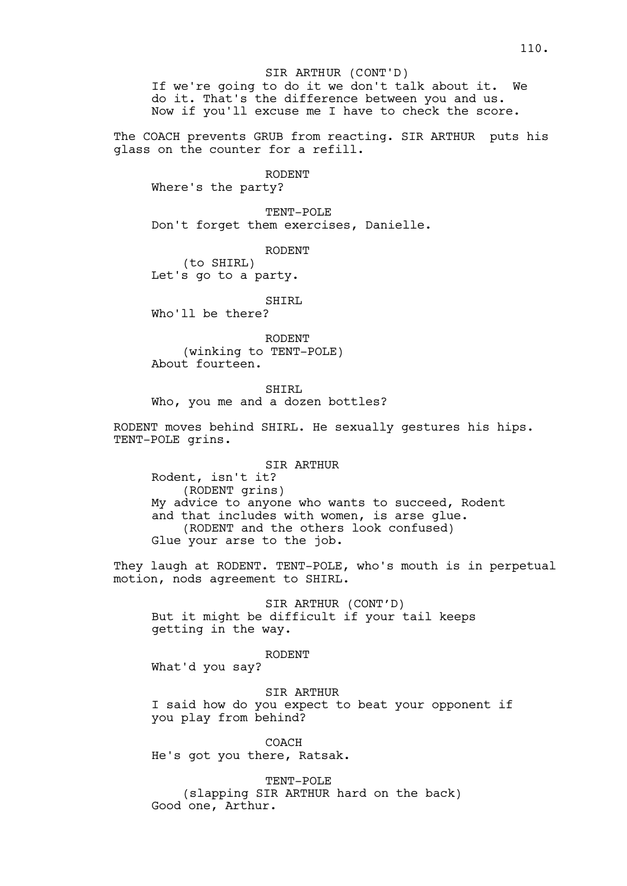SIR ARTHUR (CONT'D)

If we're going to do it we don't talk about it. We do it. That's the difference between you and us. Now if you'll excuse me I have to check the score.

The COACH prevents GRUB from reacting. SIR ARTHUR puts his glass on the counter for a refill.

RODENT

Where's the party?

TENT-POLE

Don't forget them exercises, Danielle.

RODENT

(to SHIRL)

Let's go to a party.

SHIRL

Who'll be there?

RODENT

(winking to TENT-POLE)

About fourteen.

SHIRL

Who, you me and a dozen bottles?

RODENT moves behind SHIRL. He sexually gestures his hips. TENT-POLE grins.

SIR ARTHUR

Rodent, isn't it?

(RODENT grins)

My advice to anyone who wants to succeed, Rodent and that includes with women, is arse glue.

(RODENT and the others look confused)

Glue your arse to the job.

They laugh at RODENT. TENT-POLE, who's mouth is in perpetual motion, nods agreement to SHIRL.

SIR ARTHUR (CONT'D)

But it might be difficult if your tail keeps getting in the way.

RODENT

What'd you say?

SIR ARTHUR

I said how do you expect to beat your opponent if you play from behind?

COACH

He's got you there, Ratsak.

TENT-POLE

(slapping SIR ARTHUR hard on the back)

Good one, Arthur.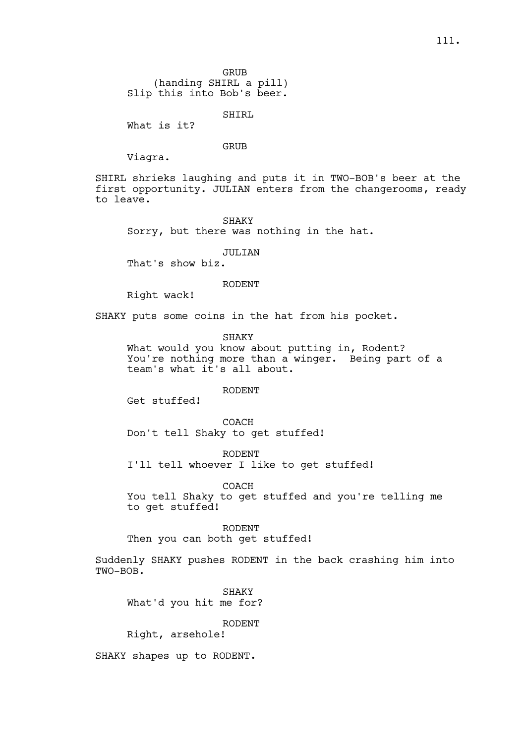GRUB
(handing SHIRL a pill)
Slip this into Bob's beer.

SHIRL
What is it?

GRUB
Viagra.

SHIRL shrieks laughing and puts it in TWO-BOB's beer at the first opportunity. JULIAN enters from the changerooms, ready to leave.

SHAKY
Sorry, but there was nothing in the hat.

JULIAN
That's show biz.

RODENT
Right wack!

SHAKY puts some coins in the hat from his pocket.

SHAKY
What would you know about putting in, Rodent? You're nothing more than a winger. Being part of a team's what it's all about.

RODENT
Get stuffed!

COACH
Don't tell Shaky to get stuffed!

RODENT
I'll tell whoever I like to get stuffed!

COACH
You tell Shaky to get stuffed and you're telling me to get stuffed!

RODENT
Then you can both get stuffed!

Suddenly SHAKY pushes RODENT in the back crashing him into TWO-BOB.

SHAKY
What'd you hit me for?

RODENT
Right, arsehole!

SHAKY shapes up to RODENT.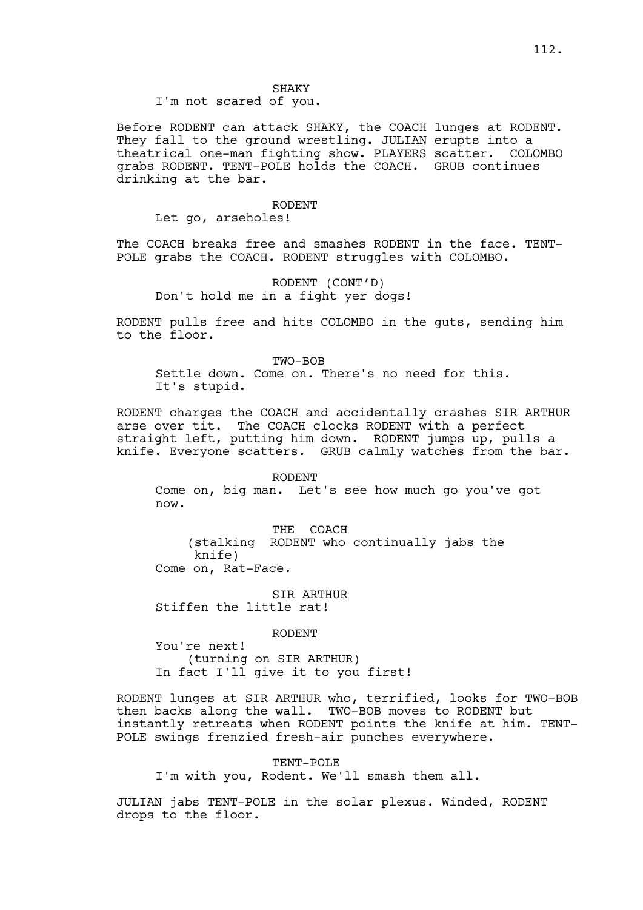SHAKY
I'm not scared of you.

Before RODENT can attack SHAKY, the COACH lunges at RODENT. They fall to the ground wrestling. JULIAN erupts into a theatrical one-man fighting show. PLAYERS scatter. COLOMBO grabs RODENT. TENT-POLE holds the COACH. GRUB continues drinking at the bar.

RODENT
Let go, arseholes!

The COACH breaks free and smashes RODENT in the face. TENT-POLE grabs the COACH. RODENT struggles with COLOMBO.

RODENT (CONT'D)
Don't hold me in a fight yer dogs!

RODENT pulls free and hits COLOMBO in the guts, sending him to the floor.

TWO-BOB
Settle down. Come on. There's no need for this. It's stupid.

RODENT charges the COACH and accidentally crashes SIR ARTHUR arse over tit. The COACH clocks RODENT with a perfect straight left, putting him down. RODENT jumps up, pulls a knife. Everyone scatters. GRUB calmly watches from the bar.

RODENT
Come on, big man. Let's see how much go you've got now.

THE COACH
(stalking RODENT who continually jabs the knife)
Come on, Rat-Face.

SIR ARTHUR
Stiffen the little rat!

RODENT
You're next!
(turning on SIR ARTHUR)
In fact I'll give it to you first!

RODENT lunges at SIR ARTHUR who, terrified, looks for TWO-BOB then backs along the wall. TWO-BOB moves to RODENT but instantly retreats when RODENT points the knife at him. TENT-POLE swings frenzied fresh-air punches everywhere.

TENT-POLE
I'm with you, Rodent. We'll smash them all.

JULIAN jabs TENT-POLE in the solar plexus. Winded, RODENT drops to the floor.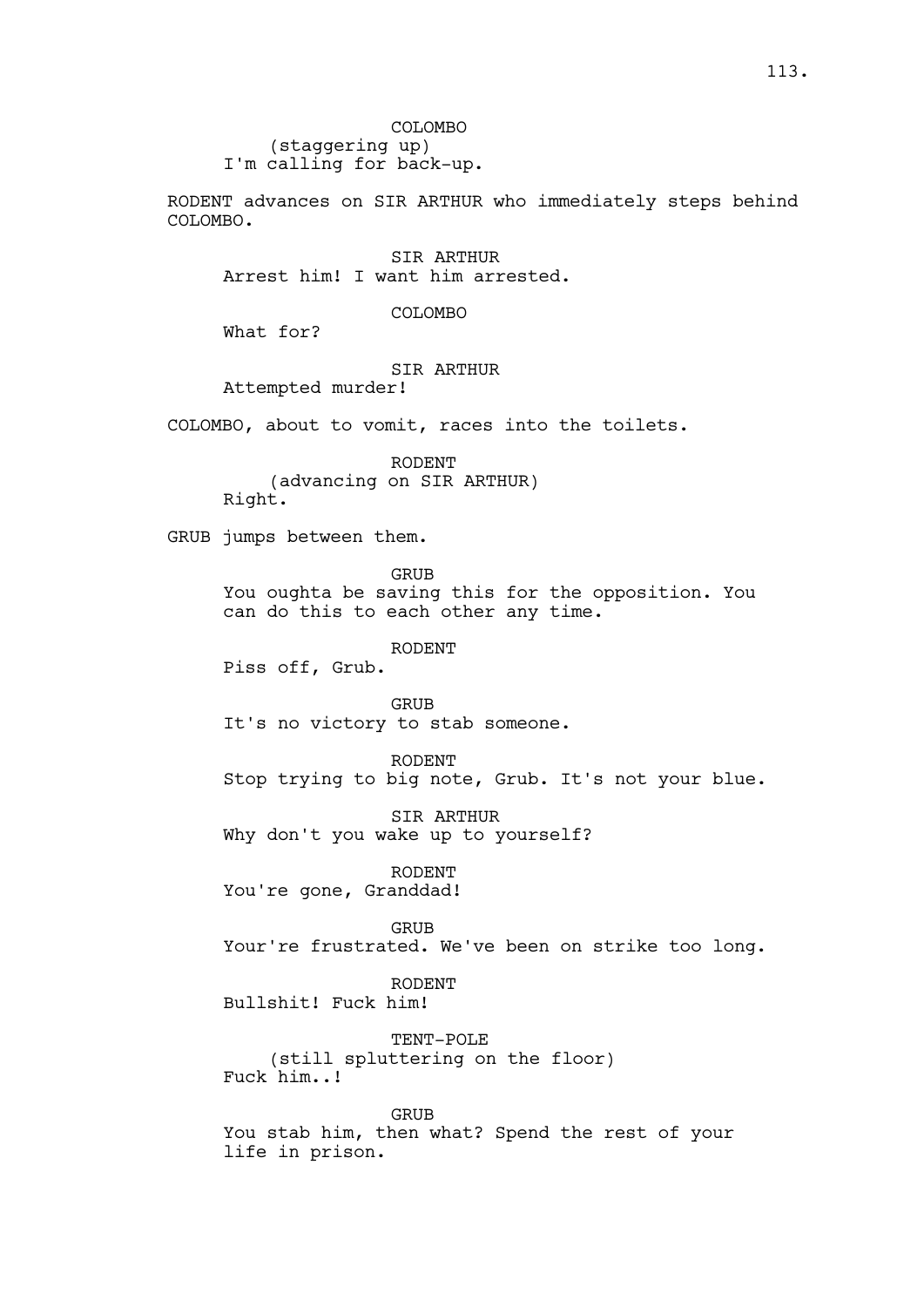COLOMBO
(staggering up)
I'm calling for back-up.

RODENT advances on SIR ARTHUR who immediately steps behind COLOMBO.

SIR ARTHUR
Arrest him! I want him arrested.

COLOMBO
What for?

SIR ARTHUR
Attempted murder!

COLOMBO, about to vomit, races into the toilets.

RODENT
(advancing on SIR ARTHUR)
Right.

GRUB jumps between them.

GRUB
You oughta be saving this for the opposition. You can do this to each other any time.

RODENT
Piss off, Grub.

GRUB
It's no victory to stab someone.

RODENT
Stop trying to big note, Grub. It's not your blue.

SIR ARTHUR
Why don't you wake up to yourself?

RODENT
You're gone, Granddad!

GRUB
Your're frustrated. We've been on strike too long.

RODENT
Bullshit! Fuck him!

TENT-POLE
(still spluttering on the floor)
Fuck him..!

GRUB
You stab him, then what? Spend the rest of your life in prison.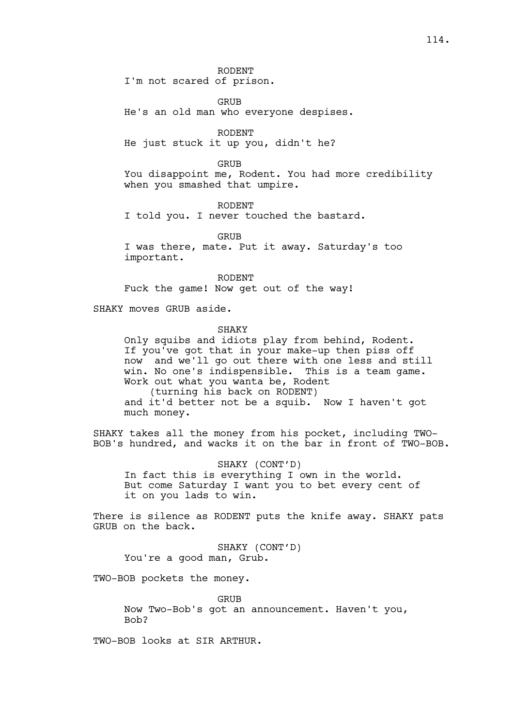RODENT

I'm not scared of prison.

GRUB

He's an old man who everyone despises.

RODENT

He just stuck it up you, didn't he?

GRUB

You disappoint me, Rodent. You had more credibility when you smashed that umpire.

RODENT

I told you. I never touched the bastard.

GRUB

I was there, mate. Put it away. Saturday's too important.

RODENT

Fuck the game! Now get out of the way!

SHAKY moves GRUB aside.

SHAKY

Only squibs and idiots play from behind, Rodent. If you've got that in your make-up then piss off now and we'll go out there with one less and still win. No one's indispensible. This is a team game. Work out what you wanta be, Rodent
(turning his back on RODENT)
and it'd better not be a squib. Now I haven't got much money.

SHAKY takes all the money from his pocket, including TWO-BOB's hundred, and wacks it on the bar in front of TWO-BOB.

SHAKY (CONT'D)

In fact this is everything I own in the world. But come Saturday I want you to bet every cent of it on you lads to win.

There is silence as RODENT puts the knife away. SHAKY pats GRUB on the back.

SHAKY (CONT'D)

You're a good man, Grub.

TWO-BOB pockets the money.

GRUB

Now Two-Bob's got an announcement. Haven't you, Bob?

TWO-BOB looks at SIR ARTHUR.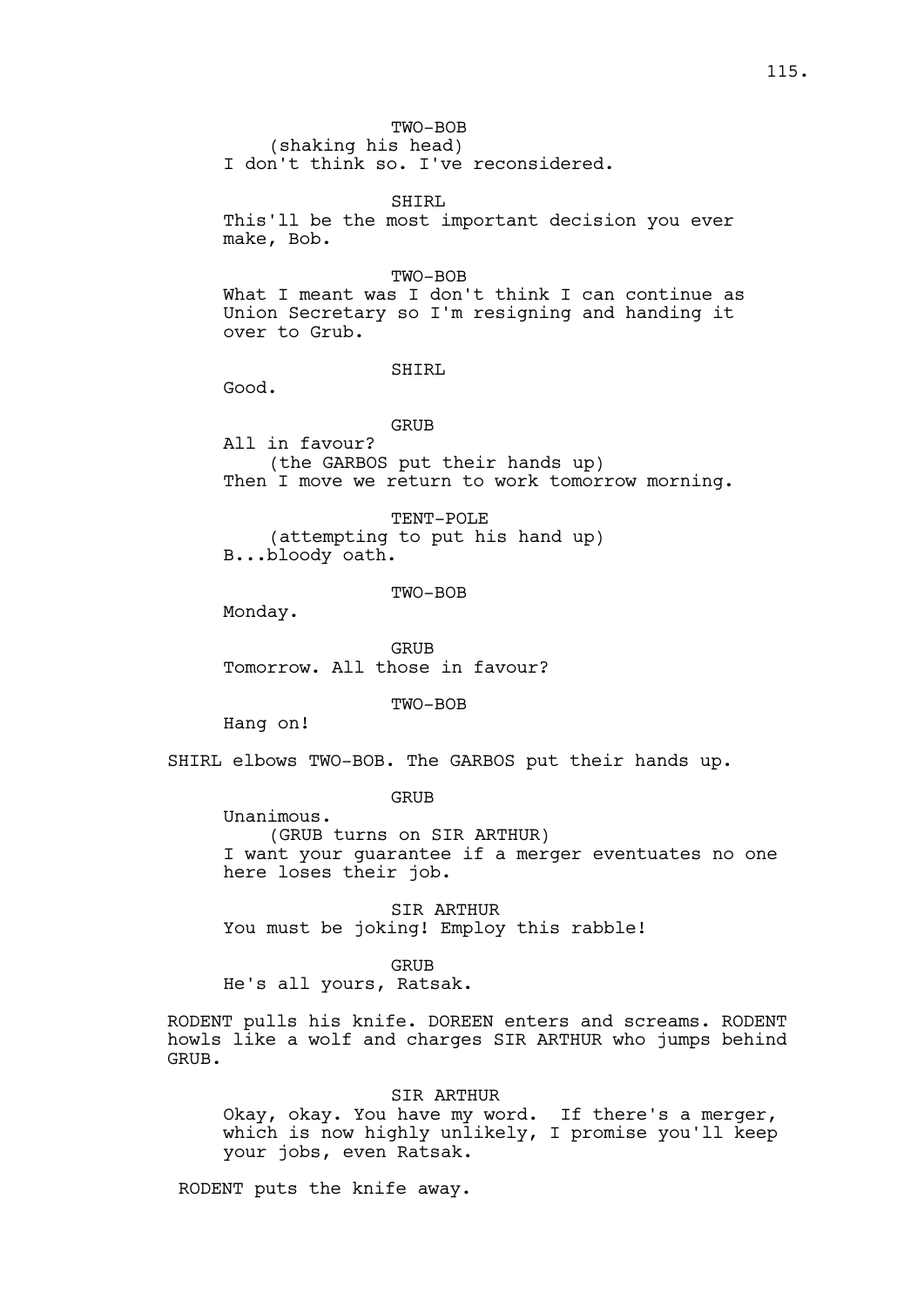TWO-BOB
(shaking his head)
I don't think so. I've reconsidered.

SHIRL
This'll be the most important decision you ever make, Bob.

TWO-BOB
What I meant was I don't think I can continue as Union Secretary so I'm resigning and handing it over to Grub.

SHIRL
Good.

GRUB
All in favour?
(the GARBOS put their hands up)
Then I move we return to work tomorrow morning.

TENT-POLE
(attempting to put his hand up)
B...bloody oath.

TWO-BOB
Monday.

GRUB
Tomorrow. All those in favour?

TWO-BOB
Hang on!

SHIRL elbows TWO-BOB. The GARBOS put their hands up.

GRUB
Unanimous.
(GRUB turns on SIR ARTHUR)
I want your guarantee if a merger eventuates no one here loses their job.

SIR ARTHUR
You must be joking! Employ this rabble!

GRUB
He's all yours, Ratsak.

RODENT pulls his knife. DOREEN enters and screams. RODENT howls like a wolf and charges SIR ARTHUR who jumps behind GRUB.

SIR ARTHUR
Okay, okay. You have my word. If there's a merger, which is now highly unlikely, I promise you'll keep your jobs, even Ratsak.

RODENT puts the knife away.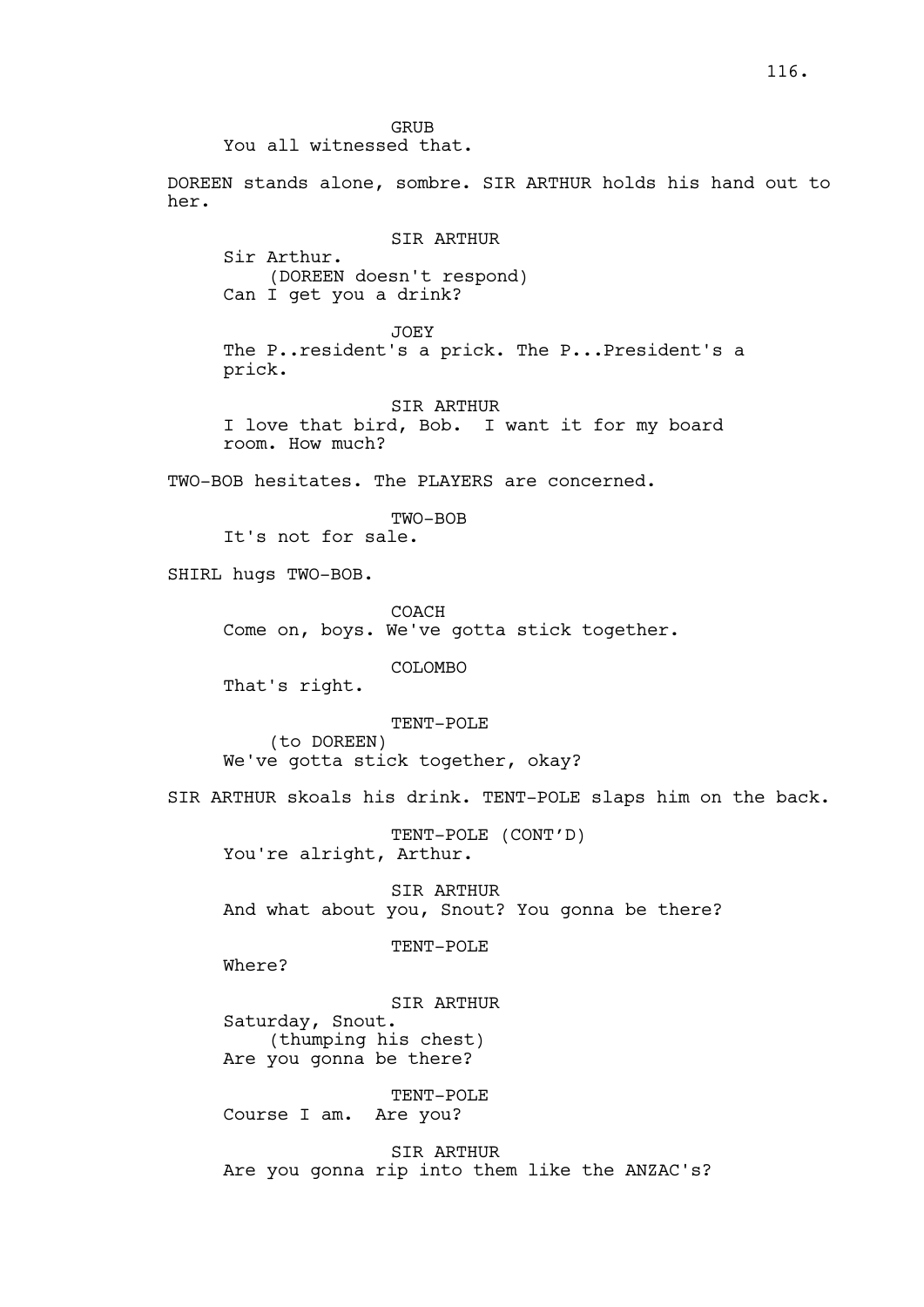GRUB
You all witnessed that.

DOREEN stands alone, sombre. SIR ARTHUR holds his hand out to her.

SIR ARTHUR
Sir Arthur.
(DOREEN doesn't respond)
Can I get you a drink?

JOEY
The P..resident's a prick. The P...President's a prick.

SIR ARTHUR
I love that bird, Bob. I want it for my board room. How much?

TWO-BOB hesitates. The PLAYERS are concerned.

TWO-BOB
It's not for sale.

SHIRL hugs TWO-BOB.

COACH
Come on, boys. We've gotta stick together.

COLOMBO
That's right.

TENT-POLE
(to DOREEN)
We've gotta stick together, okay?

SIR ARTHUR skoals his drink. TENT-POLE slaps him on the back.

TENT-POLE (CONT'D)
You're alright, Arthur.

SIR ARTHUR
And what about you, Snout? You gonna be there?

TENT-POLE
Where?

SIR ARTHUR
Saturday, Snout.
(thumping his chest)
Are you gonna be there?

TENT-POLE
Course I am. Are you?

SIR ARTHUR
Are you gonna rip into them like the ANZAC's?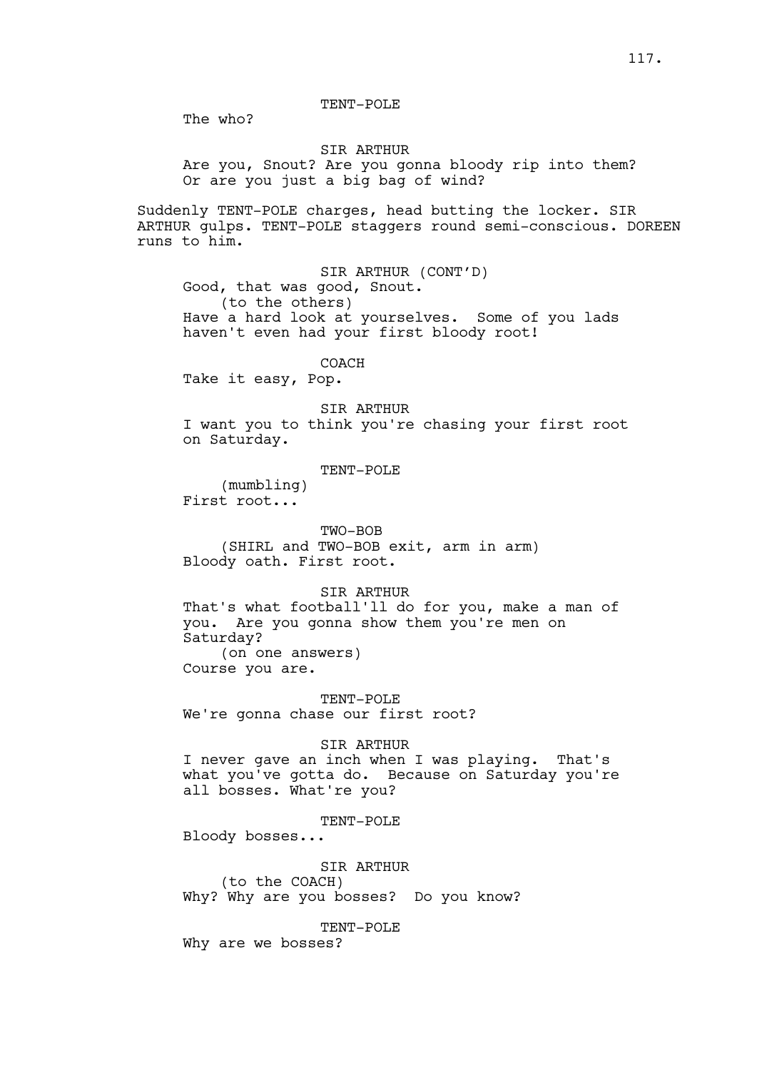TENT-POLE

The who?

SIR ARTHUR

Are you, Snout? Are you gonna bloody rip into them? Or are you just a big bag of wind?

Suddenly TENT-POLE charges, head butting the locker. SIR ARTHUR gulps. TENT-POLE staggers round semi-conscious. DOREEN runs to him.

SIR ARTHUR (CONT'D)

Good, that was good, Snout.
(to the others)
Have a hard look at yourselves. Some of you lads haven't even had your first bloody root!

COACH

Take it easy, Pop.

SIR ARTHUR

I want you to think you're chasing your first root on Saturday.

TENT-POLE

(mumbling)
First root...

TWO-BOB

(SHIRL and TWO-BOB exit, arm in arm)
Bloody oath. First root.

SIR ARTHUR

That's what football'll do for you, make a man of you. Are you gonna show them you're men on Saturday?
(on one answers)
Course you are.

TENT-POLE

We're gonna chase our first root?

SIR ARTHUR

I never gave an inch when I was playing. That's what you've gotta do. Because on Saturday you're all bosses. What're you?

TENT-POLE

Bloody bosses...

SIR ARTHUR

(to the COACH)
Why? Why are you bosses? Do you know?

TENT-POLE

Why are we bosses?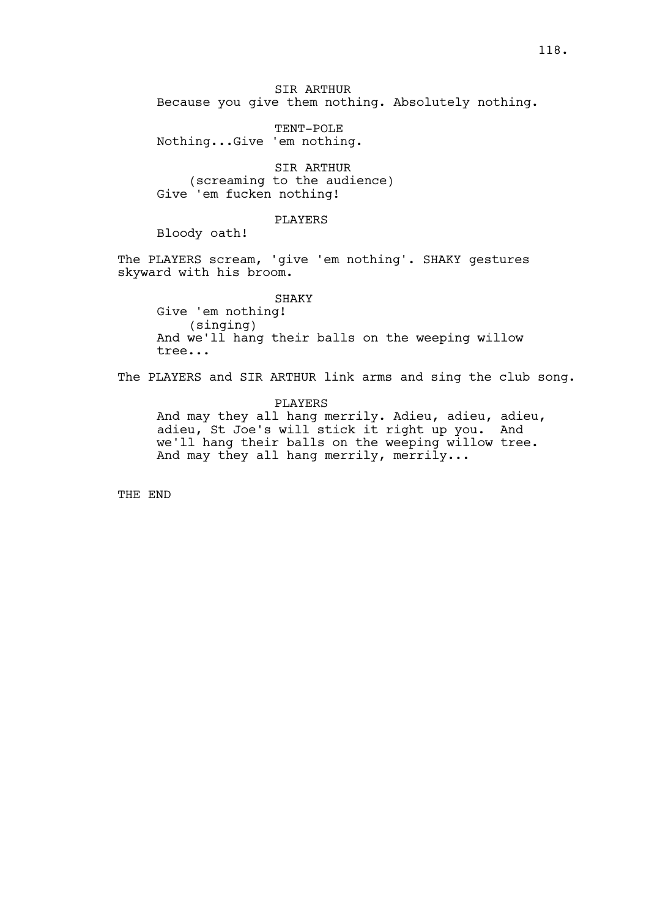SIR ARTHUR
Because you give them nothing. Absolutely nothing.

TENT-POLE
Nothing...Give 'em nothing.

SIR ARTHUR
(screaming to the audience)
Give 'em fucken nothing!

PLAYERS
Bloody oath!

The PLAYERS scream, 'give 'em nothing'. SHAKY gestures skyward with his broom.

SHAKY
Give 'em nothing!
(singing)
And we'll hang their balls on the weeping willow tree...

The PLAYERS and SIR ARTHUR link arms and sing the club song.

PLAYERS
And may they all hang merrily. Adieu, adieu, adieu, adieu, St Joe's will stick it right up you. And we'll hang their balls on the weeping willow tree. And may they all hang merrily, merrily...

THE END